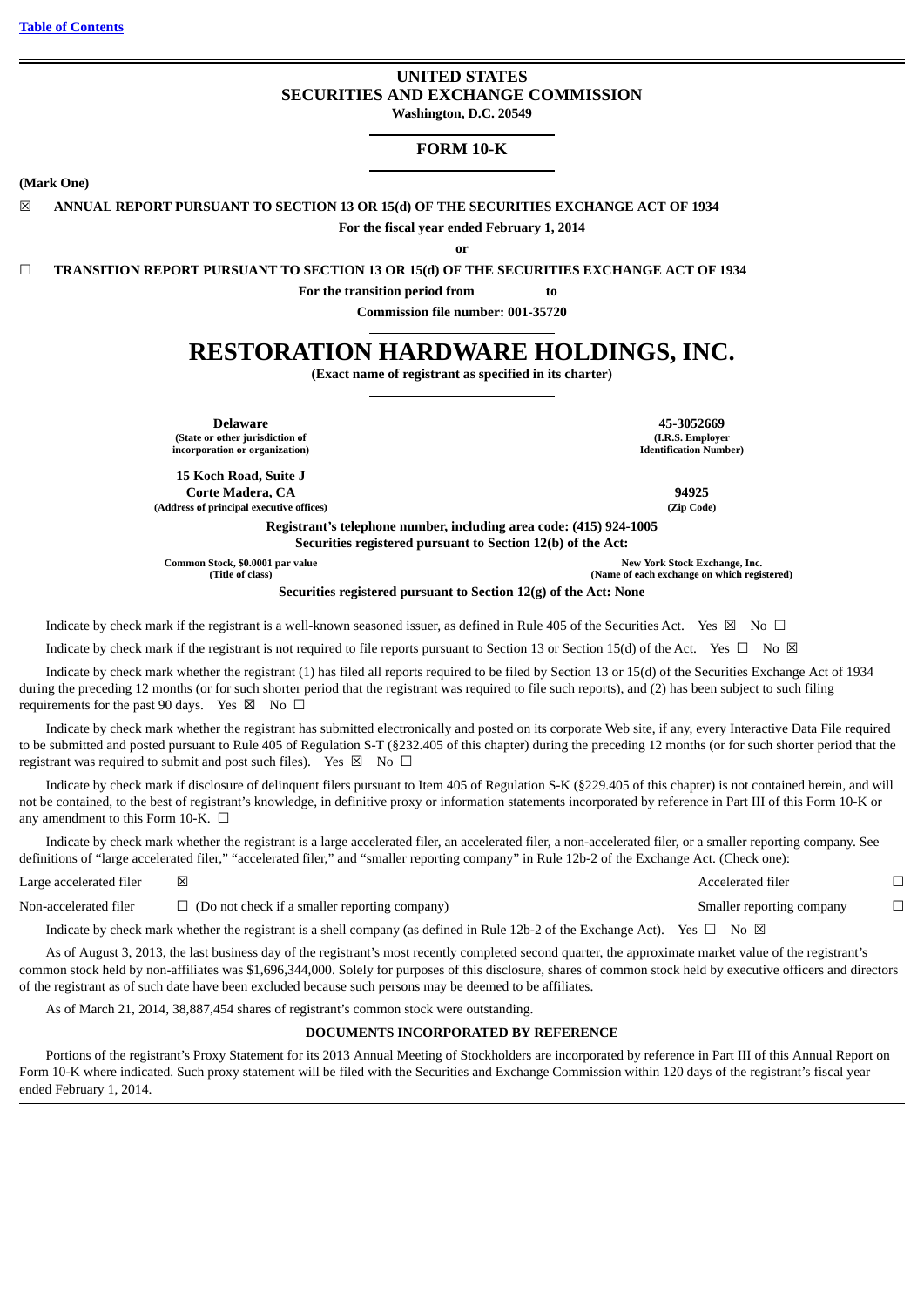[Table of Contents](#)

# UNITED STATES
# SECURITIES AND EXCHANGE COMMISSION
**Washington, D.C. 20549**

## FORM 10-K

**(Mark One)**

☒ **ANNUAL REPORT PURSUANT TO SECTION 13 OR 15(d) OF THE SECURITIES EXCHANGE ACT OF 1934**

**For the fiscal year ended February 1, 2014**

**or**

☐ **TRANSITION REPORT PURSUANT TO SECTION 13 OR 15(d) OF THE SECURITIES EXCHANGE ACT OF 1934**

**For the transition period from to**

**Commission file number: 001-35720**

# RESTORATION HARDWARE HOLDINGS, INC.
**(Exact name of registrant as specified in its charter)**

| | |
|---|---|
| **Delaware**<br>**(State or other jurisdiction of incorporation or organization)** | **45-3052669**<br>**(I.R.S. Employer Identification Number)** |
| **15 Koch Road, Suite J**<br>**Corte Madera, CA**<br>**(Address of principal executive offices)** | **94925**<br>**(Zip Code)** |

**Registrant's telephone number, including area code: (415) 924-1005**

**Securities registered pursuant to Section 12(b) of the Act:**

| | |
|---|---|
| **Common Stock, $0.0001 par value**<br>**(Title of class)** | **New York Stock Exchange, Inc.**<br>**(Name of each exchange on which registered)** |

**Securities registered pursuant to Section 12(g) of the Act: None**

Indicate by check mark if the registrant is a well-known seasoned issuer, as defined in Rule 405 of the Securities Act. Yes ☒ No ☐

Indicate by check mark if the registrant is not required to file reports pursuant to Section 13 or Section 15(d) of the Act. Yes ☐ No ☒

Indicate by check mark whether the registrant (1) has filed all reports required to be filed by Section 13 or 15(d) of the Securities Exchange Act of 1934 during the preceding 12 months (or for such shorter period that the registrant was required to file such reports), and (2) has been subject to such filing requirements for the past 90 days. Yes ☒ No ☐

Indicate by check mark whether the registrant has submitted electronically and posted on its corporate Web site, if any, every Interactive Data File required to be submitted and posted pursuant to Rule 405 of Regulation S-T (§232.405 of this chapter) during the preceding 12 months (or for such shorter period that the registrant was required to submit and post such files). Yes ☒ No ☐

Indicate by check mark if disclosure of delinquent filers pursuant to Item 405 of Regulation S-K (§229.405 of this chapter) is not contained herein, and will not be contained, to the best of registrant's knowledge, in definitive proxy or information statements incorporated by reference in Part III of this Form 10-K or any amendment to this Form 10-K. ☐

Indicate by check mark whether the registrant is a large accelerated filer, an accelerated filer, a non-accelerated filer, or a smaller reporting company. See definitions of "large accelerated filer," "accelerated filer," and "smaller reporting company" in Rule 12b-2 of the Exchange Act. (Check one):

| | | | |
|---|---|---|---|
| Large accelerated filer | ☒ | Accelerated filer | ☐ |
| Non-accelerated filer | ☐ (Do not check if a smaller reporting company) | Smaller reporting company | ☐ |

Indicate by check mark whether the registrant is a shell company (as defined in Rule 12b-2 of the Exchange Act). Yes ☐ No ☒

As of August 3, 2013, the last business day of the registrant's most recently completed second quarter, the approximate market value of the registrant's common stock held by non-affiliates was $1,696,344,000. Solely for purposes of this disclosure, shares of common stock held by executive officers and directors of the registrant as of such date have been excluded because such persons may be deemed to be affiliates.

As of March 21, 2014, 38,887,454 shares of registrant's common stock were outstanding.

**DOCUMENTS INCORPORATED BY REFERENCE**

Portions of the registrant's Proxy Statement for its 2013 Annual Meeting of Stockholders are incorporated by reference in Part III of this Annual Report on Form 10-K where indicated. Such proxy statement will be filed with the Securities and Exchange Commission within 120 days of the registrant's fiscal year ended February 1, 2014.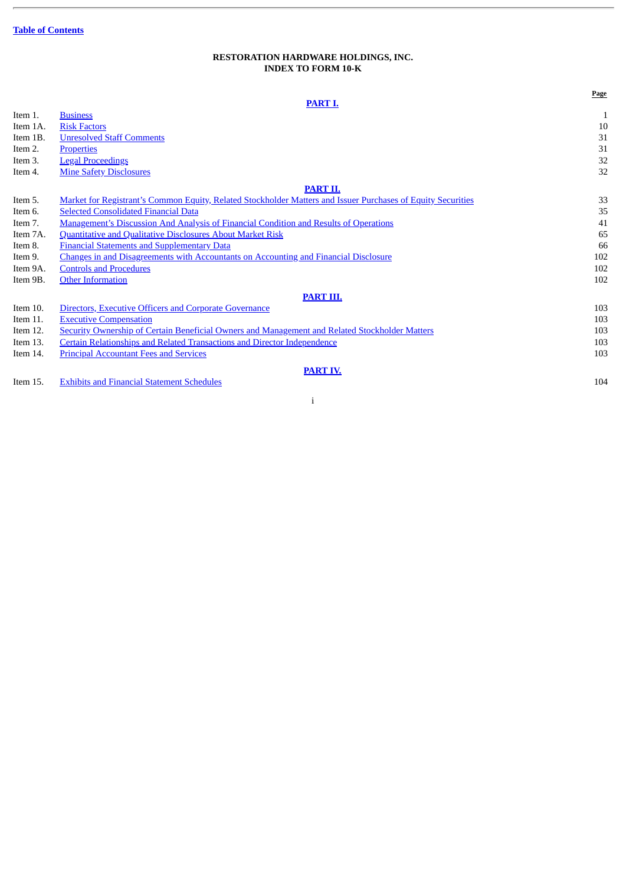Table of Contents

**RESTORATION HARDWARE HOLDINGS, INC.**
**INDEX TO FORM 10-K**

| | | Page |
|---|---|---|
| | **PART I.** | |
| Item 1. | Business | 1 |
| Item 1A. | Risk Factors | 10 |
| Item 1B. | Unresolved Staff Comments | 31 |
| Item 2. | Properties | 31 |
| Item 3. | Legal Proceedings | 32 |
| Item 4. | Mine Safety Disclosures | 32 |
| | **PART II.** | |
| Item 5. | Market for Registrant's Common Equity, Related Stockholder Matters and Issuer Purchases of Equity Securities | 33 |
| Item 6. | Selected Consolidated Financial Data | 35 |
| Item 7. | Management's Discussion And Analysis of Financial Condition and Results of Operations | 41 |
| Item 7A. | Quantitative and Qualitative Disclosures About Market Risk | 65 |
| Item 8. | Financial Statements and Supplementary Data | 66 |
| Item 9. | Changes in and Disagreements with Accountants on Accounting and Financial Disclosure | 102 |
| Item 9A. | Controls and Procedures | 102 |
| Item 9B. | Other Information | 102 |
| | **PART III.** | |
| Item 10. | Directors, Executive Officers and Corporate Governance | 103 |
| Item 11. | Executive Compensation | 103 |
| Item 12. | Security Ownership of Certain Beneficial Owners and Management and Related Stockholder Matters | 103 |
| Item 13. | Certain Relationships and Related Transactions and Director Independence | 103 |
| Item 14. | Principal Accountant Fees and Services | 103 |
| | **PART IV.** | |
| Item 15. | Exhibits and Financial Statement Schedules | 104 |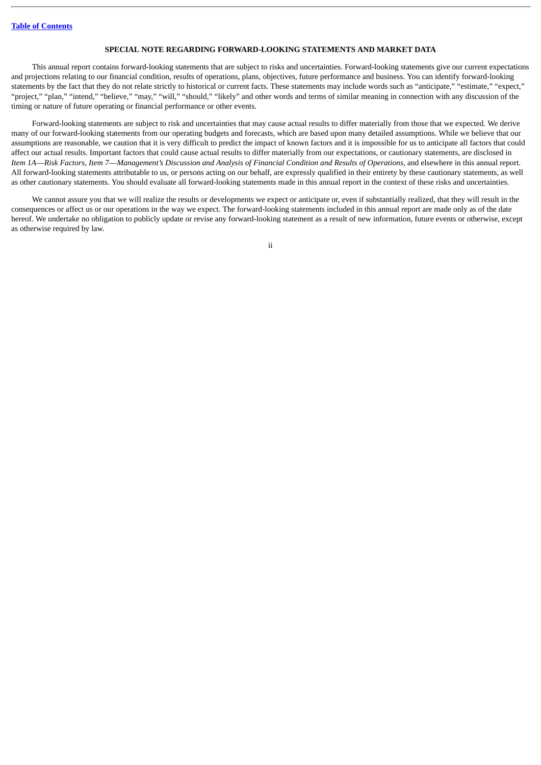## SPECIAL NOTE REGARDING FORWARD-LOOKING STATEMENTS AND MARKET DATA

This annual report contains forward-looking statements that are subject to risks and uncertainties. Forward-looking statements give our current expectations and projections relating to our financial condition, results of operations, plans, objectives, future performance and business. You can identify forward-looking statements by the fact that they do not relate strictly to historical or current facts. These statements may include words such as "anticipate," "estimate," "expect," "project," "plan," "intend," "believe," "may," "will," "should," "likely" and other words and terms of similar meaning in connection with any discussion of the timing or nature of future operating or financial performance or other events.

Forward-looking statements are subject to risk and uncertainties that may cause actual results to differ materially from those that we expected. We derive many of our forward-looking statements from our operating budgets and forecasts, which are based upon many detailed assumptions. While we believe that our assumptions are reasonable, we caution that it is very difficult to predict the impact of known factors and it is impossible for us to anticipate all factors that could affect our actual results. Important factors that could cause actual results to differ materially from our expectations, or cautionary statements, are disclosed in *Item 1A—Risk Factors*, *Item 7—Management's Discussion and Analysis of Financial Condition and Results of Operations*, and elsewhere in this annual report. All forward-looking statements attributable to us, or persons acting on our behalf, are expressly qualified in their entirety by these cautionary statements, as well as other cautionary statements. You should evaluate all forward-looking statements made in this annual report in the context of these risks and uncertainties.

We cannot assure you that we will realize the results or developments we expect or anticipate or, even if substantially realized, that they will result in the consequences or affect us or our operations in the way we expect. The forward-looking statements included in this annual report are made only as of the date hereof. We undertake no obligation to publicly update or revise any forward-looking statement as a result of new information, future events or otherwise, except as otherwise required by law.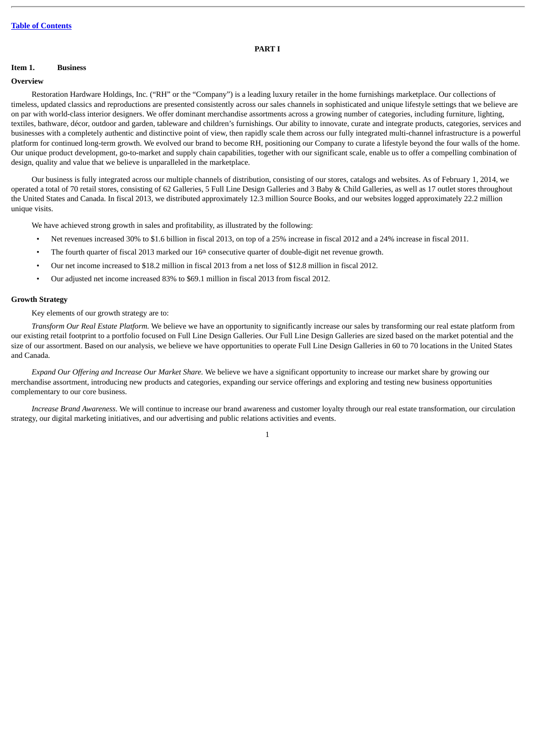# PART I

## Item 1. Business

### Overview

Restoration Hardware Holdings, Inc. ("RH" or the "Company") is a leading luxury retailer in the home furnishings marketplace. Our collections of timeless, updated classics and reproductions are presented consistently across our sales channels in sophisticated and unique lifestyle settings that we believe are on par with world-class interior designers. We offer dominant merchandise assortments across a growing number of categories, including furniture, lighting, textiles, bathware, décor, outdoor and garden, tableware and children's furnishings. Our ability to innovate, curate and integrate products, categories, services and businesses with a completely authentic and distinctive point of view, then rapidly scale them across our fully integrated multi-channel infrastructure is a powerful platform for continued long-term growth. We evolved our brand to become RH, positioning our Company to curate a lifestyle beyond the four walls of the home. Our unique product development, go-to-market and supply chain capabilities, together with our significant scale, enable us to offer a compelling combination of design, quality and value that we believe is unparalleled in the marketplace.

Our business is fully integrated across our multiple channels of distribution, consisting of our stores, catalogs and websites. As of February 1, 2014, we operated a total of 70 retail stores, consisting of 62 Galleries, 5 Full Line Design Galleries and 3 Baby & Child Galleries, as well as 17 outlet stores throughout the United States and Canada. In fiscal 2013, we distributed approximately 12.3 million Source Books, and our websites logged approximately 22.2 million unique visits.

We have achieved strong growth in sales and profitability, as illustrated by the following:

- Net revenues increased 30% to $1.6 billion in fiscal 2013, on top of a 25% increase in fiscal 2012 and a 24% increase in fiscal 2011.
- The fourth quarter of fiscal 2013 marked our 16th consecutive quarter of double-digit net revenue growth.
- Our net income increased to $18.2 million in fiscal 2013 from a net loss of $12.8 million in fiscal 2012.
- Our adjusted net income increased 83% to $69.1 million in fiscal 2013 from fiscal 2012.

### Growth Strategy

Key elements of our growth strategy are to:

*Transform Our Real Estate Platform.* We believe we have an opportunity to significantly increase our sales by transforming our real estate platform from our existing retail footprint to a portfolio focused on Full Line Design Galleries. Our Full Line Design Galleries are sized based on the market potential and the size of our assortment. Based on our analysis, we believe we have opportunities to operate Full Line Design Galleries in 60 to 70 locations in the United States and Canada.

*Expand Our Offering and Increase Our Market Share.* We believe we have a significant opportunity to increase our market share by growing our merchandise assortment, introducing new products and categories, expanding our service offerings and exploring and testing new business opportunities complementary to our core business.

*Increase Brand Awareness.* We will continue to increase our brand awareness and customer loyalty through our real estate transformation, our circulation strategy, our digital marketing initiatives, and our advertising and public relations activities and events.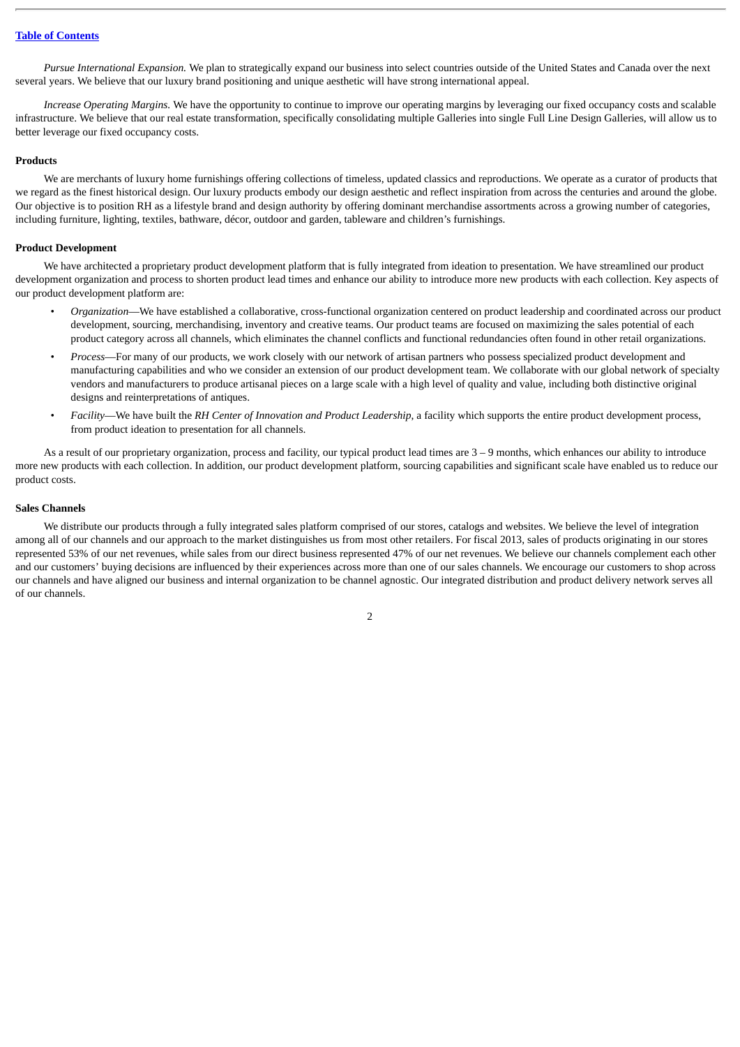*Pursue International Expansion.* We plan to strategically expand our business into select countries outside of the United States and Canada over the next several years. We believe that our luxury brand positioning and unique aesthetic will have strong international appeal.

*Increase Operating Margins.* We have the opportunity to continue to improve our operating margins by leveraging our fixed occupancy costs and scalable infrastructure. We believe that our real estate transformation, specifically consolidating multiple Galleries into single Full Line Design Galleries, will allow us to better leverage our fixed occupancy costs.

**Products**

We are merchants of luxury home furnishings offering collections of timeless, updated classics and reproductions. We operate as a curator of products that we regard as the finest historical design. Our luxury products embody our design aesthetic and reflect inspiration from across the centuries and around the globe. Our objective is to position RH as a lifestyle brand and design authority by offering dominant merchandise assortments across a growing number of categories, including furniture, lighting, textiles, bathware, décor, outdoor and garden, tableware and children's furnishings.

**Product Development**

We have architected a proprietary product development platform that is fully integrated from ideation to presentation. We have streamlined our product development organization and process to shorten product lead times and enhance our ability to introduce more new products with each collection. Key aspects of our product development platform are:

- *Organization*—We have established a collaborative, cross-functional organization centered on product leadership and coordinated across our product development, sourcing, merchandising, inventory and creative teams. Our product teams are focused on maximizing the sales potential of each product category across all channels, which eliminates the channel conflicts and functional redundancies often found in other retail organizations.
- *Process*—For many of our products, we work closely with our network of artisan partners who possess specialized product development and manufacturing capabilities and who we consider an extension of our product development team. We collaborate with our global network of specialty vendors and manufacturers to produce artisanal pieces on a large scale with a high level of quality and value, including both distinctive original designs and reinterpretations of antiques.
- *Facility*—We have built the *RH Center of Innovation and Product Leadership,* a facility which supports the entire product development process, from product ideation to presentation for all channels.

As a result of our proprietary organization, process and facility, our typical product lead times are 3 – 9 months, which enhances our ability to introduce more new products with each collection. In addition, our product development platform, sourcing capabilities and significant scale have enabled us to reduce our product costs.

**Sales Channels**

We distribute our products through a fully integrated sales platform comprised of our stores, catalogs and websites. We believe the level of integration among all of our channels and our approach to the market distinguishes us from most other retailers. For fiscal 2013, sales of products originating in our stores represented 53% of our net revenues, while sales from our direct business represented 47% of our net revenues. We believe our channels complement each other and our customers' buying decisions are influenced by their experiences across more than one of our sales channels. We encourage our customers to shop across our channels and have aligned our business and internal organization to be channel agnostic. Our integrated distribution and product delivery network serves all of our channels.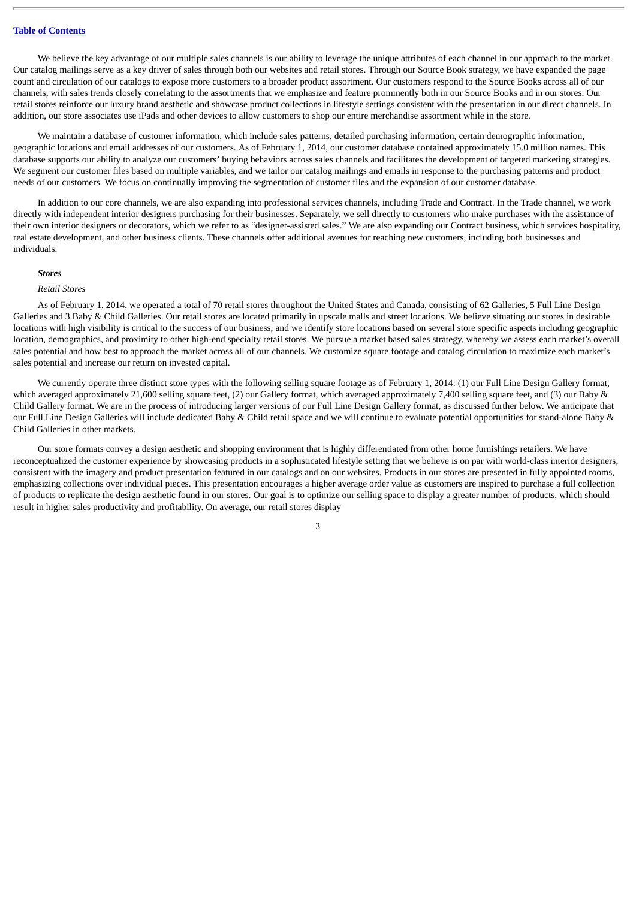We believe the key advantage of our multiple sales channels is our ability to leverage the unique attributes of each channel in our approach to the market. Our catalog mailings serve as a key driver of sales through both our websites and retail stores. Through our Source Book strategy, we have expanded the page count and circulation of our catalogs to expose more customers to a broader product assortment. Our customers respond to the Source Books across all of our channels, with sales trends closely correlating to the assortments that we emphasize and feature prominently both in our Source Books and in our stores. Our retail stores reinforce our luxury brand aesthetic and showcase product collections in lifestyle settings consistent with the presentation in our direct channels. In addition, our store associates use iPads and other devices to allow customers to shop our entire merchandise assortment while in the store.

We maintain a database of customer information, which include sales patterns, detailed purchasing information, certain demographic information, geographic locations and email addresses of our customers. As of February 1, 2014, our customer database contained approximately 15.0 million names. This database supports our ability to analyze our customers' buying behaviors across sales channels and facilitates the development of targeted marketing strategies. We segment our customer files based on multiple variables, and we tailor our catalog mailings and emails in response to the purchasing patterns and product needs of our customers. We focus on continually improving the segmentation of customer files and the expansion of our customer database.

In addition to our core channels, we are also expanding into professional services channels, including Trade and Contract. In the Trade channel, we work directly with independent interior designers purchasing for their businesses. Separately, we sell directly to customers who make purchases with the assistance of their own interior designers or decorators, which we refer to as "designer-assisted sales." We are also expanding our Contract business, which services hospitality, real estate development, and other business clients. These channels offer additional avenues for reaching new customers, including both businesses and individuals.

***Stores***

*Retail Stores*

As of February 1, 2014, we operated a total of 70 retail stores throughout the United States and Canada, consisting of 62 Galleries, 5 Full Line Design Galleries and 3 Baby & Child Galleries. Our retail stores are located primarily in upscale malls and street locations. We believe situating our stores in desirable locations with high visibility is critical to the success of our business, and we identify store locations based on several store specific aspects including geographic location, demographics, and proximity to other high-end specialty retail stores. We pursue a market based sales strategy, whereby we assess each market's overall sales potential and how best to approach the market across all of our channels. We customize square footage and catalog circulation to maximize each market's sales potential and increase our return on invested capital.

We currently operate three distinct store types with the following selling square footage as of February 1, 2014: (1) our Full Line Design Gallery format, which averaged approximately 21,600 selling square feet, (2) our Gallery format, which averaged approximately 7,400 selling square feet, and (3) our Baby & Child Gallery format. We are in the process of introducing larger versions of our Full Line Design Gallery format, as discussed further below. We anticipate that our Full Line Design Galleries will include dedicated Baby & Child retail space and we will continue to evaluate potential opportunities for stand-alone Baby & Child Galleries in other markets.

Our store formats convey a design aesthetic and shopping environment that is highly differentiated from other home furnishings retailers. We have reconceptualized the customer experience by showcasing products in a sophisticated lifestyle setting that we believe is on par with world-class interior designers, consistent with the imagery and product presentation featured in our catalogs and on our websites. Products in our stores are presented in fully appointed rooms, emphasizing collections over individual pieces. This presentation encourages a higher average order value as customers are inspired to purchase a full collection of products to replicate the design aesthetic found in our stores. Our goal is to optimize our selling space to display a greater number of products, which should result in higher sales productivity and profitability. On average, our retail stores display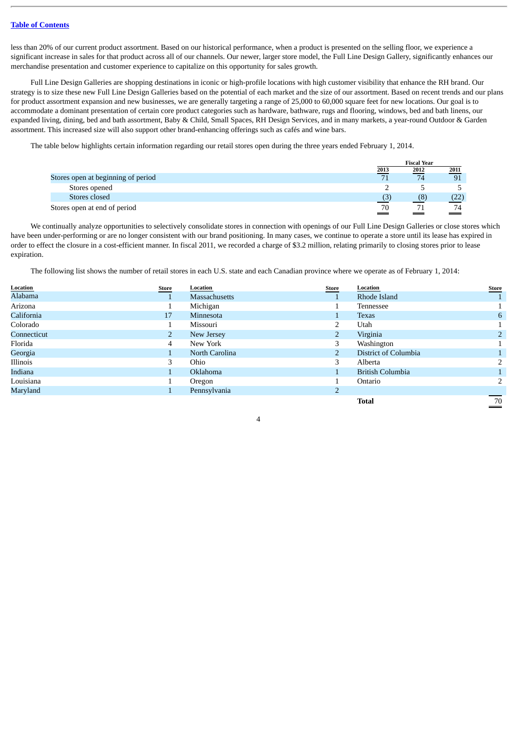less than 20% of our current product assortment. Based on our historical performance, when a product is presented on the selling floor, we experience a significant increase in sales for that product across all of our channels. Our newer, larger store model, the Full Line Design Gallery, significantly enhances our merchandise presentation and customer experience to capitalize on this opportunity for sales growth.

Full Line Design Galleries are shopping destinations in iconic or high-profile locations with high customer visibility that enhance the RH brand. Our strategy is to size these new Full Line Design Galleries based on the potential of each market and the size of our assortment. Based on recent trends and our plans for product assortment expansion and new businesses, we are generally targeting a range of 25,000 to 60,000 square feet for new locations. Our goal is to accommodate a dominant presentation of certain core product categories such as hardware, bathware, rugs and flooring, windows, bed and bath linens, our expanded living, dining, bed and bath assortment, Baby & Child, Small Spaces, RH Design Services, and in many markets, a year-round Outdoor & Garden assortment. This increased size will also support other brand-enhancing offerings such as cafés and wine bars.

The table below highlights certain information regarding our retail stores open during the three years ended February 1, 2014.

| | Fiscal Year | | |
|---|---|---|---|
| | 2013 | 2012 | 2011 |
| Stores open at beginning of period | 71 | 74 | 91 |
| Stores opened | 2 | 5 | 5 |
| Stores closed | (3) | (8) | (22) |
| Stores open at end of period | 70 | 71 | 74 |

We continually analyze opportunities to selectively consolidate stores in connection with openings of our Full Line Design Galleries or close stores which have been under-performing or are no longer consistent with our brand positioning. In many cases, we continue to operate a store until its lease has expired in order to effect the closure in a cost-efficient manner. In fiscal 2011, we recorded a charge of $3.2 million, relating primarily to closing stores prior to lease expiration.

The following list shows the number of retail stores in each U.S. state and each Canadian province where we operate as of February 1, 2014:

| Location | Store | Location | Store | Location | Store |
|---|---|---|---|---|---|
| Alabama | 1 | Massachusetts | 1 | Rhode Island | 1 |
| Arizona | 1 | Michigan | 1 | Tennessee | 1 |
| California | 17 | Minnesota | 1 | Texas | 6 |
| Colorado | 1 | Missouri | 2 | Utah | 1 |
| Connecticut | 2 | New Jersey | 2 | Virginia | 2 |
| Florida | 4 | New York | 3 | Washington | 1 |
| Georgia | 1 | North Carolina | 2 | District of Columbia | 1 |
| Illinois | 3 | Ohio | 3 | Alberta | 2 |
| Indiana | 1 | Oklahoma | 1 | British Columbia | 1 |
| Louisiana | 1 | Oregon | 1 | Ontario | 2 |
| Maryland | 1 | Pennsylvania | 2 | | |
| | | | | **Total** | 70 |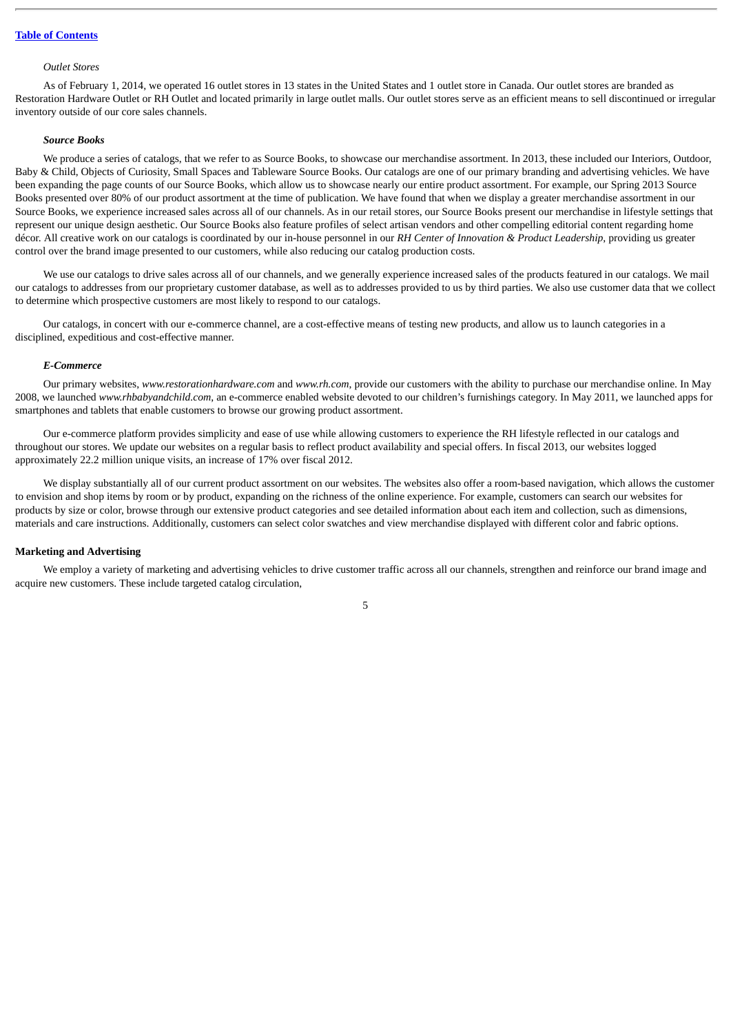*Outlet Stores*

As of February 1, 2014, we operated 16 outlet stores in 13 states in the United States and 1 outlet store in Canada. Our outlet stores are branded as Restoration Hardware Outlet or RH Outlet and located primarily in large outlet malls. Our outlet stores serve as an efficient means to sell discontinued or irregular inventory outside of our core sales channels.

***Source Books***

We produce a series of catalogs, that we refer to as Source Books, to showcase our merchandise assortment. In 2013, these included our Interiors, Outdoor, Baby & Child, Objects of Curiosity, Small Spaces and Tableware Source Books. Our catalogs are one of our primary branding and advertising vehicles. We have been expanding the page counts of our Source Books, which allow us to showcase nearly our entire product assortment. For example, our Spring 2013 Source Books presented over 80% of our product assortment at the time of publication. We have found that when we display a greater merchandise assortment in our Source Books, we experience increased sales across all of our channels. As in our retail stores, our Source Books present our merchandise in lifestyle settings that represent our unique design aesthetic. Our Source Books also feature profiles of select artisan vendors and other compelling editorial content regarding home décor. All creative work on our catalogs is coordinated by our in-house personnel in our *RH Center of Innovation & Product Leadership*, providing us greater control over the brand image presented to our customers, while also reducing our catalog production costs.

We use our catalogs to drive sales across all of our channels, and we generally experience increased sales of the products featured in our catalogs. We mail our catalogs to addresses from our proprietary customer database, as well as to addresses provided to us by third parties. We also use customer data that we collect to determine which prospective customers are most likely to respond to our catalogs.

Our catalogs, in concert with our e-commerce channel, are a cost-effective means of testing new products, and allow us to launch categories in a disciplined, expeditious and cost-effective manner.

***E-Commerce***

Our primary websites, *www.restorationhardware.com* and *www.rh.com*, provide our customers with the ability to purchase our merchandise online. In May 2008, we launched *www.rhbabyandchild.com*, an e-commerce enabled website devoted to our children's furnishings category. In May 2011, we launched apps for smartphones and tablets that enable customers to browse our growing product assortment.

Our e-commerce platform provides simplicity and ease of use while allowing customers to experience the RH lifestyle reflected in our catalogs and throughout our stores. We update our websites on a regular basis to reflect product availability and special offers. In fiscal 2013, our websites logged approximately 22.2 million unique visits, an increase of 17% over fiscal 2012.

We display substantially all of our current product assortment on our websites. The websites also offer a room-based navigation, which allows the customer to envision and shop items by room or by product, expanding on the richness of the online experience. For example, customers can search our websites for products by size or color, browse through our extensive product categories and see detailed information about each item and collection, such as dimensions, materials and care instructions. Additionally, customers can select color swatches and view merchandise displayed with different color and fabric options.

**Marketing and Advertising**

We employ a variety of marketing and advertising vehicles to drive customer traffic across all our channels, strengthen and reinforce our brand image and acquire new customers. These include targeted catalog circulation,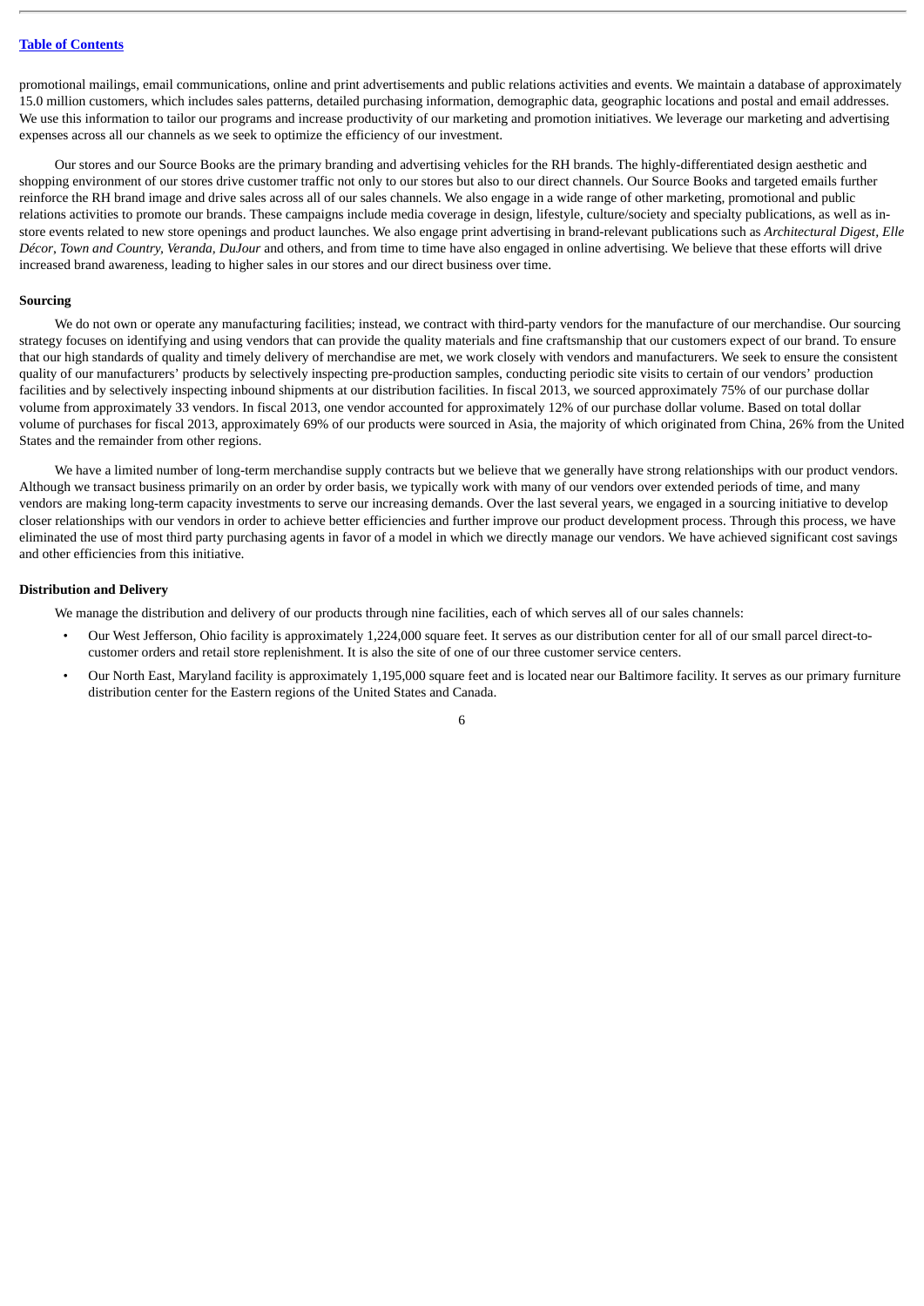promotional mailings, email communications, online and print advertisements and public relations activities and events. We maintain a database of approximately 15.0 million customers, which includes sales patterns, detailed purchasing information, demographic data, geographic locations and postal and email addresses. We use this information to tailor our programs and increase productivity of our marketing and promotion initiatives. We leverage our marketing and advertising expenses across all our channels as we seek to optimize the efficiency of our investment.

Our stores and our Source Books are the primary branding and advertising vehicles for the RH brands. The highly-differentiated design aesthetic and shopping environment of our stores drive customer traffic not only to our stores but also to our direct channels. Our Source Books and targeted emails further reinforce the RH brand image and drive sales across all of our sales channels. We also engage in a wide range of other marketing, promotional and public relations activities to promote our brands. These campaigns include media coverage in design, lifestyle, culture/society and specialty publications, as well as in-store events related to new store openings and product launches. We also engage print advertising in brand-relevant publications such as *Architectural Digest*, *Elle Décor*, *Town and Country*, *Veranda*, *DuJour* and others, and from time to time have also engaged in online advertising. We believe that these efforts will drive increased brand awareness, leading to higher sales in our stores and our direct business over time.

**Sourcing**

We do not own or operate any manufacturing facilities; instead, we contract with third-party vendors for the manufacture of our merchandise. Our sourcing strategy focuses on identifying and using vendors that can provide the quality materials and fine craftsmanship that our customers expect of our brand. To ensure that our high standards of quality and timely delivery of merchandise are met, we work closely with vendors and manufacturers. We seek to ensure the consistent quality of our manufacturers' products by selectively inspecting pre-production samples, conducting periodic site visits to certain of our vendors' production facilities and by selectively inspecting inbound shipments at our distribution facilities. In fiscal 2013, we sourced approximately 75% of our purchase dollar volume from approximately 33 vendors. In fiscal 2013, one vendor accounted for approximately 12% of our purchase dollar volume. Based on total dollar volume of purchases for fiscal 2013, approximately 69% of our products were sourced in Asia, the majority of which originated from China, 26% from the United States and the remainder from other regions.

We have a limited number of long-term merchandise supply contracts but we believe that we generally have strong relationships with our product vendors. Although we transact business primarily on an order by order basis, we typically work with many of our vendors over extended periods of time, and many vendors are making long-term capacity investments to serve our increasing demands. Over the last several years, we engaged in a sourcing initiative to develop closer relationships with our vendors in order to achieve better efficiencies and further improve our product development process. Through this process, we have eliminated the use of most third party purchasing agents in favor of a model in which we directly manage our vendors. We have achieved significant cost savings and other efficiencies from this initiative.

**Distribution and Delivery**

We manage the distribution and delivery of our products through nine facilities, each of which serves all of our sales channels:

- Our West Jefferson, Ohio facility is approximately 1,224,000 square feet. It serves as our distribution center for all of our small parcel direct-to-customer orders and retail store replenishment. It is also the site of one of our three customer service centers.
- Our North East, Maryland facility is approximately 1,195,000 square feet and is located near our Baltimore facility. It serves as our primary furniture distribution center for the Eastern regions of the United States and Canada.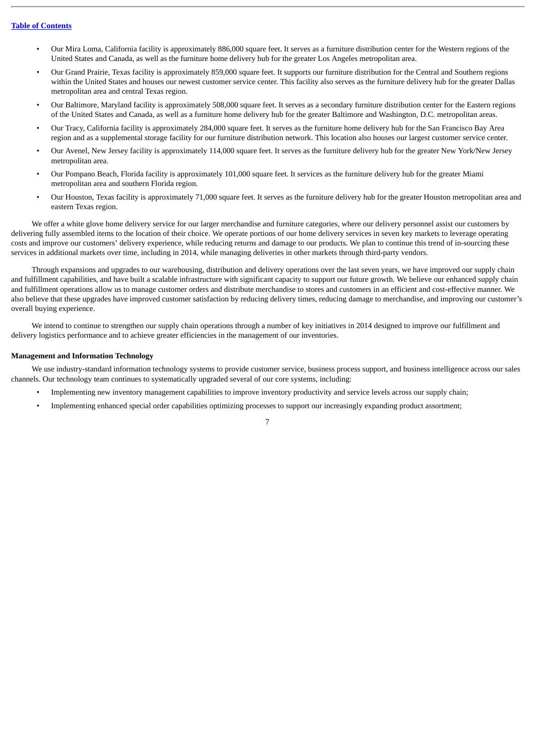- Our Mira Loma, California facility is approximately 886,000 square feet. It serves as a furniture distribution center for the Western regions of the United States and Canada, as well as the furniture home delivery hub for the greater Los Angeles metropolitan area.
- Our Grand Prairie, Texas facility is approximately 859,000 square feet. It supports our furniture distribution for the Central and Southern regions within the United States and houses our newest customer service center. This facility also serves as the furniture delivery hub for the greater Dallas metropolitan area and central Texas region.
- Our Baltimore, Maryland facility is approximately 508,000 square feet. It serves as a secondary furniture distribution center for the Eastern regions of the United States and Canada, as well as a furniture home delivery hub for the greater Baltimore and Washington, D.C. metropolitan areas.
- Our Tracy, California facility is approximately 284,000 square feet. It serves as the furniture home delivery hub for the San Francisco Bay Area region and as a supplemental storage facility for our furniture distribution network. This location also houses our largest customer service center.
- Our Avenel, New Jersey facility is approximately 114,000 square feet. It serves as the furniture delivery hub for the greater New York/New Jersey metropolitan area.
- Our Pompano Beach, Florida facility is approximately 101,000 square feet. It services as the furniture delivery hub for the greater Miami metropolitan area and southern Florida region.
- Our Houston, Texas facility is approximately 71,000 square feet. It serves as the furniture delivery hub for the greater Houston metropolitan area and eastern Texas region.

We offer a white glove home delivery service for our larger merchandise and furniture categories, where our delivery personnel assist our customers by delivering fully assembled items to the location of their choice. We operate portions of our home delivery services in seven key markets to leverage operating costs and improve our customers' delivery experience, while reducing returns and damage to our products. We plan to continue this trend of in-sourcing these services in additional markets over time, including in 2014, while managing deliveries in other markets through third-party vendors.

Through expansions and upgrades to our warehousing, distribution and delivery operations over the last seven years, we have improved our supply chain and fulfillment capabilities, and have built a scalable infrastructure with significant capacity to support our future growth. We believe our enhanced supply chain and fulfillment operations allow us to manage customer orders and distribute merchandise to stores and customers in an efficient and cost-effective manner. We also believe that these upgrades have improved customer satisfaction by reducing delivery times, reducing damage to merchandise, and improving our customer's overall buying experience.

We intend to continue to strengthen our supply chain operations through a number of key initiatives in 2014 designed to improve our fulfillment and delivery logistics performance and to achieve greater efficiencies in the management of our inventories.

**Management and Information Technology**

We use industry-standard information technology systems to provide customer service, business process support, and business intelligence across our sales channels. Our technology team continues to systematically upgraded several of our core systems, including:

- Implementing new inventory management capabilities to improve inventory productivity and service levels across our supply chain;
- Implementing enhanced special order capabilities optimizing processes to support our increasingly expanding product assortment;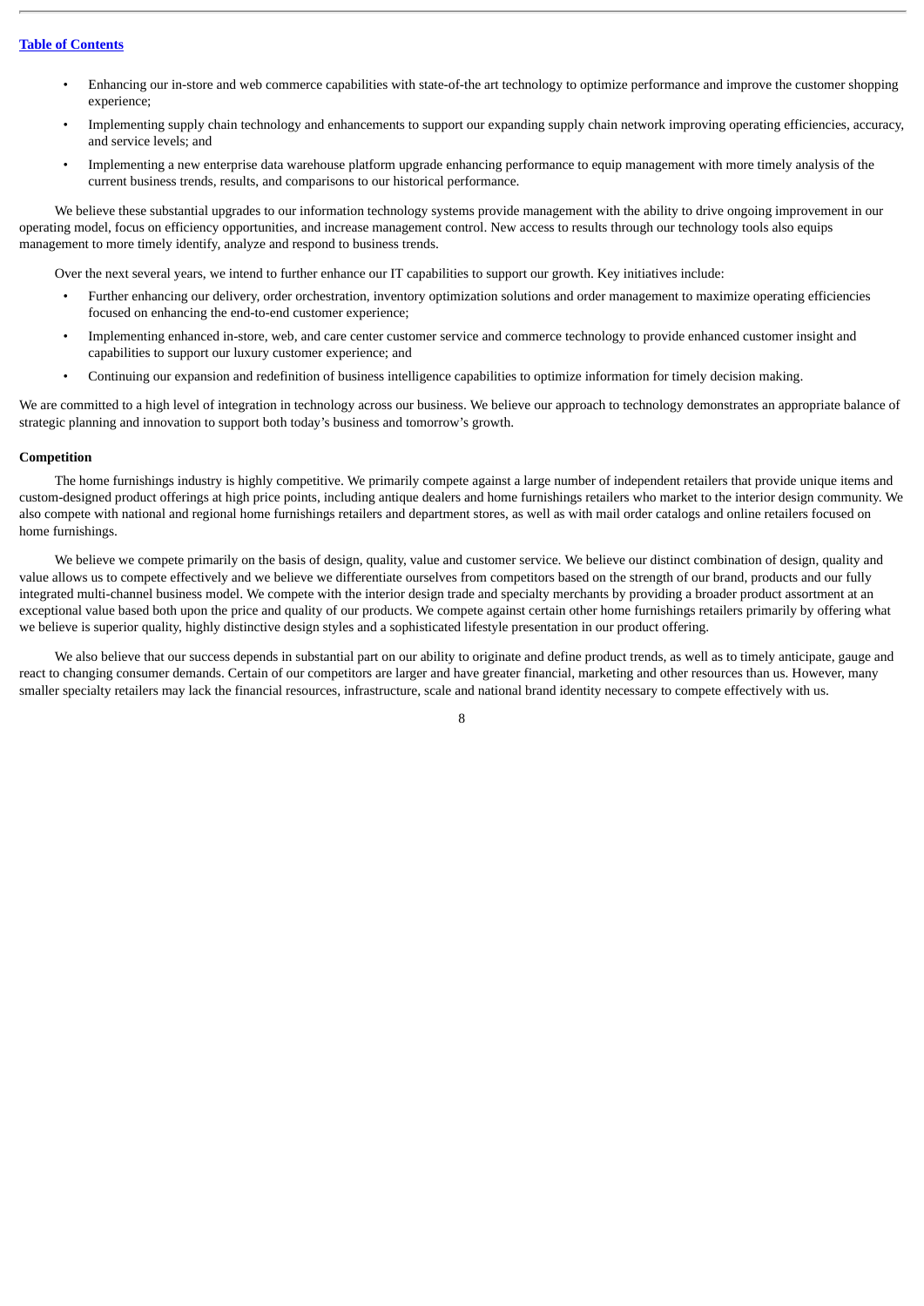- Enhancing our in-store and web commerce capabilities with state-of-the art technology to optimize performance and improve the customer shopping experience;
- Implementing supply chain technology and enhancements to support our expanding supply chain network improving operating efficiencies, accuracy, and service levels; and
- Implementing a new enterprise data warehouse platform upgrade enhancing performance to equip management with more timely analysis of the current business trends, results, and comparisons to our historical performance.

We believe these substantial upgrades to our information technology systems provide management with the ability to drive ongoing improvement in our operating model, focus on efficiency opportunities, and increase management control. New access to results through our technology tools also equips management to more timely identify, analyze and respond to business trends.

Over the next several years, we intend to further enhance our IT capabilities to support our growth. Key initiatives include:

- Further enhancing our delivery, order orchestration, inventory optimization solutions and order management to maximize operating efficiencies focused on enhancing the end-to-end customer experience;
- Implementing enhanced in-store, web, and care center customer service and commerce technology to provide enhanced customer insight and capabilities to support our luxury customer experience; and
- Continuing our expansion and redefinition of business intelligence capabilities to optimize information for timely decision making.

We are committed to a high level of integration in technology across our business. We believe our approach to technology demonstrates an appropriate balance of strategic planning and innovation to support both today's business and tomorrow's growth.

**Competition**

The home furnishings industry is highly competitive. We primarily compete against a large number of independent retailers that provide unique items and custom-designed product offerings at high price points, including antique dealers and home furnishings retailers who market to the interior design community. We also compete with national and regional home furnishings retailers and department stores, as well as with mail order catalogs and online retailers focused on home furnishings.

We believe we compete primarily on the basis of design, quality, value and customer service. We believe our distinct combination of design, quality and value allows us to compete effectively and we believe we differentiate ourselves from competitors based on the strength of our brand, products and our fully integrated multi-channel business model. We compete with the interior design trade and specialty merchants by providing a broader product assortment at an exceptional value based both upon the price and quality of our products. We compete against certain other home furnishings retailers primarily by offering what we believe is superior quality, highly distinctive design styles and a sophisticated lifestyle presentation in our product offering.

We also believe that our success depends in substantial part on our ability to originate and define product trends, as well as to timely anticipate, gauge and react to changing consumer demands. Certain of our competitors are larger and have greater financial, marketing and other resources than us. However, many smaller specialty retailers may lack the financial resources, infrastructure, scale and national brand identity necessary to compete effectively with us.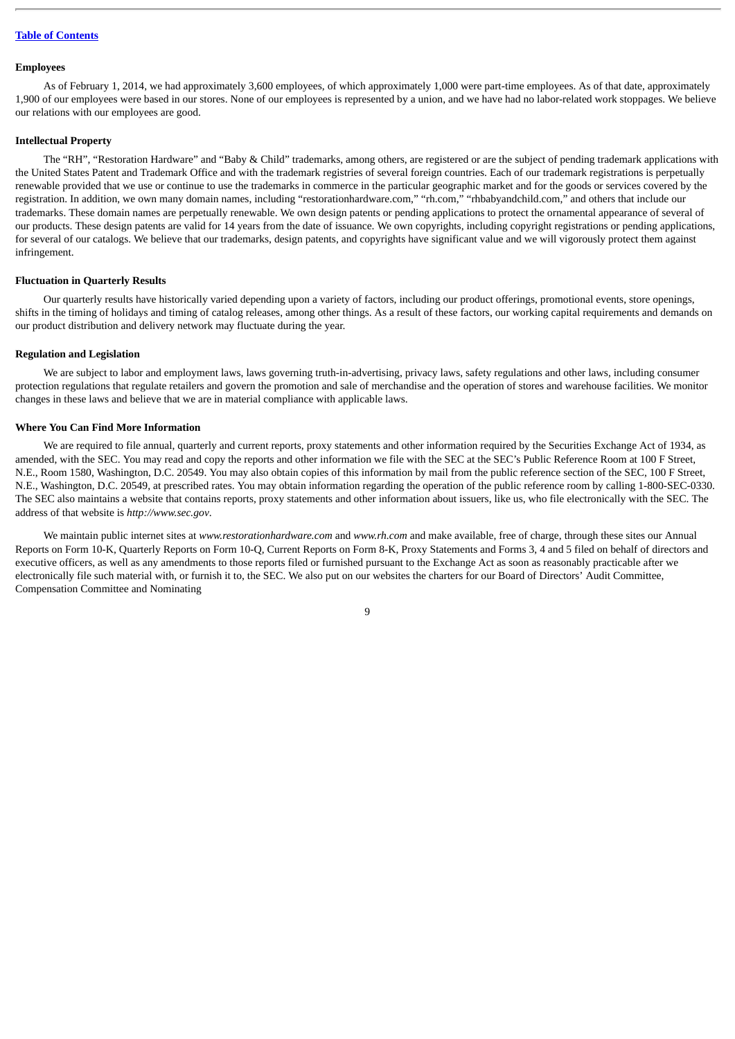### Employees

As of February 1, 2014, we had approximately 3,600 employees, of which approximately 1,000 were part-time employees. As of that date, approximately 1,900 of our employees were based in our stores. None of our employees is represented by a union, and we have had no labor-related work stoppages. We believe our relations with our employees are good.

### Intellectual Property

The "RH", "Restoration Hardware" and "Baby & Child" trademarks, among others, are registered or are the subject of pending trademark applications with the United States Patent and Trademark Office and with the trademark registries of several foreign countries. Each of our trademark registrations is perpetually renewable provided that we use or continue to use the trademarks in commerce in the particular geographic market and for the goods or services covered by the registration. In addition, we own many domain names, including "restorationhardware.com," "rh.com," "rhbabyandchild.com," and others that include our trademarks. These domain names are perpetually renewable. We own design patents or pending applications to protect the ornamental appearance of several of our products. These design patents are valid for 14 years from the date of issuance. We own copyrights, including copyright registrations or pending applications, for several of our catalogs. We believe that our trademarks, design patents, and copyrights have significant value and we will vigorously protect them against infringement.

### Fluctuation in Quarterly Results

Our quarterly results have historically varied depending upon a variety of factors, including our product offerings, promotional events, store openings, shifts in the timing of holidays and timing of catalog releases, among other things. As a result of these factors, our working capital requirements and demands on our product distribution and delivery network may fluctuate during the year.

### Regulation and Legislation

We are subject to labor and employment laws, laws governing truth-in-advertising, privacy laws, safety regulations and other laws, including consumer protection regulations that regulate retailers and govern the promotion and sale of merchandise and the operation of stores and warehouse facilities. We monitor changes in these laws and believe that we are in material compliance with applicable laws.

### Where You Can Find More Information

We are required to file annual, quarterly and current reports, proxy statements and other information required by the Securities Exchange Act of 1934, as amended, with the SEC. You may read and copy the reports and other information we file with the SEC at the SEC's Public Reference Room at 100 F Street, N.E., Room 1580, Washington, D.C. 20549. You may also obtain copies of this information by mail from the public reference section of the SEC, 100 F Street, N.E., Washington, D.C. 20549, at prescribed rates. You may obtain information regarding the operation of the public reference room by calling 1-800-SEC-0330. The SEC also maintains a website that contains reports, proxy statements and other information about issuers, like us, who file electronically with the SEC. The address of that website is *http://www.sec.gov*.

We maintain public internet sites at *www.restorationhardware.com* and *www.rh.com* and make available, free of charge, through these sites our Annual Reports on Form 10-K, Quarterly Reports on Form 10-Q, Current Reports on Form 8-K, Proxy Statements and Forms 3, 4 and 5 filed on behalf of directors and executive officers, as well as any amendments to those reports filed or furnished pursuant to the Exchange Act as soon as reasonably practicable after we electronically file such material with, or furnish it to, the SEC. We also put on our websites the charters for our Board of Directors' Audit Committee, Compensation Committee and Nominating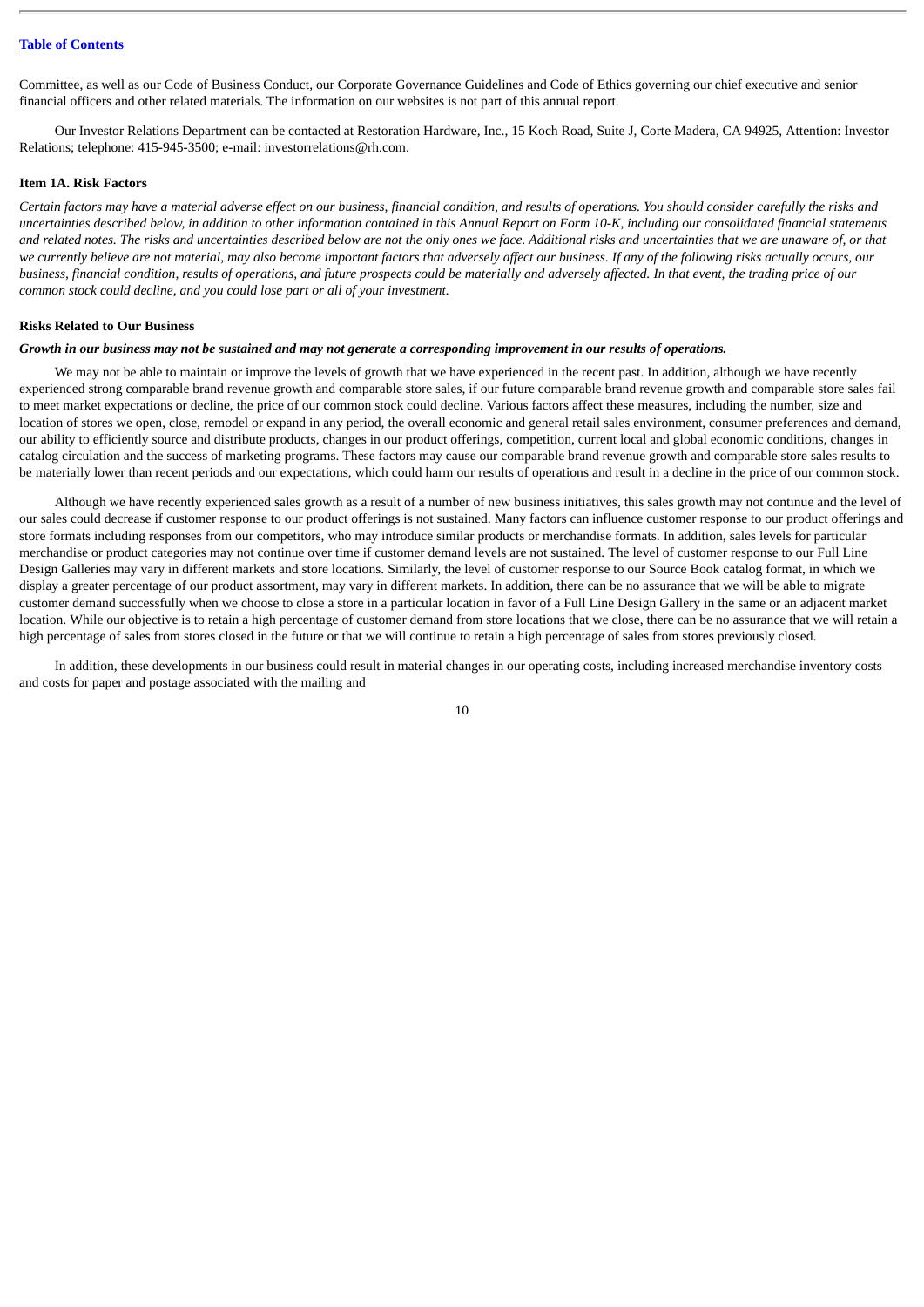Committee, as well as our Code of Business Conduct, our Corporate Governance Guidelines and Code of Ethics governing our chief executive and senior financial officers and other related materials. The information on our websites is not part of this annual report.

Our Investor Relations Department can be contacted at Restoration Hardware, Inc., 15 Koch Road, Suite J, Corte Madera, CA 94925, Attention: Investor Relations; telephone: 415-945-3500; e-mail: investorrelations@rh.com.

### Item 1A. Risk Factors

*Certain factors may have a material adverse effect on our business, financial condition, and results of operations. You should consider carefully the risks and uncertainties described below, in addition to other information contained in this Annual Report on Form 10-K, including our consolidated financial statements and related notes. The risks and uncertainties described below are not the only ones we face. Additional risks and uncertainties that we are unaware of, or that we currently believe are not material, may also become important factors that adversely affect our business. If any of the following risks actually occurs, our business, financial condition, results of operations, and future prospects could be materially and adversely affected. In that event, the trading price of our common stock could decline, and you could lose part or all of your investment.*

#### Risks Related to Our Business

***Growth in our business may not be sustained and may not generate a corresponding improvement in our results of operations.***

We may not be able to maintain or improve the levels of growth that we have experienced in the recent past. In addition, although we have recently experienced strong comparable brand revenue growth and comparable store sales, if our future comparable brand revenue growth and comparable store sales fail to meet market expectations or decline, the price of our common stock could decline. Various factors affect these measures, including the number, size and location of stores we open, close, remodel or expand in any period, the overall economic and general retail sales environment, consumer preferences and demand, our ability to efficiently source and distribute products, changes in our product offerings, competition, current local and global economic conditions, changes in catalog circulation and the success of marketing programs. These factors may cause our comparable brand revenue growth and comparable store sales results to be materially lower than recent periods and our expectations, which could harm our results of operations and result in a decline in the price of our common stock.

Although we have recently experienced sales growth as a result of a number of new business initiatives, this sales growth may not continue and the level of our sales could decrease if customer response to our product offerings is not sustained. Many factors can influence customer response to our product offerings and store formats including responses from our competitors, who may introduce similar products or merchandise formats. In addition, sales levels for particular merchandise or product categories may not continue over time if customer demand levels are not sustained. The level of customer response to our Full Line Design Galleries may vary in different markets and store locations. Similarly, the level of customer response to our Source Book catalog format, in which we display a greater percentage of our product assortment, may vary in different markets. In addition, there can be no assurance that we will be able to migrate customer demand successfully when we choose to close a store in a particular location in favor of a Full Line Design Gallery in the same or an adjacent market location. While our objective is to retain a high percentage of customer demand from store locations that we close, there can be no assurance that we will retain a high percentage of sales from stores closed in the future or that we will continue to retain a high percentage of sales from stores previously closed.

In addition, these developments in our business could result in material changes in our operating costs, including increased merchandise inventory costs and costs for paper and postage associated with the mailing and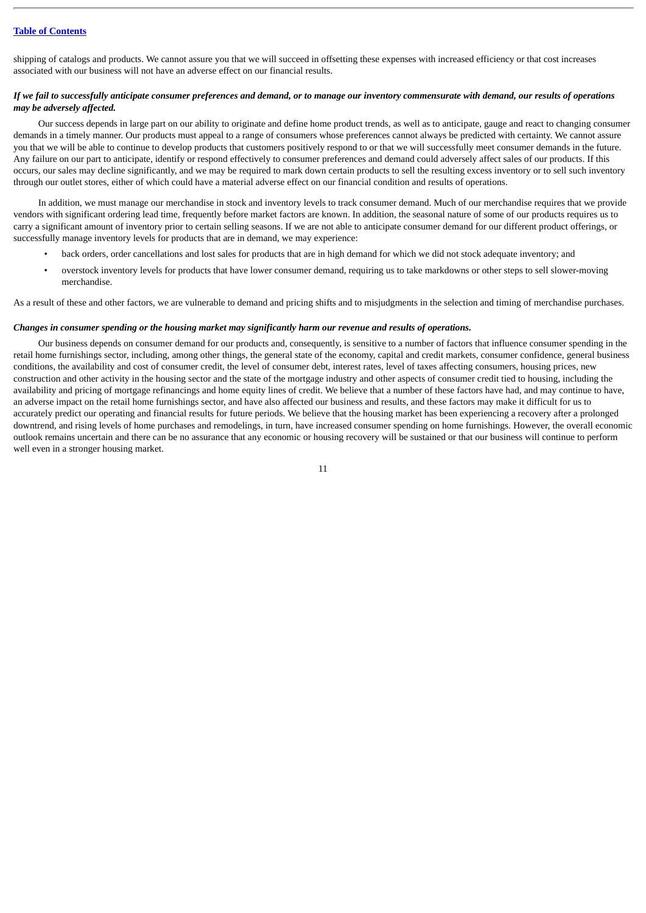shipping of catalogs and products. We cannot assure you that we will succeed in offsetting these expenses with increased efficiency or that cost increases associated with our business will not have an adverse effect on our financial results.

***If we fail to successfully anticipate consumer preferences and demand, or to manage our inventory commensurate with demand, our results of operations may be adversely affected.***

Our success depends in large part on our ability to originate and define home product trends, as well as to anticipate, gauge and react to changing consumer demands in a timely manner. Our products must appeal to a range of consumers whose preferences cannot always be predicted with certainty. We cannot assure you that we will be able to continue to develop products that customers positively respond to or that we will successfully meet consumer demands in the future. Any failure on our part to anticipate, identify or respond effectively to consumer preferences and demand could adversely affect sales of our products. If this occurs, our sales may decline significantly, and we may be required to mark down certain products to sell the resulting excess inventory or to sell such inventory through our outlet stores, either of which could have a material adverse effect on our financial condition and results of operations.

In addition, we must manage our merchandise in stock and inventory levels to track consumer demand. Much of our merchandise requires that we provide vendors with significant ordering lead time, frequently before market factors are known. In addition, the seasonal nature of some of our products requires us to carry a significant amount of inventory prior to certain selling seasons. If we are not able to anticipate consumer demand for our different product offerings, or successfully manage inventory levels for products that are in demand, we may experience:

- back orders, order cancellations and lost sales for products that are in high demand for which we did not stock adequate inventory; and
- overstock inventory levels for products that have lower consumer demand, requiring us to take markdowns or other steps to sell slower-moving merchandise.

As a result of these and other factors, we are vulnerable to demand and pricing shifts and to misjudgments in the selection and timing of merchandise purchases.

***Changes in consumer spending or the housing market may significantly harm our revenue and results of operations.***

Our business depends on consumer demand for our products and, consequently, is sensitive to a number of factors that influence consumer spending in the retail home furnishings sector, including, among other things, the general state of the economy, capital and credit markets, consumer confidence, general business conditions, the availability and cost of consumer credit, the level of consumer debt, interest rates, level of taxes affecting consumers, housing prices, new construction and other activity in the housing sector and the state of the mortgage industry and other aspects of consumer credit tied to housing, including the availability and pricing of mortgage refinancings and home equity lines of credit. We believe that a number of these factors have had, and may continue to have, an adverse impact on the retail home furnishings sector, and have also affected our business and results, and these factors may make it difficult for us to accurately predict our operating and financial results for future periods. We believe that the housing market has been experiencing a recovery after a prolonged downtrend, and rising levels of home purchases and remodelings, in turn, have increased consumer spending on home furnishings. However, the overall economic outlook remains uncertain and there can be no assurance that any economic or housing recovery will be sustained or that our business will continue to perform well even in a stronger housing market.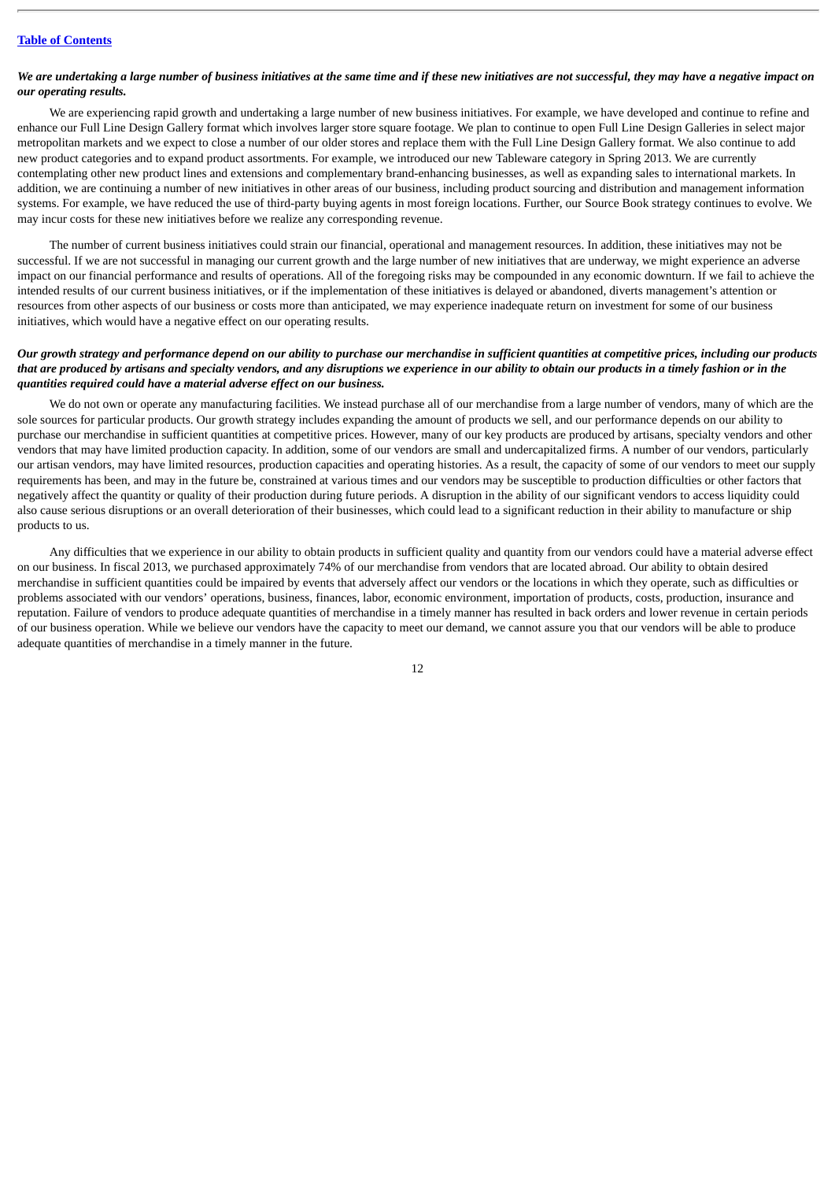***We are undertaking a large number of business initiatives at the same time and if these new initiatives are not successful, they may have a negative impact on our operating results.***

We are experiencing rapid growth and undertaking a large number of new business initiatives. For example, we have developed and continue to refine and enhance our Full Line Design Gallery format which involves larger store square footage. We plan to continue to open Full Line Design Galleries in select major metropolitan markets and we expect to close a number of our older stores and replace them with the Full Line Design Gallery format. We also continue to add new product categories and to expand product assortments. For example, we introduced our new Tableware category in Spring 2013. We are currently contemplating other new product lines and extensions and complementary brand-enhancing businesses, as well as expanding sales to international markets. In addition, we are continuing a number of new initiatives in other areas of our business, including product sourcing and distribution and management information systems. For example, we have reduced the use of third-party buying agents in most foreign locations. Further, our Source Book strategy continues to evolve. We may incur costs for these new initiatives before we realize any corresponding revenue.

The number of current business initiatives could strain our financial, operational and management resources. In addition, these initiatives may not be successful. If we are not successful in managing our current growth and the large number of new initiatives that are underway, we might experience an adverse impact on our financial performance and results of operations. All of the foregoing risks may be compounded in any economic downturn. If we fail to achieve the intended results of our current business initiatives, or if the implementation of these initiatives is delayed or abandoned, diverts management's attention or resources from other aspects of our business or costs more than anticipated, we may experience inadequate return on investment for some of our business initiatives, which would have a negative effect on our operating results.

***Our growth strategy and performance depend on our ability to purchase our merchandise in sufficient quantities at competitive prices, including our products that are produced by artisans and specialty vendors, and any disruptions we experience in our ability to obtain our products in a timely fashion or in the quantities required could have a material adverse effect on our business.***

We do not own or operate any manufacturing facilities. We instead purchase all of our merchandise from a large number of vendors, many of which are the sole sources for particular products. Our growth strategy includes expanding the amount of products we sell, and our performance depends on our ability to purchase our merchandise in sufficient quantities at competitive prices. However, many of our key products are produced by artisans, specialty vendors and other vendors that may have limited production capacity. In addition, some of our vendors are small and undercapitalized firms. A number of our vendors, particularly our artisan vendors, may have limited resources, production capacities and operating histories. As a result, the capacity of some of our vendors to meet our supply requirements has been, and may in the future be, constrained at various times and our vendors may be susceptible to production difficulties or other factors that negatively affect the quantity or quality of their production during future periods. A disruption in the ability of our significant vendors to access liquidity could also cause serious disruptions or an overall deterioration of their businesses, which could lead to a significant reduction in their ability to manufacture or ship products to us.

Any difficulties that we experience in our ability to obtain products in sufficient quality and quantity from our vendors could have a material adverse effect on our business. In fiscal 2013, we purchased approximately 74% of our merchandise from vendors that are located abroad. Our ability to obtain desired merchandise in sufficient quantities could be impaired by events that adversely affect our vendors or the locations in which they operate, such as difficulties or problems associated with our vendors' operations, business, finances, labor, economic environment, importation of products, costs, production, insurance and reputation. Failure of vendors to produce adequate quantities of merchandise in a timely manner has resulted in back orders and lower revenue in certain periods of our business operation. While we believe our vendors have the capacity to meet our demand, we cannot assure you that our vendors will be able to produce adequate quantities of merchandise in a timely manner in the future.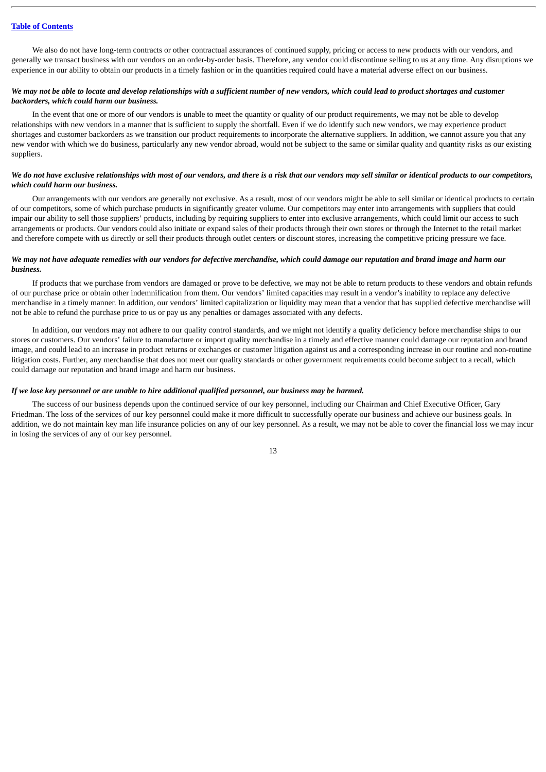We also do not have long-term contracts or other contractual assurances of continued supply, pricing or access to new products with our vendors, and generally we transact business with our vendors on an order-by-order basis. Therefore, any vendor could discontinue selling to us at any time. Any disruptions we experience in our ability to obtain our products in a timely fashion or in the quantities required could have a material adverse effect on our business.

***We may not be able to locate and develop relationships with a sufficient number of new vendors, which could lead to product shortages and customer backorders, which could harm our business.***

In the event that one or more of our vendors is unable to meet the quantity or quality of our product requirements, we may not be able to develop relationships with new vendors in a manner that is sufficient to supply the shortfall. Even if we do identify such new vendors, we may experience product shortages and customer backorders as we transition our product requirements to incorporate the alternative suppliers. In addition, we cannot assure you that any new vendor with which we do business, particularly any new vendor abroad, would not be subject to the same or similar quality and quantity risks as our existing suppliers.

***We do not have exclusive relationships with most of our vendors, and there is a risk that our vendors may sell similar or identical products to our competitors, which could harm our business.***

Our arrangements with our vendors are generally not exclusive. As a result, most of our vendors might be able to sell similar or identical products to certain of our competitors, some of which purchase products in significantly greater volume. Our competitors may enter into arrangements with suppliers that could impair our ability to sell those suppliers' products, including by requiring suppliers to enter into exclusive arrangements, which could limit our access to such arrangements or products. Our vendors could also initiate or expand sales of their products through their own stores or through the Internet to the retail market and therefore compete with us directly or sell their products through outlet centers or discount stores, increasing the competitive pricing pressure we face.

***We may not have adequate remedies with our vendors for defective merchandise, which could damage our reputation and brand image and harm our business.***

If products that we purchase from vendors are damaged or prove to be defective, we may not be able to return products to these vendors and obtain refunds of our purchase price or obtain other indemnification from them. Our vendors' limited capacities may result in a vendor's inability to replace any defective merchandise in a timely manner. In addition, our vendors' limited capitalization or liquidity may mean that a vendor that has supplied defective merchandise will not be able to refund the purchase price to us or pay us any penalties or damages associated with any defects.

In addition, our vendors may not adhere to our quality control standards, and we might not identify a quality deficiency before merchandise ships to our stores or customers. Our vendors' failure to manufacture or import quality merchandise in a timely and effective manner could damage our reputation and brand image, and could lead to an increase in product returns or exchanges or customer litigation against us and a corresponding increase in our routine and non-routine litigation costs. Further, any merchandise that does not meet our quality standards or other government requirements could become subject to a recall, which could damage our reputation and brand image and harm our business.

***If we lose key personnel or are unable to hire additional qualified personnel, our business may be harmed.***

The success of our business depends upon the continued service of our key personnel, including our Chairman and Chief Executive Officer, Gary Friedman. The loss of the services of our key personnel could make it more difficult to successfully operate our business and achieve our business goals. In addition, we do not maintain key man life insurance policies on any of our key personnel. As a result, we may not be able to cover the financial loss we may incur in losing the services of any of our key personnel.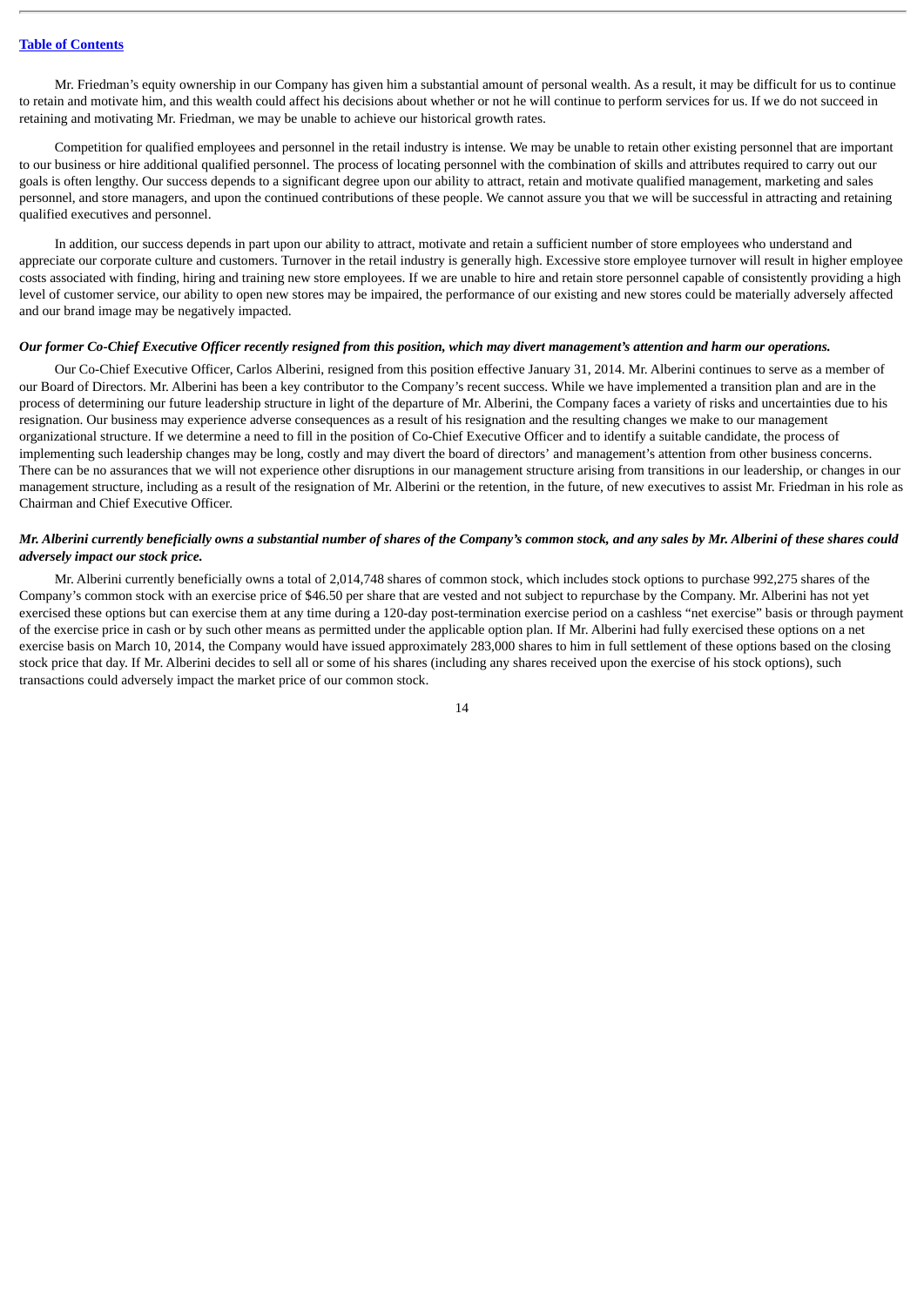Mr. Friedman's equity ownership in our Company has given him a substantial amount of personal wealth. As a result, it may be difficult for us to continue to retain and motivate him, and this wealth could affect his decisions about whether or not he will continue to perform services for us. If we do not succeed in retaining and motivating Mr. Friedman, we may be unable to achieve our historical growth rates.

Competition for qualified employees and personnel in the retail industry is intense. We may be unable to retain other existing personnel that are important to our business or hire additional qualified personnel. The process of locating personnel with the combination of skills and attributes required to carry out our goals is often lengthy. Our success depends to a significant degree upon our ability to attract, retain and motivate qualified management, marketing and sales personnel, and store managers, and upon the continued contributions of these people. We cannot assure you that we will be successful in attracting and retaining qualified executives and personnel.

In addition, our success depends in part upon our ability to attract, motivate and retain a sufficient number of store employees who understand and appreciate our corporate culture and customers. Turnover in the retail industry is generally high. Excessive store employee turnover will result in higher employee costs associated with finding, hiring and training new store employees. If we are unable to hire and retain store personnel capable of consistently providing a high level of customer service, our ability to open new stores may be impaired, the performance of our existing and new stores could be materially adversely affected and our brand image may be negatively impacted.

***Our former Co-Chief Executive Officer recently resigned from this position, which may divert management's attention and harm our operations.***

Our Co-Chief Executive Officer, Carlos Alberini, resigned from this position effective January 31, 2014. Mr. Alberini continues to serve as a member of our Board of Directors. Mr. Alberini has been a key contributor to the Company's recent success. While we have implemented a transition plan and are in the process of determining our future leadership structure in light of the departure of Mr. Alberini, the Company faces a variety of risks and uncertainties due to his resignation. Our business may experience adverse consequences as a result of his resignation and the resulting changes we make to our management organizational structure. If we determine a need to fill in the position of Co-Chief Executive Officer and to identify a suitable candidate, the process of implementing such leadership changes may be long, costly and may divert the board of directors' and management's attention from other business concerns. There can be no assurances that we will not experience other disruptions in our management structure arising from transitions in our leadership, or changes in our management structure, including as a result of the resignation of Mr. Alberini or the retention, in the future, of new executives to assist Mr. Friedman in his role as Chairman and Chief Executive Officer.

***Mr. Alberini currently beneficially owns a substantial number of shares of the Company's common stock, and any sales by Mr. Alberini of these shares could adversely impact our stock price.***

Mr. Alberini currently beneficially owns a total of 2,014,748 shares of common stock, which includes stock options to purchase 992,275 shares of the Company's common stock with an exercise price of $46.50 per share that are vested and not subject to repurchase by the Company. Mr. Alberini has not yet exercised these options but can exercise them at any time during a 120-day post-termination exercise period on a cashless "net exercise" basis or through payment of the exercise price in cash or by such other means as permitted under the applicable option plan. If Mr. Alberini had fully exercised these options on a net exercise basis on March 10, 2014, the Company would have issued approximately 283,000 shares to him in full settlement of these options based on the closing stock price that day. If Mr. Alberini decides to sell all or some of his shares (including any shares received upon the exercise of his stock options), such transactions could adversely impact the market price of our common stock.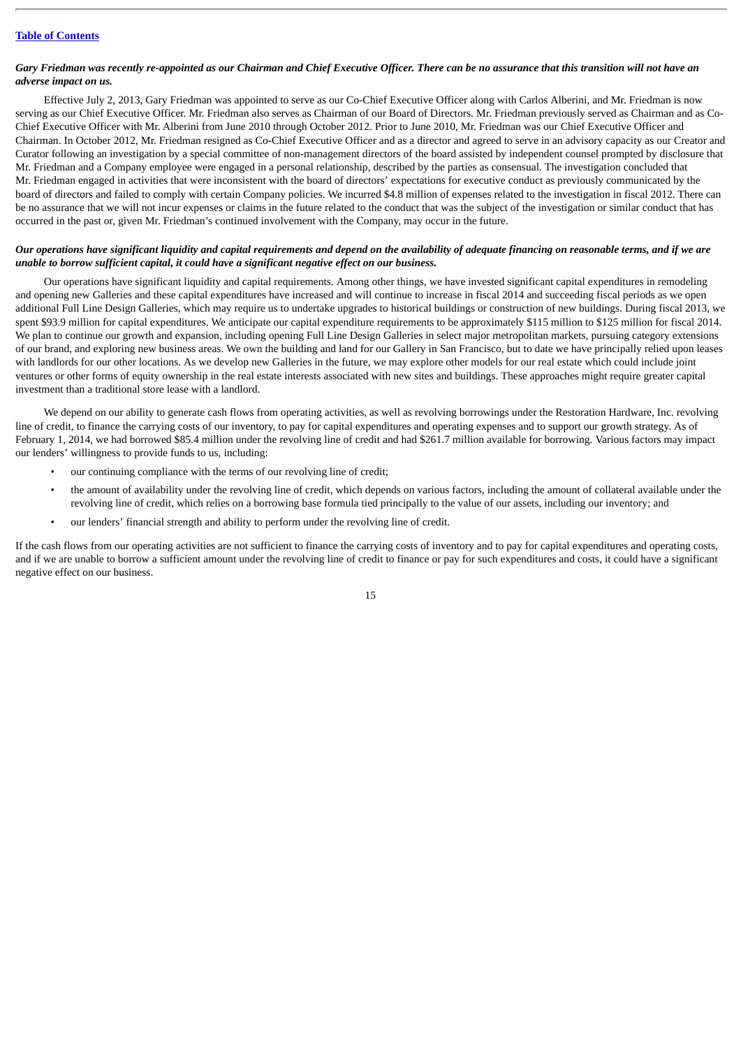***Gary Friedman was recently re-appointed as our Chairman and Chief Executive Officer. There can be no assurance that this transition will not have an adverse impact on us.***

Effective July 2, 2013, Gary Friedman was appointed to serve as our Co-Chief Executive Officer along with Carlos Alberini, and Mr. Friedman is now serving as our Chief Executive Officer. Mr. Friedman also serves as Chairman of our Board of Directors. Mr. Friedman previously served as Chairman and as Co-Chief Executive Officer with Mr. Alberini from June 2010 through October 2012. Prior to June 2010, Mr. Friedman was our Chief Executive Officer and Chairman. In October 2012, Mr. Friedman resigned as Co-Chief Executive Officer and as a director and agreed to serve in an advisory capacity as our Creator and Curator following an investigation by a special committee of non-management directors of the board assisted by independent counsel prompted by disclosure that Mr. Friedman and a Company employee were engaged in a personal relationship, described by the parties as consensual. The investigation concluded that Mr. Friedman engaged in activities that were inconsistent with the board of directors' expectations for executive conduct as previously communicated by the board of directors and failed to comply with certain Company policies. We incurred $4.8 million of expenses related to the investigation in fiscal 2012. There can be no assurance that we will not incur expenses or claims in the future related to the conduct that was the subject of the investigation or similar conduct that has occurred in the past or, given Mr. Friedman's continued involvement with the Company, may occur in the future.

***Our operations have significant liquidity and capital requirements and depend on the availability of adequate financing on reasonable terms, and if we are unable to borrow sufficient capital, it could have a significant negative effect on our business.***

Our operations have significant liquidity and capital requirements. Among other things, we have invested significant capital expenditures in remodeling and opening new Galleries and these capital expenditures have increased and will continue to increase in fiscal 2014 and succeeding fiscal periods as we open additional Full Line Design Galleries, which may require us to undertake upgrades to historical buildings or construction of new buildings. During fiscal 2013, we spent $93.9 million for capital expenditures. We anticipate our capital expenditure requirements to be approximately $115 million to $125 million for fiscal 2014. We plan to continue our growth and expansion, including opening Full Line Design Galleries in select major metropolitan markets, pursuing category extensions of our brand, and exploring new business areas. We own the building and land for our Gallery in San Francisco, but to date we have principally relied upon leases with landlords for our other locations. As we develop new Galleries in the future, we may explore other models for our real estate which could include joint ventures or other forms of equity ownership in the real estate interests associated with new sites and buildings. These approaches might require greater capital investment than a traditional store lease with a landlord.

We depend on our ability to generate cash flows from operating activities, as well as revolving borrowings under the Restoration Hardware, Inc. revolving line of credit, to finance the carrying costs of our inventory, to pay for capital expenditures and operating expenses and to support our growth strategy. As of February 1, 2014, we had borrowed $85.4 million under the revolving line of credit and had $261.7 million available for borrowing. Various factors may impact our lenders' willingness to provide funds to us, including:

- our continuing compliance with the terms of our revolving line of credit;
- the amount of availability under the revolving line of credit, which depends on various factors, including the amount of collateral available under the revolving line of credit, which relies on a borrowing base formula tied principally to the value of our assets, including our inventory; and
- our lenders' financial strength and ability to perform under the revolving line of credit.

If the cash flows from our operating activities are not sufficient to finance the carrying costs of inventory and to pay for capital expenditures and operating costs, and if we are unable to borrow a sufficient amount under the revolving line of credit to finance or pay for such expenditures and costs, it could have a significant negative effect on our business.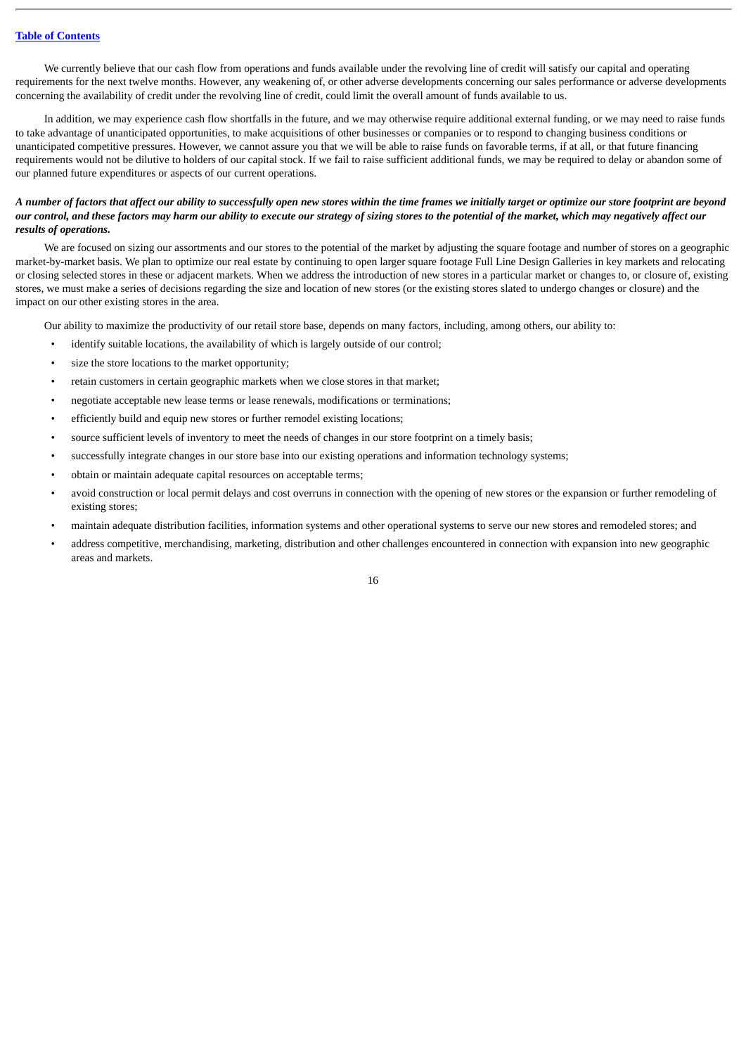We currently believe that our cash flow from operations and funds available under the revolving line of credit will satisfy our capital and operating requirements for the next twelve months. However, any weakening of, or other adverse developments concerning our sales performance or adverse developments concerning the availability of credit under the revolving line of credit, could limit the overall amount of funds available to us.

In addition, we may experience cash flow shortfalls in the future, and we may otherwise require additional external funding, or we may need to raise funds to take advantage of unanticipated opportunities, to make acquisitions of other businesses or companies or to respond to changing business conditions or unanticipated competitive pressures. However, we cannot assure you that we will be able to raise funds on favorable terms, if at all, or that future financing requirements would not be dilutive to holders of our capital stock. If we fail to raise sufficient additional funds, we may be required to delay or abandon some of our planned future expenditures or aspects of our current operations.

***A number of factors that affect our ability to successfully open new stores within the time frames we initially target or optimize our store footprint are beyond our control, and these factors may harm our ability to execute our strategy of sizing stores to the potential of the market, which may negatively affect our results of operations.***

We are focused on sizing our assortments and our stores to the potential of the market by adjusting the square footage and number of stores on a geographic market-by-market basis. We plan to optimize our real estate by continuing to open larger square footage Full Line Design Galleries in key markets and relocating or closing selected stores in these or adjacent markets. When we address the introduction of new stores in a particular market or changes to, or closure of, existing stores, we must make a series of decisions regarding the size and location of new stores (or the existing stores slated to undergo changes or closure) and the impact on our other existing stores in the area.

Our ability to maximize the productivity of our retail store base, depends on many factors, including, among others, our ability to:

- identify suitable locations, the availability of which is largely outside of our control;
- size the store locations to the market opportunity;
- retain customers in certain geographic markets when we close stores in that market;
- negotiate acceptable new lease terms or lease renewals, modifications or terminations;
- efficiently build and equip new stores or further remodel existing locations;
- source sufficient levels of inventory to meet the needs of changes in our store footprint on a timely basis;
- successfully integrate changes in our store base into our existing operations and information technology systems;
- obtain or maintain adequate capital resources on acceptable terms;
- avoid construction or local permit delays and cost overruns in connection with the opening of new stores or the expansion or further remodeling of existing stores;
- maintain adequate distribution facilities, information systems and other operational systems to serve our new stores and remodeled stores; and
- address competitive, merchandising, marketing, distribution and other challenges encountered in connection with expansion into new geographic areas and markets.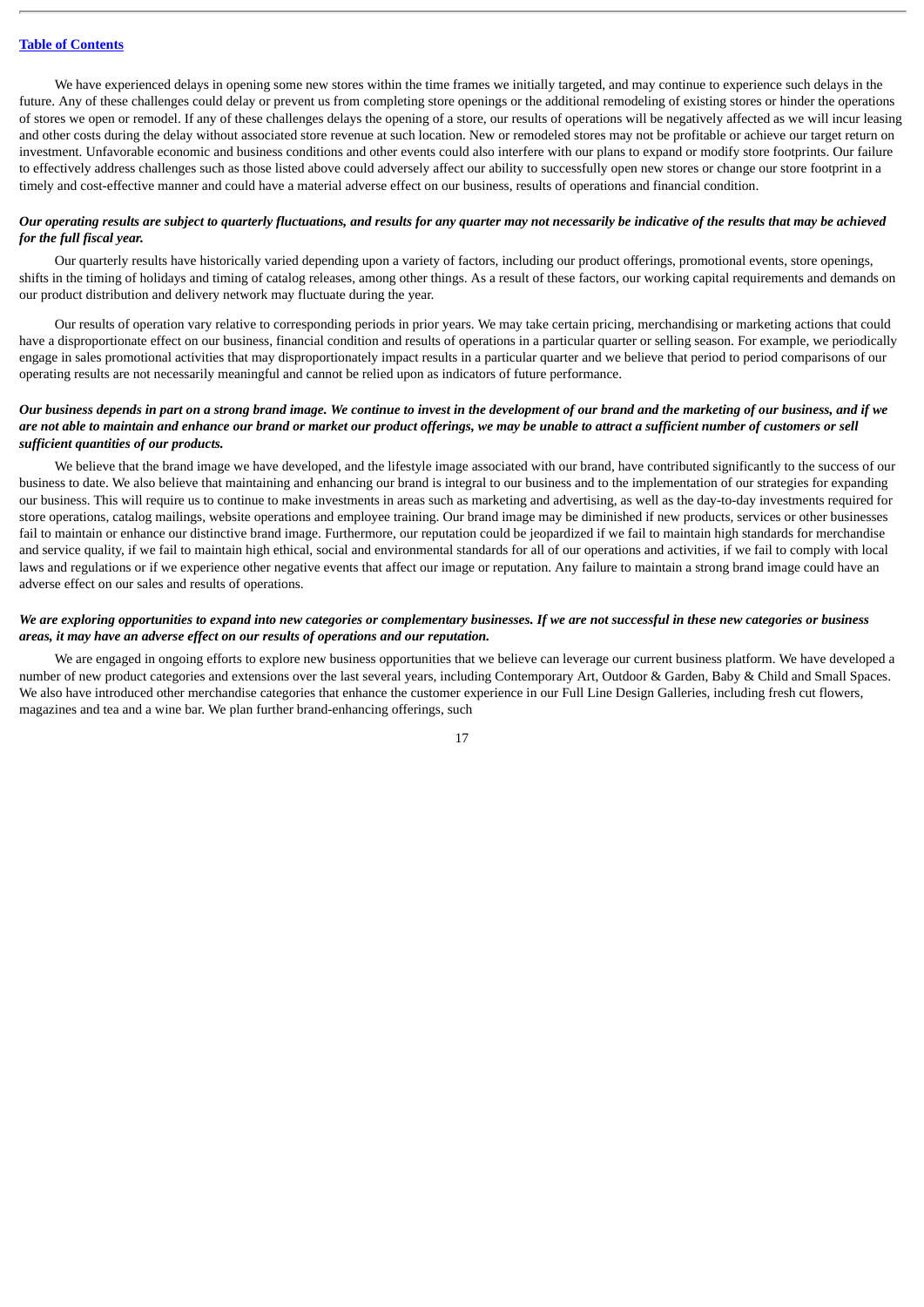We have experienced delays in opening some new stores within the time frames we initially targeted, and may continue to experience such delays in the future. Any of these challenges could delay or prevent us from completing store openings or the additional remodeling of existing stores or hinder the operations of stores we open or remodel. If any of these challenges delays the opening of a store, our results of operations will be negatively affected as we will incur leasing and other costs during the delay without associated store revenue at such location. New or remodeled stores may not be profitable or achieve our target return on investment. Unfavorable economic and business conditions and other events could also interfere with our plans to expand or modify store footprints. Our failure to effectively address challenges such as those listed above could adversely affect our ability to successfully open new stores or change our store footprint in a timely and cost-effective manner and could have a material adverse effect on our business, results of operations and financial condition.

***Our operating results are subject to quarterly fluctuations, and results for any quarter may not necessarily be indicative of the results that may be achieved for the full fiscal year.***

Our quarterly results have historically varied depending upon a variety of factors, including our product offerings, promotional events, store openings, shifts in the timing of holidays and timing of catalog releases, among other things. As a result of these factors, our working capital requirements and demands on our product distribution and delivery network may fluctuate during the year.

Our results of operation vary relative to corresponding periods in prior years. We may take certain pricing, merchandising or marketing actions that could have a disproportionate effect on our business, financial condition and results of operations in a particular quarter or selling season. For example, we periodically engage in sales promotional activities that may disproportionately impact results in a particular quarter and we believe that period to period comparisons of our operating results are not necessarily meaningful and cannot be relied upon as indicators of future performance.

***Our business depends in part on a strong brand image. We continue to invest in the development of our brand and the marketing of our business, and if we are not able to maintain and enhance our brand or market our product offerings, we may be unable to attract a sufficient number of customers or sell sufficient quantities of our products.***

We believe that the brand image we have developed, and the lifestyle image associated with our brand, have contributed significantly to the success of our business to date. We also believe that maintaining and enhancing our brand is integral to our business and to the implementation of our strategies for expanding our business. This will require us to continue to make investments in areas such as marketing and advertising, as well as the day-to-day investments required for store operations, catalog mailings, website operations and employee training. Our brand image may be diminished if new products, services or other businesses fail to maintain or enhance our distinctive brand image. Furthermore, our reputation could be jeopardized if we fail to maintain high standards for merchandise and service quality, if we fail to maintain high ethical, social and environmental standards for all of our operations and activities, if we fail to comply with local laws and regulations or if we experience other negative events that affect our image or reputation. Any failure to maintain a strong brand image could have an adverse effect on our sales and results of operations.

***We are exploring opportunities to expand into new categories or complementary businesses. If we are not successful in these new categories or business areas, it may have an adverse effect on our results of operations and our reputation.***

We are engaged in ongoing efforts to explore new business opportunities that we believe can leverage our current business platform. We have developed a number of new product categories and extensions over the last several years, including Contemporary Art, Outdoor & Garden, Baby & Child and Small Spaces. We also have introduced other merchandise categories that enhance the customer experience in our Full Line Design Galleries, including fresh cut flowers, magazines and tea and a wine bar. We plan further brand-enhancing offerings, such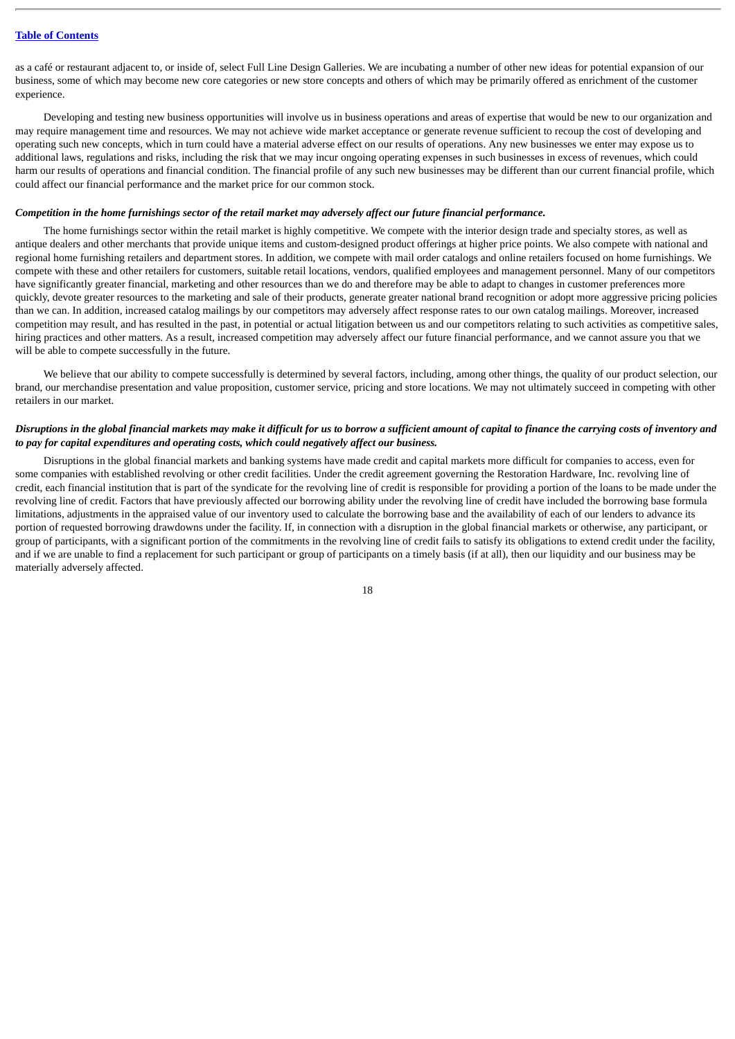as a café or restaurant adjacent to, or inside of, select Full Line Design Galleries. We are incubating a number of other new ideas for potential expansion of our business, some of which may become new core categories or new store concepts and others of which may be primarily offered as enrichment of the customer experience.

Developing and testing new business opportunities will involve us in business operations and areas of expertise that would be new to our organization and may require management time and resources. We may not achieve wide market acceptance or generate revenue sufficient to recoup the cost of developing and operating such new concepts, which in turn could have a material adverse effect on our results of operations. Any new businesses we enter may expose us to additional laws, regulations and risks, including the risk that we may incur ongoing operating expenses in such businesses in excess of revenues, which could harm our results of operations and financial condition. The financial profile of any such new businesses may be different than our current financial profile, which could affect our financial performance and the market price for our common stock.

***Competition in the home furnishings sector of the retail market may adversely affect our future financial performance.***

The home furnishings sector within the retail market is highly competitive. We compete with the interior design trade and specialty stores, as well as antique dealers and other merchants that provide unique items and custom-designed product offerings at higher price points. We also compete with national and regional home furnishing retailers and department stores. In addition, we compete with mail order catalogs and online retailers focused on home furnishings. We compete with these and other retailers for customers, suitable retail locations, vendors, qualified employees and management personnel. Many of our competitors have significantly greater financial, marketing and other resources than we do and therefore may be able to adapt to changes in customer preferences more quickly, devote greater resources to the marketing and sale of their products, generate greater national brand recognition or adopt more aggressive pricing policies than we can. In addition, increased catalog mailings by our competitors may adversely affect response rates to our own catalog mailings. Moreover, increased competition may result, and has resulted in the past, in potential or actual litigation between us and our competitors relating to such activities as competitive sales, hiring practices and other matters. As a result, increased competition may adversely affect our future financial performance, and we cannot assure you that we will be able to compete successfully in the future.

We believe that our ability to compete successfully is determined by several factors, including, among other things, the quality of our product selection, our brand, our merchandise presentation and value proposition, customer service, pricing and store locations. We may not ultimately succeed in competing with other retailers in our market.

***Disruptions in the global financial markets may make it difficult for us to borrow a sufficient amount of capital to finance the carrying costs of inventory and to pay for capital expenditures and operating costs, which could negatively affect our business.***

Disruptions in the global financial markets and banking systems have made credit and capital markets more difficult for companies to access, even for some companies with established revolving or other credit facilities. Under the credit agreement governing the Restoration Hardware, Inc. revolving line of credit, each financial institution that is part of the syndicate for the revolving line of credit is responsible for providing a portion of the loans to be made under the revolving line of credit. Factors that have previously affected our borrowing ability under the revolving line of credit have included the borrowing base formula limitations, adjustments in the appraised value of our inventory used to calculate the borrowing base and the availability of each of our lenders to advance its portion of requested borrowing drawdowns under the facility. If, in connection with a disruption in the global financial markets or otherwise, any participant, or group of participants, with a significant portion of the commitments in the revolving line of credit fails to satisfy its obligations to extend credit under the facility, and if we are unable to find a replacement for such participant or group of participants on a timely basis (if at all), then our liquidity and our business may be materially adversely affected.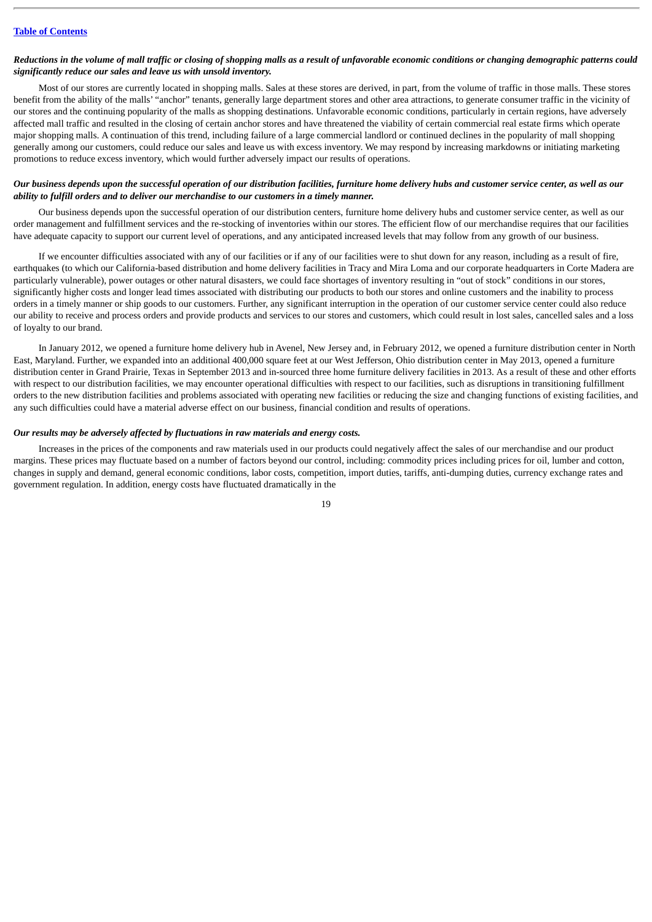*Reductions in the volume of mall traffic or closing of shopping malls as a result of unfavorable economic conditions or changing demographic patterns could significantly reduce our sales and leave us with unsold inventory.*

Most of our stores are currently located in shopping malls. Sales at these stores are derived, in part, from the volume of traffic in those malls. These stores benefit from the ability of the malls' "anchor" tenants, generally large department stores and other area attractions, to generate consumer traffic in the vicinity of our stores and the continuing popularity of the malls as shopping destinations. Unfavorable economic conditions, particularly in certain regions, have adversely affected mall traffic and resulted in the closing of certain anchor stores and have threatened the viability of certain commercial real estate firms which operate major shopping malls. A continuation of this trend, including failure of a large commercial landlord or continued declines in the popularity of mall shopping generally among our customers, could reduce our sales and leave us with excess inventory. We may respond by increasing markdowns or initiating marketing promotions to reduce excess inventory, which would further adversely impact our results of operations.

*Our business depends upon the successful operation of our distribution facilities, furniture home delivery hubs and customer service center, as well as our ability to fulfill orders and to deliver our merchandise to our customers in a timely manner.*

Our business depends upon the successful operation of our distribution centers, furniture home delivery hubs and customer service center, as well as our order management and fulfillment services and the re-stocking of inventories within our stores. The efficient flow of our merchandise requires that our facilities have adequate capacity to support our current level of operations, and any anticipated increased levels that may follow from any growth of our business.

If we encounter difficulties associated with any of our facilities or if any of our facilities were to shut down for any reason, including as a result of fire, earthquakes (to which our California-based distribution and home delivery facilities in Tracy and Mira Loma and our corporate headquarters in Corte Madera are particularly vulnerable), power outages or other natural disasters, we could face shortages of inventory resulting in "out of stock" conditions in our stores, significantly higher costs and longer lead times associated with distributing our products to both our stores and online customers and the inability to process orders in a timely manner or ship goods to our customers. Further, any significant interruption in the operation of our customer service center could also reduce our ability to receive and process orders and provide products and services to our stores and customers, which could result in lost sales, cancelled sales and a loss of loyalty to our brand.

In January 2012, we opened a furniture home delivery hub in Avenel, New Jersey and, in February 2012, we opened a furniture distribution center in North East, Maryland. Further, we expanded into an additional 400,000 square feet at our West Jefferson, Ohio distribution center in May 2013, opened a furniture distribution center in Grand Prairie, Texas in September 2013 and in-sourced three home furniture delivery facilities in 2013. As a result of these and other efforts with respect to our distribution facilities, we may encounter operational difficulties with respect to our facilities, such as disruptions in transitioning fulfillment orders to the new distribution facilities and problems associated with operating new facilities or reducing the size and changing functions of existing facilities, and any such difficulties could have a material adverse effect on our business, financial condition and results of operations.

*Our results may be adversely affected by fluctuations in raw materials and energy costs.*

Increases in the prices of the components and raw materials used in our products could negatively affect the sales of our merchandise and our product margins. These prices may fluctuate based on a number of factors beyond our control, including: commodity prices including prices for oil, lumber and cotton, changes in supply and demand, general economic conditions, labor costs, competition, import duties, tariffs, anti-dumping duties, currency exchange rates and government regulation. In addition, energy costs have fluctuated dramatically in the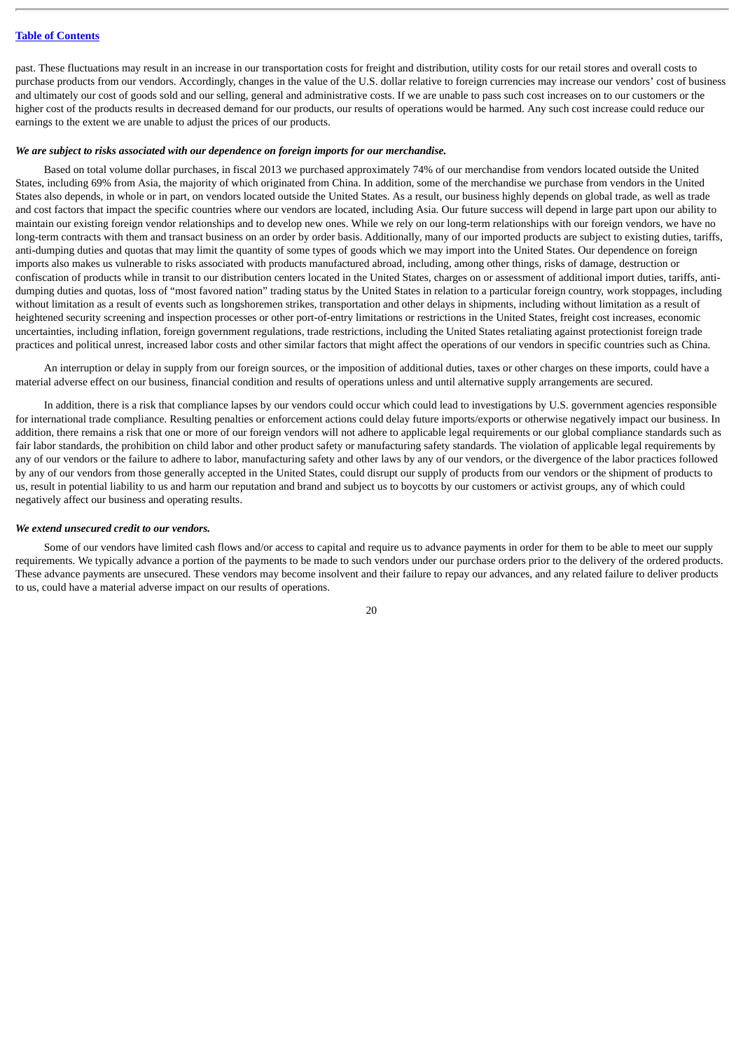past. These fluctuations may result in an increase in our transportation costs for freight and distribution, utility costs for our retail stores and overall costs to purchase products from our vendors. Accordingly, changes in the value of the U.S. dollar relative to foreign currencies may increase our vendors' cost of business and ultimately our cost of goods sold and our selling, general and administrative costs. If we are unable to pass such cost increases on to our customers or the higher cost of the products results in decreased demand for our products, our results of operations would be harmed. Any such cost increase could reduce our earnings to the extent we are unable to adjust the prices of our products.

***We are subject to risks associated with our dependence on foreign imports for our merchandise.***

Based on total volume dollar purchases, in fiscal 2013 we purchased approximately 74% of our merchandise from vendors located outside the United States, including 69% from Asia, the majority of which originated from China. In addition, some of the merchandise we purchase from vendors in the United States also depends, in whole or in part, on vendors located outside the United States. As a result, our business highly depends on global trade, as well as trade and cost factors that impact the specific countries where our vendors are located, including Asia. Our future success will depend in large part upon our ability to maintain our existing foreign vendor relationships and to develop new ones. While we rely on our long-term relationships with our foreign vendors, we have no long-term contracts with them and transact business on an order by order basis. Additionally, many of our imported products are subject to existing duties, tariffs, anti-dumping duties and quotas that may limit the quantity of some types of goods which we may import into the United States. Our dependence on foreign imports also makes us vulnerable to risks associated with products manufactured abroad, including, among other things, risks of damage, destruction or confiscation of products while in transit to our distribution centers located in the United States, charges on or assessment of additional import duties, tariffs, anti-dumping duties and quotas, loss of "most favored nation" trading status by the United States in relation to a particular foreign country, work stoppages, including without limitation as a result of events such as longshoremen strikes, transportation and other delays in shipments, including without limitation as a result of heightened security screening and inspection processes or other port-of-entry limitations or restrictions in the United States, freight cost increases, economic uncertainties, including inflation, foreign government regulations, trade restrictions, including the United States retaliating against protectionist foreign trade practices and political unrest, increased labor costs and other similar factors that might affect the operations of our vendors in specific countries such as China.

An interruption or delay in supply from our foreign sources, or the imposition of additional duties, taxes or other charges on these imports, could have a material adverse effect on our business, financial condition and results of operations unless and until alternative supply arrangements are secured.

In addition, there is a risk that compliance lapses by our vendors could occur which could lead to investigations by U.S. government agencies responsible for international trade compliance. Resulting penalties or enforcement actions could delay future imports/exports or otherwise negatively impact our business. In addition, there remains a risk that one or more of our foreign vendors will not adhere to applicable legal requirements or our global compliance standards such as fair labor standards, the prohibition on child labor and other product safety or manufacturing safety standards. The violation of applicable legal requirements by any of our vendors or the failure to adhere to labor, manufacturing safety and other laws by any of our vendors, or the divergence of the labor practices followed by any of our vendors from those generally accepted in the United States, could disrupt our supply of products from our vendors or the shipment of products to us, result in potential liability to us and harm our reputation and brand and subject us to boycotts by our customers or activist groups, any of which could negatively affect our business and operating results.

***We extend unsecured credit to our vendors.***

Some of our vendors have limited cash flows and/or access to capital and require us to advance payments in order for them to be able to meet our supply requirements. We typically advance a portion of the payments to be made to such vendors under our purchase orders prior to the delivery of the ordered products. These advance payments are unsecured. These vendors may become insolvent and their failure to repay our advances, and any related failure to deliver products to us, could have a material adverse impact on our results of operations.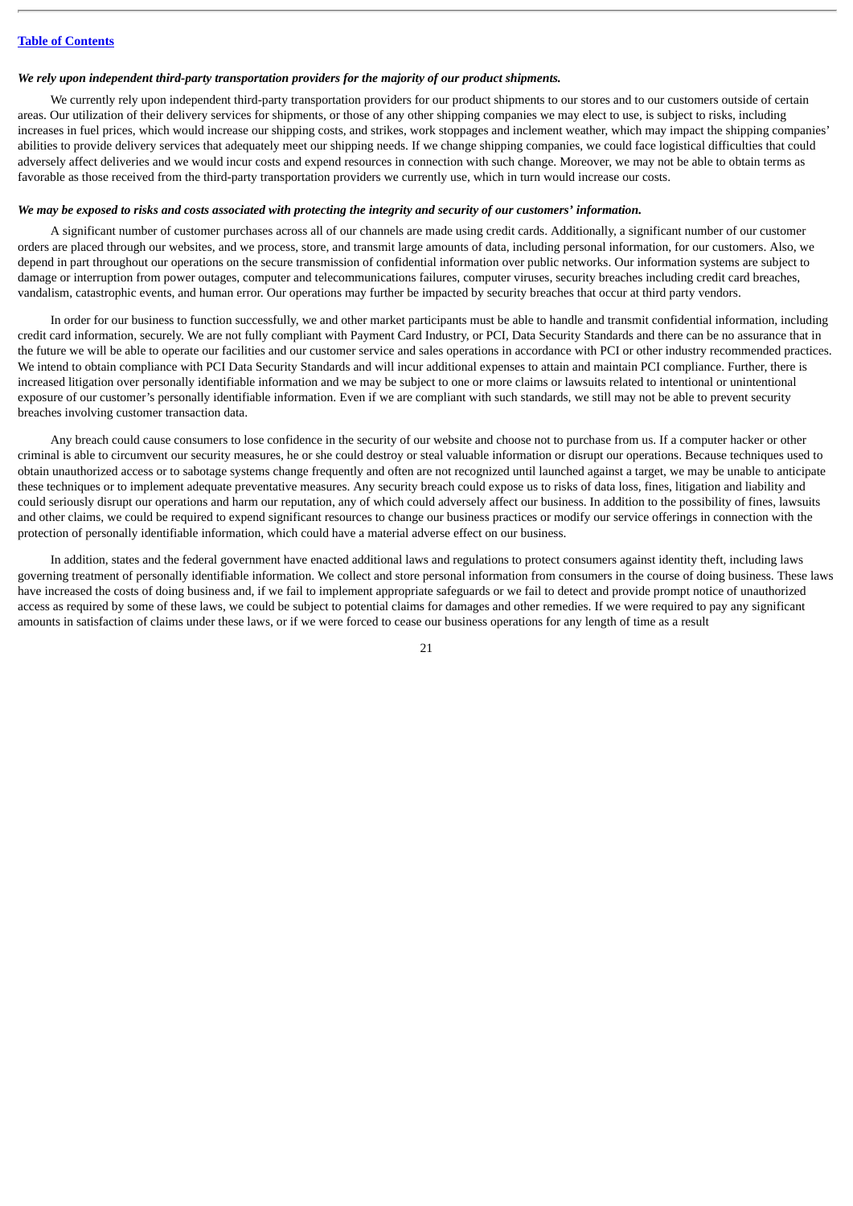*We rely upon independent third-party transportation providers for the majority of our product shipments.*

We currently rely upon independent third-party transportation providers for our product shipments to our stores and to our customers outside of certain areas. Our utilization of their delivery services for shipments, or those of any other shipping companies we may elect to use, is subject to risks, including increases in fuel prices, which would increase our shipping costs, and strikes, work stoppages and inclement weather, which may impact the shipping companies' abilities to provide delivery services that adequately meet our shipping needs. If we change shipping companies, we could face logistical difficulties that could adversely affect deliveries and we would incur costs and expend resources in connection with such change. Moreover, we may not be able to obtain terms as favorable as those received from the third-party transportation providers we currently use, which in turn would increase our costs.

*We may be exposed to risks and costs associated with protecting the integrity and security of our customers' information.*

A significant number of customer purchases across all of our channels are made using credit cards. Additionally, a significant number of our customer orders are placed through our websites, and we process, store, and transmit large amounts of data, including personal information, for our customers. Also, we depend in part throughout our operations on the secure transmission of confidential information over public networks. Our information systems are subject to damage or interruption from power outages, computer and telecommunications failures, computer viruses, security breaches including credit card breaches, vandalism, catastrophic events, and human error. Our operations may further be impacted by security breaches that occur at third party vendors.

In order for our business to function successfully, we and other market participants must be able to handle and transmit confidential information, including credit card information, securely. We are not fully compliant with Payment Card Industry, or PCI, Data Security Standards and there can be no assurance that in the future we will be able to operate our facilities and our customer service and sales operations in accordance with PCI or other industry recommended practices. We intend to obtain compliance with PCI Data Security Standards and will incur additional expenses to attain and maintain PCI compliance. Further, there is increased litigation over personally identifiable information and we may be subject to one or more claims or lawsuits related to intentional or unintentional exposure of our customer's personally identifiable information. Even if we are compliant with such standards, we still may not be able to prevent security breaches involving customer transaction data.

Any breach could cause consumers to lose confidence in the security of our website and choose not to purchase from us. If a computer hacker or other criminal is able to circumvent our security measures, he or she could destroy or steal valuable information or disrupt our operations. Because techniques used to obtain unauthorized access or to sabotage systems change frequently and often are not recognized until launched against a target, we may be unable to anticipate these techniques or to implement adequate preventative measures. Any security breach could expose us to risks of data loss, fines, litigation and liability and could seriously disrupt our operations and harm our reputation, any of which could adversely affect our business. In addition to the possibility of fines, lawsuits and other claims, we could be required to expend significant resources to change our business practices or modify our service offerings in connection with the protection of personally identifiable information, which could have a material adverse effect on our business.

In addition, states and the federal government have enacted additional laws and regulations to protect consumers against identity theft, including laws governing treatment of personally identifiable information. We collect and store personal information from consumers in the course of doing business. These laws have increased the costs of doing business and, if we fail to implement appropriate safeguards or we fail to detect and provide prompt notice of unauthorized access as required by some of these laws, we could be subject to potential claims for damages and other remedies. If we were required to pay any significant amounts in satisfaction of claims under these laws, or if we were forced to cease our business operations for any length of time as a result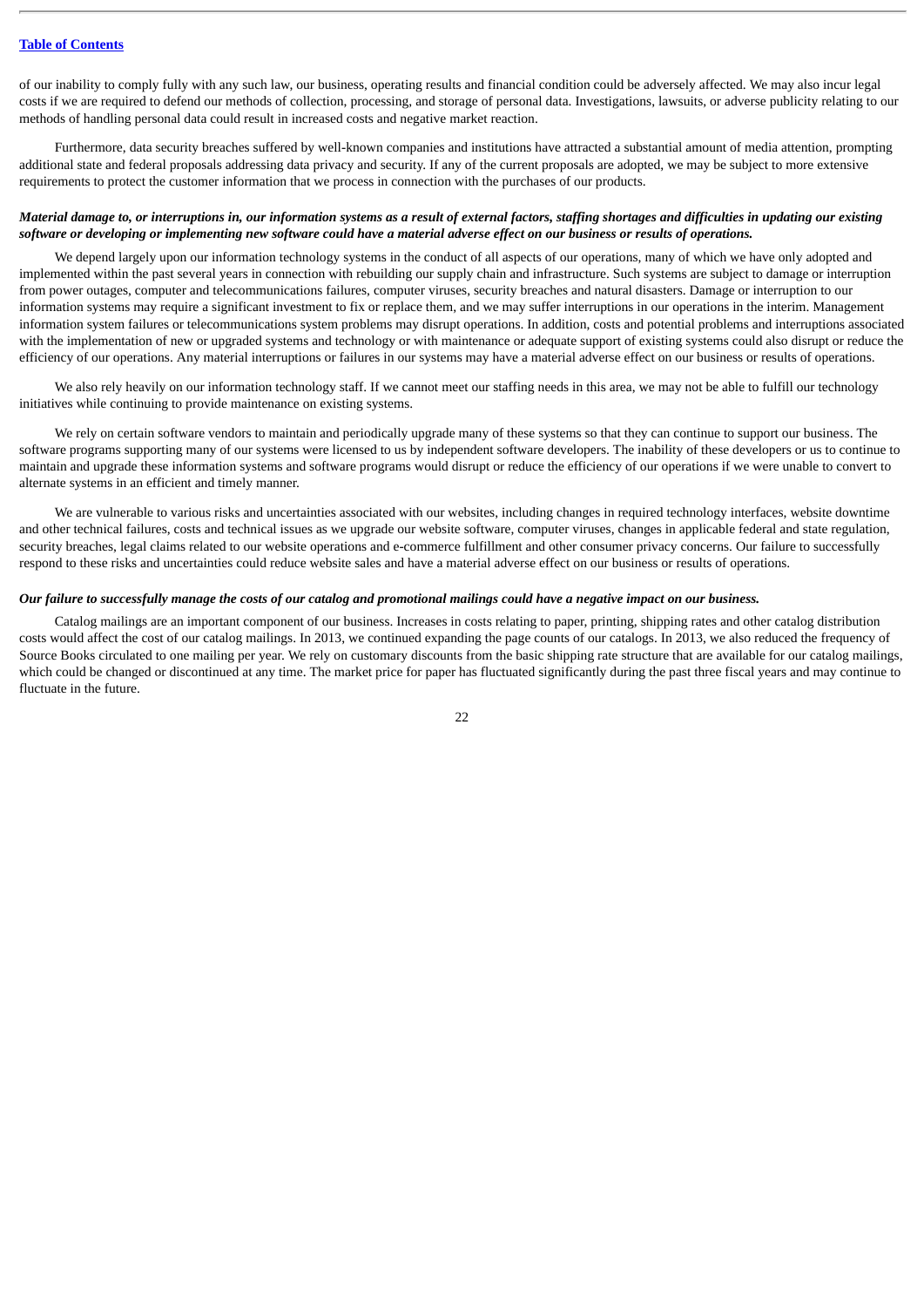of our inability to comply fully with any such law, our business, operating results and financial condition could be adversely affected. We may also incur legal costs if we are required to defend our methods of collection, processing, and storage of personal data. Investigations, lawsuits, or adverse publicity relating to our methods of handling personal data could result in increased costs and negative market reaction.

Furthermore, data security breaches suffered by well-known companies and institutions have attracted a substantial amount of media attention, prompting additional state and federal proposals addressing data privacy and security. If any of the current proposals are adopted, we may be subject to more extensive requirements to protect the customer information that we process in connection with the purchases of our products.

***Material damage to, or interruptions in, our information systems as a result of external factors, staffing shortages and difficulties in updating our existing software or developing or implementing new software could have a material adverse effect on our business or results of operations.***

We depend largely upon our information technology systems in the conduct of all aspects of our operations, many of which we have only adopted and implemented within the past several years in connection with rebuilding our supply chain and infrastructure. Such systems are subject to damage or interruption from power outages, computer and telecommunications failures, computer viruses, security breaches and natural disasters. Damage or interruption to our information systems may require a significant investment to fix or replace them, and we may suffer interruptions in our operations in the interim. Management information system failures or telecommunications system problems may disrupt operations. In addition, costs and potential problems and interruptions associated with the implementation of new or upgraded systems and technology or with maintenance or adequate support of existing systems could also disrupt or reduce the efficiency of our operations. Any material interruptions or failures in our systems may have a material adverse effect on our business or results of operations.

We also rely heavily on our information technology staff. If we cannot meet our staffing needs in this area, we may not be able to fulfill our technology initiatives while continuing to provide maintenance on existing systems.

We rely on certain software vendors to maintain and periodically upgrade many of these systems so that they can continue to support our business. The software programs supporting many of our systems were licensed to us by independent software developers. The inability of these developers or us to continue to maintain and upgrade these information systems and software programs would disrupt or reduce the efficiency of our operations if we were unable to convert to alternate systems in an efficient and timely manner.

We are vulnerable to various risks and uncertainties associated with our websites, including changes in required technology interfaces, website downtime and other technical failures, costs and technical issues as we upgrade our website software, computer viruses, changes in applicable federal and state regulation, security breaches, legal claims related to our website operations and e-commerce fulfillment and other consumer privacy concerns. Our failure to successfully respond to these risks and uncertainties could reduce website sales and have a material adverse effect on our business or results of operations.

***Our failure to successfully manage the costs of our catalog and promotional mailings could have a negative impact on our business.***

Catalog mailings are an important component of our business. Increases in costs relating to paper, printing, shipping rates and other catalog distribution costs would affect the cost of our catalog mailings. In 2013, we continued expanding the page counts of our catalogs. In 2013, we also reduced the frequency of Source Books circulated to one mailing per year. We rely on customary discounts from the basic shipping rate structure that are available for our catalog mailings, which could be changed or discontinued at any time. The market price for paper has fluctuated significantly during the past three fiscal years and may continue to fluctuate in the future.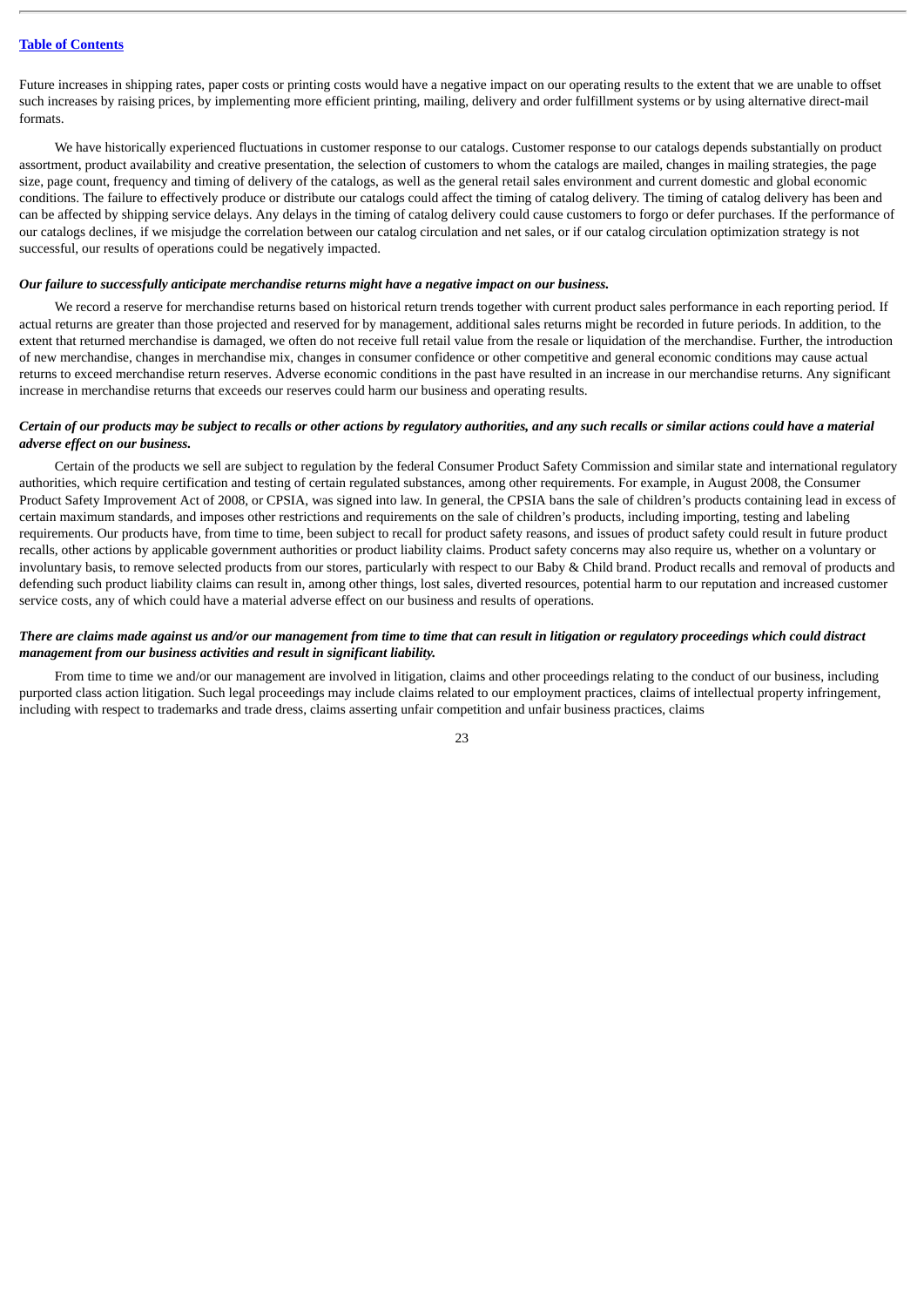Future increases in shipping rates, paper costs or printing costs would have a negative impact on our operating results to the extent that we are unable to offset such increases by raising prices, by implementing more efficient printing, mailing, delivery and order fulfillment systems or by using alternative direct-mail formats.

We have historically experienced fluctuations in customer response to our catalogs. Customer response to our catalogs depends substantially on product assortment, product availability and creative presentation, the selection of customers to whom the catalogs are mailed, changes in mailing strategies, the page size, page count, frequency and timing of delivery of the catalogs, as well as the general retail sales environment and current domestic and global economic conditions. The failure to effectively produce or distribute our catalogs could affect the timing of catalog delivery. The timing of catalog delivery has been and can be affected by shipping service delays. Any delays in the timing of catalog delivery could cause customers to forgo or defer purchases. If the performance of our catalogs declines, if we misjudge the correlation between our catalog circulation and net sales, or if our catalog circulation optimization strategy is not successful, our results of operations could be negatively impacted.

***Our failure to successfully anticipate merchandise returns might have a negative impact on our business.***

We record a reserve for merchandise returns based on historical return trends together with current product sales performance in each reporting period. If actual returns are greater than those projected and reserved for by management, additional sales returns might be recorded in future periods. In addition, to the extent that returned merchandise is damaged, we often do not receive full retail value from the resale or liquidation of the merchandise. Further, the introduction of new merchandise, changes in merchandise mix, changes in consumer confidence or other competitive and general economic conditions may cause actual returns to exceed merchandise return reserves. Adverse economic conditions in the past have resulted in an increase in our merchandise returns. Any significant increase in merchandise returns that exceeds our reserves could harm our business and operating results.

***Certain of our products may be subject to recalls or other actions by regulatory authorities, and any such recalls or similar actions could have a material adverse effect on our business.***

Certain of the products we sell are subject to regulation by the federal Consumer Product Safety Commission and similar state and international regulatory authorities, which require certification and testing of certain regulated substances, among other requirements. For example, in August 2008, the Consumer Product Safety Improvement Act of 2008, or CPSIA, was signed into law. In general, the CPSIA bans the sale of children's products containing lead in excess of certain maximum standards, and imposes other restrictions and requirements on the sale of children's products, including importing, testing and labeling requirements. Our products have, from time to time, been subject to recall for product safety reasons, and issues of product safety could result in future product recalls, other actions by applicable government authorities or product liability claims. Product safety concerns may also require us, whether on a voluntary or involuntary basis, to remove selected products from our stores, particularly with respect to our Baby & Child brand. Product recalls and removal of products and defending such product liability claims can result in, among other things, lost sales, diverted resources, potential harm to our reputation and increased customer service costs, any of which could have a material adverse effect on our business and results of operations.

***There are claims made against us and/or our management from time to time that can result in litigation or regulatory proceedings which could distract management from our business activities and result in significant liability.***

From time to time we and/or our management are involved in litigation, claims and other proceedings relating to the conduct of our business, including purported class action litigation. Such legal proceedings may include claims related to our employment practices, claims of intellectual property infringement, including with respect to trademarks and trade dress, claims asserting unfair competition and unfair business practices, claims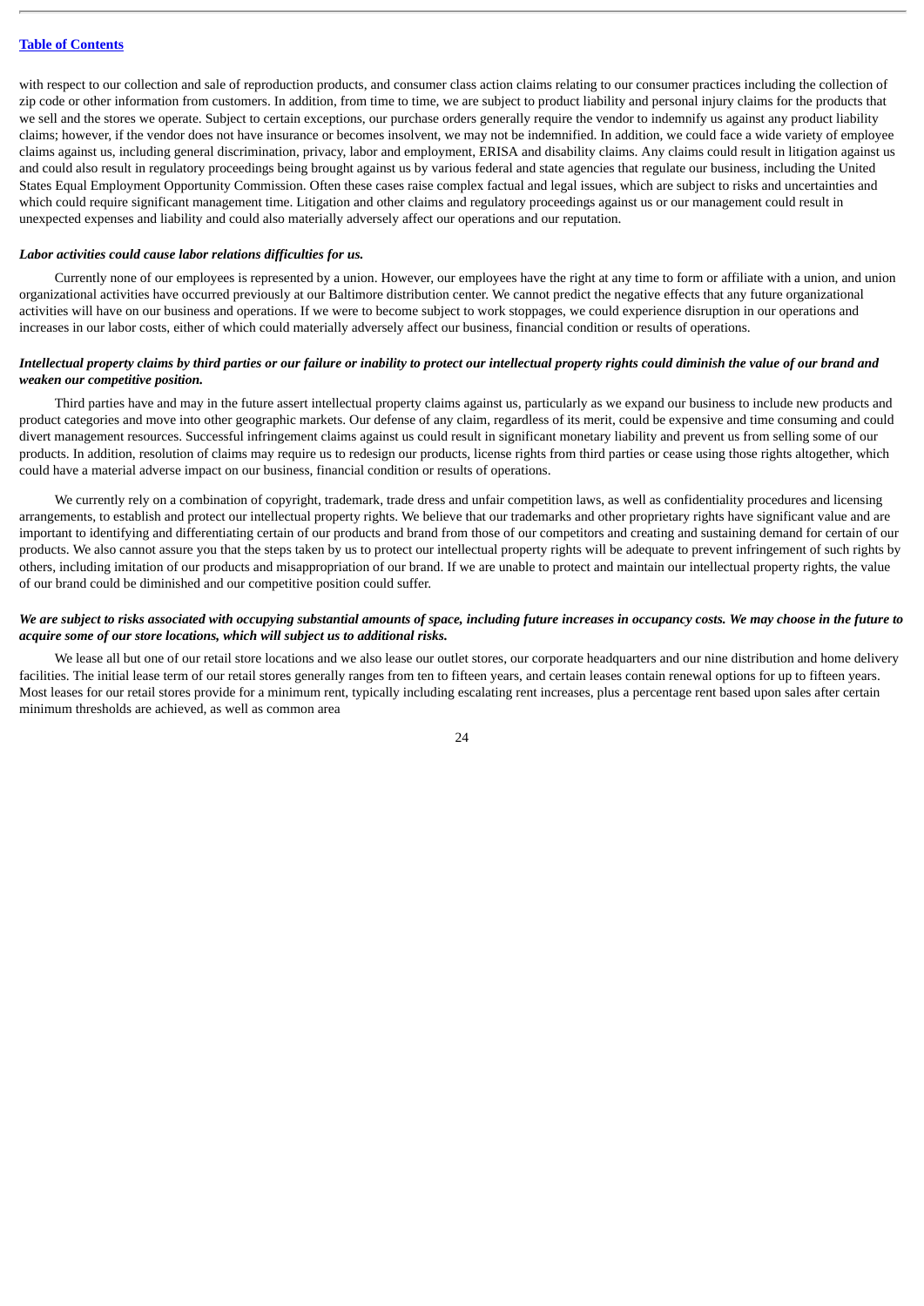with respect to our collection and sale of reproduction products, and consumer class action claims relating to our consumer practices including the collection of zip code or other information from customers. In addition, from time to time, we are subject to product liability and personal injury claims for the products that we sell and the stores we operate. Subject to certain exceptions, our purchase orders generally require the vendor to indemnify us against any product liability claims; however, if the vendor does not have insurance or becomes insolvent, we may not be indemnified. In addition, we could face a wide variety of employee claims against us, including general discrimination, privacy, labor and employment, ERISA and disability claims. Any claims could result in litigation against us and could also result in regulatory proceedings being brought against us by various federal and state agencies that regulate our business, including the United States Equal Employment Opportunity Commission. Often these cases raise complex factual and legal issues, which are subject to risks and uncertainties and which could require significant management time. Litigation and other claims and regulatory proceedings against us or our management could result in unexpected expenses and liability and could also materially adversely affect our operations and our reputation.

***Labor activities could cause labor relations difficulties for us.***

Currently none of our employees is represented by a union. However, our employees have the right at any time to form or affiliate with a union, and union organizational activities have occurred previously at our Baltimore distribution center. We cannot predict the negative effects that any future organizational activities will have on our business and operations. If we were to become subject to work stoppages, we could experience disruption in our operations and increases in our labor costs, either of which could materially adversely affect our business, financial condition or results of operations.

***Intellectual property claims by third parties or our failure or inability to protect our intellectual property rights could diminish the value of our brand and weaken our competitive position.***

Third parties have and may in the future assert intellectual property claims against us, particularly as we expand our business to include new products and product categories and move into other geographic markets. Our defense of any claim, regardless of its merit, could be expensive and time consuming and could divert management resources. Successful infringement claims against us could result in significant monetary liability and prevent us from selling some of our products. In addition, resolution of claims may require us to redesign our products, license rights from third parties or cease using those rights altogether, which could have a material adverse impact on our business, financial condition or results of operations.

We currently rely on a combination of copyright, trademark, trade dress and unfair competition laws, as well as confidentiality procedures and licensing arrangements, to establish and protect our intellectual property rights. We believe that our trademarks and other proprietary rights have significant value and are important to identifying and differentiating certain of our products and brand from those of our competitors and creating and sustaining demand for certain of our products. We also cannot assure you that the steps taken by us to protect our intellectual property rights will be adequate to prevent infringement of such rights by others, including imitation of our products and misappropriation of our brand. If we are unable to protect and maintain our intellectual property rights, the value of our brand could be diminished and our competitive position could suffer.

***We are subject to risks associated with occupying substantial amounts of space, including future increases in occupancy costs. We may choose in the future to acquire some of our store locations, which will subject us to additional risks.***

We lease all but one of our retail store locations and we also lease our outlet stores, our corporate headquarters and our nine distribution and home delivery facilities. The initial lease term of our retail stores generally ranges from ten to fifteen years, and certain leases contain renewal options for up to fifteen years. Most leases for our retail stores provide for a minimum rent, typically including escalating rent increases, plus a percentage rent based upon sales after certain minimum thresholds are achieved, as well as common area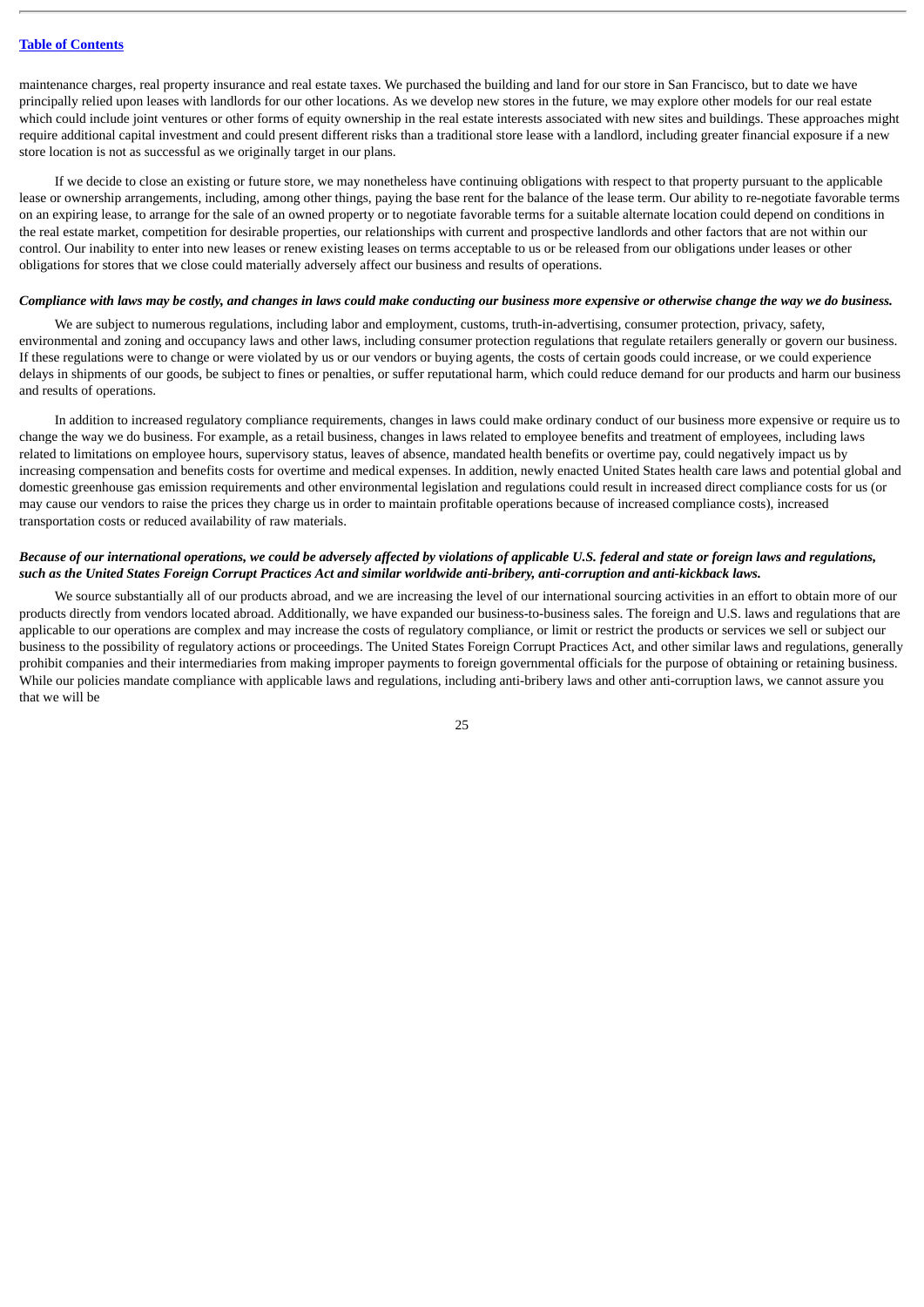maintenance charges, real property insurance and real estate taxes. We purchased the building and land for our store in San Francisco, but to date we have principally relied upon leases with landlords for our other locations. As we develop new stores in the future, we may explore other models for our real estate which could include joint ventures or other forms of equity ownership in the real estate interests associated with new sites and buildings. These approaches might require additional capital investment and could present different risks than a traditional store lease with a landlord, including greater financial exposure if a new store location is not as successful as we originally target in our plans.

If we decide to close an existing or future store, we may nonetheless have continuing obligations with respect to that property pursuant to the applicable lease or ownership arrangements, including, among other things, paying the base rent for the balance of the lease term. Our ability to re-negotiate favorable terms on an expiring lease, to arrange for the sale of an owned property or to negotiate favorable terms for a suitable alternate location could depend on conditions in the real estate market, competition for desirable properties, our relationships with current and prospective landlords and other factors that are not within our control. Our inability to enter into new leases or renew existing leases on terms acceptable to us or be released from our obligations under leases or other obligations for stores that we close could materially adversely affect our business and results of operations.

***Compliance with laws may be costly, and changes in laws could make conducting our business more expensive or otherwise change the way we do business.***

We are subject to numerous regulations, including labor and employment, customs, truth-in-advertising, consumer protection, privacy, safety, environmental and zoning and occupancy laws and other laws, including consumer protection regulations that regulate retailers generally or govern our business. If these regulations were to change or were violated by us or our vendors or buying agents, the costs of certain goods could increase, or we could experience delays in shipments of our goods, be subject to fines or penalties, or suffer reputational harm, which could reduce demand for our products and harm our business and results of operations.

In addition to increased regulatory compliance requirements, changes in laws could make ordinary conduct of our business more expensive or require us to change the way we do business. For example, as a retail business, changes in laws related to employee benefits and treatment of employees, including laws related to limitations on employee hours, supervisory status, leaves of absence, mandated health benefits or overtime pay, could negatively impact us by increasing compensation and benefits costs for overtime and medical expenses. In addition, newly enacted United States health care laws and potential global and domestic greenhouse gas emission requirements and other environmental legislation and regulations could result in increased direct compliance costs for us (or may cause our vendors to raise the prices they charge us in order to maintain profitable operations because of increased compliance costs), increased transportation costs or reduced availability of raw materials.

***Because of our international operations, we could be adversely affected by violations of applicable U.S. federal and state or foreign laws and regulations, such as the United States Foreign Corrupt Practices Act and similar worldwide anti-bribery, anti-corruption and anti-kickback laws.***

We source substantially all of our products abroad, and we are increasing the level of our international sourcing activities in an effort to obtain more of our products directly from vendors located abroad. Additionally, we have expanded our business-to-business sales. The foreign and U.S. laws and regulations that are applicable to our operations are complex and may increase the costs of regulatory compliance, or limit or restrict the products or services we sell or subject our business to the possibility of regulatory actions or proceedings. The United States Foreign Corrupt Practices Act, and other similar laws and regulations, generally prohibit companies and their intermediaries from making improper payments to foreign governmental officials for the purpose of obtaining or retaining business. While our policies mandate compliance with applicable laws and regulations, including anti-bribery laws and other anti-corruption laws, we cannot assure you that we will be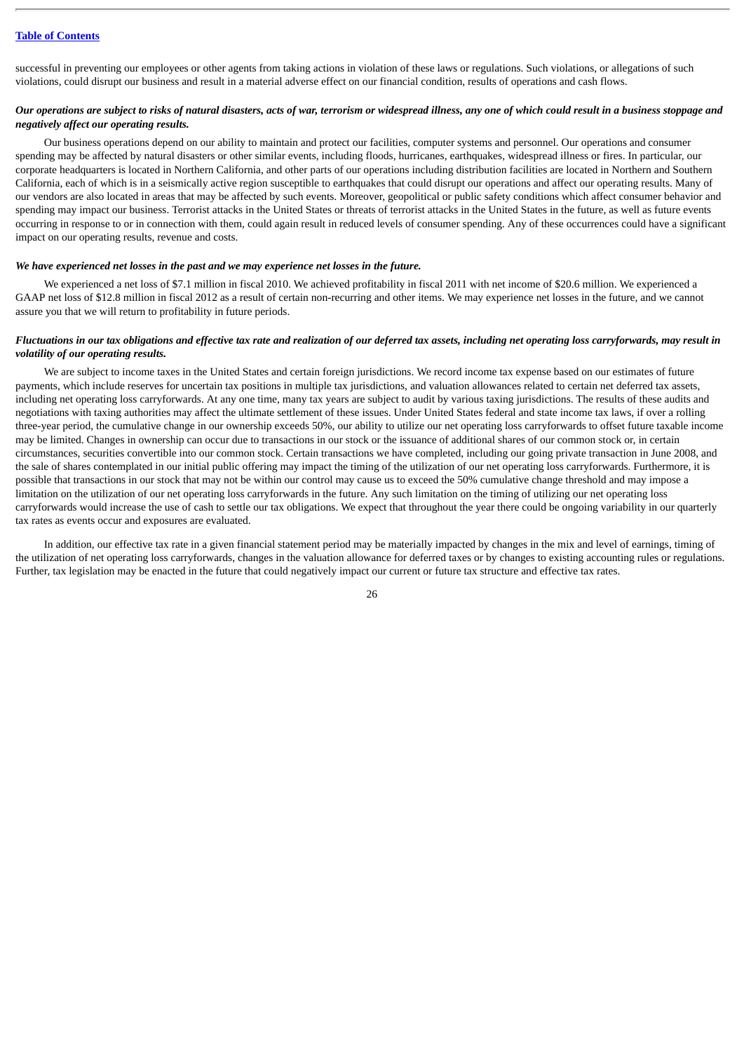successful in preventing our employees or other agents from taking actions in violation of these laws or regulations. Such violations, or allegations of such violations, could disrupt our business and result in a material adverse effect on our financial condition, results of operations and cash flows.

***Our operations are subject to risks of natural disasters, acts of war, terrorism or widespread illness, any one of which could result in a business stoppage and negatively affect our operating results.***

Our business operations depend on our ability to maintain and protect our facilities, computer systems and personnel. Our operations and consumer spending may be affected by natural disasters or other similar events, including floods, hurricanes, earthquakes, widespread illness or fires. In particular, our corporate headquarters is located in Northern California, and other parts of our operations including distribution facilities are located in Northern and Southern California, each of which is in a seismically active region susceptible to earthquakes that could disrupt our operations and affect our operating results. Many of our vendors are also located in areas that may be affected by such events. Moreover, geopolitical or public safety conditions which affect consumer behavior and spending may impact our business. Terrorist attacks in the United States or threats of terrorist attacks in the United States in the future, as well as future events occurring in response to or in connection with them, could again result in reduced levels of consumer spending. Any of these occurrences could have a significant impact on our operating results, revenue and costs.

***We have experienced net losses in the past and we may experience net losses in the future.***

We experienced a net loss of $7.1 million in fiscal 2010. We achieved profitability in fiscal 2011 with net income of $20.6 million. We experienced a GAAP net loss of $12.8 million in fiscal 2012 as a result of certain non-recurring and other items. We may experience net losses in the future, and we cannot assure you that we will return to profitability in future periods.

***Fluctuations in our tax obligations and effective tax rate and realization of our deferred tax assets, including net operating loss carryforwards, may result in volatility of our operating results.***

We are subject to income taxes in the United States and certain foreign jurisdictions. We record income tax expense based on our estimates of future payments, which include reserves for uncertain tax positions in multiple tax jurisdictions, and valuation allowances related to certain net deferred tax assets, including net operating loss carryforwards. At any one time, many tax years are subject to audit by various taxing jurisdictions. The results of these audits and negotiations with taxing authorities may affect the ultimate settlement of these issues. Under United States federal and state income tax laws, if over a rolling three-year period, the cumulative change in our ownership exceeds 50%, our ability to utilize our net operating loss carryforwards to offset future taxable income may be limited. Changes in ownership can occur due to transactions in our stock or the issuance of additional shares of our common stock or, in certain circumstances, securities convertible into our common stock. Certain transactions we have completed, including our going private transaction in June 2008, and the sale of shares contemplated in our initial public offering may impact the timing of the utilization of our net operating loss carryforwards. Furthermore, it is possible that transactions in our stock that may not be within our control may cause us to exceed the 50% cumulative change threshold and may impose a limitation on the utilization of our net operating loss carryforwards in the future. Any such limitation on the timing of utilizing our net operating loss carryforwards would increase the use of cash to settle our tax obligations. We expect that throughout the year there could be ongoing variability in our quarterly tax rates as events occur and exposures are evaluated.

In addition, our effective tax rate in a given financial statement period may be materially impacted by changes in the mix and level of earnings, timing of the utilization of net operating loss carryforwards, changes in the valuation allowance for deferred taxes or by changes to existing accounting rules or regulations. Further, tax legislation may be enacted in the future that could negatively impact our current or future tax structure and effective tax rates.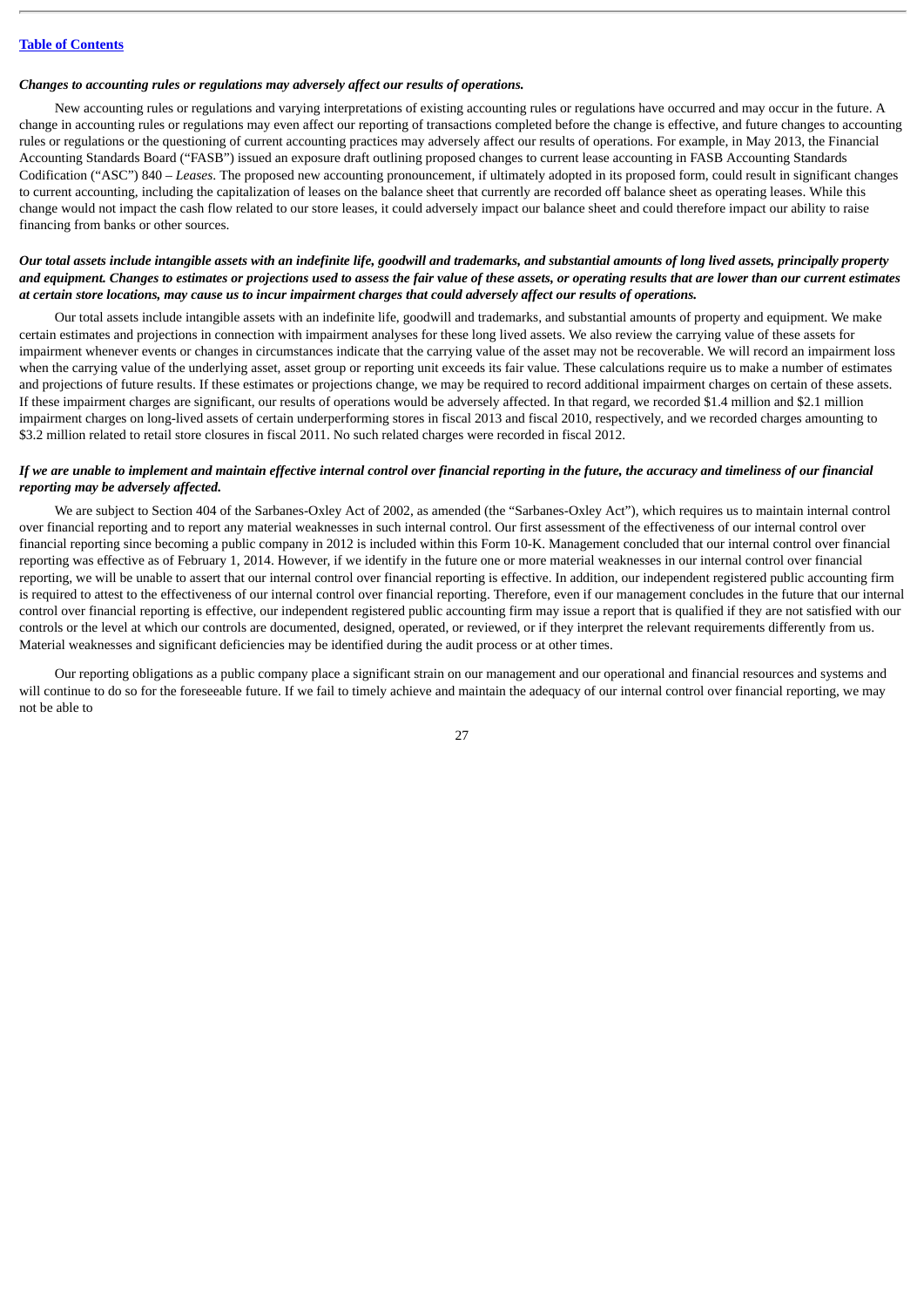***Changes to accounting rules or regulations may adversely affect our results of operations.***

New accounting rules or regulations and varying interpretations of existing accounting rules or regulations have occurred and may occur in the future. A change in accounting rules or regulations may even affect our reporting of transactions completed before the change is effective, and future changes to accounting rules or regulations or the questioning of current accounting practices may adversely affect our results of operations. For example, in May 2013, the Financial Accounting Standards Board ("FASB") issued an exposure draft outlining proposed changes to current lease accounting in FASB Accounting Standards Codification ("ASC") 840 – *Leases*. The proposed new accounting pronouncement, if ultimately adopted in its proposed form, could result in significant changes to current accounting, including the capitalization of leases on the balance sheet that currently are recorded off balance sheet as operating leases. While this change would not impact the cash flow related to our store leases, it could adversely impact our balance sheet and could therefore impact our ability to raise financing from banks or other sources.

***Our total assets include intangible assets with an indefinite life, goodwill and trademarks, and substantial amounts of long lived assets, principally property and equipment. Changes to estimates or projections used to assess the fair value of these assets, or operating results that are lower than our current estimates at certain store locations, may cause us to incur impairment charges that could adversely affect our results of operations.***

Our total assets include intangible assets with an indefinite life, goodwill and trademarks, and substantial amounts of property and equipment. We make certain estimates and projections in connection with impairment analyses for these long lived assets. We also review the carrying value of these assets for impairment whenever events or changes in circumstances indicate that the carrying value of the asset may not be recoverable. We will record an impairment loss when the carrying value of the underlying asset, asset group or reporting unit exceeds its fair value. These calculations require us to make a number of estimates and projections of future results. If these estimates or projections change, we may be required to record additional impairment charges on certain of these assets. If these impairment charges are significant, our results of operations would be adversely affected. In that regard, we recorded \$1.4 million and \$2.1 million impairment charges on long-lived assets of certain underperforming stores in fiscal 2013 and fiscal 2010, respectively, and we recorded charges amounting to \$3.2 million related to retail store closures in fiscal 2011. No such related charges were recorded in fiscal 2012.

***If we are unable to implement and maintain effective internal control over financial reporting in the future, the accuracy and timeliness of our financial reporting may be adversely affected.***

We are subject to Section 404 of the Sarbanes-Oxley Act of 2002, as amended (the "Sarbanes-Oxley Act"), which requires us to maintain internal control over financial reporting and to report any material weaknesses in such internal control. Our first assessment of the effectiveness of our internal control over financial reporting since becoming a public company in 2012 is included within this Form 10-K. Management concluded that our internal control over financial reporting was effective as of February 1, 2014. However, if we identify in the future one or more material weaknesses in our internal control over financial reporting, we will be unable to assert that our internal control over financial reporting is effective. In addition, our independent registered public accounting firm is required to attest to the effectiveness of our internal control over financial reporting. Therefore, even if our management concludes in the future that our internal control over financial reporting is effective, our independent registered public accounting firm may issue a report that is qualified if they are not satisfied with our controls or the level at which our controls are documented, designed, operated, or reviewed, or if they interpret the relevant requirements differently from us. Material weaknesses and significant deficiencies may be identified during the audit process or at other times.

Our reporting obligations as a public company place a significant strain on our management and our operational and financial resources and systems and will continue to do so for the foreseeable future. If we fail to timely achieve and maintain the adequacy of our internal control over financial reporting, we may not be able to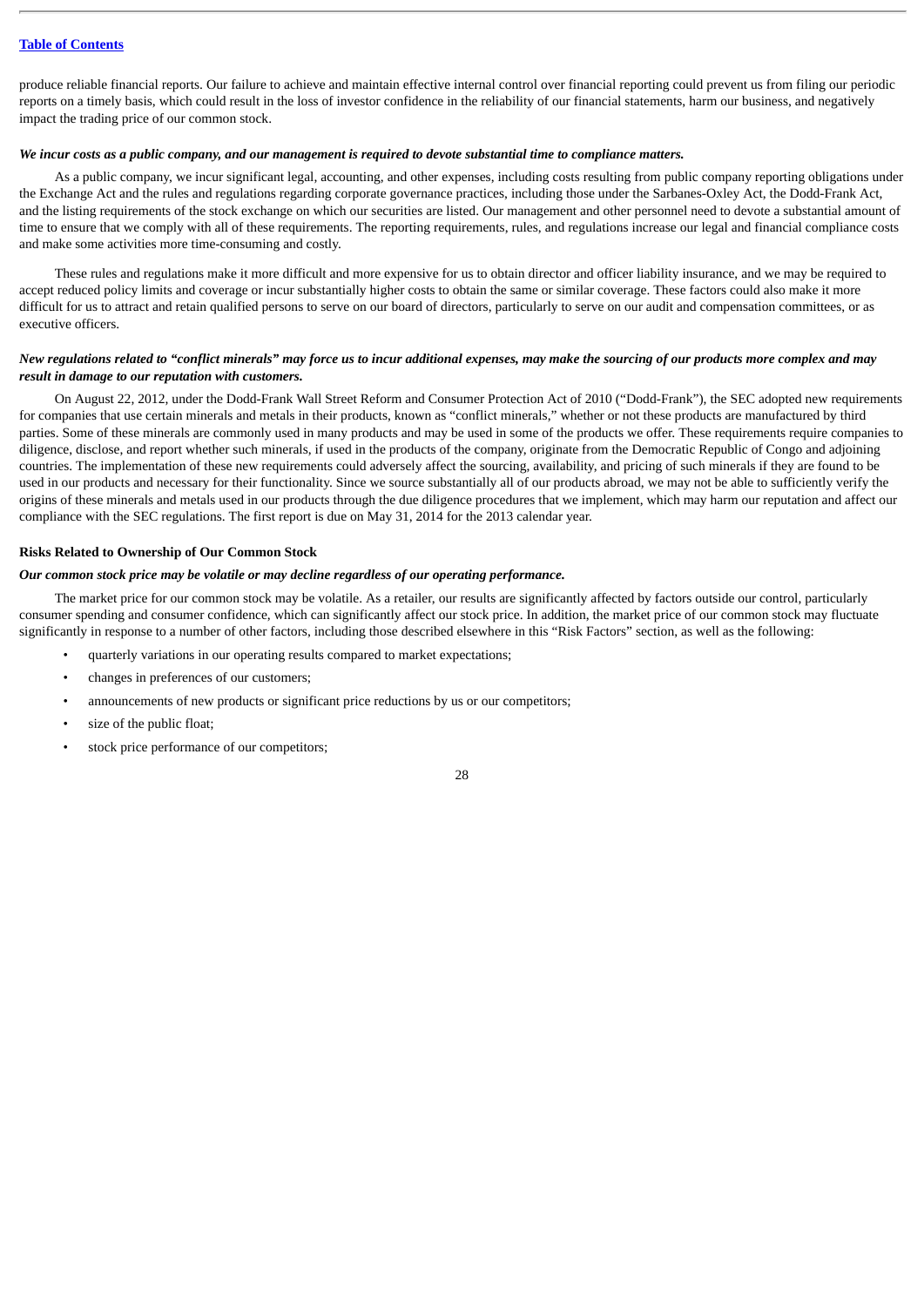produce reliable financial reports. Our failure to achieve and maintain effective internal control over financial reporting could prevent us from filing our periodic reports on a timely basis, which could result in the loss of investor confidence in the reliability of our financial statements, harm our business, and negatively impact the trading price of our common stock.

***We incur costs as a public company, and our management is required to devote substantial time to compliance matters.***

As a public company, we incur significant legal, accounting, and other expenses, including costs resulting from public company reporting obligations under the Exchange Act and the rules and regulations regarding corporate governance practices, including those under the Sarbanes-Oxley Act, the Dodd-Frank Act, and the listing requirements of the stock exchange on which our securities are listed. Our management and other personnel need to devote a substantial amount of time to ensure that we comply with all of these requirements. The reporting requirements, rules, and regulations increase our legal and financial compliance costs and make some activities more time-consuming and costly.

These rules and regulations make it more difficult and more expensive for us to obtain director and officer liability insurance, and we may be required to accept reduced policy limits and coverage or incur substantially higher costs to obtain the same or similar coverage. These factors could also make it more difficult for us to attract and retain qualified persons to serve on our board of directors, particularly to serve on our audit and compensation committees, or as executive officers.

***New regulations related to "conflict minerals" may force us to incur additional expenses, may make the sourcing of our products more complex and may result in damage to our reputation with customers.***

On August 22, 2012, under the Dodd-Frank Wall Street Reform and Consumer Protection Act of 2010 ("Dodd-Frank"), the SEC adopted new requirements for companies that use certain minerals and metals in their products, known as "conflict minerals," whether or not these products are manufactured by third parties. Some of these minerals are commonly used in many products and may be used in some of the products we offer. These requirements require companies to diligence, disclose, and report whether such minerals, if used in the products of the company, originate from the Democratic Republic of Congo and adjoining countries. The implementation of these new requirements could adversely affect the sourcing, availability, and pricing of such minerals if they are found to be used in our products and necessary for their functionality. Since we source substantially all of our products abroad, we may not be able to sufficiently verify the origins of these minerals and metals used in our products through the due diligence procedures that we implement, which may harm our reputation and affect our compliance with the SEC regulations. The first report is due on May 31, 2014 for the 2013 calendar year.

**Risks Related to Ownership of Our Common Stock**

***Our common stock price may be volatile or may decline regardless of our operating performance.***

The market price for our common stock may be volatile. As a retailer, our results are significantly affected by factors outside our control, particularly consumer spending and consumer confidence, which can significantly affect our stock price. In addition, the market price of our common stock may fluctuate significantly in response to a number of other factors, including those described elsewhere in this "Risk Factors" section, as well as the following:

- quarterly variations in our operating results compared to market expectations;
- changes in preferences of our customers;
- announcements of new products or significant price reductions by us or our competitors;
- size of the public float;
- stock price performance of our competitors;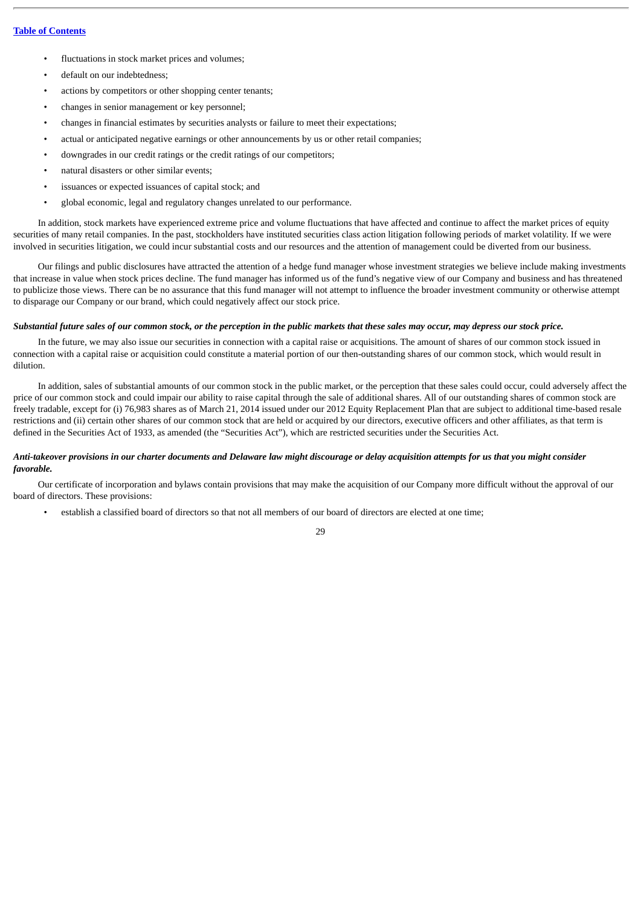- fluctuations in stock market prices and volumes;
- default on our indebtedness;
- actions by competitors or other shopping center tenants;
- changes in senior management or key personnel;
- changes in financial estimates by securities analysts or failure to meet their expectations;
- actual or anticipated negative earnings or other announcements by us or other retail companies;
- downgrades in our credit ratings or the credit ratings of our competitors;
- natural disasters or other similar events;
- issuances or expected issuances of capital stock; and
- global economic, legal and regulatory changes unrelated to our performance.

In addition, stock markets have experienced extreme price and volume fluctuations that have affected and continue to affect the market prices of equity securities of many retail companies. In the past, stockholders have instituted securities class action litigation following periods of market volatility. If we were involved in securities litigation, we could incur substantial costs and our resources and the attention of management could be diverted from our business.

Our filings and public disclosures have attracted the attention of a hedge fund manager whose investment strategies we believe include making investments that increase in value when stock prices decline. The fund manager has informed us of the fund's negative view of our Company and business and has threatened to publicize those views. There can be no assurance that this fund manager will not attempt to influence the broader investment community or otherwise attempt to disparage our Company or our brand, which could negatively affect our stock price.

***Substantial future sales of our common stock, or the perception in the public markets that these sales may occur, may depress our stock price.***

In the future, we may also issue our securities in connection with a capital raise or acquisitions. The amount of shares of our common stock issued in connection with a capital raise or acquisition could constitute a material portion of our then-outstanding shares of our common stock, which would result in dilution.

In addition, sales of substantial amounts of our common stock in the public market, or the perception that these sales could occur, could adversely affect the price of our common stock and could impair our ability to raise capital through the sale of additional shares. All of our outstanding shares of common stock are freely tradable, except for (i) 76,983 shares as of March 21, 2014 issued under our 2012 Equity Replacement Plan that are subject to additional time-based resale restrictions and (ii) certain other shares of our common stock that are held or acquired by our directors, executive officers and other affiliates, as that term is defined in the Securities Act of 1933, as amended (the "Securities Act"), which are restricted securities under the Securities Act.

***Anti-takeover provisions in our charter documents and Delaware law might discourage or delay acquisition attempts for us that you might consider favorable.***

Our certificate of incorporation and bylaws contain provisions that may make the acquisition of our Company more difficult without the approval of our board of directors. These provisions:

- establish a classified board of directors so that not all members of our board of directors are elected at one time;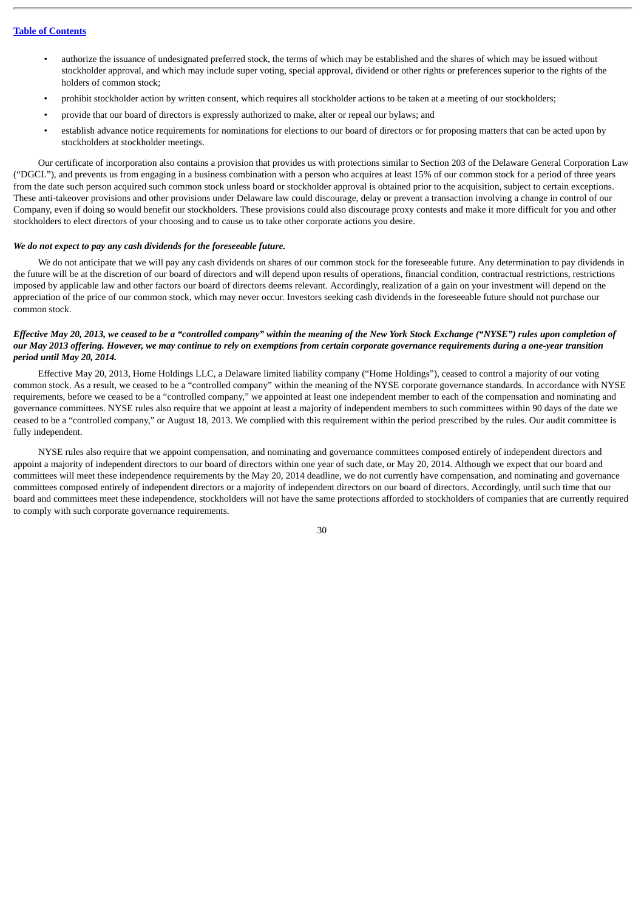- authorize the issuance of undesignated preferred stock, the terms of which may be established and the shares of which may be issued without stockholder approval, and which may include super voting, special approval, dividend or other rights or preferences superior to the rights of the holders of common stock;
- prohibit stockholder action by written consent, which requires all stockholder actions to be taken at a meeting of our stockholders;
- provide that our board of directors is expressly authorized to make, alter or repeal our bylaws; and
- establish advance notice requirements for nominations for elections to our board of directors or for proposing matters that can be acted upon by stockholders at stockholder meetings.

Our certificate of incorporation also contains a provision that provides us with protections similar to Section 203 of the Delaware General Corporation Law ("DGCL"), and prevents us from engaging in a business combination with a person who acquires at least 15% of our common stock for a period of three years from the date such person acquired such common stock unless board or stockholder approval is obtained prior to the acquisition, subject to certain exceptions. These anti-takeover provisions and other provisions under Delaware law could discourage, delay or prevent a transaction involving a change in control of our Company, even if doing so would benefit our stockholders. These provisions could also discourage proxy contests and make it more difficult for you and other stockholders to elect directors of your choosing and to cause us to take other corporate actions you desire.

***We do not expect to pay any cash dividends for the foreseeable future.***

We do not anticipate that we will pay any cash dividends on shares of our common stock for the foreseeable future. Any determination to pay dividends in the future will be at the discretion of our board of directors and will depend upon results of operations, financial condition, contractual restrictions, restrictions imposed by applicable law and other factors our board of directors deems relevant. Accordingly, realization of a gain on your investment will depend on the appreciation of the price of our common stock, which may never occur. Investors seeking cash dividends in the foreseeable future should not purchase our common stock.

***Effective May 20, 2013, we ceased to be a "controlled company" within the meaning of the New York Stock Exchange ("NYSE") rules upon completion of our May 2013 offering. However, we may continue to rely on exemptions from certain corporate governance requirements during a one-year transition period until May 20, 2014.***

Effective May 20, 2013, Home Holdings LLC, a Delaware limited liability company ("Home Holdings"), ceased to control a majority of our voting common stock. As a result, we ceased to be a "controlled company" within the meaning of the NYSE corporate governance standards. In accordance with NYSE requirements, before we ceased to be a "controlled company," we appointed at least one independent member to each of the compensation and nominating and governance committees. NYSE rules also require that we appoint at least a majority of independent members to such committees within 90 days of the date we ceased to be a "controlled company," or August 18, 2013. We complied with this requirement within the period prescribed by the rules. Our audit committee is fully independent.

NYSE rules also require that we appoint compensation, and nominating and governance committees composed entirely of independent directors and appoint a majority of independent directors to our board of directors within one year of such date, or May 20, 2014. Although we expect that our board and committees will meet these independence requirements by the May 20, 2014 deadline, we do not currently have compensation, and nominating and governance committees composed entirely of independent directors or a majority of independent directors on our board of directors. Accordingly, until such time that our board and committees meet these independence, stockholders will not have the same protections afforded to stockholders of companies that are currently required to comply with such corporate governance requirements.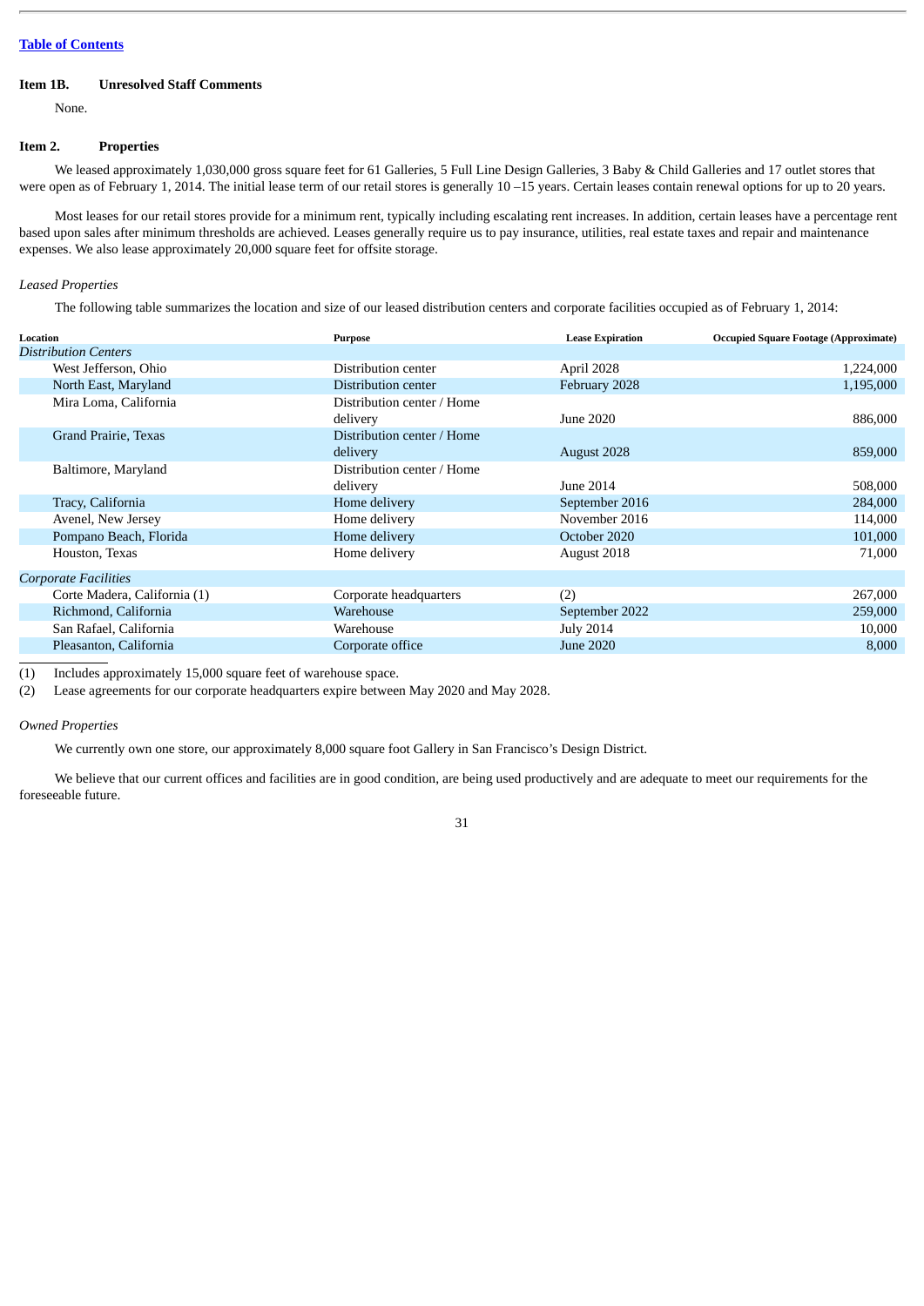[Table of Contents](#)

**Item 1B. Unresolved Staff Comments**

None.

**Item 2. Properties**

We leased approximately 1,030,000 gross square feet for 61 Galleries, 5 Full Line Design Galleries, 3 Baby & Child Galleries and 17 outlet stores that were open as of February 1, 2014. The initial lease term of our retail stores is generally 10 –15 years. Certain leases contain renewal options for up to 20 years.

Most leases for our retail stores provide for a minimum rent, typically including escalating rent increases. In addition, certain leases have a percentage rent based upon sales after minimum thresholds are achieved. Leases generally require us to pay insurance, utilities, real estate taxes and repair and maintenance expenses. We also lease approximately 20,000 square feet for offsite storage.

*Leased Properties*

The following table summarizes the location and size of our leased distribution centers and corporate facilities occupied as of February 1, 2014:

| Location | Purpose | Lease Expiration | Occupied Square Footage (Approximate) |
|---|---|---|---|
| *Distribution Centers* | | | |
| West Jefferson, Ohio | Distribution center | April 2028 | 1,224,000 |
| North East, Maryland | Distribution center | February 2028 | 1,195,000 |
| Mira Loma, California | Distribution center / Home delivery | June 2020 | 886,000 |
| Grand Prairie, Texas | Distribution center / Home delivery | August 2028 | 859,000 |
| Baltimore, Maryland | Distribution center / Home delivery | June 2014 | 508,000 |
| Tracy, California | Home delivery | September 2016 | 284,000 |
| Avenel, New Jersey | Home delivery | November 2016 | 114,000 |
| Pompano Beach, Florida | Home delivery | October 2020 | 101,000 |
| Houston, Texas | Home delivery | August 2018 | 71,000 |
| *Corporate Facilities* | | | |
| Corte Madera, California (1) | Corporate headquarters | (2) | 267,000 |
| Richmond, California | Warehouse | September 2022 | 259,000 |
| San Rafael, California | Warehouse | July 2014 | 10,000 |
| Pleasanton, California | Corporate office | June 2020 | 8,000 |

(1) Includes approximately 15,000 square feet of warehouse space.

(2) Lease agreements for our corporate headquarters expire between May 2020 and May 2028.

*Owned Properties*

We currently own one store, our approximately 8,000 square foot Gallery in San Francisco's Design District.

We believe that our current offices and facilities are in good condition, are being used productively and are adequate to meet our requirements for the foreseeable future.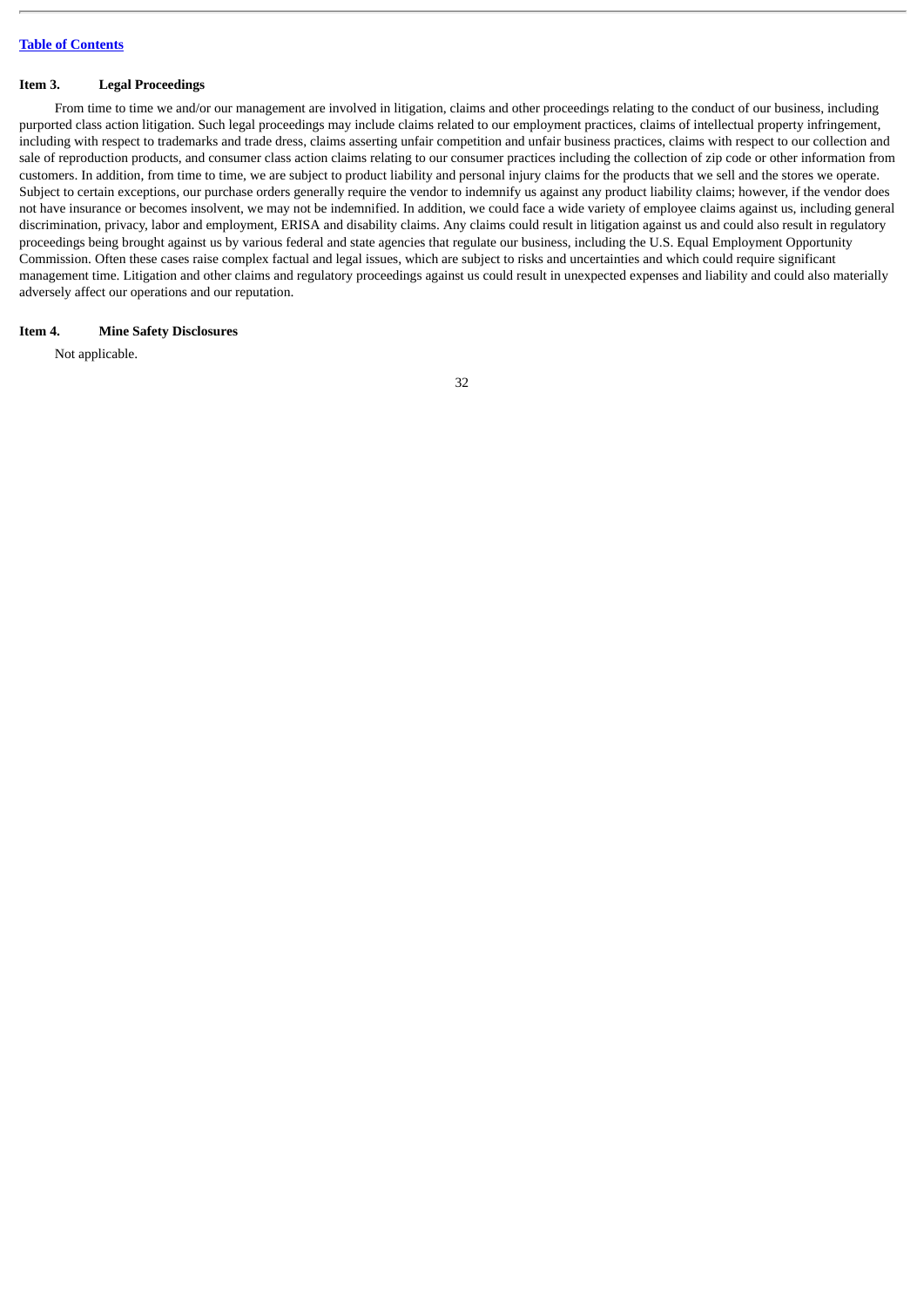## Item 3. Legal Proceedings

From time to time we and/or our management are involved in litigation, claims and other proceedings relating to the conduct of our business, including purported class action litigation. Such legal proceedings may include claims related to our employment practices, claims of intellectual property infringement, including with respect to trademarks and trade dress, claims asserting unfair competition and unfair business practices, claims with respect to our collection and sale of reproduction products, and consumer class action claims relating to our consumer practices including the collection of zip code or other information from customers. In addition, from time to time, we are subject to product liability and personal injury claims for the products that we sell and the stores we operate. Subject to certain exceptions, our purchase orders generally require the vendor to indemnify us against any product liability claims; however, if the vendor does not have insurance or becomes insolvent, we may not be indemnified. In addition, we could face a wide variety of employee claims against us, including general discrimination, privacy, labor and employment, ERISA and disability claims. Any claims could result in litigation against us and could also result in regulatory proceedings being brought against us by various federal and state agencies that regulate our business, including the U.S. Equal Employment Opportunity Commission. Often these cases raise complex factual and legal issues, which are subject to risks and uncertainties and which could require significant management time. Litigation and other claims and regulatory proceedings against us could result in unexpected expenses and liability and could also materially adversely affect our operations and our reputation.

## Item 4. Mine Safety Disclosures

Not applicable.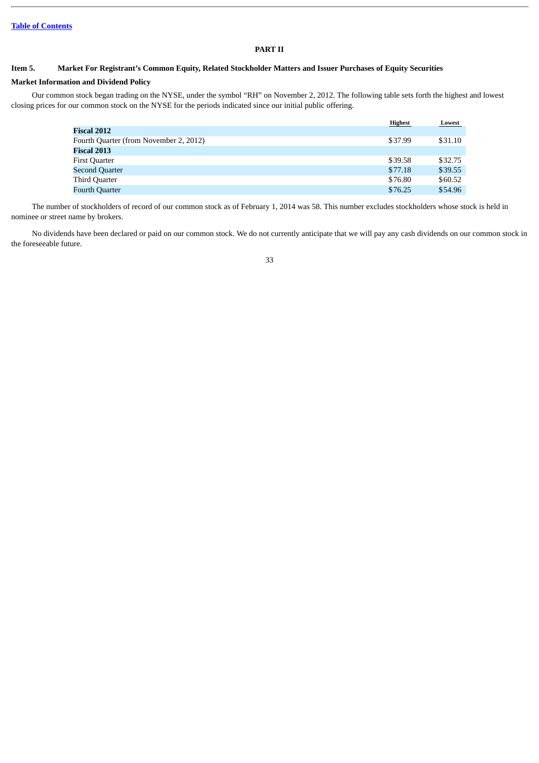## PART II

### Item 5. Market For Registrant's Common Equity, Related Stockholder Matters and Issuer Purchases of Equity Securities

**Market Information and Dividend Policy**

Our common stock began trading on the NYSE, under the symbol "RH" on November 2, 2012. The following table sets forth the highest and lowest closing prices for our common stock on the NYSE for the periods indicated since our initial public offering.

| | Highest | Lowest |
|---|---|---|
| **Fiscal 2012** | | |
| Fourth Quarter (from November 2, 2012) | $37.99 | $31.10 |
| **Fiscal 2013** | | |
| First Quarter | $39.58 | $32.75 |
| Second Quarter | $77.18 | $39.55 |
| Third Quarter | $76.80 | $60.52 |
| Fourth Quarter | $76.25 | $54.96 |

The number of stockholders of record of our common stock as of February 1, 2014 was 58. This number excludes stockholders whose stock is held in nominee or street name by brokers.

No dividends have been declared or paid on our common stock. We do not currently anticipate that we will pay any cash dividends on our common stock in the foreseeable future.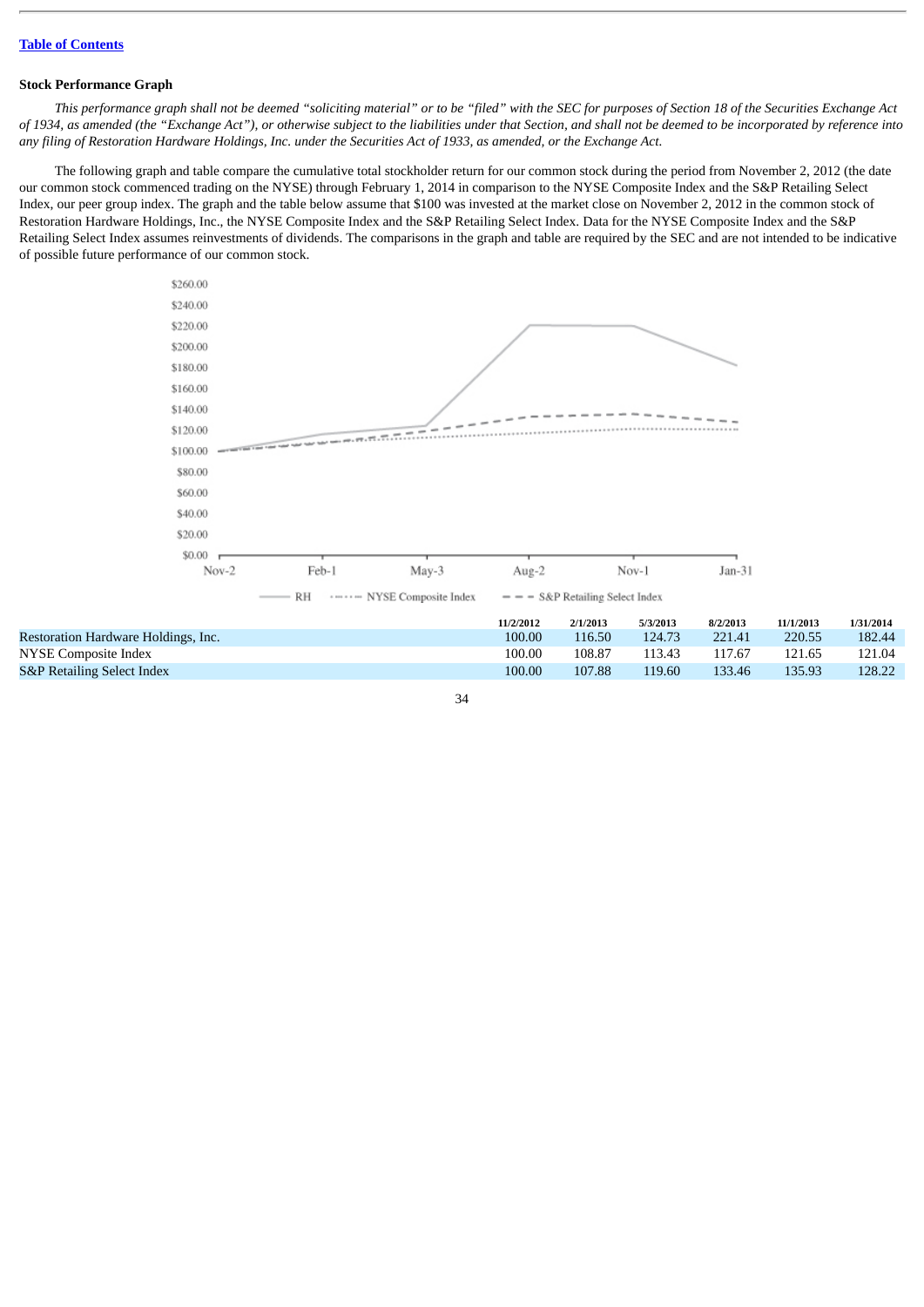[Table of Contents](#)

**Stock Performance Graph**

*This performance graph shall not be deemed "soliciting material" or to be "filed" with the SEC for purposes of Section 18 of the Securities Exchange Act of 1934, as amended (the "Exchange Act"), or otherwise subject to the liabilities under that Section, and shall not be deemed to be incorporated by reference into any filing of Restoration Hardware Holdings, Inc. under the Securities Act of 1933, as amended, or the Exchange Act.*

The following graph and table compare the cumulative total stockholder return for our common stock during the period from November 2, 2012 (the date our common stock commenced trading on the NYSE) through February 1, 2014 in comparison to the NYSE Composite Index and the S&P Retailing Select Index, our peer group index. The graph and the table below assume that $100 was invested at the market close on November 2, 2012 in the common stock of Restoration Hardware Holdings, Inc., the NYSE Composite Index and the S&P Retailing Select Index. Data for the NYSE Composite Index and the S&P Retailing Select Index assumes reinvestments of dividends. The comparisons in the graph and table are required by the SEC and are not intended to be indicative of possible future performance of our common stock.

| | 11/2/2012 | 2/1/2013 | 5/3/2013 | 8/2/2013 | 11/1/2013 | 1/31/2014 |
|---|---|---|---|---|---|---|
| Restoration Hardware Holdings, Inc. | 100.00 | 116.50 | 124.73 | 221.41 | 220.55 | 182.44 |
| NYSE Composite Index | 100.00 | 108.87 | 113.43 | 117.67 | 121.65 | 121.04 |
| S&P Retailing Select Index | 100.00 | 107.88 | 119.60 | 133.46 | 135.93 | 128.22 |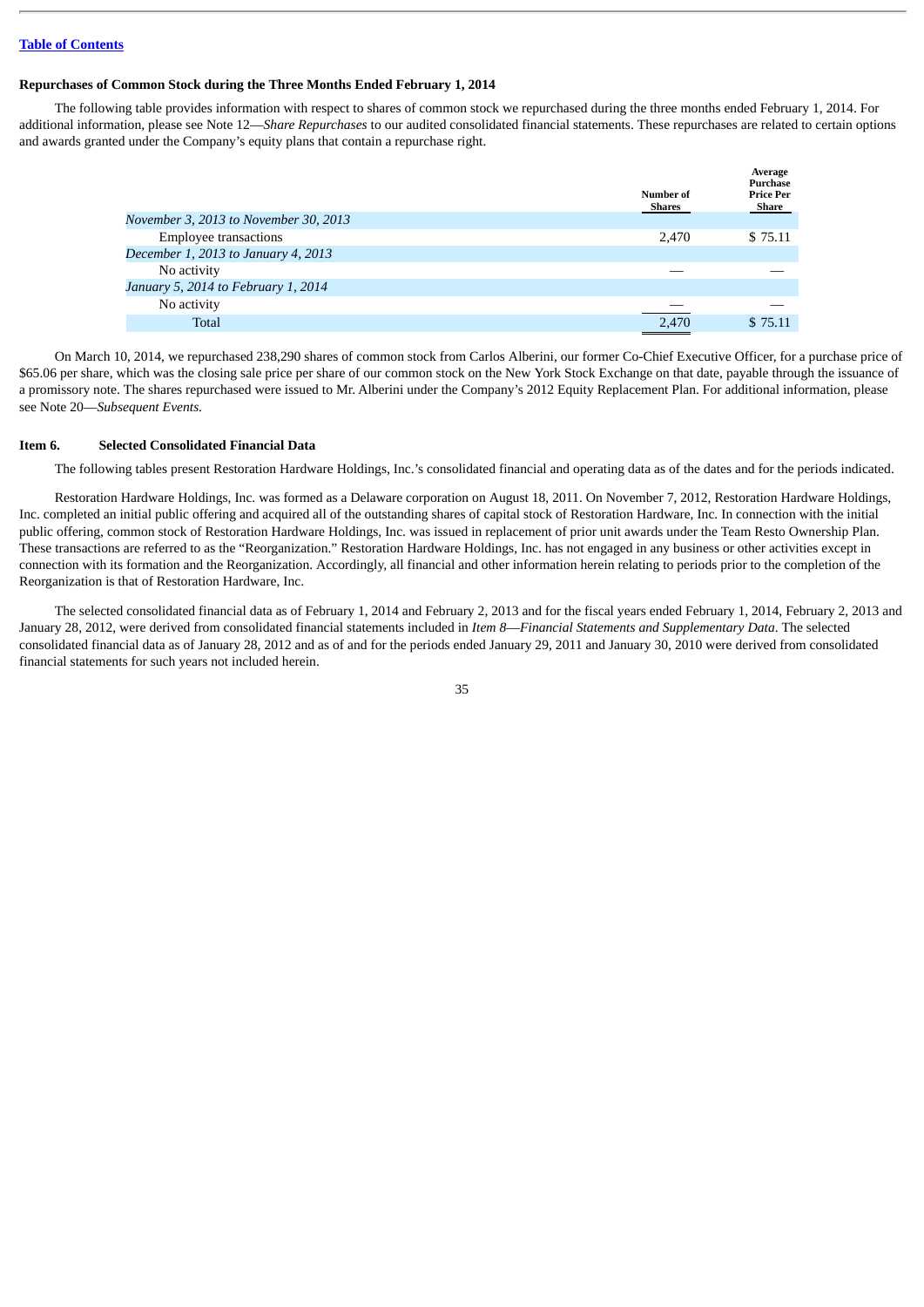### Repurchases of Common Stock during the Three Months Ended February 1, 2014

The following table provides information with respect to shares of common stock we repurchased during the three months ended February 1, 2014. For additional information, please see Note 12—*Share Repurchases* to our audited consolidated financial statements. These repurchases are related to certain options and awards granted under the Company's equity plans that contain a repurchase right.

| | Number of Shares | Average Purchase Price Per Share |
|---|---|---|
| *November 3, 2013 to November 30, 2013* | | |
| Employee transactions | 2,470 | $ 75.11 |
| *December 1, 2013 to January 4, 2013* | | |
| No activity | — | — |
| *January 5, 2014 to February 1, 2014* | | |
| No activity | — | — |
| Total | 2,470 | $ 75.11 |

On March 10, 2014, we repurchased 238,290 shares of common stock from Carlos Alberini, our former Co-Chief Executive Officer, for a purchase price of $65.06 per share, which was the closing sale price per share of our common stock on the New York Stock Exchange on that date, payable through the issuance of a promissory note. The shares repurchased were issued to Mr. Alberini under the Company's 2012 Equity Replacement Plan. For additional information, please see Note 20—*Subsequent Events.*

### Item 6. Selected Consolidated Financial Data

The following tables present Restoration Hardware Holdings, Inc.'s consolidated financial and operating data as of the dates and for the periods indicated.

Restoration Hardware Holdings, Inc. was formed as a Delaware corporation on August 18, 2011. On November 7, 2012, Restoration Hardware Holdings, Inc. completed an initial public offering and acquired all of the outstanding shares of capital stock of Restoration Hardware, Inc. In connection with the initial public offering, common stock of Restoration Hardware Holdings, Inc. was issued in replacement of prior unit awards under the Team Resto Ownership Plan. These transactions are referred to as the "Reorganization." Restoration Hardware Holdings, Inc. has not engaged in any business or other activities except in connection with its formation and the Reorganization. Accordingly, all financial and other information herein relating to periods prior to the completion of the Reorganization is that of Restoration Hardware, Inc.

The selected consolidated financial data as of February 1, 2014 and February 2, 2013 and for the fiscal years ended February 1, 2014, February 2, 2013 and January 28, 2012, were derived from consolidated financial statements included in *Item 8—Financial Statements and Supplementary Data*. The selected consolidated financial data as of January 28, 2012 and as of and for the periods ended January 29, 2011 and January 30, 2010 were derived from consolidated financial statements for such years not included herein.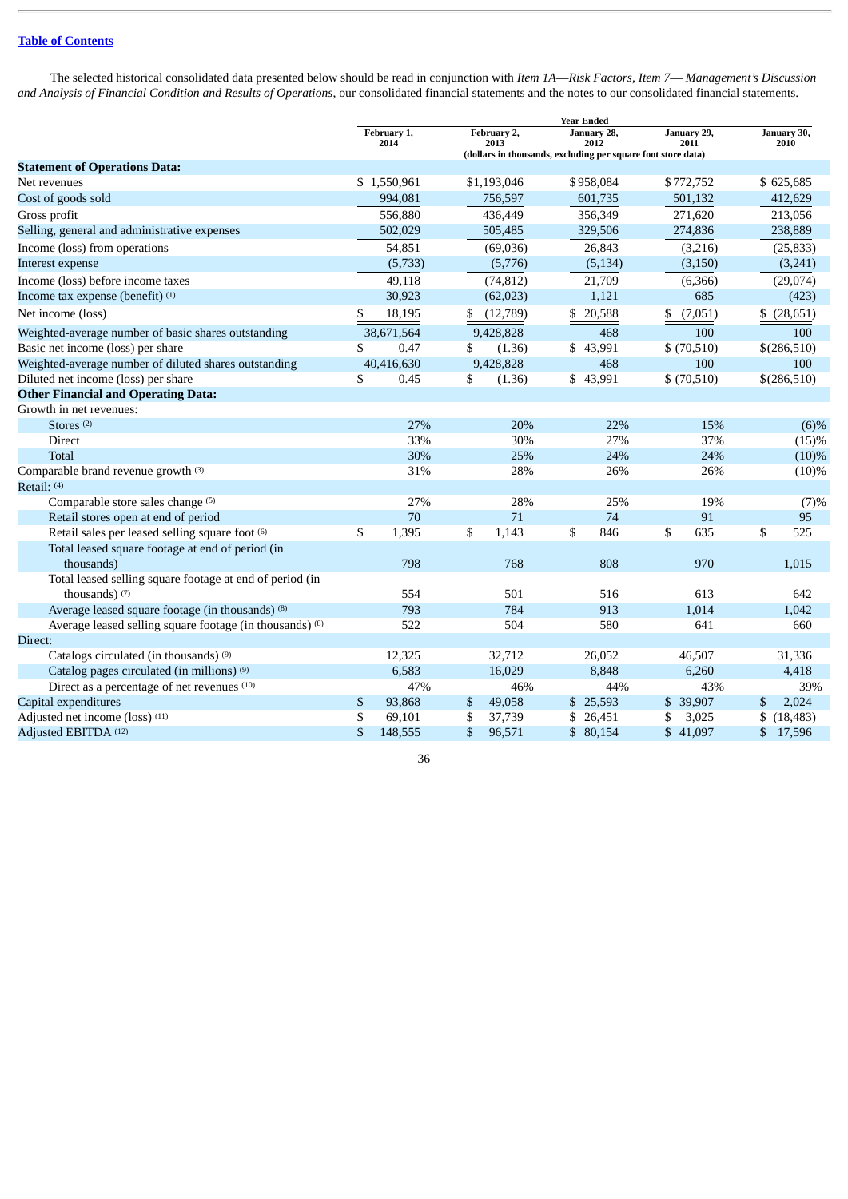Table of Contents

The selected historical consolidated data presented below should be read in conjunction with *Item 1A—Risk Factors*, *Item 7— Management's Discussion and Analysis of Financial Condition and Results of Operations*, our consolidated financial statements and the notes to our consolidated financial statements.

| | Year Ended | | | | |
|---|---|---|---|---|---|
| | February 1, 2014 | February 2, 2013 | January 28, 2012 | January 29, 2011 | January 30, 2010 |
| | (dollars in thousands, excluding per square foot store data) | | | | |
| **Statement of Operations Data:** | | | | | |
| Net revenues | $ 1,550,961 | $1,193,046 | $958,084 | $772,752 | $ 625,685 |
| Cost of goods sold | 994,081 | 756,597 | 601,735 | 501,132 | 412,629 |
| Gross profit | 556,880 | 436,449 | 356,349 | 271,620 | 213,056 |
| Selling, general and administrative expenses | 502,029 | 505,485 | 329,506 | 274,836 | 238,889 |
| Income (loss) from operations | 54,851 | (69,036) | 26,843 | (3,216) | (25,833) |
| Interest expense | (5,733) | (5,776) | (5,134) | (3,150) | (3,241) |
| Income (loss) before income taxes | 49,118 | (74,812) | 21,709 | (6,366) | (29,074) |
| Income tax expense (benefit) [1] | 30,923 | (62,023) | 1,121 | 685 | (423) |
| Net income (loss) | $ 18,195 | $ (12,789) | $ 20,588 | $ (7,051) | $ (28,651) |
| Weighted-average number of basic shares outstanding | 38,671,564 | 9,428,828 | 468 | 100 | 100 |
| Basic net income (loss) per share | $ 0.47 | $ (1.36) | $ 43,991 | $ (70,510) | $(286,510) |
| Weighted-average number of diluted shares outstanding | 40,416,630 | 9,428,828 | 468 | 100 | 100 |
| Diluted net income (loss) per share | $ 0.45 | $ (1.36) | $ 43,991 | $ (70,510) | $(286,510) |
| **Other Financial and Operating Data:** | | | | | |
| Growth in net revenues: | | | | | |
| Stores [2] | 27% | 20% | 22% | 15% | (6)% |
| Direct | 33% | 30% | 27% | 37% | (15)% |
| Total | 30% | 25% | 24% | 24% | (10)% |
| Comparable brand revenue growth [3] | 31% | 28% | 26% | 26% | (10)% |
| Retail: [4] | | | | | |
| Comparable store sales change [5] | 27% | 28% | 25% | 19% | (7)% |
| Retail stores open at end of period | 70 | 71 | 74 | 91 | 95 |
| Retail sales per leased selling square foot [6] | $ 1,395 | $ 1,143 | $ 846 | $ 635 | $ 525 |
| Total leased square footage at end of period (in thousands) | 798 | 768 | 808 | 970 | 1,015 |
| Total leased selling square footage at end of period (in thousands) [7] | 554 | 501 | 516 | 613 | 642 |
| Average leased square footage (in thousands) [8] | 793 | 784 | 913 | 1,014 | 1,042 |
| Average leased selling square footage (in thousands) [8] | 522 | 504 | 580 | 641 | 660 |
| Direct: | | | | | |
| Catalogs circulated (in thousands) [9] | 12,325 | 32,712 | 26,052 | 46,507 | 31,336 |
| Catalog pages circulated (in millions) [9] | 6,583 | 16,029 | 8,848 | 6,260 | 4,418 |
| Direct as a percentage of net revenues [10] | 47% | 46% | 44% | 43% | 39% |
| Capital expenditures | $ 93,868 | $ 49,058 | $ 25,593 | $ 39,907 | $ 2,024 |
| Adjusted net income (loss) [11] | $ 69,101 | $ 37,739 | $ 26,451 | $ 3,025 | $ (18,483) |
| Adjusted EBITDA [12] | $ 148,555 | $ 96,571 | $ 80,154 | $ 41,097 | $ 17,596 |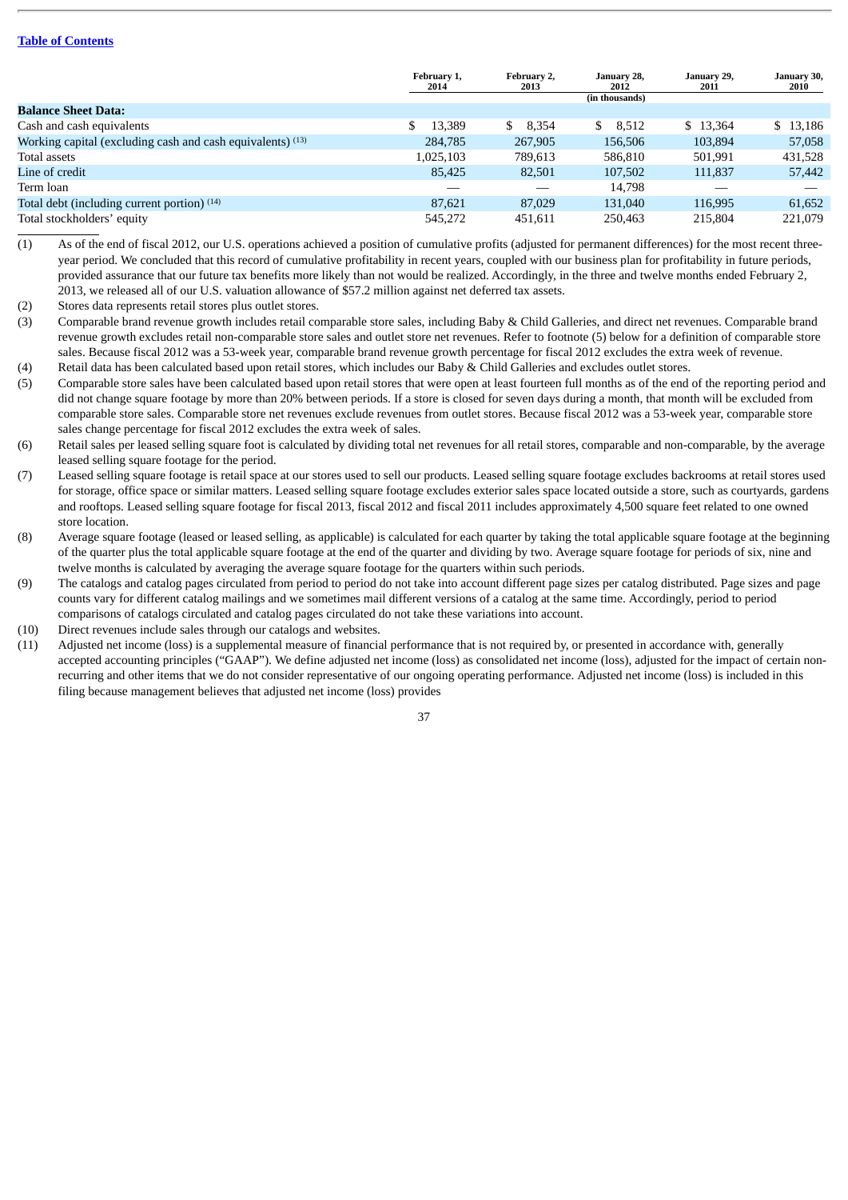[Table of Contents](#)

| | February 1, 2014 | February 2, 2013 | January 28, 2012 | January 29, 2011 | January 30, 2010 |
|---|---|---|---|---|---|
| | | | (in thousands) | | |
| **Balance Sheet Data:** | | | | | |
| Cash and cash equivalents | $ 13,389 | $ 8,354 | $ 8,512 | $ 13,364 | $ 13,186 |
| Working capital (excluding cash and cash equivalents) [13] | 284,785 | 267,905 | 156,506 | 103,894 | 57,058 |
| Total assets | 1,025,103 | 789,613 | 586,810 | 501,991 | 431,528 |
| Line of credit | 85,425 | 82,501 | 107,502 | 111,837 | 57,442 |
| Term loan | — | — | 14,798 | — | — |
| Total debt (including current portion) [14] | 87,621 | 87,029 | 131,040 | 116,995 | 61,652 |
| Total stockholders' equity | 545,272 | 451,611 | 250,463 | 215,804 | 221,079 |

(1) As of the end of fiscal 2012, our U.S. operations achieved a position of cumulative profits (adjusted for permanent differences) for the most recent three-year period. We concluded that this record of cumulative profitability in recent years, coupled with our business plan for profitability in future periods, provided assurance that our future tax benefits more likely than not would be realized. Accordingly, in the three and twelve months ended February 2, 2013, we released all of our U.S. valuation allowance of $57.2 million against net deferred tax assets.

(2) Stores data represents retail stores plus outlet stores.

(3) Comparable brand revenue growth includes retail comparable store sales, including Baby & Child Galleries, and direct net revenues. Comparable brand revenue growth excludes retail non-comparable store sales and outlet store net revenues. Refer to footnote (5) below for a definition of comparable store sales. Because fiscal 2012 was a 53-week year, comparable brand revenue growth percentage for fiscal 2012 excludes the extra week of revenue.

(4) Retail data has been calculated based upon retail stores, which includes our Baby & Child Galleries and excludes outlet stores.

(5) Comparable store sales have been calculated based upon retail stores that were open at least fourteen full months as of the end of the reporting period and did not change square footage by more than 20% between periods. If a store is closed for seven days during a month, that month will be excluded from comparable store sales. Comparable store net revenues exclude revenues from outlet stores. Because fiscal 2012 was a 53-week year, comparable store sales change percentage for fiscal 2012 excludes the extra week of sales.

(6) Retail sales per leased selling square foot is calculated by dividing total net revenues for all retail stores, comparable and non-comparable, by the average leased selling square footage for the period.

(7) Leased selling square footage is retail space at our stores used to sell our products. Leased selling square footage excludes backrooms at retail stores used for storage, office space or similar matters. Leased selling square footage excludes exterior sales space located outside a store, such as courtyards, gardens and rooftops. Leased selling square footage for fiscal 2013, fiscal 2012 and fiscal 2011 includes approximately 4,500 square feet related to one owned store location.

(8) Average square footage (leased or leased selling, as applicable) is calculated for each quarter by taking the total applicable square footage at the beginning of the quarter plus the total applicable square footage at the end of the quarter and dividing by two. Average square footage for periods of six, nine and twelve months is calculated by averaging the average square footage for the quarters within such periods.

(9) The catalogs and catalog pages circulated from period to period do not take into account different page sizes per catalog distributed. Page sizes and page counts vary for different catalog mailings and we sometimes mail different versions of a catalog at the same time. Accordingly, period to period comparisons of catalogs circulated and catalog pages circulated do not take these variations into account.

(10) Direct revenues include sales through our catalogs and websites.

(11) Adjusted net income (loss) is a supplemental measure of financial performance that is not required by, or presented in accordance with, generally accepted accounting principles ("GAAP"). We define adjusted net income (loss) as consolidated net income (loss), adjusted for the impact of certain non-recurring and other items that we do not consider representative of our ongoing operating performance. Adjusted net income (loss) is included in this filing because management believes that adjusted net income (loss) provides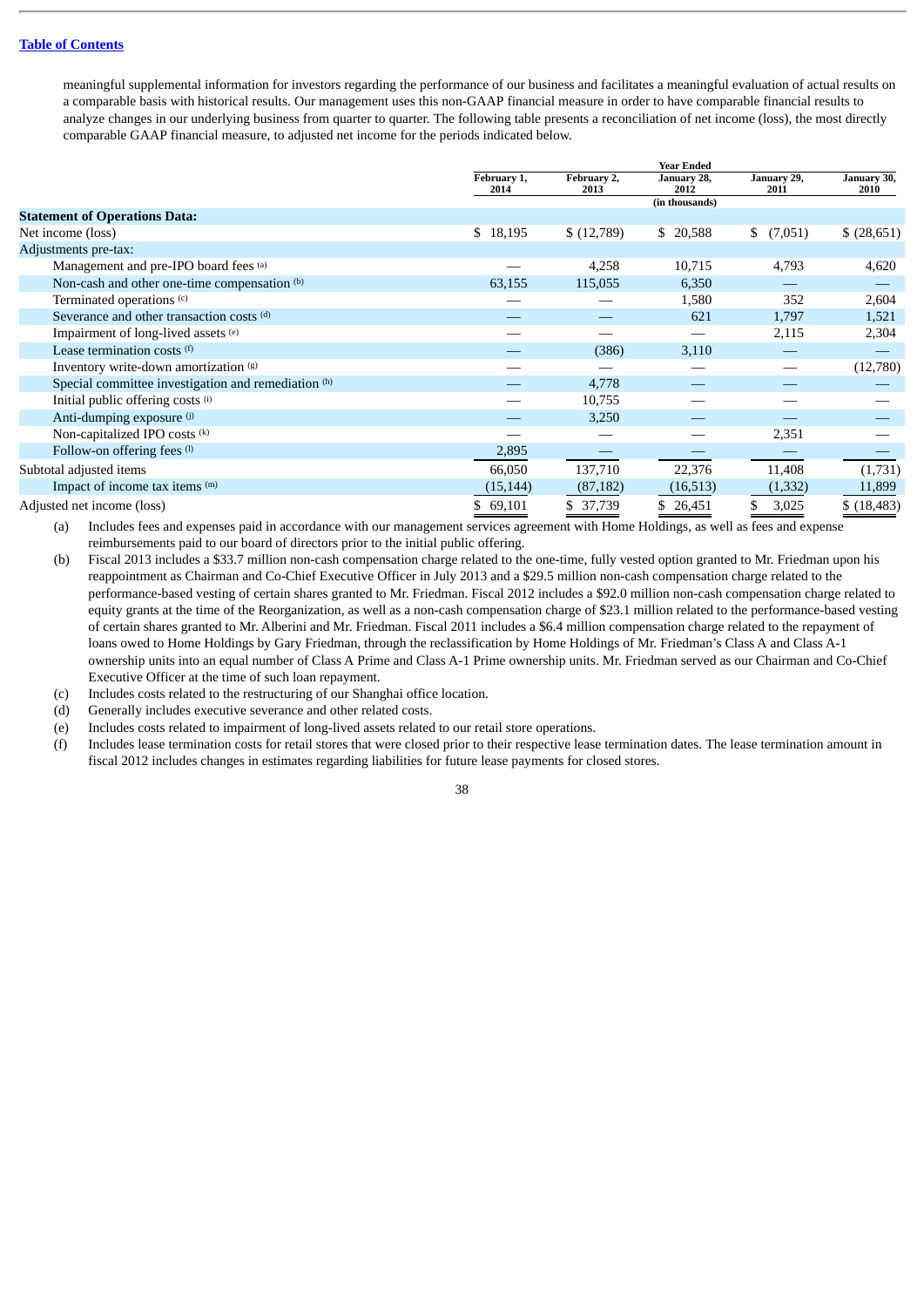meaningful supplemental information for investors regarding the performance of our business and facilitates a meaningful evaluation of actual results on a comparable basis with historical results. Our management uses this non-GAAP financial measure in order to have comparable financial results to analyze changes in our underlying business from quarter to quarter. The following table presents a reconciliation of net income (loss), the most directly comparable GAAP financial measure, to adjusted net income for the periods indicated below.

| | Year Ended | | | | |
|---|---|---|---|---|---|
| | February 1, 2014 | February 2, 2013 | January 28, 2012 | January 29, 2011 | January 30, 2010 |
| | | | (in thousands) | | |
| **Statement of Operations Data:** | | | | | |
| Net income (loss) | $ 18,195 | $ (12,789) | $ 20,588 | $ (7,051) | $ (28,651) |
| Adjustments pre-tax: | | | | | |
| Management and pre-IPO board fees [(a)] | — | 4,258 | 10,715 | 4,793 | 4,620 |
| Non-cash and other one-time compensation [(b)] | 63,155 | 115,055 | 6,350 | — | — |
| Terminated operations [(c)] | — | — | 1,580 | 352 | 2,604 |
| Severance and other transaction costs [(d)] | — | — | 621 | 1,797 | 1,521 |
| Impairment of long-lived assets [(e)] | — | — | — | 2,115 | 2,304 |
| Lease termination costs [(f)] | — | (386) | 3,110 | — | — |
| Inventory write-down amortization [(g)] | — | — | — | — | (12,780) |
| Special committee investigation and remediation [(h)] | — | 4,778 | — | — | — |
| Initial public offering costs [(i)] | — | 10,755 | — | — | — |
| Anti-dumping exposure [(j)] | — | 3,250 | — | — | — |
| Non-capitalized IPO costs [(k)] | — | — | — | 2,351 | — |
| Follow-on offering fees [(l)] | 2,895 | — | — | — | — |
| Subtotal adjusted items | 66,050 | 137,710 | 22,376 | 11,408 | (1,731) |
| Impact of income tax items [(m)] | (15,144) | (87,182) | (16,513) | (1,332) | 11,899 |
| Adjusted net income (loss) | $ 69,101 | $ 37,739 | $ 26,451 | $ 3,025 | $ (18,483) |

(a) Includes fees and expenses paid in accordance with our management services agreement with Home Holdings, as well as fees and expense reimbursements paid to our board of directors prior to the initial public offering.

(b) Fiscal 2013 includes a $33.7 million non-cash compensation charge related to the one-time, fully vested option granted to Mr. Friedman upon his reappointment as Chairman and Co-Chief Executive Officer in July 2013 and a $29.5 million non-cash compensation charge related to the performance-based vesting of certain shares granted to Mr. Friedman. Fiscal 2012 includes a $92.0 million non-cash compensation charge related to equity grants at the time of the Reorganization, as well as a non-cash compensation charge of $23.1 million related to the performance-based vesting of certain shares granted to Mr. Alberini and Mr. Friedman. Fiscal 2011 includes a $6.4 million compensation charge related to the repayment of loans owed to Home Holdings by Gary Friedman, through the reclassification by Home Holdings of Mr. Friedman's Class A and Class A-1 ownership units into an equal number of Class A Prime and Class A-1 Prime ownership units. Mr. Friedman served as our Chairman and Co-Chief Executive Officer at the time of such loan repayment.

(c) Includes costs related to the restructuring of our Shanghai office location.

(d) Generally includes executive severance and other related costs.

(e) Includes costs related to impairment of long-lived assets related to our retail store operations.

(f) Includes lease termination costs for retail stores that were closed prior to their respective lease termination dates. The lease termination amount in fiscal 2012 includes changes in estimates regarding liabilities for future lease payments for closed stores.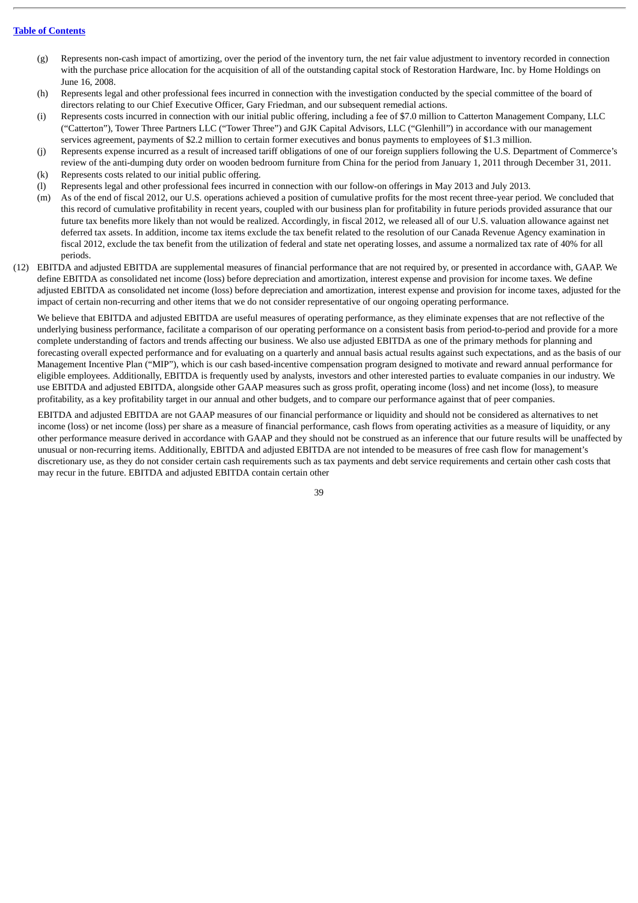- (g) Represents non-cash impact of amortizing, over the period of the inventory turn, the net fair value adjustment to inventory recorded in connection with the purchase price allocation for the acquisition of all of the outstanding capital stock of Restoration Hardware, Inc. by Home Holdings on June 16, 2008.
- (h) Represents legal and other professional fees incurred in connection with the investigation conducted by the special committee of the board of directors relating to our Chief Executive Officer, Gary Friedman, and our subsequent remedial actions.
- (i) Represents costs incurred in connection with our initial public offering, including a fee of $7.0 million to Catterton Management Company, LLC ("Catterton"), Tower Three Partners LLC ("Tower Three") and GJK Capital Advisors, LLC ("Glenhill") in accordance with our management services agreement, payments of $2.2 million to certain former executives and bonus payments to employees of $1.3 million.
- (j) Represents expense incurred as a result of increased tariff obligations of one of our foreign suppliers following the U.S. Department of Commerce's review of the anti-dumping duty order on wooden bedroom furniture from China for the period from January 1, 2011 through December 31, 2011.
- (k) Represents costs related to our initial public offering.
- (l) Represents legal and other professional fees incurred in connection with our follow-on offerings in May 2013 and July 2013.
- (m) As of the end of fiscal 2012, our U.S. operations achieved a position of cumulative profits for the most recent three-year period. We concluded that this record of cumulative profitability in recent years, coupled with our business plan for profitability in future periods provided assurance that our future tax benefits more likely than not would be realized. Accordingly, in fiscal 2012, we released all of our U.S. valuation allowance against net deferred tax assets. In addition, income tax items exclude the tax benefit related to the resolution of our Canada Revenue Agency examination in fiscal 2012, exclude the tax benefit from the utilization of federal and state net operating losses, and assume a normalized tax rate of 40% for all periods.

(12) EBITDA and adjusted EBITDA are supplemental measures of financial performance that are not required by, or presented in accordance with, GAAP. We define EBITDA as consolidated net income (loss) before depreciation and amortization, interest expense and provision for income taxes. We define adjusted EBITDA as consolidated net income (loss) before depreciation and amortization, interest expense and provision for income taxes, adjusted for the impact of certain non-recurring and other items that we do not consider representative of our ongoing operating performance.

We believe that EBITDA and adjusted EBITDA are useful measures of operating performance, as they eliminate expenses that are not reflective of the underlying business performance, facilitate a comparison of our operating performance on a consistent basis from period-to-period and provide for a more complete understanding of factors and trends affecting our business. We also use adjusted EBITDA as one of the primary methods for planning and forecasting overall expected performance and for evaluating on a quarterly and annual basis actual results against such expectations, and as the basis of our Management Incentive Plan ("MIP"), which is our cash based-incentive compensation program designed to motivate and reward annual performance for eligible employees. Additionally, EBITDA is frequently used by analysts, investors and other interested parties to evaluate companies in our industry. We use EBITDA and adjusted EBITDA, alongside other GAAP measures such as gross profit, operating income (loss) and net income (loss), to measure profitability, as a key profitability target in our annual and other budgets, and to compare our performance against that of peer companies.

EBITDA and adjusted EBITDA are not GAAP measures of our financial performance or liquidity and should not be considered as alternatives to net income (loss) or net income (loss) per share as a measure of financial performance, cash flows from operating activities as a measure of liquidity, or any other performance measure derived in accordance with GAAP and they should not be construed as an inference that our future results will be unaffected by unusual or non-recurring items. Additionally, EBITDA and adjusted EBITDA are not intended to be measures of free cash flow for management's discretionary use, as they do not consider certain cash requirements such as tax payments and debt service requirements and certain other cash costs that may recur in the future. EBITDA and adjusted EBITDA contain certain other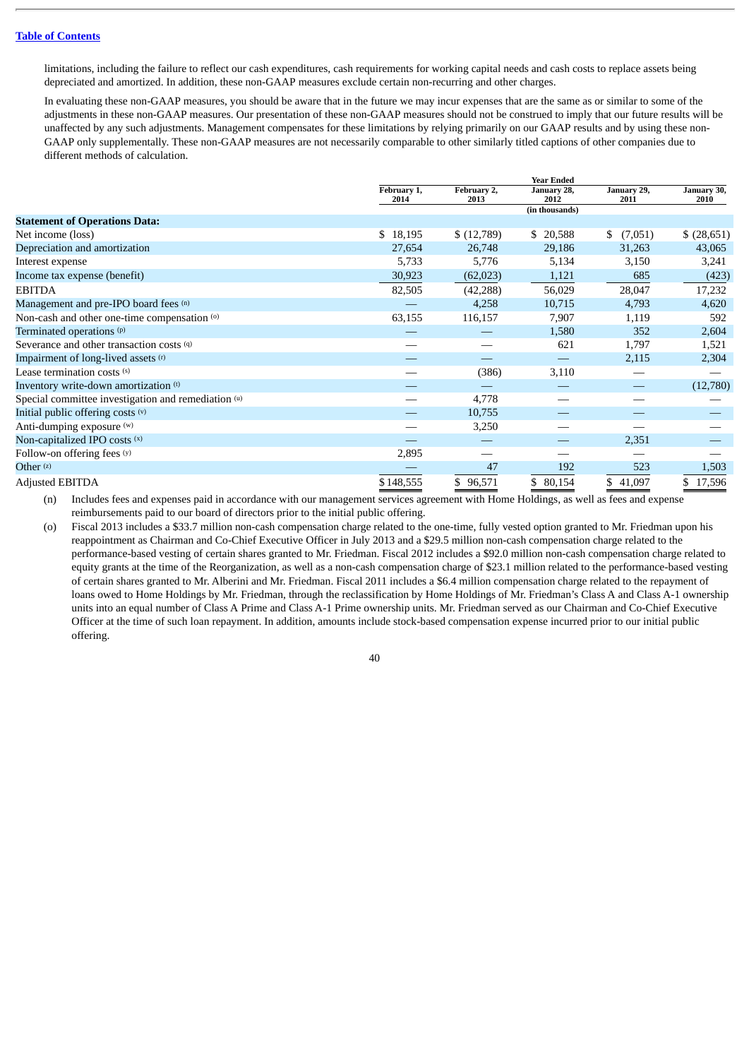limitations, including the failure to reflect our cash expenditures, cash requirements for working capital needs and cash costs to replace assets being depreciated and amortized. In addition, these non-GAAP measures exclude certain non-recurring and other charges.

In evaluating these non-GAAP measures, you should be aware that in the future we may incur expenses that are the same as or similar to some of the adjustments in these non-GAAP measures. Our presentation of these non-GAAP measures should not be construed to imply that our future results will be unaffected by any such adjustments. Management compensates for these limitations by relying primarily on our GAAP results and by using these non-GAAP only supplementally. These non-GAAP measures are not necessarily comparable to other similarly titled captions of other companies due to different methods of calculation.

| | Year Ended | | | | |
|---|---|---|---|---|---|
| | February 1, 2014 | February 2, 2013 | January 28, 2012 | January 29, 2011 | January 30, 2010 |
| | | | (in thousands) | | |
| **Statement of Operations Data:** | | | | | |
| Net income (loss) | $ 18,195 | $ (12,789) | $ 20,588 | $ (7,051) | $ (28,651) |
| Depreciation and amortization | 27,654 | 26,748 | 29,186 | 31,263 | 43,065 |
| Interest expense | 5,733 | 5,776 | 5,134 | 3,150 | 3,241 |
| Income tax expense (benefit) | 30,923 | (62,023) | 1,121 | 685 | (423) |
| EBITDA | 82,505 | (42,288) | 56,029 | 28,047 | 17,232 |
| Management and pre-IPO board fees (n) | — | 4,258 | 10,715 | 4,793 | 4,620 |
| Non-cash and other one-time compensation (o) | 63,155 | 116,157 | 7,907 | 1,119 | 592 |
| Terminated operations (p) | — | — | 1,580 | 352 | 2,604 |
| Severance and other transaction costs (q) | — | — | 621 | 1,797 | 1,521 |
| Impairment of long-lived assets (r) | — | — | — | 2,115 | 2,304 |
| Lease termination costs (s) | — | (386) | 3,110 | — | — |
| Inventory write-down amortization (t) | — | — | — | — | (12,780) |
| Special committee investigation and remediation (u) | — | 4,778 | — | — | — |
| Initial public offering costs (v) | — | 10,755 | — | — | — |
| Anti-dumping exposure (w) | — | 3,250 | — | — | — |
| Non-capitalized IPO costs (x) | — | — | — | 2,351 | — |
| Follow-on offering fees (y) | 2,895 | — | — | — | — |
| Other (z) | — | 47 | 192 | 523 | 1,503 |
| Adjusted EBITDA | $148,555 | $ 96,571 | $ 80,154 | $ 41,097 | $ 17,596 |

(n) Includes fees and expenses paid in accordance with our management services agreement with Home Holdings, as well as fees and expense reimbursements paid to our board of directors prior to the initial public offering.

(o) Fiscal 2013 includes a $33.7 million non-cash compensation charge related to the one-time, fully vested option granted to Mr. Friedman upon his reappointment as Chairman and Co-Chief Executive Officer in July 2013 and a $29.5 million non-cash compensation charge related to the performance-based vesting of certain shares granted to Mr. Friedman. Fiscal 2012 includes a $92.0 million non-cash compensation charge related to equity grants at the time of the Reorganization, as well as a non-cash compensation charge of $23.1 million related to the performance-based vesting of certain shares granted to Mr. Alberini and Mr. Friedman. Fiscal 2011 includes a $6.4 million compensation charge related to the repayment of loans owed to Home Holdings by Mr. Friedman, through the reclassification by Home Holdings of Mr. Friedman's Class A and Class A-1 ownership units into an equal number of Class A Prime and Class A-1 Prime ownership units. Mr. Friedman served as our Chairman and Co-Chief Executive Officer at the time of such loan repayment. In addition, amounts include stock-based compensation expense incurred prior to our initial public offering.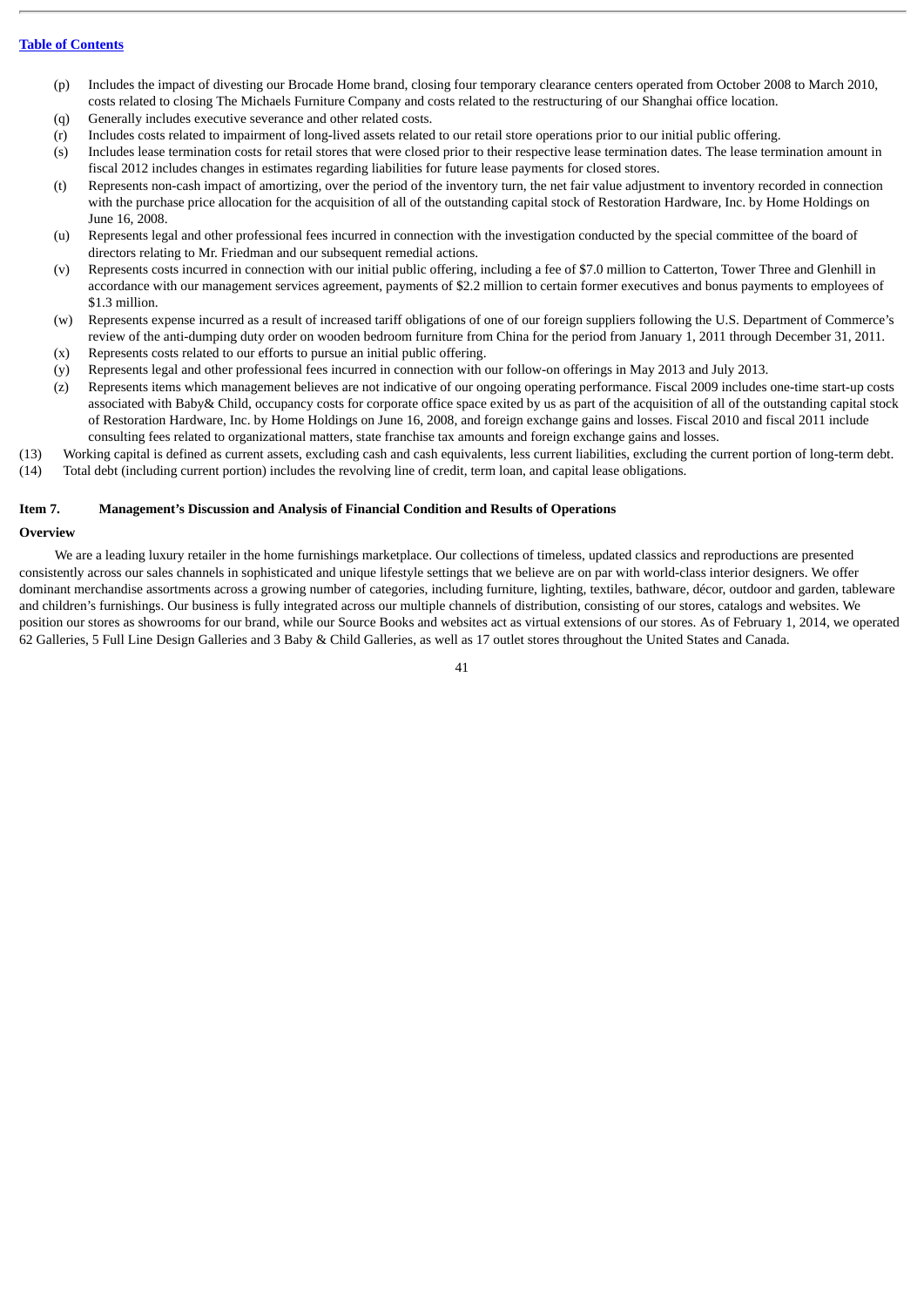[Table of Contents](#)

- (p) Includes the impact of divesting our Brocade Home brand, closing four temporary clearance centers operated from October 2008 to March 2010, costs related to closing The Michaels Furniture Company and costs related to the restructuring of our Shanghai office location.
- (q) Generally includes executive severance and other related costs.
- (r) Includes costs related to impairment of long-lived assets related to our retail store operations prior to our initial public offering.
- (s) Includes lease termination costs for retail stores that were closed prior to their respective lease termination dates. The lease termination amount in fiscal 2012 includes changes in estimates regarding liabilities for future lease payments for closed stores.
- (t) Represents non-cash impact of amortizing, over the period of the inventory turn, the net fair value adjustment to inventory recorded in connection with the purchase price allocation for the acquisition of all of the outstanding capital stock of Restoration Hardware, Inc. by Home Holdings on June 16, 2008.
- (u) Represents legal and other professional fees incurred in connection with the investigation conducted by the special committee of the board of directors relating to Mr. Friedman and our subsequent remedial actions.
- (v) Represents costs incurred in connection with our initial public offering, including a fee of $7.0 million to Catterton, Tower Three and Glenhill in accordance with our management services agreement, payments of $2.2 million to certain former executives and bonus payments to employees of $1.3 million.
- (w) Represents expense incurred as a result of increased tariff obligations of one of our foreign suppliers following the U.S. Department of Commerce's review of the anti-dumping duty order on wooden bedroom furniture from China for the period from January 1, 2011 through December 31, 2011.
- (x) Represents costs related to our efforts to pursue an initial public offering.
- (y) Represents legal and other professional fees incurred in connection with our follow-on offerings in May 2013 and July 2013.
- (z) Represents items which management believes are not indicative of our ongoing operating performance. Fiscal 2009 includes one-time start-up costs associated with Baby& Child, occupancy costs for corporate office space exited by us as part of the acquisition of all of the outstanding capital stock of Restoration Hardware, Inc. by Home Holdings on June 16, 2008, and foreign exchange gains and losses. Fiscal 2010 and fiscal 2011 include consulting fees related to organizational matters, state franchise tax amounts and foreign exchange gains and losses.

(13) Working capital is defined as current assets, excluding cash and cash equivalents, less current liabilities, excluding the current portion of long-term debt.

(14) Total debt (including current portion) includes the revolving line of credit, term loan, and capital lease obligations.

## Item 7. Management's Discussion and Analysis of Financial Condition and Results of Operations

### Overview

We are a leading luxury retailer in the home furnishings marketplace. Our collections of timeless, updated classics and reproductions are presented consistently across our sales channels in sophisticated and unique lifestyle settings that we believe are on par with world-class interior designers. We offer dominant merchandise assortments across a growing number of categories, including furniture, lighting, textiles, bathware, décor, outdoor and garden, tableware and children's furnishings. Our business is fully integrated across our multiple channels of distribution, consisting of our stores, catalogs and websites. We position our stores as showrooms for our brand, while our Source Books and websites act as virtual extensions of our stores. As of February 1, 2014, we operated 62 Galleries, 5 Full Line Design Galleries and 3 Baby & Child Galleries, as well as 17 outlet stores throughout the United States and Canada.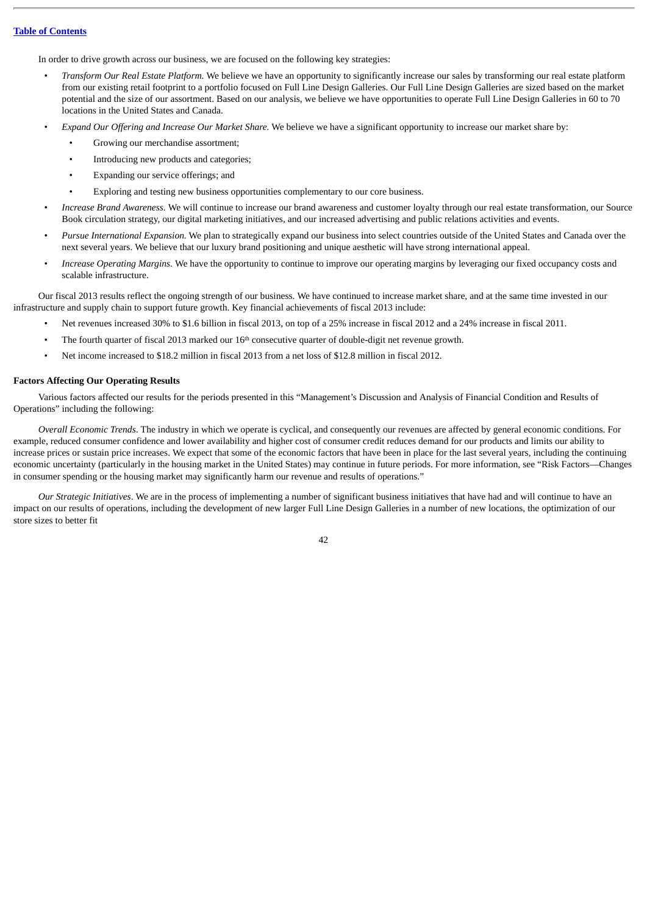In order to drive growth across our business, we are focused on the following key strategies:

- *Transform Our Real Estate Platform.* We believe we have an opportunity to significantly increase our sales by transforming our real estate platform from our existing retail footprint to a portfolio focused on Full Line Design Galleries. Our Full Line Design Galleries are sized based on the market potential and the size of our assortment. Based on our analysis, we believe we have opportunities to operate Full Line Design Galleries in 60 to 70 locations in the United States and Canada.
- *Expand Our Offering and Increase Our Market Share.* We believe we have a significant opportunity to increase our market share by:
  - Growing our merchandise assortment;
  - Introducing new products and categories;
  - Expanding our service offerings; and
  - Exploring and testing new business opportunities complementary to our core business.
- *Increase Brand Awareness.* We will continue to increase our brand awareness and customer loyalty through our real estate transformation, our Source Book circulation strategy, our digital marketing initiatives, and our increased advertising and public relations activities and events.
- *Pursue International Expansion.* We plan to strategically expand our business into select countries outside of the United States and Canada over the next several years. We believe that our luxury brand positioning and unique aesthetic will have strong international appeal.
- *Increase Operating Margins.* We have the opportunity to continue to improve our operating margins by leveraging our fixed occupancy costs and scalable infrastructure.

Our fiscal 2013 results reflect the ongoing strength of our business. We have continued to increase market share, and at the same time invested in our infrastructure and supply chain to support future growth. Key financial achievements of fiscal 2013 include:

- Net revenues increased 30% to $1.6 billion in fiscal 2013, on top of a 25% increase in fiscal 2012 and a 24% increase in fiscal 2011.
- The fourth quarter of fiscal 2013 marked our 16th consecutive quarter of double-digit net revenue growth.
- Net income increased to $18.2 million in fiscal 2013 from a net loss of $12.8 million in fiscal 2012.

**Factors Affecting Our Operating Results**

Various factors affected our results for the periods presented in this "Management's Discussion and Analysis of Financial Condition and Results of Operations" including the following:

*Overall Economic Trends*. The industry in which we operate is cyclical, and consequently our revenues are affected by general economic conditions. For example, reduced consumer confidence and lower availability and higher cost of consumer credit reduces demand for our products and limits our ability to increase prices or sustain price increases. We expect that some of the economic factors that have been in place for the last several years, including the continuing economic uncertainty (particularly in the housing market in the United States) may continue in future periods. For more information, see "Risk Factors—Changes in consumer spending or the housing market may significantly harm our revenue and results of operations."

*Our Strategic Initiatives*. We are in the process of implementing a number of significant business initiatives that have had and will continue to have an impact on our results of operations, including the development of new larger Full Line Design Galleries in a number of new locations, the optimization of our store sizes to better fit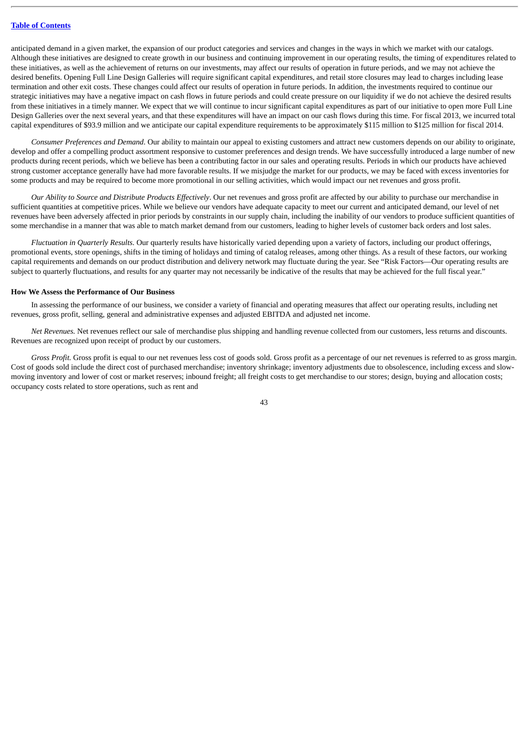anticipated demand in a given market, the expansion of our product categories and services and changes in the ways in which we market with our catalogs. Although these initiatives are designed to create growth in our business and continuing improvement in our operating results, the timing of expenditures related to these initiatives, as well as the achievement of returns on our investments, may affect our results of operation in future periods, and we may not achieve the desired benefits. Opening Full Line Design Galleries will require significant capital expenditures, and retail store closures may lead to charges including lease termination and other exit costs. These changes could affect our results of operation in future periods. In addition, the investments required to continue our strategic initiatives may have a negative impact on cash flows in future periods and could create pressure on our liquidity if we do not achieve the desired results from these initiatives in a timely manner. We expect that we will continue to incur significant capital expenditures as part of our initiative to open more Full Line Design Galleries over the next several years, and that these expenditures will have an impact on our cash flows during this time. For fiscal 2013, we incurred total capital expenditures of $93.9 million and we anticipate our capital expenditure requirements to be approximately $115 million to $125 million for fiscal 2014.

*Consumer Preferences and Demand*. Our ability to maintain our appeal to existing customers and attract new customers depends on our ability to originate, develop and offer a compelling product assortment responsive to customer preferences and design trends. We have successfully introduced a large number of new products during recent periods, which we believe has been a contributing factor in our sales and operating results. Periods in which our products have achieved strong customer acceptance generally have had more favorable results. If we misjudge the market for our products, we may be faced with excess inventories for some products and may be required to become more promotional in our selling activities, which would impact our net revenues and gross profit.

*Our Ability to Source and Distribute Products Effectively*. Our net revenues and gross profit are affected by our ability to purchase our merchandise in sufficient quantities at competitive prices. While we believe our vendors have adequate capacity to meet our current and anticipated demand, our level of net revenues have been adversely affected in prior periods by constraints in our supply chain, including the inability of our vendors to produce sufficient quantities of some merchandise in a manner that was able to match market demand from our customers, leading to higher levels of customer back orders and lost sales.

*Fluctuation in Quarterly Results*. Our quarterly results have historically varied depending upon a variety of factors, including our product offerings, promotional events, store openings, shifts in the timing of holidays and timing of catalog releases, among other things. As a result of these factors, our working capital requirements and demands on our product distribution and delivery network may fluctuate during the year. See "Risk Factors—Our operating results are subject to quarterly fluctuations, and results for any quarter may not necessarily be indicative of the results that may be achieved for the full fiscal year."

**How We Assess the Performance of Our Business**

In assessing the performance of our business, we consider a variety of financial and operating measures that affect our operating results, including net revenues, gross profit, selling, general and administrative expenses and adjusted EBITDA and adjusted net income.

*Net Revenues.* Net revenues reflect our sale of merchandise plus shipping and handling revenue collected from our customers, less returns and discounts. Revenues are recognized upon receipt of product by our customers.

*Gross Profit.* Gross profit is equal to our net revenues less cost of goods sold. Gross profit as a percentage of our net revenues is referred to as gross margin. Cost of goods sold include the direct cost of purchased merchandise; inventory shrinkage; inventory adjustments due to obsolescence, including excess and slow-moving inventory and lower of cost or market reserves; inbound freight; all freight costs to get merchandise to our stores; design, buying and allocation costs; occupancy costs related to store operations, such as rent and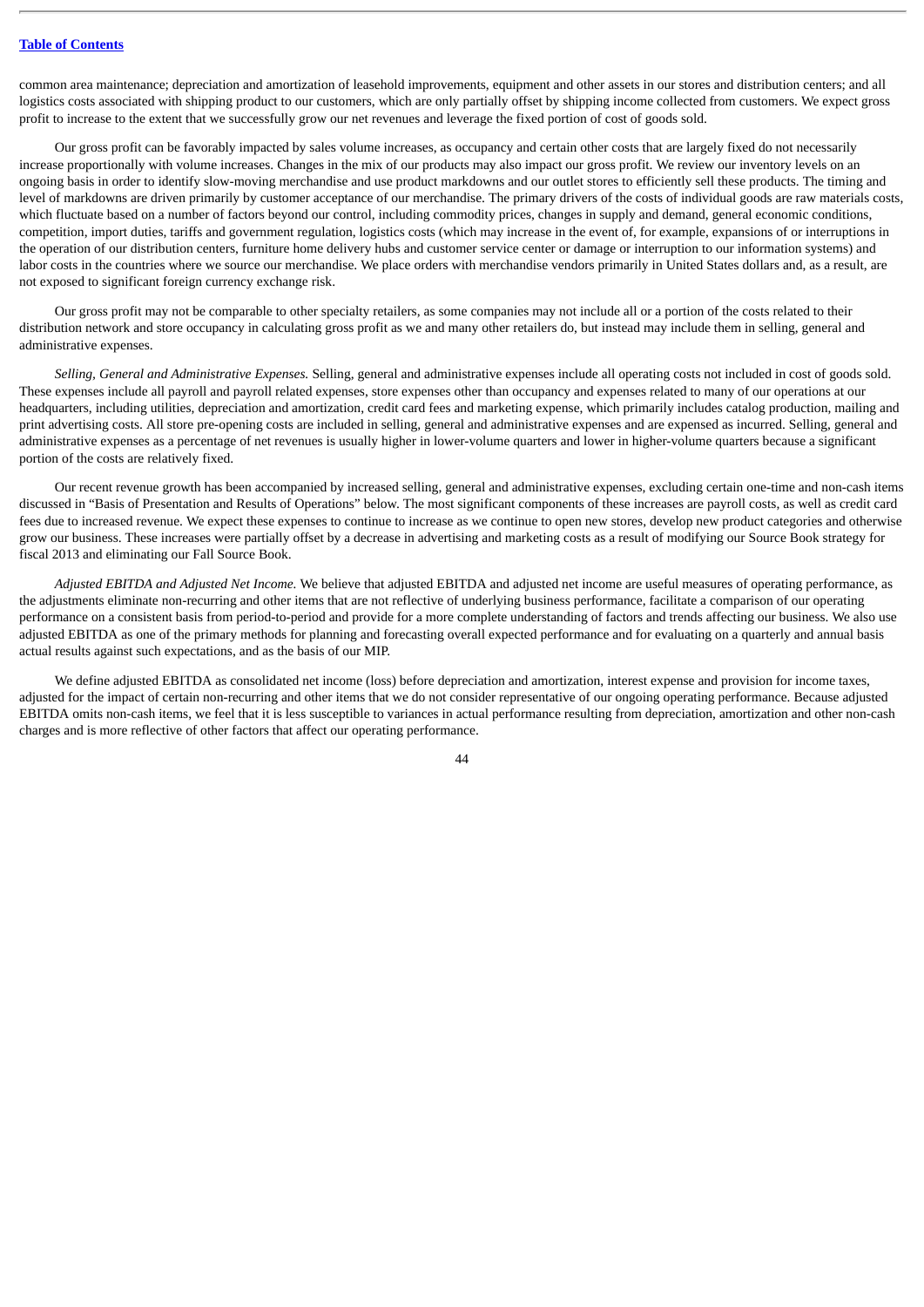common area maintenance; depreciation and amortization of leasehold improvements, equipment and other assets in our stores and distribution centers; and all logistics costs associated with shipping product to our customers, which are only partially offset by shipping income collected from customers. We expect gross profit to increase to the extent that we successfully grow our net revenues and leverage the fixed portion of cost of goods sold.

Our gross profit can be favorably impacted by sales volume increases, as occupancy and certain other costs that are largely fixed do not necessarily increase proportionally with volume increases. Changes in the mix of our products may also impact our gross profit. We review our inventory levels on an ongoing basis in order to identify slow-moving merchandise and use product markdowns and our outlet stores to efficiently sell these products. The timing and level of markdowns are driven primarily by customer acceptance of our merchandise. The primary drivers of the costs of individual goods are raw materials costs, which fluctuate based on a number of factors beyond our control, including commodity prices, changes in supply and demand, general economic conditions, competition, import duties, tariffs and government regulation, logistics costs (which may increase in the event of, for example, expansions of or interruptions in the operation of our distribution centers, furniture home delivery hubs and customer service center or damage or interruption to our information systems) and labor costs in the countries where we source our merchandise. We place orders with merchandise vendors primarily in United States dollars and, as a result, are not exposed to significant foreign currency exchange risk.

Our gross profit may not be comparable to other specialty retailers, as some companies may not include all or a portion of the costs related to their distribution network and store occupancy in calculating gross profit as we and many other retailers do, but instead may include them in selling, general and administrative expenses.

*Selling, General and Administrative Expenses.* Selling, general and administrative expenses include all operating costs not included in cost of goods sold. These expenses include all payroll and payroll related expenses, store expenses other than occupancy and expenses related to many of our operations at our headquarters, including utilities, depreciation and amortization, credit card fees and marketing expense, which primarily includes catalog production, mailing and print advertising costs. All store pre-opening costs are included in selling, general and administrative expenses and are expensed as incurred. Selling, general and administrative expenses as a percentage of net revenues is usually higher in lower-volume quarters and lower in higher-volume quarters because a significant portion of the costs are relatively fixed.

Our recent revenue growth has been accompanied by increased selling, general and administrative expenses, excluding certain one-time and non-cash items discussed in "Basis of Presentation and Results of Operations" below. The most significant components of these increases are payroll costs, as well as credit card fees due to increased revenue. We expect these expenses to continue to increase as we continue to open new stores, develop new product categories and otherwise grow our business. These increases were partially offset by a decrease in advertising and marketing costs as a result of modifying our Source Book strategy for fiscal 2013 and eliminating our Fall Source Book.

*Adjusted EBITDA and Adjusted Net Income.* We believe that adjusted EBITDA and adjusted net income are useful measures of operating performance, as the adjustments eliminate non-recurring and other items that are not reflective of underlying business performance, facilitate a comparison of our operating performance on a consistent basis from period-to-period and provide for a more complete understanding of factors and trends affecting our business. We also use adjusted EBITDA as one of the primary methods for planning and forecasting overall expected performance and for evaluating on a quarterly and annual basis actual results against such expectations, and as the basis of our MIP.

We define adjusted EBITDA as consolidated net income (loss) before depreciation and amortization, interest expense and provision for income taxes, adjusted for the impact of certain non-recurring and other items that we do not consider representative of our ongoing operating performance. Because adjusted EBITDA omits non-cash items, we feel that it is less susceptible to variances in actual performance resulting from depreciation, amortization and other non-cash charges and is more reflective of other factors that affect our operating performance.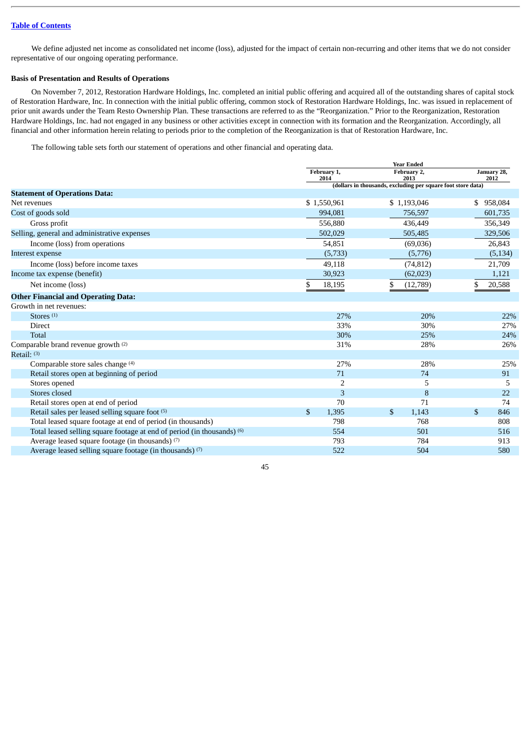We define adjusted net income as consolidated net income (loss), adjusted for the impact of certain non-recurring and other items that we do not consider representative of our ongoing operating performance.

### Basis of Presentation and Results of Operations

On November 7, 2012, Restoration Hardware Holdings, Inc. completed an initial public offering and acquired all of the outstanding shares of capital stock of Restoration Hardware, Inc. In connection with the initial public offering, common stock of Restoration Hardware Holdings, Inc. was issued in replacement of prior unit awards under the Team Resto Ownership Plan. These transactions are referred to as the "Reorganization." Prior to the Reorganization, Restoration Hardware Holdings, Inc. had not engaged in any business or other activities except in connection with its formation and the Reorganization. Accordingly, all financial and other information herein relating to periods prior to the completion of the Reorganization is that of Restoration Hardware, Inc.

The following table sets forth our statement of operations and other financial and operating data.

| | Year Ended | | |
|---|---|---|---|
| | February 1, 2014 | February 2, 2013 | January 28, 2012 |
| | (dollars in thousands, excluding per square foot store data) | | |
| **Statement of Operations Data:** | | | |
| Net revenues | $ 1,550,961 | $ 1,193,046 | $ 958,084 |
| Cost of goods sold | 994,081 | 756,597 | 601,735 |
| Gross profit | 556,880 | 436,449 | 356,349 |
| Selling, general and administrative expenses | 502,029 | 505,485 | 329,506 |
| Income (loss) from operations | 54,851 | (69,036) | 26,843 |
| Interest expense | (5,733) | (5,776) | (5,134) |
| Income (loss) before income taxes | 49,118 | (74,812) | 21,709 |
| Income tax expense (benefit) | 30,923 | (62,023) | 1,121 |
| Net income (loss) | $ 18,195 | $ (12,789) | $ 20,588 |
| **Other Financial and Operating Data:** | | | |
| Growth in net revenues: | | | |
| Stores [1] | 27% | 20% | 22% |
| Direct | 33% | 30% | 27% |
| Total | 30% | 25% | 24% |
| Comparable brand revenue growth [2] | 31% | 28% | 26% |
| Retail: [3] | | | |
| Comparable store sales change [4] | 27% | 28% | 25% |
| Retail stores open at beginning of period | 71 | 74 | 91 |
| Stores opened | 2 | 5 | 5 |
| Stores closed | 3 | 8 | 22 |
| Retail stores open at end of period | 70 | 71 | 74 |
| Retail sales per leased selling square foot [5] | $ 1,395 | $ 1,143 | $ 846 |
| Total leased square footage at end of period (in thousands) | 798 | 768 | 808 |
| Total leased selling square footage at end of period (in thousands) [6] | 554 | 501 | 516 |
| Average leased square footage (in thousands) [7] | 793 | 784 | 913 |
| Average leased selling square footage (in thousands) [7] | 522 | 504 | 580 |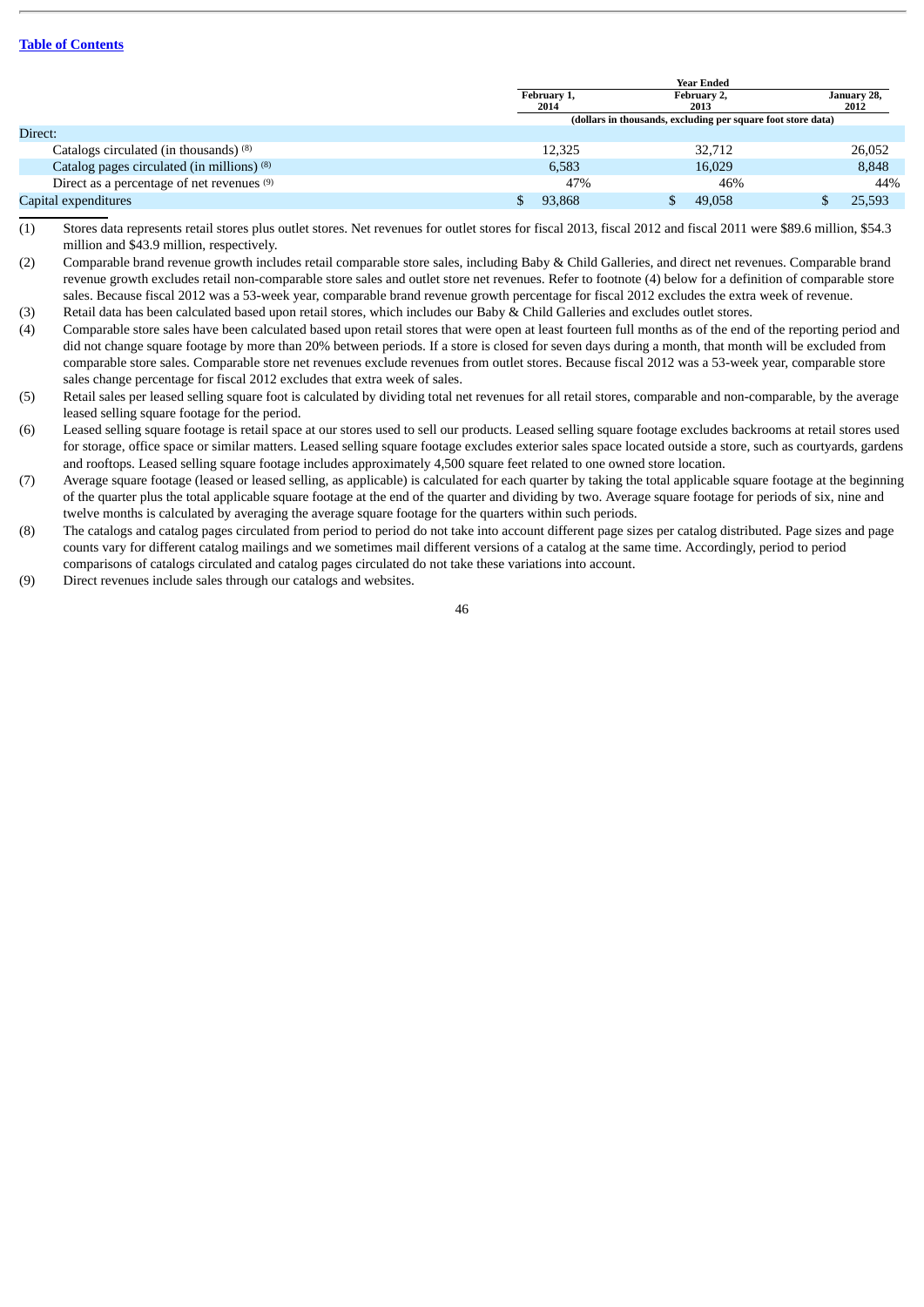| | Year Ended | | |
|---|---|---|---|
| | February 1, 2014 | February 2, 2013 | January 28, 2012 |
| | (dollars in thousands, excluding per square foot store data) | | |
| Direct: | | | |
| Catalogs circulated (in thousands) [(8)] | 12,325 | 32,712 | 26,052 |
| Catalog pages circulated (in millions) [(8)] | 6,583 | 16,029 | 8,848 |
| Direct as a percentage of net revenues [(9)] | 47% | 46% | 44% |
| Capital expenditures | $ 93,868 | $ 49,058 | $ 25,593 |

(1) Stores data represents retail stores plus outlet stores. Net revenues for outlet stores for fiscal 2013, fiscal 2012 and fiscal 2011 were $89.6 million, $54.3 million and $43.9 million, respectively.

(2) Comparable brand revenue growth includes retail comparable store sales, including Baby & Child Galleries, and direct net revenues. Comparable brand revenue growth excludes retail non-comparable store sales and outlet store net revenues. Refer to footnote (4) below for a definition of comparable store sales. Because fiscal 2012 was a 53-week year, comparable brand revenue growth percentage for fiscal 2012 excludes the extra week of revenue.

(3) Retail data has been calculated based upon retail stores, which includes our Baby & Child Galleries and excludes outlet stores.

(4) Comparable store sales have been calculated based upon retail stores that were open at least fourteen full months as of the end of the reporting period and did not change square footage by more than 20% between periods. If a store is closed for seven days during a month, that month will be excluded from comparable store sales. Comparable store net revenues exclude revenues from outlet stores. Because fiscal 2012 was a 53-week year, comparable store sales change percentage for fiscal 2012 excludes that extra week of sales.

(5) Retail sales per leased selling square foot is calculated by dividing total net revenues for all retail stores, comparable and non-comparable, by the average leased selling square footage for the period.

(6) Leased selling square footage is retail space at our stores used to sell our products. Leased selling square footage excludes backrooms at retail stores used for storage, office space or similar matters. Leased selling square footage excludes exterior sales space located outside a store, such as courtyards, gardens and rooftops. Leased selling square footage includes approximately 4,500 square feet related to one owned store location.

(7) Average square footage (leased or leased selling, as applicable) is calculated for each quarter by taking the total applicable square footage at the beginning of the quarter plus the total applicable square footage at the end of the quarter and dividing by two. Average square footage for periods of six, nine and twelve months is calculated by averaging the average square footage for the quarters within such periods.

(8) The catalogs and catalog pages circulated from period to period do not take into account different page sizes per catalog distributed. Page sizes and page counts vary for different catalog mailings and we sometimes mail different versions of a catalog at the same time. Accordingly, period to period comparisons of catalogs circulated and catalog pages circulated do not take these variations into account.

(9) Direct revenues include sales through our catalogs and websites.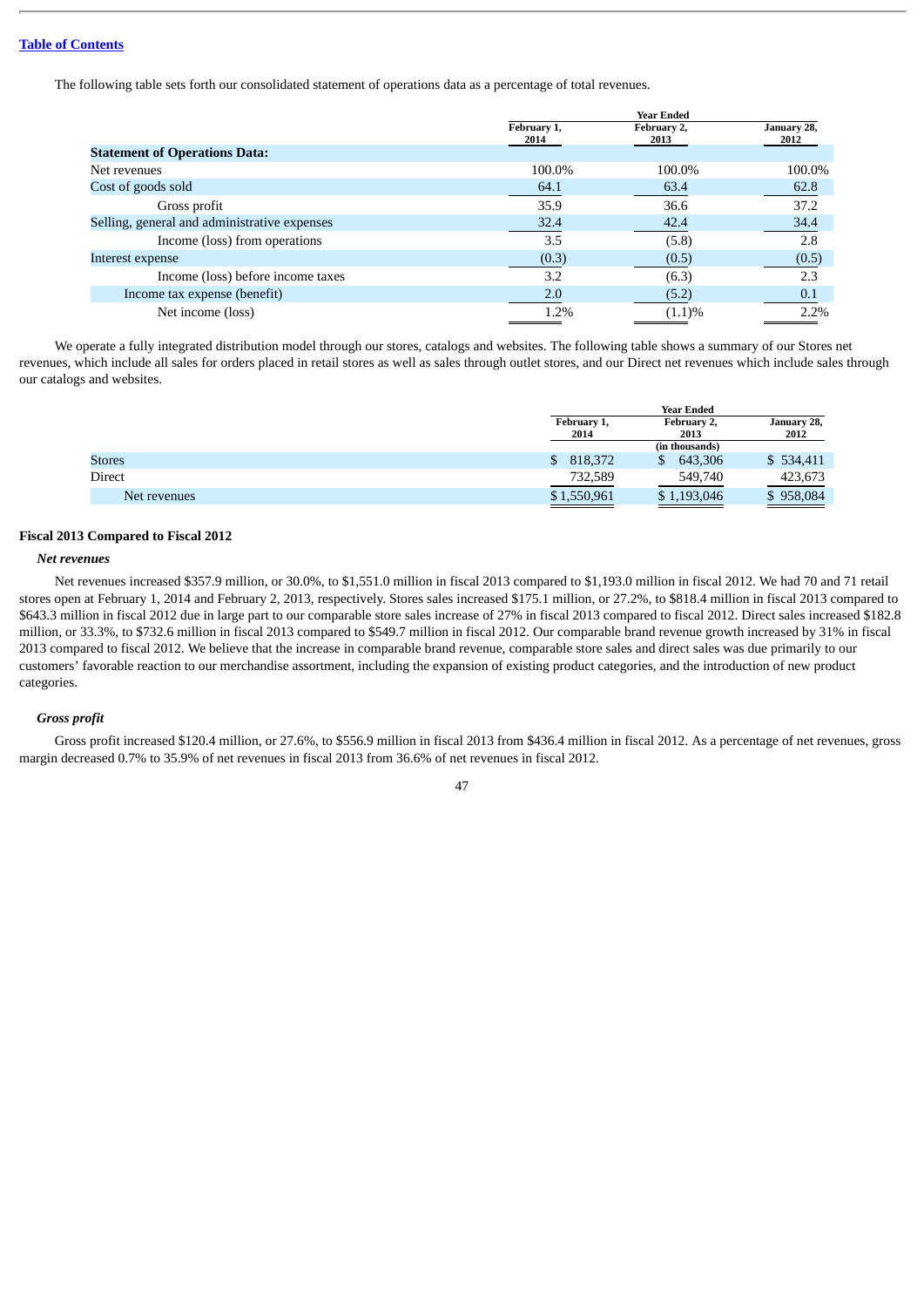The following table sets forth our consolidated statement of operations data as a percentage of total revenues.

| | Year Ended | | |
|---|---|---|---|
| | February 1, 2014 | February 2, 2013 | January 28, 2012 |
| **Statement of Operations Data:** | | | |
| Net revenues | 100.0% | 100.0% | 100.0% |
| Cost of goods sold | 64.1 | 63.4 | 62.8 |
| Gross profit | 35.9 | 36.6 | 37.2 |
| Selling, general and administrative expenses | 32.4 | 42.4 | 34.4 |
| Income (loss) from operations | 3.5 | (5.8) | 2.8 |
| Interest expense | (0.3) | (0.5) | (0.5) |
| Income (loss) before income taxes | 3.2 | (6.3) | 2.3 |
| Income tax expense (benefit) | 2.0 | (5.2) | 0.1 |
| Net income (loss) | 1.2% | (1.1)% | 2.2% |

We operate a fully integrated distribution model through our stores, catalogs and websites. The following table shows a summary of our Stores net revenues, which include all sales for orders placed in retail stores as well as sales through outlet stores, and our Direct net revenues which include sales through our catalogs and websites.

| | Year Ended | | |
|---|---|---|---|
| | February 1, 2014 | February 2, 2013 | January 28, 2012 |
| | | (in thousands) | |
| Stores | $ 818,372 | $ 643,306 | $ 534,411 |
| Direct | 732,589 | 549,740 | 423,673 |
| Net revenues | $ 1,550,961 | $ 1,193,046 | $ 958,084 |

## Fiscal 2013 Compared to Fiscal 2012

### *Net revenues*

Net revenues increased $357.9 million, or 30.0%, to $1,551.0 million in fiscal 2013 compared to $1,193.0 million in fiscal 2012. We had 70 and 71 retail stores open at February 1, 2014 and February 2, 2013, respectively. Stores sales increased $175.1 million, or 27.2%, to $818.4 million in fiscal 2013 compared to $643.3 million in fiscal 2012 due in large part to our comparable store sales increase of 27% in fiscal 2013 compared to fiscal 2012. Direct sales increased $182.8 million, or 33.3%, to $732.6 million in fiscal 2013 compared to $549.7 million in fiscal 2012. Our comparable brand revenue growth increased by 31% in fiscal 2013 compared to fiscal 2012. We believe that the increase in comparable brand revenue, comparable store sales and direct sales was due primarily to our customers' favorable reaction to our merchandise assortment, including the expansion of existing product categories, and the introduction of new product categories.

### *Gross profit*

Gross profit increased $120.4 million, or 27.6%, to $556.9 million in fiscal 2013 from $436.4 million in fiscal 2012. As a percentage of net revenues, gross margin decreased 0.7% to 35.9% of net revenues in fiscal 2013 from 36.6% of net revenues in fiscal 2012.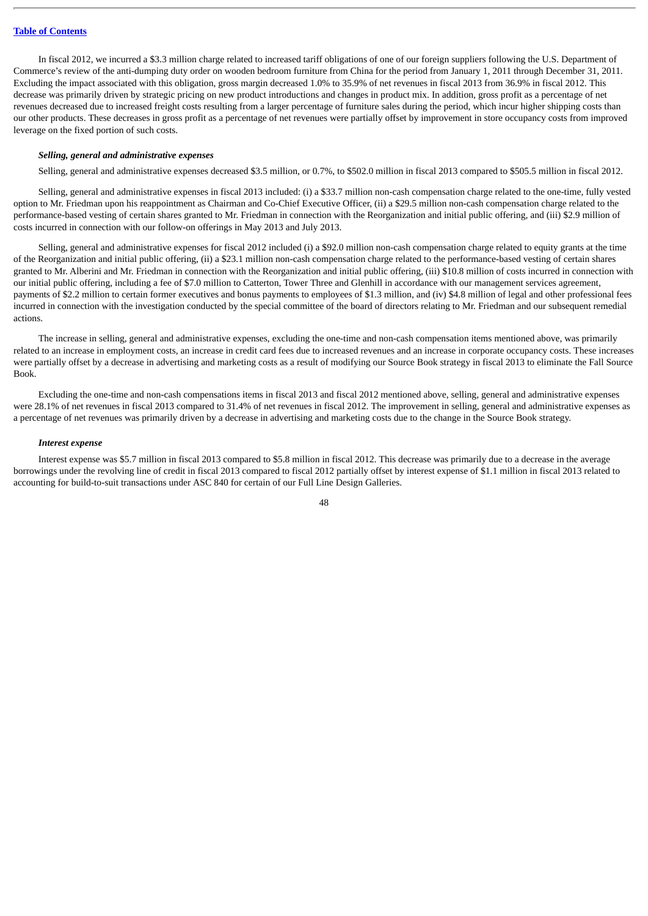In fiscal 2012, we incurred a $3.3 million charge related to increased tariff obligations of one of our foreign suppliers following the U.S. Department of Commerce's review of the anti-dumping duty order on wooden bedroom furniture from China for the period from January 1, 2011 through December 31, 2011. Excluding the impact associated with this obligation, gross margin decreased 1.0% to 35.9% of net revenues in fiscal 2013 from 36.9% in fiscal 2012. This decrease was primarily driven by strategic pricing on new product introductions and changes in product mix. In addition, gross profit as a percentage of net revenues decreased due to increased freight costs resulting from a larger percentage of furniture sales during the period, which incur higher shipping costs than our other products. These decreases in gross profit as a percentage of net revenues were partially offset by improvement in store occupancy costs from improved leverage on the fixed portion of such costs.

***Selling, general and administrative expenses***

Selling, general and administrative expenses decreased $3.5 million, or 0.7%, to $502.0 million in fiscal 2013 compared to $505.5 million in fiscal 2012.

Selling, general and administrative expenses in fiscal 2013 included: (i) a $33.7 million non-cash compensation charge related to the one-time, fully vested option to Mr. Friedman upon his reappointment as Chairman and Co-Chief Executive Officer, (ii) a $29.5 million non-cash compensation charge related to the performance-based vesting of certain shares granted to Mr. Friedman in connection with the Reorganization and initial public offering, and (iii) $2.9 million of costs incurred in connection with our follow-on offerings in May 2013 and July 2013.

Selling, general and administrative expenses for fiscal 2012 included (i) a $92.0 million non-cash compensation charge related to equity grants at the time of the Reorganization and initial public offering, (ii) a $23.1 million non-cash compensation charge related to the performance-based vesting of certain shares granted to Mr. Alberini and Mr. Friedman in connection with the Reorganization and initial public offering, (iii) $10.8 million of costs incurred in connection with our initial public offering, including a fee of $7.0 million to Catterton, Tower Three and Glenhill in accordance with our management services agreement, payments of $2.2 million to certain former executives and bonus payments to employees of $1.3 million, and (iv) $4.8 million of legal and other professional fees incurred in connection with the investigation conducted by the special committee of the board of directors relating to Mr. Friedman and our subsequent remedial actions.

The increase in selling, general and administrative expenses, excluding the one-time and non-cash compensation items mentioned above, was primarily related to an increase in employment costs, an increase in credit card fees due to increased revenues and an increase in corporate occupancy costs. These increases were partially offset by a decrease in advertising and marketing costs as a result of modifying our Source Book strategy in fiscal 2013 to eliminate the Fall Source Book.

Excluding the one-time and non-cash compensations items in fiscal 2013 and fiscal 2012 mentioned above, selling, general and administrative expenses were 28.1% of net revenues in fiscal 2013 compared to 31.4% of net revenues in fiscal 2012. The improvement in selling, general and administrative expenses as a percentage of net revenues was primarily driven by a decrease in advertising and marketing costs due to the change in the Source Book strategy.

***Interest expense***

Interest expense was $5.7 million in fiscal 2013 compared to $5.8 million in fiscal 2012. This decrease was primarily due to a decrease in the average borrowings under the revolving line of credit in fiscal 2013 compared to fiscal 2012 partially offset by interest expense of $1.1 million in fiscal 2013 related to accounting for build-to-suit transactions under ASC 840 for certain of our Full Line Design Galleries.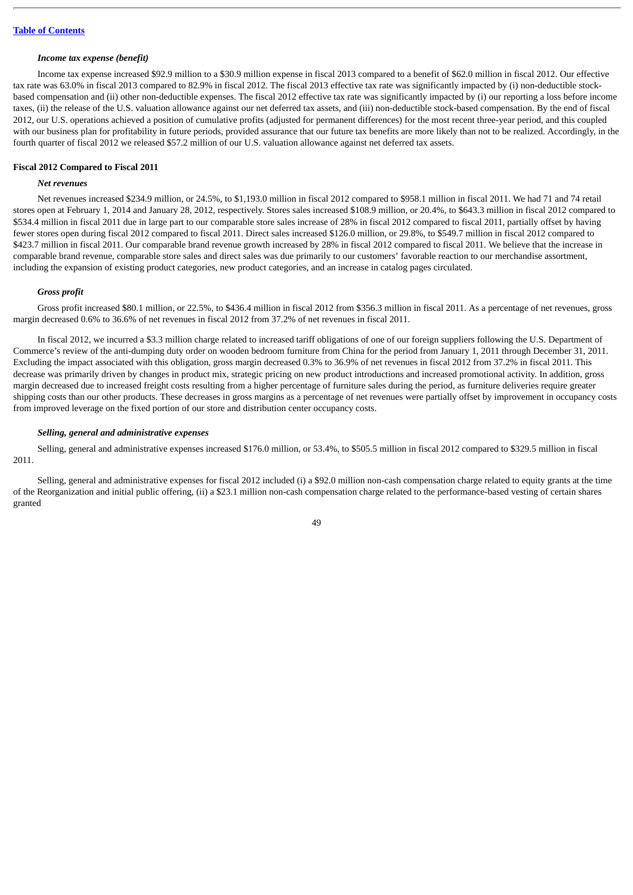*Income tax expense (benefit)*

Income tax expense increased $92.9 million to a $30.9 million expense in fiscal 2013 compared to a benefit of $62.0 million in fiscal 2012. Our effective tax rate was 63.0% in fiscal 2013 compared to 82.9% in fiscal 2012. The fiscal 2013 effective tax rate was significantly impacted by (i) non-deductible stock-based compensation and (ii) other non-deductible expenses. The fiscal 2012 effective tax rate was significantly impacted by (i) our reporting a loss before income taxes, (ii) the release of the U.S. valuation allowance against our net deferred tax assets, and (iii) non-deductible stock-based compensation. By the end of fiscal 2012, our U.S. operations achieved a position of cumulative profits (adjusted for permanent differences) for the most recent three-year period, and this coupled with our business plan for profitability in future periods, provided assurance that our future tax benefits are more likely than not to be realized. Accordingly, in the fourth quarter of fiscal 2012 we released $57.2 million of our U.S. valuation allowance against net deferred tax assets.

**Fiscal 2012 Compared to Fiscal 2011**

*Net revenues*

Net revenues increased $234.9 million, or 24.5%, to $1,193.0 million in fiscal 2012 compared to $958.1 million in fiscal 2011. We had 71 and 74 retail stores open at February 1, 2014 and January 28, 2012, respectively. Stores sales increased $108.9 million, or 20.4%, to $643.3 million in fiscal 2012 compared to $534.4 million in fiscal 2011 due in large part to our comparable store sales increase of 28% in fiscal 2012 compared to fiscal 2011, partially offset by having fewer stores open during fiscal 2012 compared to fiscal 2011. Direct sales increased $126.0 million, or 29.8%, to $549.7 million in fiscal 2012 compared to $423.7 million in fiscal 2011. Our comparable brand revenue growth increased by 28% in fiscal 2012 compared to fiscal 2011. We believe that the increase in comparable brand revenue, comparable store sales and direct sales was due primarily to our customers' favorable reaction to our merchandise assortment, including the expansion of existing product categories, new product categories, and an increase in catalog pages circulated.

*Gross profit*

Gross profit increased $80.1 million, or 22.5%, to $436.4 million in fiscal 2012 from $356.3 million in fiscal 2011. As a percentage of net revenues, gross margin decreased 0.6% to 36.6% of net revenues in fiscal 2012 from 37.2% of net revenues in fiscal 2011.

In fiscal 2012, we incurred a $3.3 million charge related to increased tariff obligations of one of our foreign suppliers following the U.S. Department of Commerce's review of the anti-dumping duty order on wooden bedroom furniture from China for the period from January 1, 2011 through December 31, 2011. Excluding the impact associated with this obligation, gross margin decreased 0.3% to 36.9% of net revenues in fiscal 2012 from 37.2% in fiscal 2011. This decrease was primarily driven by changes in product mix, strategic pricing on new product introductions and increased promotional activity. In addition, gross margin decreased due to increased freight costs resulting from a higher percentage of furniture sales during the period, as furniture deliveries require greater shipping costs than our other products. These decreases in gross margins as a percentage of net revenues were partially offset by improvement in occupancy costs from improved leverage on the fixed portion of our store and distribution center occupancy costs.

*Selling, general and administrative expenses*

Selling, general and administrative expenses increased $176.0 million, or 53.4%, to $505.5 million in fiscal 2012 compared to $329.5 million in fiscal 2011.

Selling, general and administrative expenses for fiscal 2012 included (i) a $92.0 million non-cash compensation charge related to equity grants at the time of the Reorganization and initial public offering, (ii) a $23.1 million non-cash compensation charge related to the performance-based vesting of certain shares granted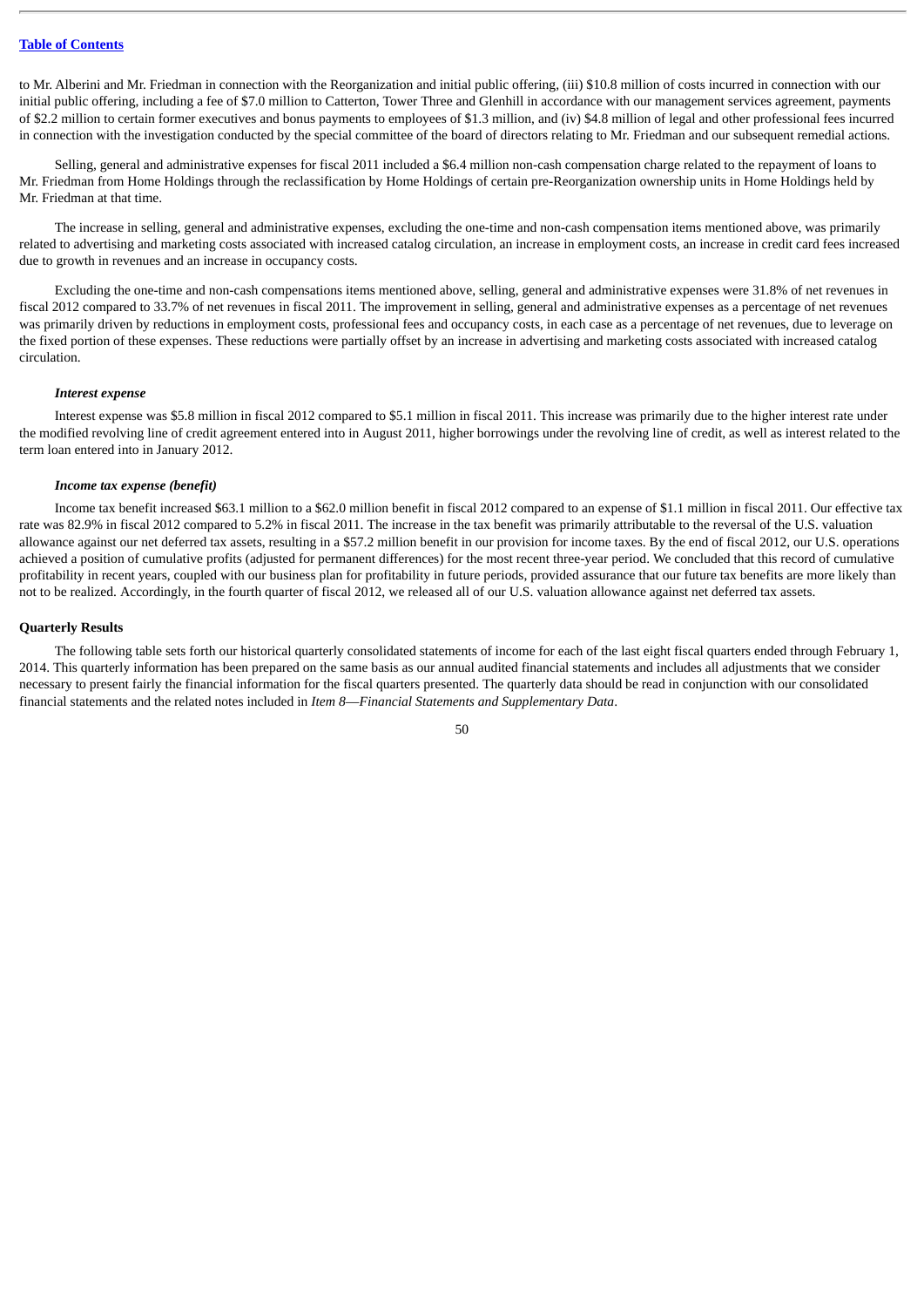to Mr. Alberini and Mr. Friedman in connection with the Reorganization and initial public offering, (iii) $10.8 million of costs incurred in connection with our initial public offering, including a fee of $7.0 million to Catterton, Tower Three and Glenhill in accordance with our management services agreement, payments of $2.2 million to certain former executives and bonus payments to employees of $1.3 million, and (iv) $4.8 million of legal and other professional fees incurred in connection with the investigation conducted by the special committee of the board of directors relating to Mr. Friedman and our subsequent remedial actions.

Selling, general and administrative expenses for fiscal 2011 included a $6.4 million non-cash compensation charge related to the repayment of loans to Mr. Friedman from Home Holdings through the reclassification by Home Holdings of certain pre-Reorganization ownership units in Home Holdings held by Mr. Friedman at that time.

The increase in selling, general and administrative expenses, excluding the one-time and non-cash compensation items mentioned above, was primarily related to advertising and marketing costs associated with increased catalog circulation, an increase in employment costs, an increase in credit card fees increased due to growth in revenues and an increase in occupancy costs.

Excluding the one-time and non-cash compensations items mentioned above, selling, general and administrative expenses were 31.8% of net revenues in fiscal 2012 compared to 33.7% of net revenues in fiscal 2011. The improvement in selling, general and administrative expenses as a percentage of net revenues was primarily driven by reductions in employment costs, professional fees and occupancy costs, in each case as a percentage of net revenues, due to leverage on the fixed portion of these expenses. These reductions were partially offset by an increase in advertising and marketing costs associated with increased catalog circulation.

***Interest expense***

Interest expense was $5.8 million in fiscal 2012 compared to $5.1 million in fiscal 2011. This increase was primarily due to the higher interest rate under the modified revolving line of credit agreement entered into in August 2011, higher borrowings under the revolving line of credit, as well as interest related to the term loan entered into in January 2012.

***Income tax expense (benefit)***

Income tax benefit increased $63.1 million to a $62.0 million benefit in fiscal 2012 compared to an expense of $1.1 million in fiscal 2011. Our effective tax rate was 82.9% in fiscal 2012 compared to 5.2% in fiscal 2011. The increase in the tax benefit was primarily attributable to the reversal of the U.S. valuation allowance against our net deferred tax assets, resulting in a $57.2 million benefit in our provision for income taxes. By the end of fiscal 2012, our U.S. operations achieved a position of cumulative profits (adjusted for permanent differences) for the most recent three-year period. We concluded that this record of cumulative profitability in recent years, coupled with our business plan for profitability in future periods, provided assurance that our future tax benefits are more likely than not to be realized. Accordingly, in the fourth quarter of fiscal 2012, we released all of our U.S. valuation allowance against net deferred tax assets.

**Quarterly Results**

The following table sets forth our historical quarterly consolidated statements of income for each of the last eight fiscal quarters ended through February 1, 2014. This quarterly information has been prepared on the same basis as our annual audited financial statements and includes all adjustments that we consider necessary to present fairly the financial information for the fiscal quarters presented. The quarterly data should be read in conjunction with our consolidated financial statements and the related notes included in *Item 8—Financial Statements and Supplementary Data*.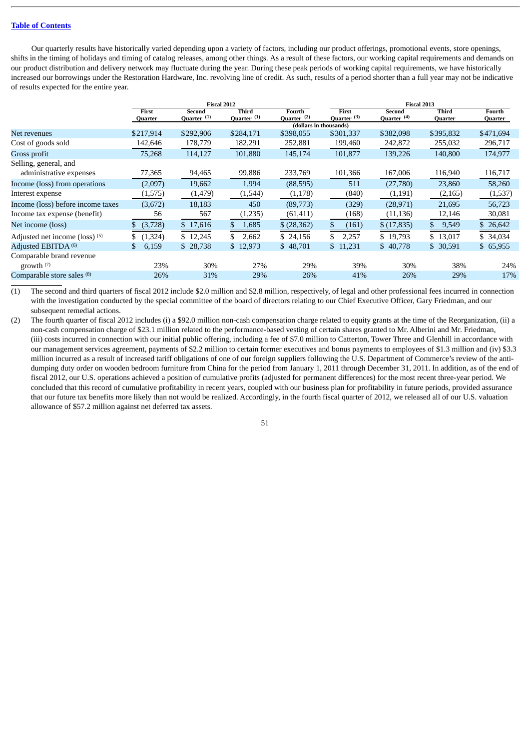Table of Contents

Our quarterly results have historically varied depending upon a variety of factors, including our product offerings, promotional events, store openings, shifts in the timing of holidays and timing of catalog releases, among other things. As a result of these factors, our working capital requirements and demands on our product distribution and delivery network may fluctuate during the year. During these peak periods of working capital requirements, we have historically increased our borrowings under the Restoration Hardware, Inc. revolving line of credit. As such, results of a period shorter than a full year may not be indicative of results expected for the entire year.

| | Fiscal 2012 | | | | Fiscal 2013 | | | |
|---|---|---|---|---|---|---|---|---|
| | First Quarter | Second Quarter (1) | Third Quarter (1) | Fourth Quarter (2) | First Quarter (3) | Second Quarter (4) | Third Quarter | Fourth Quarter |
| | (dollars in thousands) | | | | | | | |
| Net revenues | $217,914 | $292,906 | $284,171 | $398,055 | $301,337 | $382,098 | $395,832 | $471,694 |
| Cost of goods sold | 142,646 | 178,779 | 182,291 | 252,881 | 199,460 | 242,872 | 255,032 | 296,717 |
| Gross profit | 75,268 | 114,127 | 101,880 | 145,174 | 101,877 | 139,226 | 140,800 | 174,977 |
| Selling, general, and administrative expenses | 77,365 | 94,465 | 99,886 | 233,769 | 101,366 | 167,006 | 116,940 | 116,717 |
| Income (loss) from operations | (2,097) | 19,662 | 1,994 | (88,595) | 511 | (27,780) | 23,860 | 58,260 |
| Interest expense | (1,575) | (1,479) | (1,544) | (1,178) | (840) | (1,191) | (2,165) | (1,537) |
| Income (loss) before income taxes | (3,672) | 18,183 | 450 | (89,773) | (329) | (28,971) | 21,695 | 56,723 |
| Income tax expense (benefit) | 56 | 567 | (1,235) | (61,411) | (168) | (11,136) | 12,146 | 30,081 |
| Net income (loss) | $ (3,728) | $ 17,616 | $ 1,685 | $ (28,362) | $ (161) | $ (17,835) | $ 9,549 | $ 26,642 |
| Adjusted net income (loss) (5) | $ (1,324) | $ 12,245 | $ 2,662 | $ 24,156 | $ 2,257 | $ 19,793 | $ 13,017 | $ 34,034 |
| Adjusted EBITDA (6) | $ 6,159 | $ 28,738 | $ 12,973 | $ 48,701 | $ 11,231 | $ 40,778 | $ 30,591 | $ 65,955 |
| Comparable brand revenue growth (7) | 23% | 30% | 27% | 29% | 39% | 30% | 38% | 24% |
| Comparable store sales (8) | 26% | 31% | 29% | 26% | 41% | 26% | 29% | 17% |

(1) The second and third quarters of fiscal 2012 include $2.0 million and $2.8 million, respectively, of legal and other professional fees incurred in connection with the investigation conducted by the special committee of the board of directors relating to our Chief Executive Officer, Gary Friedman, and our subsequent remedial actions.

(2) The fourth quarter of fiscal 2012 includes (i) a $92.0 million non-cash compensation charge related to equity grants at the time of the Reorganization, (ii) a non-cash compensation charge of $23.1 million related to the performance-based vesting of certain shares granted to Mr. Alberini and Mr. Friedman, (iii) costs incurred in connection with our initial public offering, including a fee of $7.0 million to Catterton, Tower Three and Glenhill in accordance with our management services agreement, payments of $2.2 million to certain former executives and bonus payments to employees of $1.3 million and (iv) $3.3 million incurred as a result of increased tariff obligations of one of our foreign suppliers following the U.S. Department of Commerce's review of the anti-dumping duty order on wooden bedroom furniture from China for the period from January 1, 2011 through December 31, 2011. In addition, as of the end of fiscal 2012, our U.S. operations achieved a position of cumulative profits (adjusted for permanent differences) for the most recent three-year period. We concluded that this record of cumulative profitability in recent years, coupled with our business plan for profitability in future periods, provided assurance that our future tax benefits more likely than not would be realized. Accordingly, in the fourth fiscal quarter of 2012, we released all of our U.S. valuation allowance of $57.2 million against net deferred tax assets.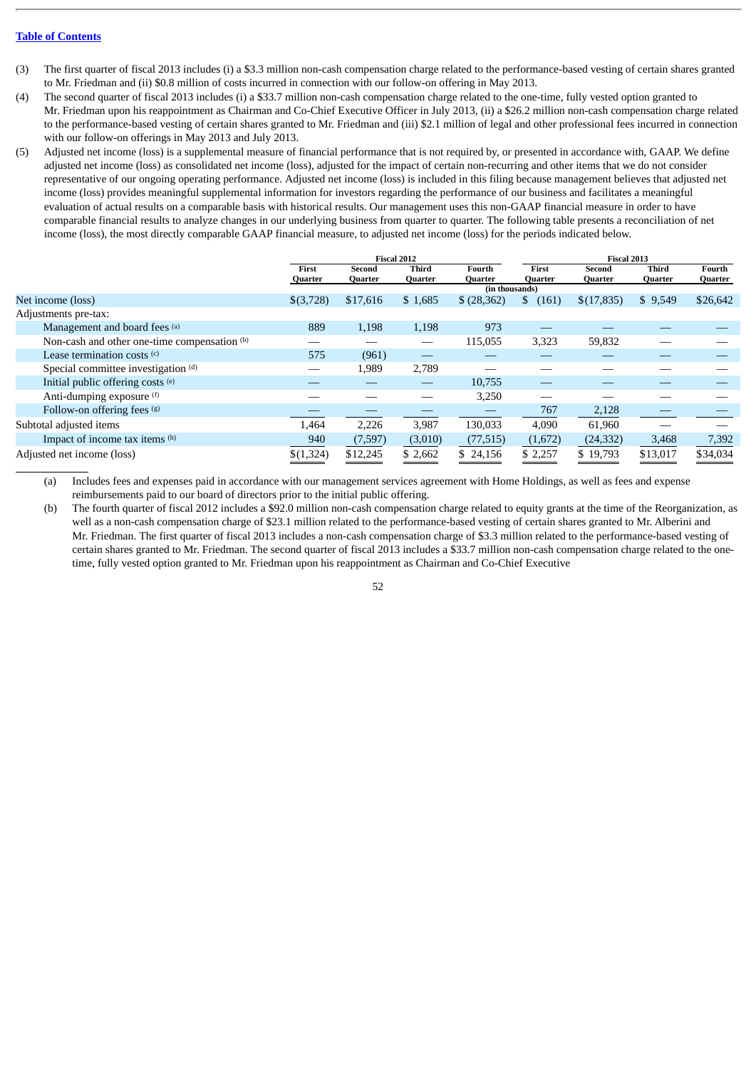[Table of Contents](#)

(3) The first quarter of fiscal 2013 includes (i) a $3.3 million non-cash compensation charge related to the performance-based vesting of certain shares granted to Mr. Friedman and (ii) $0.8 million of costs incurred in connection with our follow-on offering in May 2013.

(4) The second quarter of fiscal 2013 includes (i) a $33.7 million non-cash compensation charge related to the one-time, fully vested option granted to Mr. Friedman upon his reappointment as Chairman and Co-Chief Executive Officer in July 2013, (ii) a $26.2 million non-cash compensation charge related to the performance-based vesting of certain shares granted to Mr. Friedman and (iii) $2.1 million of legal and other professional fees incurred in connection with our follow-on offerings in May 2013 and July 2013.

(5) Adjusted net income (loss) is a supplemental measure of financial performance that is not required by, or presented in accordance with, GAAP. We define adjusted net income (loss) as consolidated net income (loss), adjusted for the impact of certain non-recurring and other items that we do not consider representative of our ongoing operating performance. Adjusted net income (loss) is included in this filing because management believes that adjusted net income (loss) provides meaningful supplemental information for investors regarding the performance of our business and facilitates a meaningful evaluation of actual results on a comparable basis with historical results. Our management uses this non-GAAP financial measure in order to have comparable financial results to analyze changes in our underlying business from quarter to quarter. The following table presents a reconciliation of net income (loss), the most directly comparable GAAP financial measure, to adjusted net income (loss) for the periods indicated below.

| | Fiscal 2012 | | | | Fiscal 2013 | | | |
|---|---|---|---|---|---|---|---|---|
| | First Quarter | Second Quarter | Third Quarter | Fourth Quarter | First Quarter | Second Quarter | Third Quarter | Fourth Quarter |
| | (in thousands) | | | | | | | |
| Net income (loss) | $(3,728) | $17,616 | $ 1,685 | $ (28,362) | $ (161) | $(17,835) | $ 9,549 | $26,642 |
| Adjustments pre-tax: | | | | | | | | |
| Management and board fees [(a)] | 889 | 1,198 | 1,198 | 973 | — | — | — | — |
| Non-cash and other one-time compensation [(b)] | — | — | — | 115,055 | 3,323 | 59,832 | — | — |
| Lease termination costs [(c)] | 575 | (961) | — | — | — | — | — | — |
| Special committee investigation [(d)] | — | 1,989 | 2,789 | — | — | — | — | — |
| Initial public offering costs [(e)] | — | — | — | 10,755 | — | — | — | — |
| Anti-dumping exposure [(f)] | — | — | — | 3,250 | — | — | — | — |
| Follow-on offering fees [(g)] | — | — | — | — | 767 | 2,128 | — | — |
| Subtotal adjusted items | 1,464 | 2,226 | 3,987 | 130,033 | 4,090 | 61,960 | — | — |
| Impact of income tax items [(h)] | 940 | (7,597) | (3,010) | (77,515) | (1,672) | (24,332) | 3,468 | 7,392 |
| Adjusted net income (loss) | $(1,324) | $12,245 | $ 2,662 | $ 24,156 | $ 2,257 | $ 19,793 | $13,017 | $34,034 |

(a) Includes fees and expenses paid in accordance with our management services agreement with Home Holdings, as well as fees and expense reimbursements paid to our board of directors prior to the initial public offering.

(b) The fourth quarter of fiscal 2012 includes a $92.0 million non-cash compensation charge related to equity grants at the time of the Reorganization, as well as a non-cash compensation charge of $23.1 million related to the performance-based vesting of certain shares granted to Mr. Alberini and Mr. Friedman. The first quarter of fiscal 2013 includes a non-cash compensation charge of $3.3 million related to the performance-based vesting of certain shares granted to Mr. Friedman. The second quarter of fiscal 2013 includes a $33.7 million non-cash compensation charge related to the one-time, fully vested option granted to Mr. Friedman upon his reappointment as Chairman and Co-Chief Executive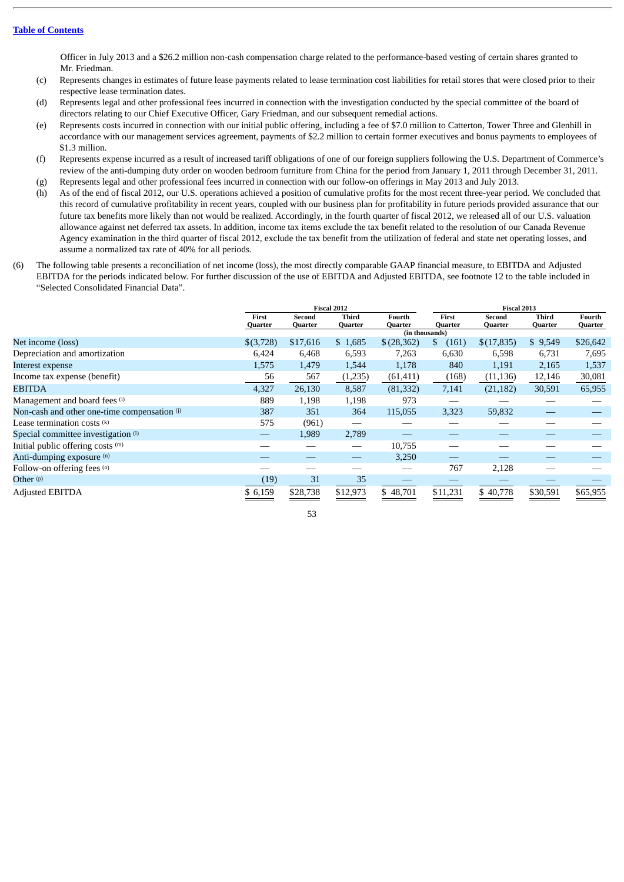Officer in July 2013 and a $26.2 million non-cash compensation charge related to the performance-based vesting of certain shares granted to Mr. Friedman.

(c) Represents changes in estimates of future lease payments related to lease termination cost liabilities for retail stores that were closed prior to their respective lease termination dates.

(d) Represents legal and other professional fees incurred in connection with the investigation conducted by the special committee of the board of directors relating to our Chief Executive Officer, Gary Friedman, and our subsequent remedial actions.

(e) Represents costs incurred in connection with our initial public offering, including a fee of $7.0 million to Catterton, Tower Three and Glenhill in accordance with our management services agreement, payments of $2.2 million to certain former executives and bonus payments to employees of $1.3 million.

(f) Represents expense incurred as a result of increased tariff obligations of one of our foreign suppliers following the U.S. Department of Commerce's review of the anti-dumping duty order on wooden bedroom furniture from China for the period from January 1, 2011 through December 31, 2011.

(g) Represents legal and other professional fees incurred in connection with our follow-on offerings in May 2013 and July 2013.

(h) As of the end of fiscal 2012, our U.S. operations achieved a position of cumulative profits for the most recent three-year period. We concluded that this record of cumulative profitability in recent years, coupled with our business plan for profitability in future periods provided assurance that our future tax benefits more likely than not would be realized. Accordingly, in the fourth quarter of fiscal 2012, we released all of our U.S. valuation allowance against net deferred tax assets. In addition, income tax items exclude the tax benefit related to the resolution of our Canada Revenue Agency examination in the third quarter of fiscal 2012, exclude the tax benefit from the utilization of federal and state net operating losses, and assume a normalized tax rate of 40% for all periods.

(6) The following table presents a reconciliation of net income (loss), the most directly comparable GAAP financial measure, to EBITDA and Adjusted EBITDA for the periods indicated below. For further discussion of the use of EBITDA and Adjusted EBITDA, see footnote 12 to the table included in "Selected Consolidated Financial Data".

| | Fiscal 2012 | | | | Fiscal 2013 | | | |
|---|---|---|---|---|---|---|---|---|
| | First Quarter | Second Quarter | Third Quarter | Fourth Quarter | First Quarter | Second Quarter | Third Quarter | Fourth Quarter |
| | (in thousands) | | | | | | | |
| Net income (loss) | $(3,728) | $17,616 | $ 1,685 | $ (28,362) | $ (161) | $(17,835) | $ 9,549 | $26,642 |
| Depreciation and amortization | 6,424 | 6,468 | 6,593 | 7,263 | 6,630 | 6,598 | 6,731 | 7,695 |
| Interest expense | 1,575 | 1,479 | 1,544 | 1,178 | 840 | 1,191 | 2,165 | 1,537 |
| Income tax expense (benefit) | 56 | 567 | (1,235) | (61,411) | (168) | (11,136) | 12,146 | 30,081 |
| EBITDA | 4,327 | 26,130 | 8,587 | (81,332) | 7,141 | (21,182) | 30,591 | 65,955 |
| Management and board fees (i) | 889 | 1,198 | 1,198 | 973 | — | — | — | — |
| Non-cash and other one-time compensation (j) | 387 | 351 | 364 | 115,055 | 3,323 | 59,832 | — | — |
| Lease termination costs (k) | 575 | (961) | — | — | — | — | — | — |
| Special committee investigation (l) | — | 1,989 | 2,789 | — | — | — | — | — |
| Initial public offering costs (m) | — | — | — | 10,755 | — | — | — | — |
| Anti-dumping exposure (n) | — | — | — | 3,250 | — | — | — | — |
| Follow-on offering fees (o) | — | — | — | — | 767 | 2,128 | — | — |
| Other (p) | (19) | 31 | 35 | — | — | — | — | — |
| Adjusted EBITDA | $ 6,159 | $28,738 | $12,973 | $ 48,701 | $11,231 | $ 40,778 | $30,591 | $65,955 |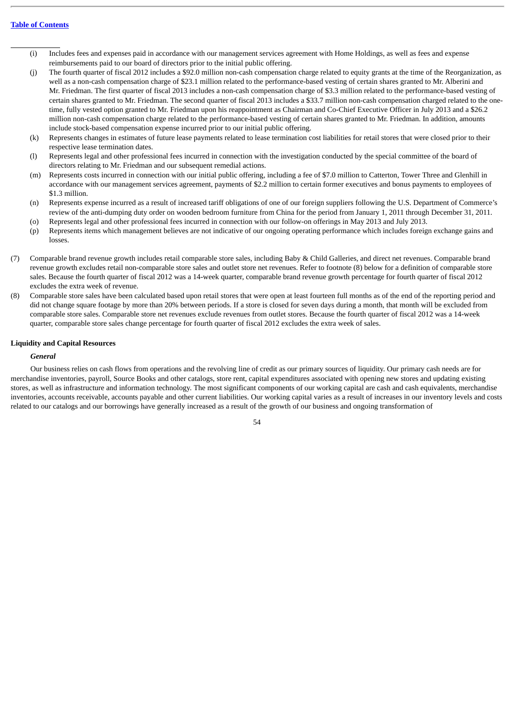[Table of Contents](#)

---

- (i) Includes fees and expenses paid in accordance with our management services agreement with Home Holdings, as well as fees and expense reimbursements paid to our board of directors prior to the initial public offering.
- (j) The fourth quarter of fiscal 2012 includes a $92.0 million non-cash compensation charge related to equity grants at the time of the Reorganization, as well as a non-cash compensation charge of $23.1 million related to the performance-based vesting of certain shares granted to Mr. Alberini and Mr. Friedman. The first quarter of fiscal 2013 includes a non-cash compensation charge of $3.3 million related to the performance-based vesting of certain shares granted to Mr. Friedman. The second quarter of fiscal 2013 includes a $33.7 million non-cash compensation charged related to the one-time, fully vested option granted to Mr. Friedman upon his reappointment as Chairman and Co-Chief Executive Officer in July 2013 and a $26.2 million non-cash compensation charge related to the performance-based vesting of certain shares granted to Mr. Friedman. In addition, amounts include stock-based compensation expense incurred prior to our initial public offering.
- (k) Represents changes in estimates of future lease payments related to lease termination cost liabilities for retail stores that were closed prior to their respective lease termination dates.
- (l) Represents legal and other professional fees incurred in connection with the investigation conducted by the special committee of the board of directors relating to Mr. Friedman and our subsequent remedial actions.
- (m) Represents costs incurred in connection with our initial public offering, including a fee of $7.0 million to Catterton, Tower Three and Glenhill in accordance with our management services agreement, payments of $2.2 million to certain former executives and bonus payments to employees of $1.3 million.
- (n) Represents expense incurred as a result of increased tariff obligations of one of our foreign suppliers following the U.S. Department of Commerce's review of the anti-dumping duty order on wooden bedroom furniture from China for the period from January 1, 2011 through December 31, 2011.
- (o) Represents legal and other professional fees incurred in connection with our follow-on offerings in May 2013 and July 2013.
- (p) Represents items which management believes are not indicative of our ongoing operating performance which includes foreign exchange gains and losses.

(7) Comparable brand revenue growth includes retail comparable store sales, including Baby & Child Galleries, and direct net revenues. Comparable brand revenue growth excludes retail non-comparable store sales and outlet store net revenues. Refer to footnote (8) below for a definition of comparable store sales. Because the fourth quarter of fiscal 2012 was a 14-week quarter, comparable brand revenue growth percentage for fourth quarter of fiscal 2012 excludes the extra week of revenue.

(8) Comparable store sales have been calculated based upon retail stores that were open at least fourteen full months as of the end of the reporting period and did not change square footage by more than 20% between periods. If a store is closed for seven days during a month, that month will be excluded from comparable store sales. Comparable store net revenues exclude revenues from outlet stores. Because the fourth quarter of fiscal 2012 was a 14-week quarter, comparable store sales change percentage for fourth quarter of fiscal 2012 excludes the extra week of sales.

**Liquidity and Capital Resources**

***General***

Our business relies on cash flows from operations and the revolving line of credit as our primary sources of liquidity. Our primary cash needs are for merchandise inventories, payroll, Source Books and other catalogs, store rent, capital expenditures associated with opening new stores and updating existing stores, as well as infrastructure and information technology. The most significant components of our working capital are cash and cash equivalents, merchandise inventories, accounts receivable, accounts payable and other current liabilities. Our working capital varies as a result of increases in our inventory levels and costs related to our catalogs and our borrowings have generally increased as a result of the growth of our business and ongoing transformation of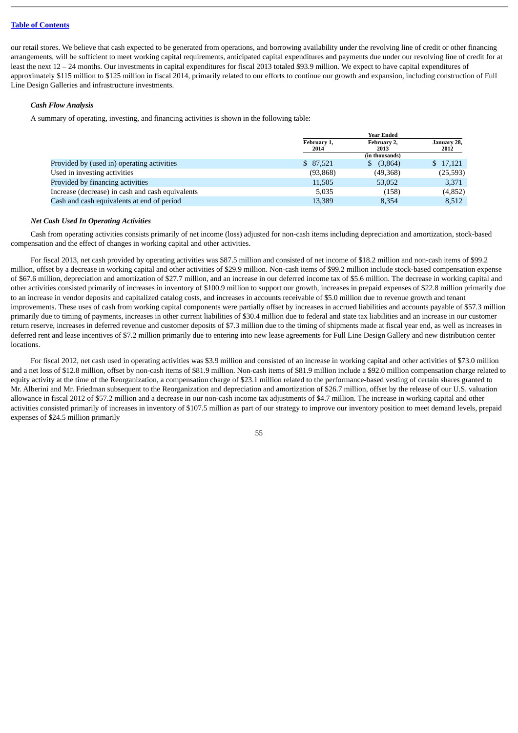our retail stores. We believe that cash expected to be generated from operations, and borrowing availability under the revolving line of credit or other financing arrangements, will be sufficient to meet working capital requirements, anticipated capital expenditures and payments due under our revolving line of credit for at least the next 12 – 24 months. Our investments in capital expenditures for fiscal 2013 totaled $93.9 million. We expect to have capital expenditures of approximately $115 million to $125 million in fiscal 2014, primarily related to our efforts to continue our growth and expansion, including construction of Full Line Design Galleries and infrastructure investments.

***Cash Flow Analysis***

A summary of operating, investing, and financing activities is shown in the following table:

| | Year Ended | | |
|---|---|---|---|
| | February 1, 2014 | February 2, 2013 | January 28, 2012 |
| | | (in thousands) | |
| Provided by (used in) operating activities | $ 87,521 | $ (3,864) | $ 17,121 |
| Used in investing activities | (93,868) | (49,368) | (25,593) |
| Provided by financing activities | 11,505 | 53,052 | 3,371 |
| Increase (decrease) in cash and cash equivalents | 5,035 | (158) | (4,852) |
| Cash and cash equivalents at end of period | 13,389 | 8,354 | 8,512 |

***Net Cash Used In Operating Activities***

Cash from operating activities consists primarily of net income (loss) adjusted for non-cash items including depreciation and amortization, stock-based compensation and the effect of changes in working capital and other activities.

For fiscal 2013, net cash provided by operating activities was $87.5 million and consisted of net income of $18.2 million and non-cash items of $99.2 million, offset by a decrease in working capital and other activities of $29.9 million. Non-cash items of $99.2 million include stock-based compensation expense of $67.6 million, depreciation and amortization of $27.7 million, and an increase in our deferred income tax of $5.6 million. The decrease in working capital and other activities consisted primarily of increases in inventory of $100.9 million to support our growth, increases in prepaid expenses of $22.8 million primarily due to an increase in vendor deposits and capitalized catalog costs, and increases in accounts receivable of $5.0 million due to revenue growth and tenant improvements. These uses of cash from working capital components were partially offset by increases in accrued liabilities and accounts payable of $57.3 million primarily due to timing of payments, increases in other current liabilities of $30.4 million due to federal and state tax liabilities and an increase in our customer return reserve, increases in deferred revenue and customer deposits of $7.3 million due to the timing of shipments made at fiscal year end, as well as increases in deferred rent and lease incentives of $7.2 million primarily due to entering into new lease agreements for Full Line Design Gallery and new distribution center locations.

For fiscal 2012, net cash used in operating activities was $3.9 million and consisted of an increase in working capital and other activities of $73.0 million and a net loss of $12.8 million, offset by non-cash items of $81.9 million. Non-cash items of $81.9 million include a $92.0 million compensation charge related to equity activity at the time of the Reorganization, a compensation charge of $23.1 million related to the performance-based vesting of certain shares granted to Mr. Alberini and Mr. Friedman subsequent to the Reorganization and depreciation and amortization of $26.7 million, offset by the release of our U.S. valuation allowance in fiscal 2012 of $57.2 million and a decrease in our non-cash income tax adjustments of $4.7 million. The increase in working capital and other activities consisted primarily of increases in inventory of $107.5 million as part of our strategy to improve our inventory position to meet demand levels, prepaid expenses of $24.5 million primarily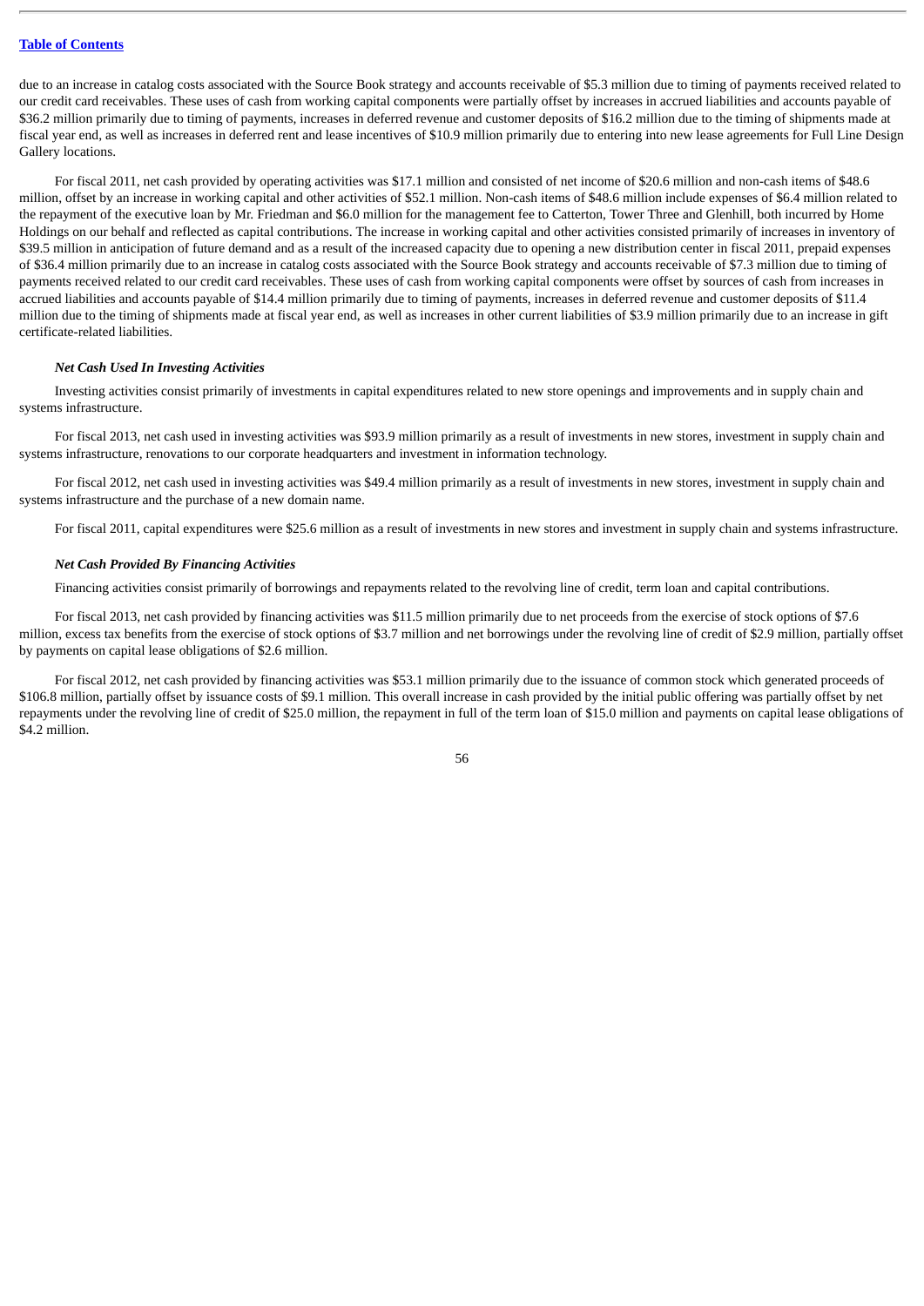due to an increase in catalog costs associated with the Source Book strategy and accounts receivable of $5.3 million due to timing of payments received related to our credit card receivables. These uses of cash from working capital components were partially offset by increases in accrued liabilities and accounts payable of $36.2 million primarily due to timing of payments, increases in deferred revenue and customer deposits of $16.2 million due to the timing of shipments made at fiscal year end, as well as increases in deferred rent and lease incentives of $10.9 million primarily due to entering into new lease agreements for Full Line Design Gallery locations.

For fiscal 2011, net cash provided by operating activities was $17.1 million and consisted of net income of $20.6 million and non-cash items of $48.6 million, offset by an increase in working capital and other activities of $52.1 million. Non-cash items of $48.6 million include expenses of $6.4 million related to the repayment of the executive loan by Mr. Friedman and $6.0 million for the management fee to Catterton, Tower Three and Glenhill, both incurred by Home Holdings on our behalf and reflected as capital contributions. The increase in working capital and other activities consisted primarily of increases in inventory of $39.5 million in anticipation of future demand and as a result of the increased capacity due to opening a new distribution center in fiscal 2011, prepaid expenses of $36.4 million primarily due to an increase in catalog costs associated with the Source Book strategy and accounts receivable of $7.3 million due to timing of payments received related to our credit card receivables. These uses of cash from working capital components were offset by sources of cash from increases in accrued liabilities and accounts payable of $14.4 million primarily due to timing of payments, increases in deferred revenue and customer deposits of $11.4 million due to the timing of shipments made at fiscal year end, as well as increases in other current liabilities of $3.9 million primarily due to an increase in gift certificate-related liabilities.

***Net Cash Used In Investing Activities***

Investing activities consist primarily of investments in capital expenditures related to new store openings and improvements and in supply chain and systems infrastructure.

For fiscal 2013, net cash used in investing activities was $93.9 million primarily as a result of investments in new stores, investment in supply chain and systems infrastructure, renovations to our corporate headquarters and investment in information technology.

For fiscal 2012, net cash used in investing activities was $49.4 million primarily as a result of investments in new stores, investment in supply chain and systems infrastructure and the purchase of a new domain name.

For fiscal 2011, capital expenditures were $25.6 million as a result of investments in new stores and investment in supply chain and systems infrastructure.

***Net Cash Provided By Financing Activities***

Financing activities consist primarily of borrowings and repayments related to the revolving line of credit, term loan and capital contributions.

For fiscal 2013, net cash provided by financing activities was $11.5 million primarily due to net proceeds from the exercise of stock options of $7.6 million, excess tax benefits from the exercise of stock options of $3.7 million and net borrowings under the revolving line of credit of $2.9 million, partially offset by payments on capital lease obligations of $2.6 million.

For fiscal 2012, net cash provided by financing activities was $53.1 million primarily due to the issuance of common stock which generated proceeds of $106.8 million, partially offset by issuance costs of $9.1 million. This overall increase in cash provided by the initial public offering was partially offset by net repayments under the revolving line of credit of $25.0 million, the repayment in full of the term loan of $15.0 million and payments on capital lease obligations of $4.2 million.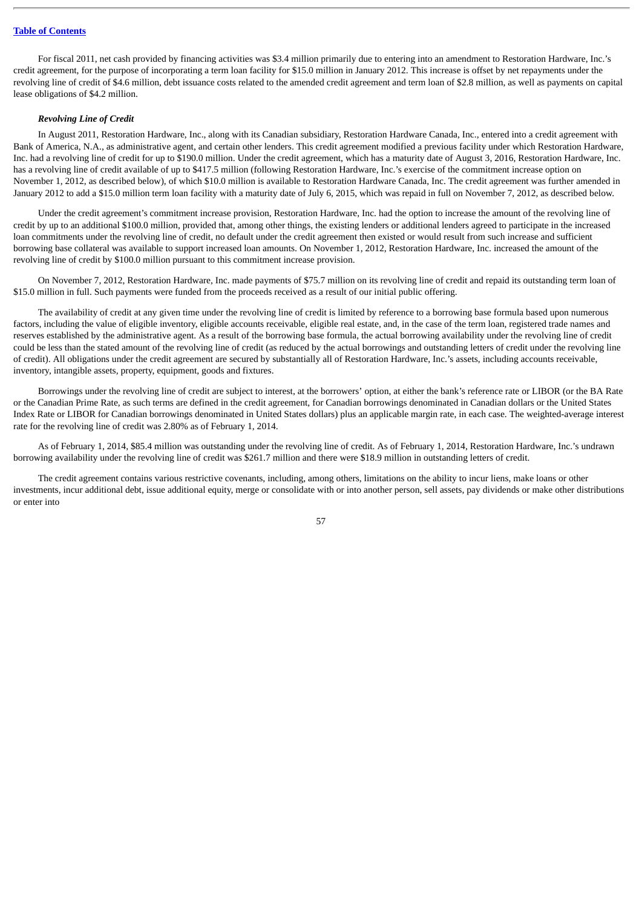For fiscal 2011, net cash provided by financing activities was $3.4 million primarily due to entering into an amendment to Restoration Hardware, Inc.'s credit agreement, for the purpose of incorporating a term loan facility for $15.0 million in January 2012. This increase is offset by net repayments under the revolving line of credit of $4.6 million, debt issuance costs related to the amended credit agreement and term loan of $2.8 million, as well as payments on capital lease obligations of $4.2 million.

***Revolving Line of Credit***

In August 2011, Restoration Hardware, Inc., along with its Canadian subsidiary, Restoration Hardware Canada, Inc., entered into a credit agreement with Bank of America, N.A., as administrative agent, and certain other lenders. This credit agreement modified a previous facility under which Restoration Hardware, Inc. had a revolving line of credit for up to $190.0 million. Under the credit agreement, which has a maturity date of August 3, 2016, Restoration Hardware, Inc. has a revolving line of credit available of up to $417.5 million (following Restoration Hardware, Inc.'s exercise of the commitment increase option on November 1, 2012, as described below), of which $10.0 million is available to Restoration Hardware Canada, Inc. The credit agreement was further amended in January 2012 to add a $15.0 million term loan facility with a maturity date of July 6, 2015, which was repaid in full on November 7, 2012, as described below.

Under the credit agreement's commitment increase provision, Restoration Hardware, Inc. had the option to increase the amount of the revolving line of credit by up to an additional $100.0 million, provided that, among other things, the existing lenders or additional lenders agreed to participate in the increased loan commitments under the revolving line of credit, no default under the credit agreement then existed or would result from such increase and sufficient borrowing base collateral was available to support increased loan amounts. On November 1, 2012, Restoration Hardware, Inc. increased the amount of the revolving line of credit by $100.0 million pursuant to this commitment increase provision.

On November 7, 2012, Restoration Hardware, Inc. made payments of $75.7 million on its revolving line of credit and repaid its outstanding term loan of $15.0 million in full. Such payments were funded from the proceeds received as a result of our initial public offering.

The availability of credit at any given time under the revolving line of credit is limited by reference to a borrowing base formula based upon numerous factors, including the value of eligible inventory, eligible accounts receivable, eligible real estate, and, in the case of the term loan, registered trade names and reserves established by the administrative agent. As a result of the borrowing base formula, the actual borrowing availability under the revolving line of credit could be less than the stated amount of the revolving line of credit (as reduced by the actual borrowings and outstanding letters of credit under the revolving line of credit). All obligations under the credit agreement are secured by substantially all of Restoration Hardware, Inc.'s assets, including accounts receivable, inventory, intangible assets, property, equipment, goods and fixtures.

Borrowings under the revolving line of credit are subject to interest, at the borrowers' option, at either the bank's reference rate or LIBOR (or the BA Rate or the Canadian Prime Rate, as such terms are defined in the credit agreement, for Canadian borrowings denominated in Canadian dollars or the United States Index Rate or LIBOR for Canadian borrowings denominated in United States dollars) plus an applicable margin rate, in each case. The weighted-average interest rate for the revolving line of credit was 2.80% as of February 1, 2014.

As of February 1, 2014, $85.4 million was outstanding under the revolving line of credit. As of February 1, 2014, Restoration Hardware, Inc.'s undrawn borrowing availability under the revolving line of credit was $261.7 million and there were $18.9 million in outstanding letters of credit.

The credit agreement contains various restrictive covenants, including, among others, limitations on the ability to incur liens, make loans or other investments, incur additional debt, issue additional equity, merge or consolidate with or into another person, sell assets, pay dividends or make other distributions or enter into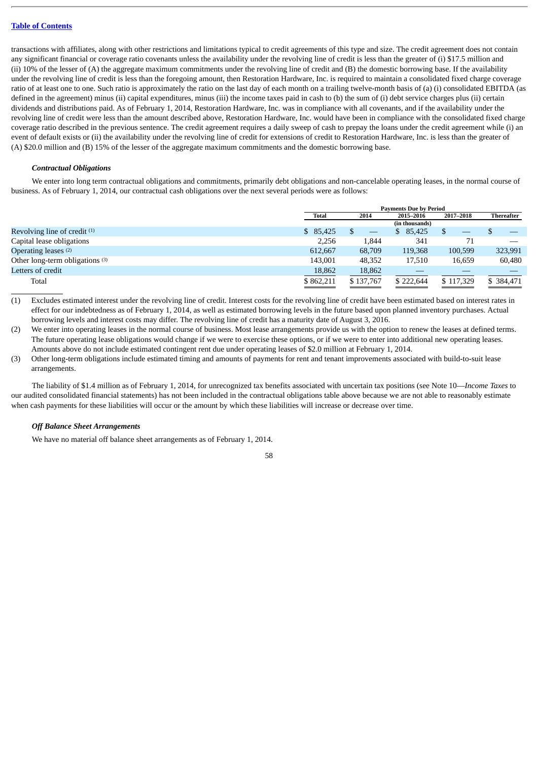transactions with affiliates, along with other restrictions and limitations typical to credit agreements of this type and size. The credit agreement does not contain any significant financial or coverage ratio covenants unless the availability under the revolving line of credit is less than the greater of (i) $17.5 million and (ii) 10% of the lesser of (A) the aggregate maximum commitments under the revolving line of credit and (B) the domestic borrowing base. If the availability under the revolving line of credit is less than the foregoing amount, then Restoration Hardware, Inc. is required to maintain a consolidated fixed charge coverage ratio of at least one to one. Such ratio is approximately the ratio on the last day of each month on a trailing twelve-month basis of (a) (i) consolidated EBITDA (as defined in the agreement) minus (ii) capital expenditures, minus (iii) the income taxes paid in cash to (b) the sum of (i) debt service charges plus (ii) certain dividends and distributions paid. As of February 1, 2014, Restoration Hardware, Inc. was in compliance with all covenants, and if the availability under the revolving line of credit were less than the amount described above, Restoration Hardware, Inc. would have been in compliance with the consolidated fixed charge coverage ratio described in the previous sentence. The credit agreement requires a daily sweep of cash to prepay the loans under the credit agreement while (i) an event of default exists or (ii) the availability under the revolving line of credit for extensions of credit to Restoration Hardware, Inc. is less than the greater of (A) $20.0 million and (B) 15% of the lesser of the aggregate maximum commitments and the domestic borrowing base.

***Contractual Obligations***

We enter into long term contractual obligations and commitments, primarily debt obligations and non-cancelable operating leases, in the normal course of business. As of February 1, 2014, our contractual cash obligations over the next several periods were as follows:

| | Payments Due by Period | | | | |
|---|---|---|---|---|---|
| | Total | 2014 | 2015–2016 | 2017–2018 | Thereafter |
| | (in thousands) | | | | |
| Revolving line of credit [1] | $ 85,425 | $ — | $ 85,425 | $ — | $ — |
| Capital lease obligations | 2,256 | 1,844 | 341 | 71 | — |
| Operating leases [2] | 612,667 | 68,709 | 119,368 | 100,599 | 323,991 |
| Other long-term obligations [3] | 143,001 | 48,352 | 17,510 | 16,659 | 60,480 |
| Letters of credit | 18,862 | 18,862 | — | — | — |
| Total | $ 862,211 | $ 137,767 | $ 222,644 | $ 117,329 | $ 384,471 |

(1) Excludes estimated interest under the revolving line of credit. Interest costs for the revolving line of credit have been estimated based on interest rates in effect for our indebtedness as of February 1, 2014, as well as estimated borrowing levels in the future based upon planned inventory purchases. Actual borrowing levels and interest costs may differ. The revolving line of credit has a maturity date of August 3, 2016.

(2) We enter into operating leases in the normal course of business. Most lease arrangements provide us with the option to renew the leases at defined terms. The future operating lease obligations would change if we were to exercise these options, or if we were to enter into additional new operating leases. Amounts above do not include estimated contingent rent due under operating leases of $2.0 million at February 1, 2014.

(3) Other long-term obligations include estimated timing and amounts of payments for rent and tenant improvements associated with build-to-suit lease arrangements.

The liability of $1.4 million as of February 1, 2014, for unrecognized tax benefits associated with uncertain tax positions (see Note 10—*Income Taxes* to our audited consolidated financial statements) has not been included in the contractual obligations table above because we are not able to reasonably estimate when cash payments for these liabilities will occur or the amount by which these liabilities will increase or decrease over time.

***Off Balance Sheet Arrangements***

We have no material off balance sheet arrangements as of February 1, 2014.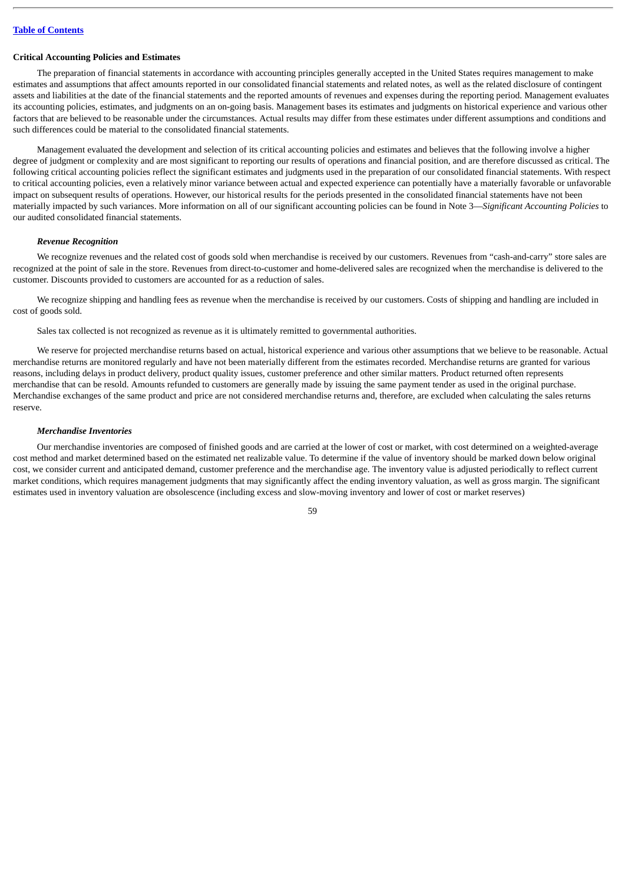**Critical Accounting Policies and Estimates**

The preparation of financial statements in accordance with accounting principles generally accepted in the United States requires management to make estimates and assumptions that affect amounts reported in our consolidated financial statements and related notes, as well as the related disclosure of contingent assets and liabilities at the date of the financial statements and the reported amounts of revenues and expenses during the reporting period. Management evaluates its accounting policies, estimates, and judgments on an on-going basis. Management bases its estimates and judgments on historical experience and various other factors that are believed to be reasonable under the circumstances. Actual results may differ from these estimates under different assumptions and conditions and such differences could be material to the consolidated financial statements.

Management evaluated the development and selection of its critical accounting policies and estimates and believes that the following involve a higher degree of judgment or complexity and are most significant to reporting our results of operations and financial position, and are therefore discussed as critical. The following critical accounting policies reflect the significant estimates and judgments used in the preparation of our consolidated financial statements. With respect to critical accounting policies, even a relatively minor variance between actual and expected experience can potentially have a materially favorable or unfavorable impact on subsequent results of operations. However, our historical results for the periods presented in the consolidated financial statements have not been materially impacted by such variances. More information on all of our significant accounting policies can be found in Note 3—*Significant Accounting Policies* to our audited consolidated financial statements.

***Revenue Recognition***

We recognize revenues and the related cost of goods sold when merchandise is received by our customers. Revenues from "cash-and-carry" store sales are recognized at the point of sale in the store. Revenues from direct-to-customer and home-delivered sales are recognized when the merchandise is delivered to the customer. Discounts provided to customers are accounted for as a reduction of sales.

We recognize shipping and handling fees as revenue when the merchandise is received by our customers. Costs of shipping and handling are included in cost of goods sold.

Sales tax collected is not recognized as revenue as it is ultimately remitted to governmental authorities.

We reserve for projected merchandise returns based on actual, historical experience and various other assumptions that we believe to be reasonable. Actual merchandise returns are monitored regularly and have not been materially different from the estimates recorded. Merchandise returns are granted for various reasons, including delays in product delivery, product quality issues, customer preference and other similar matters. Product returned often represents merchandise that can be resold. Amounts refunded to customers are generally made by issuing the same payment tender as used in the original purchase. Merchandise exchanges of the same product and price are not considered merchandise returns and, therefore, are excluded when calculating the sales returns reserve.

***Merchandise Inventories***

Our merchandise inventories are composed of finished goods and are carried at the lower of cost or market, with cost determined on a weighted-average cost method and market determined based on the estimated net realizable value. To determine if the value of inventory should be marked down below original cost, we consider current and anticipated demand, customer preference and the merchandise age. The inventory value is adjusted periodically to reflect current market conditions, which requires management judgments that may significantly affect the ending inventory valuation, as well as gross margin. The significant estimates used in inventory valuation are obsolescence (including excess and slow-moving inventory and lower of cost or market reserves)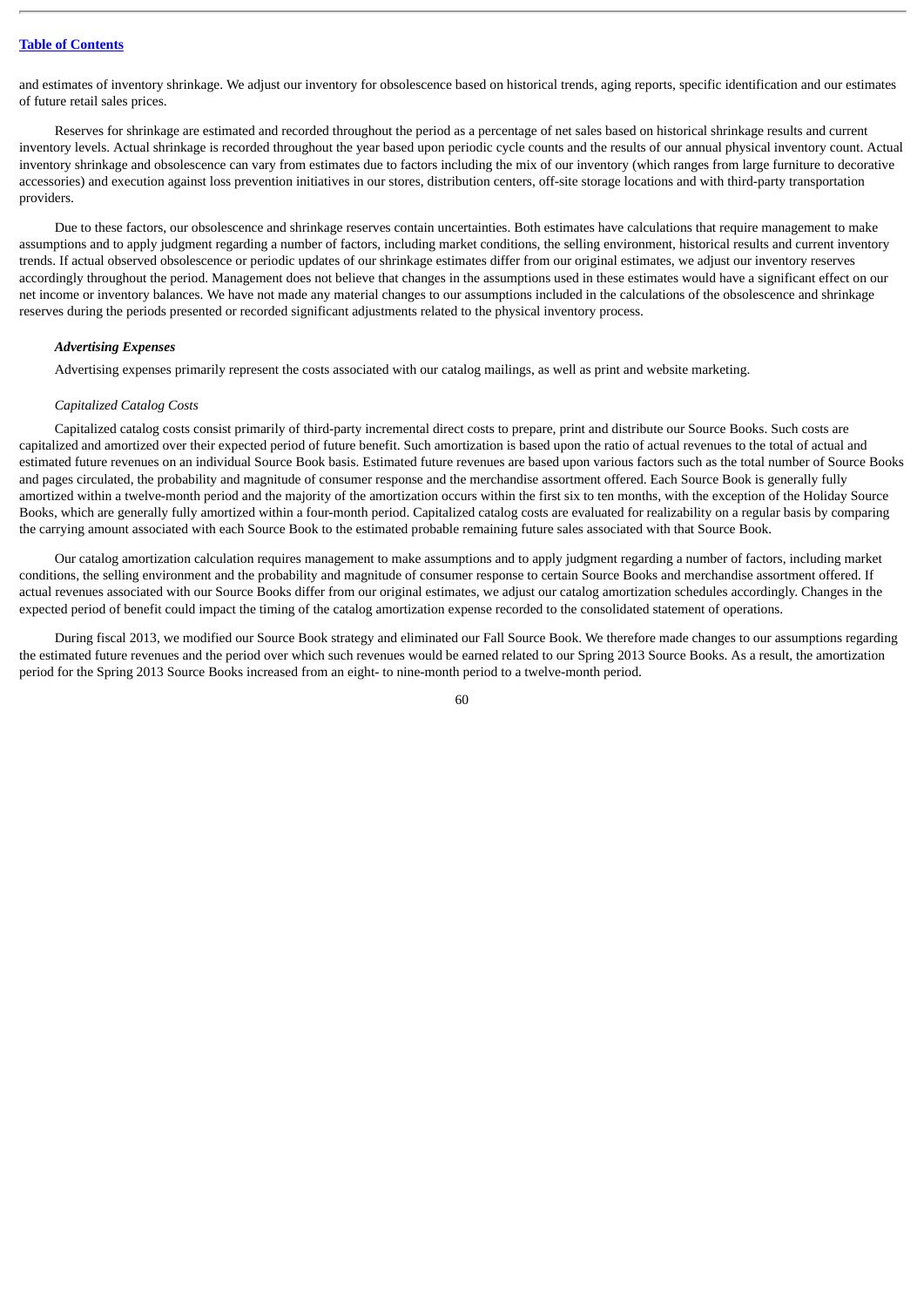and estimates of inventory shrinkage. We adjust our inventory for obsolescence based on historical trends, aging reports, specific identification and our estimates of future retail sales prices.

Reserves for shrinkage are estimated and recorded throughout the period as a percentage of net sales based on historical shrinkage results and current inventory levels. Actual shrinkage is recorded throughout the year based upon periodic cycle counts and the results of our annual physical inventory count. Actual inventory shrinkage and obsolescence can vary from estimates due to factors including the mix of our inventory (which ranges from large furniture to decorative accessories) and execution against loss prevention initiatives in our stores, distribution centers, off-site storage locations and with third-party transportation providers.

Due to these factors, our obsolescence and shrinkage reserves contain uncertainties. Both estimates have calculations that require management to make assumptions and to apply judgment regarding a number of factors, including market conditions, the selling environment, historical results and current inventory trends. If actual observed obsolescence or periodic updates of our shrinkage estimates differ from our original estimates, we adjust our inventory reserves accordingly throughout the period. Management does not believe that changes in the assumptions used in these estimates would have a significant effect on our net income or inventory balances. We have not made any material changes to our assumptions included in the calculations of the obsolescence and shrinkage reserves during the periods presented or recorded significant adjustments related to the physical inventory process.

***Advertising Expenses***

Advertising expenses primarily represent the costs associated with our catalog mailings, as well as print and website marketing.

*Capitalized Catalog Costs*

Capitalized catalog costs consist primarily of third-party incremental direct costs to prepare, print and distribute our Source Books. Such costs are capitalized and amortized over their expected period of future benefit. Such amortization is based upon the ratio of actual revenues to the total of actual and estimated future revenues on an individual Source Book basis. Estimated future revenues are based upon various factors such as the total number of Source Books and pages circulated, the probability and magnitude of consumer response and the merchandise assortment offered. Each Source Book is generally fully amortized within a twelve-month period and the majority of the amortization occurs within the first six to ten months, with the exception of the Holiday Source Books, which are generally fully amortized within a four-month period. Capitalized catalog costs are evaluated for realizability on a regular basis by comparing the carrying amount associated with each Source Book to the estimated probable remaining future sales associated with that Source Book.

Our catalog amortization calculation requires management to make assumptions and to apply judgment regarding a number of factors, including market conditions, the selling environment and the probability and magnitude of consumer response to certain Source Books and merchandise assortment offered. If actual revenues associated with our Source Books differ from our original estimates, we adjust our catalog amortization schedules accordingly. Changes in the expected period of benefit could impact the timing of the catalog amortization expense recorded to the consolidated statement of operations.

During fiscal 2013, we modified our Source Book strategy and eliminated our Fall Source Book. We therefore made changes to our assumptions regarding the estimated future revenues and the period over which such revenues would be earned related to our Spring 2013 Source Books. As a result, the amortization period for the Spring 2013 Source Books increased from an eight- to nine-month period to a twelve-month period.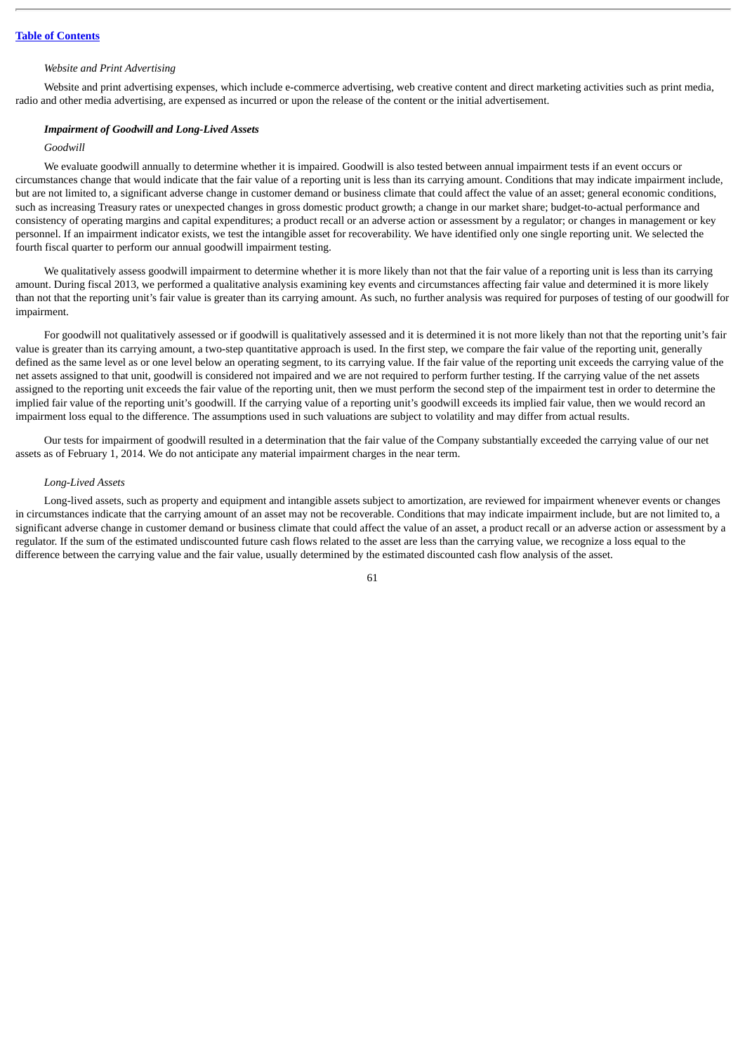*Website and Print Advertising*

Website and print advertising expenses, which include e-commerce advertising, web creative content and direct marketing activities such as print media, radio and other media advertising, are expensed as incurred or upon the release of the content or the initial advertisement.

***Impairment of Goodwill and Long-Lived Assets***

*Goodwill*

We evaluate goodwill annually to determine whether it is impaired. Goodwill is also tested between annual impairment tests if an event occurs or circumstances change that would indicate that the fair value of a reporting unit is less than its carrying amount. Conditions that may indicate impairment include, but are not limited to, a significant adverse change in customer demand or business climate that could affect the value of an asset; general economic conditions, such as increasing Treasury rates or unexpected changes in gross domestic product growth; a change in our market share; budget-to-actual performance and consistency of operating margins and capital expenditures; a product recall or an adverse action or assessment by a regulator; or changes in management or key personnel. If an impairment indicator exists, we test the intangible asset for recoverability. We have identified only one single reporting unit. We selected the fourth fiscal quarter to perform our annual goodwill impairment testing.

We qualitatively assess goodwill impairment to determine whether it is more likely than not that the fair value of a reporting unit is less than its carrying amount. During fiscal 2013, we performed a qualitative analysis examining key events and circumstances affecting fair value and determined it is more likely than not that the reporting unit's fair value is greater than its carrying amount. As such, no further analysis was required for purposes of testing of our goodwill for impairment.

For goodwill not qualitatively assessed or if goodwill is qualitatively assessed and it is determined it is not more likely than not that the reporting unit's fair value is greater than its carrying amount, a two-step quantitative approach is used. In the first step, we compare the fair value of the reporting unit, generally defined as the same level as or one level below an operating segment, to its carrying value. If the fair value of the reporting unit exceeds the carrying value of the net assets assigned to that unit, goodwill is considered not impaired and we are not required to perform further testing. If the carrying value of the net assets assigned to the reporting unit exceeds the fair value of the reporting unit, then we must perform the second step of the impairment test in order to determine the implied fair value of the reporting unit's goodwill. If the carrying value of a reporting unit's goodwill exceeds its implied fair value, then we would record an impairment loss equal to the difference. The assumptions used in such valuations are subject to volatility and may differ from actual results.

Our tests for impairment of goodwill resulted in a determination that the fair value of the Company substantially exceeded the carrying value of our net assets as of February 1, 2014. We do not anticipate any material impairment charges in the near term.

*Long-Lived Assets*

Long-lived assets, such as property and equipment and intangible assets subject to amortization, are reviewed for impairment whenever events or changes in circumstances indicate that the carrying amount of an asset may not be recoverable. Conditions that may indicate impairment include, but are not limited to, a significant adverse change in customer demand or business climate that could affect the value of an asset, a product recall or an adverse action or assessment by a regulator. If the sum of the estimated undiscounted future cash flows related to the asset are less than the carrying value, we recognize a loss equal to the difference between the carrying value and the fair value, usually determined by the estimated discounted cash flow analysis of the asset.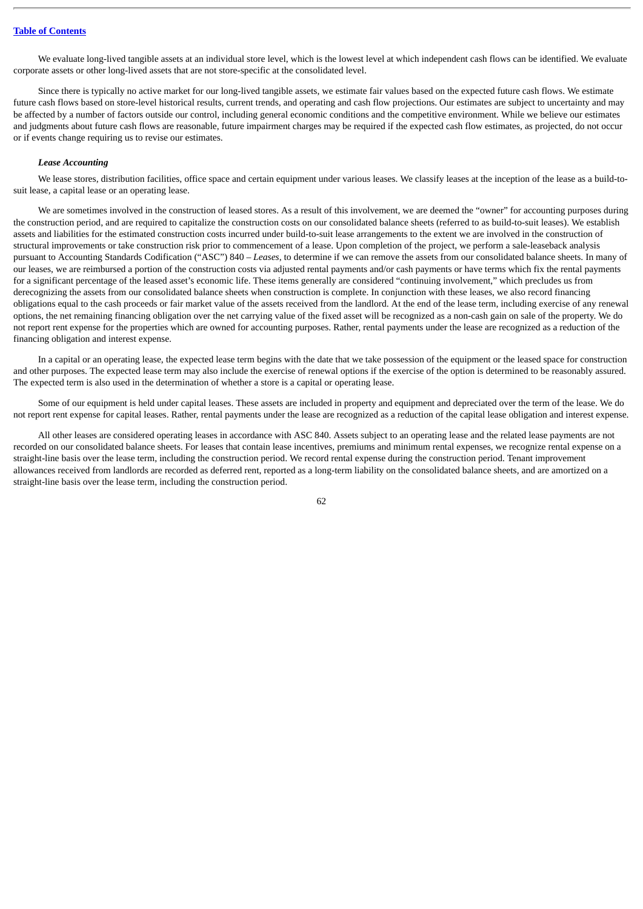We evaluate long-lived tangible assets at an individual store level, which is the lowest level at which independent cash flows can be identified. We evaluate corporate assets or other long-lived assets that are not store-specific at the consolidated level.

Since there is typically no active market for our long-lived tangible assets, we estimate fair values based on the expected future cash flows. We estimate future cash flows based on store-level historical results, current trends, and operating and cash flow projections. Our estimates are subject to uncertainty and may be affected by a number of factors outside our control, including general economic conditions and the competitive environment. While we believe our estimates and judgments about future cash flows are reasonable, future impairment charges may be required if the expected cash flow estimates, as projected, do not occur or if events change requiring us to revise our estimates.

***Lease Accounting***

We lease stores, distribution facilities, office space and certain equipment under various leases. We classify leases at the inception of the lease as a build-to-suit lease, a capital lease or an operating lease.

We are sometimes involved in the construction of leased stores. As a result of this involvement, we are deemed the "owner" for accounting purposes during the construction period, and are required to capitalize the construction costs on our consolidated balance sheets (referred to as build-to-suit leases). We establish assets and liabilities for the estimated construction costs incurred under build-to-suit lease arrangements to the extent we are involved in the construction of structural improvements or take construction risk prior to commencement of a lease. Upon completion of the project, we perform a sale-leaseback analysis pursuant to Accounting Standards Codification ("ASC") 840 – *Leases*, to determine if we can remove the assets from our consolidated balance sheets. In many of our leases, we are reimbursed a portion of the construction costs via adjusted rental payments and/or cash payments or have terms which fix the rental payments for a significant percentage of the leased asset's economic life. These items generally are considered "continuing involvement," which precludes us from derecognizing the assets from our consolidated balance sheets when construction is complete. In conjunction with these leases, we also record financing obligations equal to the cash proceeds or fair market value of the assets received from the landlord. At the end of the lease term, including exercise of any renewal options, the net remaining financing obligation over the net carrying value of the fixed asset will be recognized as a non-cash gain on sale of the property. We do not report rent expense for the properties which are owned for accounting purposes. Rather, rental payments under the lease are recognized as a reduction of the financing obligation and interest expense.

In a capital or an operating lease, the expected lease term begins with the date that we take possession of the equipment or the leased space for construction and other purposes. The expected lease term may also include the exercise of renewal options if the exercise of the option is determined to be reasonably assured. The expected term is also used in the determination of whether a store is a capital or operating lease.

Some of our equipment is held under capital leases. These assets are included in property and equipment and depreciated over the term of the lease. We do not report rent expense for capital leases. Rather, rental payments under the lease are recognized as a reduction of the capital lease obligation and interest expense.

All other leases are considered operating leases in accordance with ASC 840. Assets subject to an operating lease and the related lease payments are not recorded on our consolidated balance sheets. For leases that contain lease incentives, premiums and minimum rental expenses, we recognize rental expense on a straight-line basis over the lease term, including the construction period. We record rental expense during the construction period. Tenant improvement allowances received from landlords are recorded as deferred rent, reported as a long-term liability on the consolidated balance sheets, and are amortized on a straight-line basis over the lease term, including the construction period.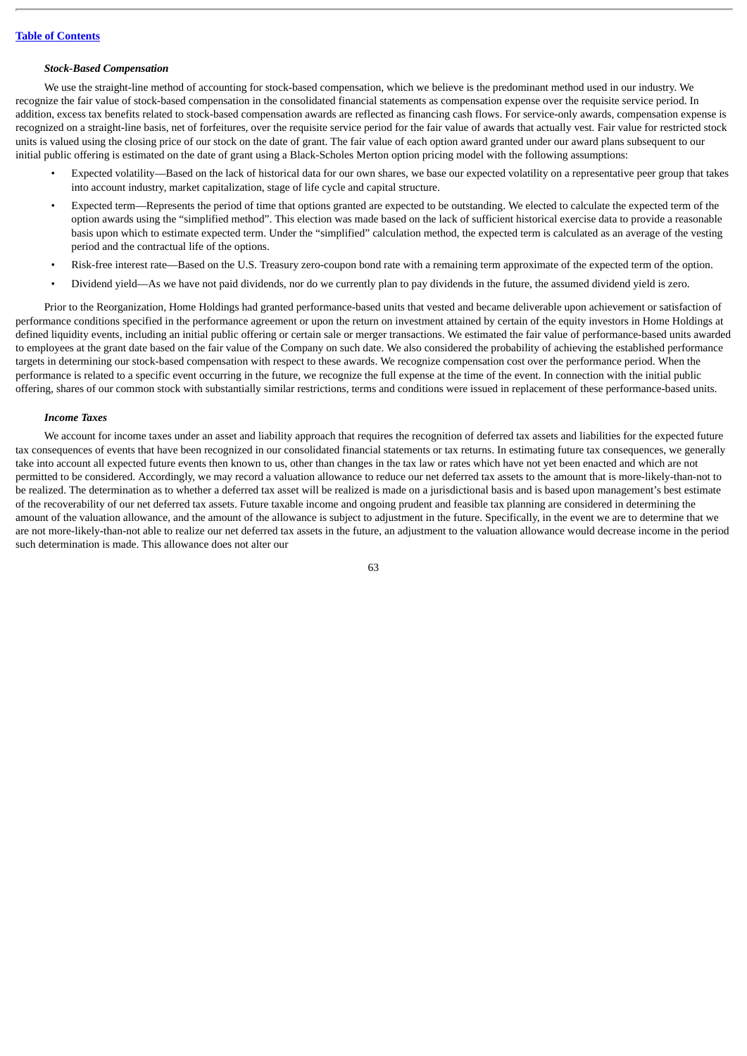### *Stock-Based Compensation*

We use the straight-line method of accounting for stock-based compensation, which we believe is the predominant method used in our industry. We recognize the fair value of stock-based compensation in the consolidated financial statements as compensation expense over the requisite service period. In addition, excess tax benefits related to stock-based compensation awards are reflected as financing cash flows. For service-only awards, compensation expense is recognized on a straight-line basis, net of forfeitures, over the requisite service period for the fair value of awards that actually vest. Fair value for restricted stock units is valued using the closing price of our stock on the date of grant. The fair value of each option award granted under our award plans subsequent to our initial public offering is estimated on the date of grant using a Black-Scholes Merton option pricing model with the following assumptions:

- Expected volatility—Based on the lack of historical data for our own shares, we base our expected volatility on a representative peer group that takes into account industry, market capitalization, stage of life cycle and capital structure.
- Expected term—Represents the period of time that options granted are expected to be outstanding. We elected to calculate the expected term of the option awards using the "simplified method". This election was made based on the lack of sufficient historical exercise data to provide a reasonable basis upon which to estimate expected term. Under the "simplified" calculation method, the expected term is calculated as an average of the vesting period and the contractual life of the options.
- Risk-free interest rate—Based on the U.S. Treasury zero-coupon bond rate with a remaining term approximate of the expected term of the option.
- Dividend yield—As we have not paid dividends, nor do we currently plan to pay dividends in the future, the assumed dividend yield is zero.

Prior to the Reorganization, Home Holdings had granted performance-based units that vested and became deliverable upon achievement or satisfaction of performance conditions specified in the performance agreement or upon the return on investment attained by certain of the equity investors in Home Holdings at defined liquidity events, including an initial public offering or certain sale or merger transactions. We estimated the fair value of performance-based units awarded to employees at the grant date based on the fair value of the Company on such date. We also considered the probability of achieving the established performance targets in determining our stock-based compensation with respect to these awards. We recognize compensation cost over the performance period. When the performance is related to a specific event occurring in the future, we recognize the full expense at the time of the event. In connection with the initial public offering, shares of our common stock with substantially similar restrictions, terms and conditions were issued in replacement of these performance-based units.

### *Income Taxes*

We account for income taxes under an asset and liability approach that requires the recognition of deferred tax assets and liabilities for the expected future tax consequences of events that have been recognized in our consolidated financial statements or tax returns. In estimating future tax consequences, we generally take into account all expected future events then known to us, other than changes in the tax law or rates which have not yet been enacted and which are not permitted to be considered. Accordingly, we may record a valuation allowance to reduce our net deferred tax assets to the amount that is more-likely-than-not to be realized. The determination as to whether a deferred tax asset will be realized is made on a jurisdictional basis and is based upon management's best estimate of the recoverability of our net deferred tax assets. Future taxable income and ongoing prudent and feasible tax planning are considered in determining the amount of the valuation allowance, and the amount of the allowance is subject to adjustment in the future. Specifically, in the event we are to determine that we are not more-likely-than-not able to realize our net deferred tax assets in the future, an adjustment to the valuation allowance would decrease income in the period such determination is made. This allowance does not alter our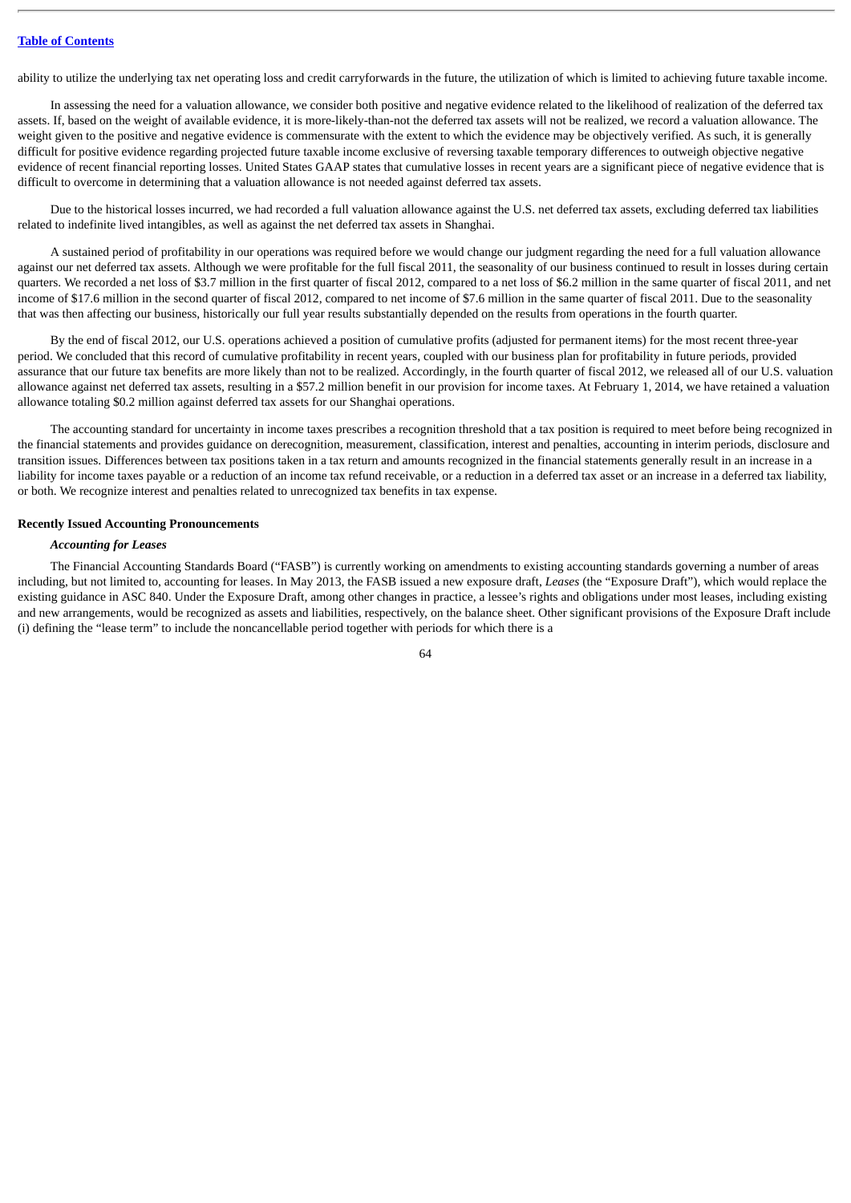ability to utilize the underlying tax net operating loss and credit carryforwards in the future, the utilization of which is limited to achieving future taxable income.

In assessing the need for a valuation allowance, we consider both positive and negative evidence related to the likelihood of realization of the deferred tax assets. If, based on the weight of available evidence, it is more-likely-than-not the deferred tax assets will not be realized, we record a valuation allowance. The weight given to the positive and negative evidence is commensurate with the extent to which the evidence may be objectively verified. As such, it is generally difficult for positive evidence regarding projected future taxable income exclusive of reversing taxable temporary differences to outweigh objective negative evidence of recent financial reporting losses. United States GAAP states that cumulative losses in recent years are a significant piece of negative evidence that is difficult to overcome in determining that a valuation allowance is not needed against deferred tax assets.

Due to the historical losses incurred, we had recorded a full valuation allowance against the U.S. net deferred tax assets, excluding deferred tax liabilities related to indefinite lived intangibles, as well as against the net deferred tax assets in Shanghai.

A sustained period of profitability in our operations was required before we would change our judgment regarding the need for a full valuation allowance against our net deferred tax assets. Although we were profitable for the full fiscal 2011, the seasonality of our business continued to result in losses during certain quarters. We recorded a net loss of $3.7 million in the first quarter of fiscal 2012, compared to a net loss of $6.2 million in the same quarter of fiscal 2011, and net income of $17.6 million in the second quarter of fiscal 2012, compared to net income of $7.6 million in the same quarter of fiscal 2011. Due to the seasonality that was then affecting our business, historically our full year results substantially depended on the results from operations in the fourth quarter.

By the end of fiscal 2012, our U.S. operations achieved a position of cumulative profits (adjusted for permanent items) for the most recent three-year period. We concluded that this record of cumulative profitability in recent years, coupled with our business plan for profitability in future periods, provided assurance that our future tax benefits are more likely than not to be realized. Accordingly, in the fourth quarter of fiscal 2012, we released all of our U.S. valuation allowance against net deferred tax assets, resulting in a $57.2 million benefit in our provision for income taxes. At February 1, 2014, we have retained a valuation allowance totaling $0.2 million against deferred tax assets for our Shanghai operations.

The accounting standard for uncertainty in income taxes prescribes a recognition threshold that a tax position is required to meet before being recognized in the financial statements and provides guidance on derecognition, measurement, classification, interest and penalties, accounting in interim periods, disclosure and transition issues. Differences between tax positions taken in a tax return and amounts recognized in the financial statements generally result in an increase in a liability for income taxes payable or a reduction of an income tax refund receivable, or a reduction in a deferred tax asset or an increase in a deferred tax liability, or both. We recognize interest and penalties related to unrecognized tax benefits in tax expense.

**Recently Issued Accounting Pronouncements**

***Accounting for Leases***

The Financial Accounting Standards Board ("FASB") is currently working on amendments to existing accounting standards governing a number of areas including, but not limited to, accounting for leases. In May 2013, the FASB issued a new exposure draft, *Leases* (the "Exposure Draft"), which would replace the existing guidance in ASC 840. Under the Exposure Draft, among other changes in practice, a lessee's rights and obligations under most leases, including existing and new arrangements, would be recognized as assets and liabilities, respectively, on the balance sheet. Other significant provisions of the Exposure Draft include (i) defining the "lease term" to include the noncancellable period together with periods for which there is a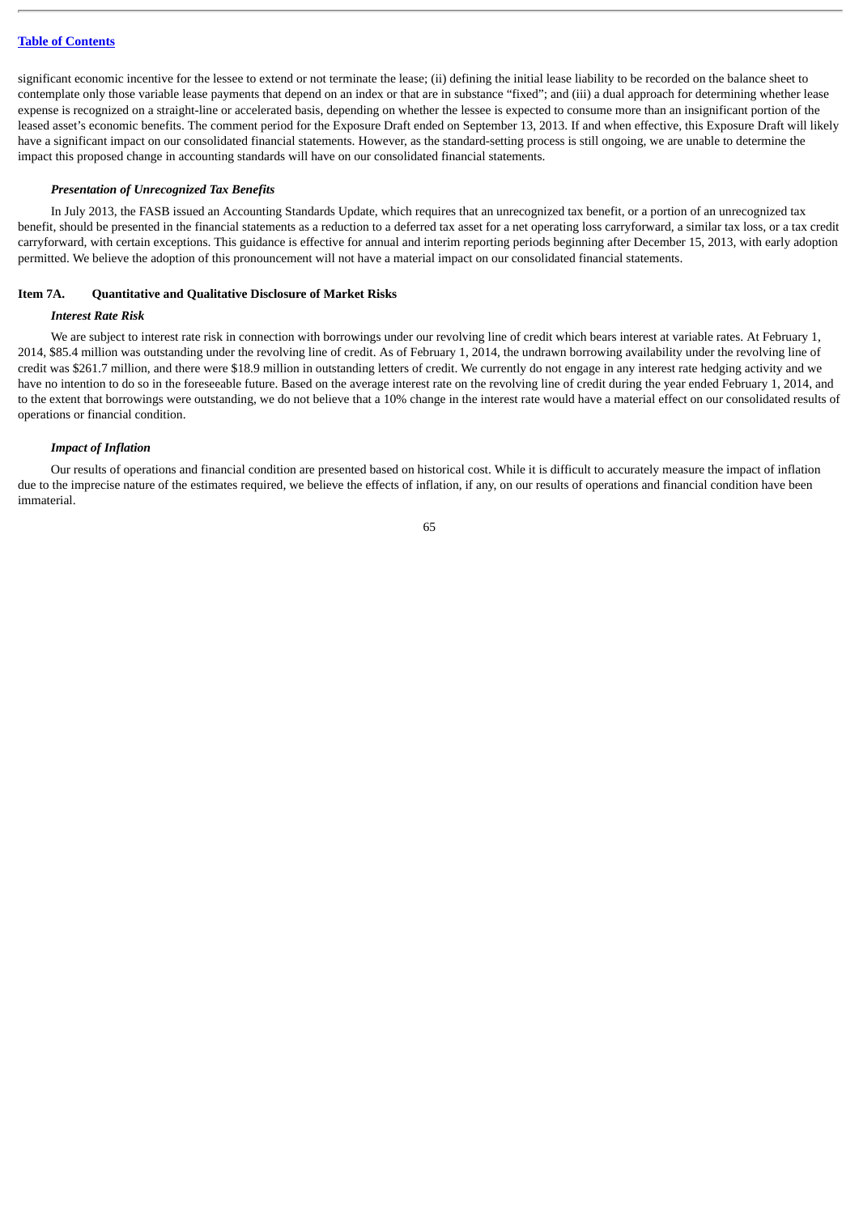significant economic incentive for the lessee to extend or not terminate the lease; (ii) defining the initial lease liability to be recorded on the balance sheet to contemplate only those variable lease payments that depend on an index or that are in substance "fixed"; and (iii) a dual approach for determining whether lease expense is recognized on a straight-line or accelerated basis, depending on whether the lessee is expected to consume more than an insignificant portion of the leased asset's economic benefits. The comment period for the Exposure Draft ended on September 13, 2013. If and when effective, this Exposure Draft will likely have a significant impact on our consolidated financial statements. However, as the standard-setting process is still ongoing, we are unable to determine the impact this proposed change in accounting standards will have on our consolidated financial statements.

***Presentation of Unrecognized Tax Benefits***

In July 2013, the FASB issued an Accounting Standards Update, which requires that an unrecognized tax benefit, or a portion of an unrecognized tax benefit, should be presented in the financial statements as a reduction to a deferred tax asset for a net operating loss carryforward, a similar tax loss, or a tax credit carryforward, with certain exceptions. This guidance is effective for annual and interim reporting periods beginning after December 15, 2013, with early adoption permitted. We believe the adoption of this pronouncement will not have a material impact on our consolidated financial statements.

## Item 7A. Quantitative and Qualitative Disclosure of Market Risks

***Interest Rate Risk***

We are subject to interest rate risk in connection with borrowings under our revolving line of credit which bears interest at variable rates. At February 1, 2014, $85.4 million was outstanding under the revolving line of credit. As of February 1, 2014, the undrawn borrowing availability under the revolving line of credit was $261.7 million, and there were $18.9 million in outstanding letters of credit. We currently do not engage in any interest rate hedging activity and we have no intention to do so in the foreseeable future. Based on the average interest rate on the revolving line of credit during the year ended February 1, 2014, and to the extent that borrowings were outstanding, we do not believe that a 10% change in the interest rate would have a material effect on our consolidated results of operations or financial condition.

***Impact of Inflation***

Our results of operations and financial condition are presented based on historical cost. While it is difficult to accurately measure the impact of inflation due to the imprecise nature of the estimates required, we believe the effects of inflation, if any, on our results of operations and financial condition have been immaterial.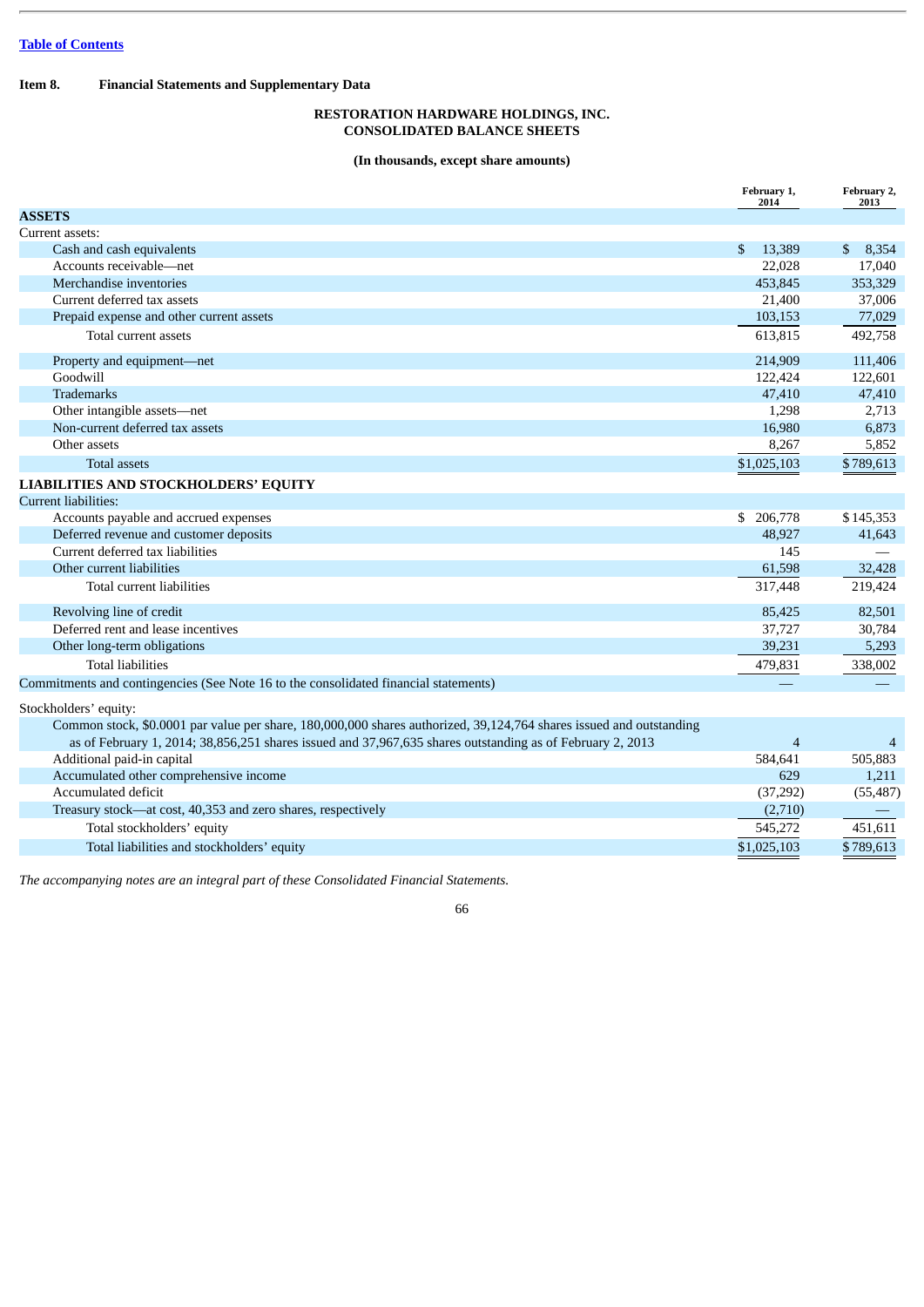[Table of Contents](#)

**Item 8. Financial Statements and Supplementary Data**

**RESTORATION HARDWARE HOLDINGS, INC.**
**CONSOLIDATED BALANCE SHEETS**

**(In thousands, except share amounts)**

| | February 1, 2014 | February 2, 2013 |
|---|---|---|
| **ASSETS** | | |
| Current assets: | | |
| Cash and cash equivalents | $ 13,389 | $ 8,354 |
| Accounts receivable—net | 22,028 | 17,040 |
| Merchandise inventories | 453,845 | 353,329 |
| Current deferred tax assets | 21,400 | 37,006 |
| Prepaid expense and other current assets | 103,153 | 77,029 |
| Total current assets | 613,815 | 492,758 |
| Property and equipment—net | 214,909 | 111,406 |
| Goodwill | 122,424 | 122,601 |
| Trademarks | 47,410 | 47,410 |
| Other intangible assets—net | 1,298 | 2,713 |
| Non-current deferred tax assets | 16,980 | 6,873 |
| Other assets | 8,267 | 5,852 |
| Total assets | $1,025,103 | $789,613 |
| **LIABILITIES AND STOCKHOLDERS' EQUITY** | | |
| Current liabilities: | | |
| Accounts payable and accrued expenses | $ 206,778 | $145,353 |
| Deferred revenue and customer deposits | 48,927 | 41,643 |
| Current deferred tax liabilities | 145 | — |
| Other current liabilities | 61,598 | 32,428 |
| Total current liabilities | 317,448 | 219,424 |
| Revolving line of credit | 85,425 | 82,501 |
| Deferred rent and lease incentives | 37,727 | 30,784 |
| Other long-term obligations | 39,231 | 5,293 |
| Total liabilities | 479,831 | 338,002 |
| Commitments and contingencies (See Note 16 to the consolidated financial statements) | — | — |
| Stockholders' equity: | | |
| Common stock, $0.0001 par value per share, 180,000,000 shares authorized, 39,124,764 shares issued and outstanding as of February 1, 2014; 38,856,251 shares issued and 37,967,635 shares outstanding as of February 2, 2013 | 4 | 4 |
| Additional paid-in capital | 584,641 | 505,883 |
| Accumulated other comprehensive income | 629 | 1,211 |
| Accumulated deficit | (37,292) | (55,487) |
| Treasury stock—at cost, 40,353 and zero shares, respectively | (2,710) | — |
| Total stockholders' equity | 545,272 | 451,611 |
| Total liabilities and stockholders' equity | $1,025,103 | $789,613 |

*The accompanying notes are an integral part of these Consolidated Financial Statements.*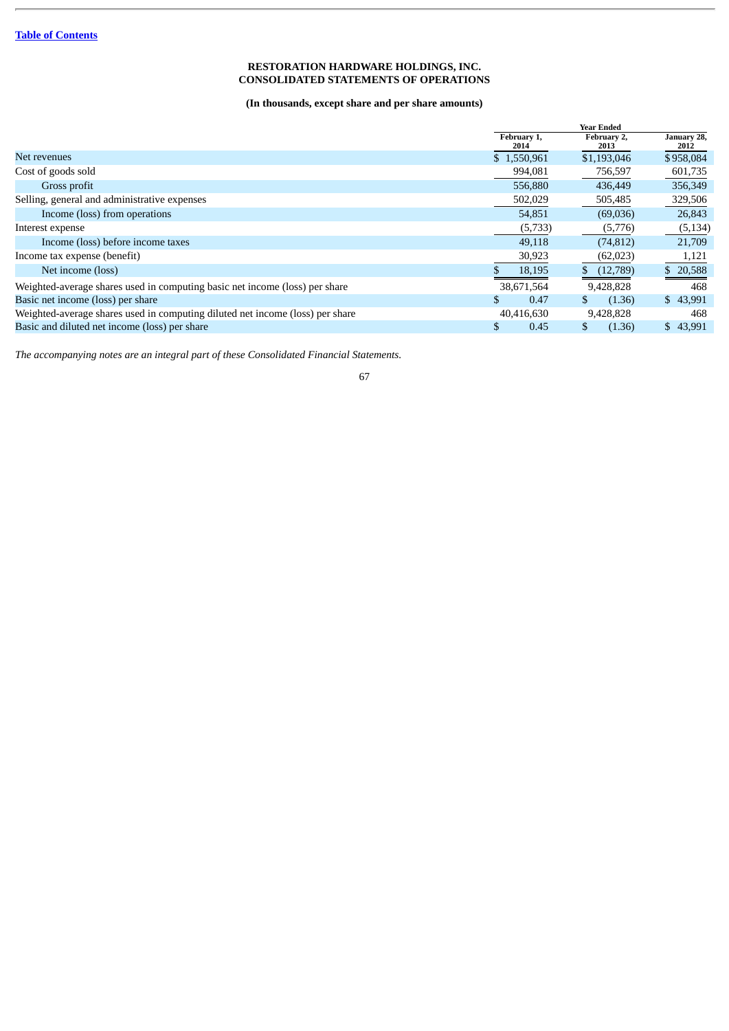[Table of Contents](#)

# RESTORATION HARDWARE HOLDINGS, INC.
# CONSOLIDATED STATEMENTS OF OPERATIONS

**(In thousands, except share and per share amounts)**

| | Year Ended | | |
|---|---|---|---|
| | February 1, 2014 | February 2, 2013 | January 28, 2012 |
| Net revenues | $ 1,550,961 | $1,193,046 | $958,084 |
| Cost of goods sold | 994,081 | 756,597 | 601,735 |
| Gross profit | 556,880 | 436,449 | 356,349 |
| Selling, general and administrative expenses | 502,029 | 505,485 | 329,506 |
| Income (loss) from operations | 54,851 | (69,036) | 26,843 |
| Interest expense | (5,733) | (5,776) | (5,134) |
| Income (loss) before income taxes | 49,118 | (74,812) | 21,709 |
| Income tax expense (benefit) | 30,923 | (62,023) | 1,121 |
| Net income (loss) | $ 18,195 | $ (12,789) | $ 20,588 |
| Weighted-average shares used in computing basic net income (loss) per share | 38,671,564 | 9,428,828 | 468 |
| Basic net income (loss) per share | $ 0.47 | $ (1.36) | $ 43,991 |
| Weighted-average shares used in computing diluted net income (loss) per share | 40,416,630 | 9,428,828 | 468 |
| Basic and diluted net income (loss) per share | $ 0.45 | $ (1.36) | $ 43,991 |

*The accompanying notes are an integral part of these Consolidated Financial Statements.*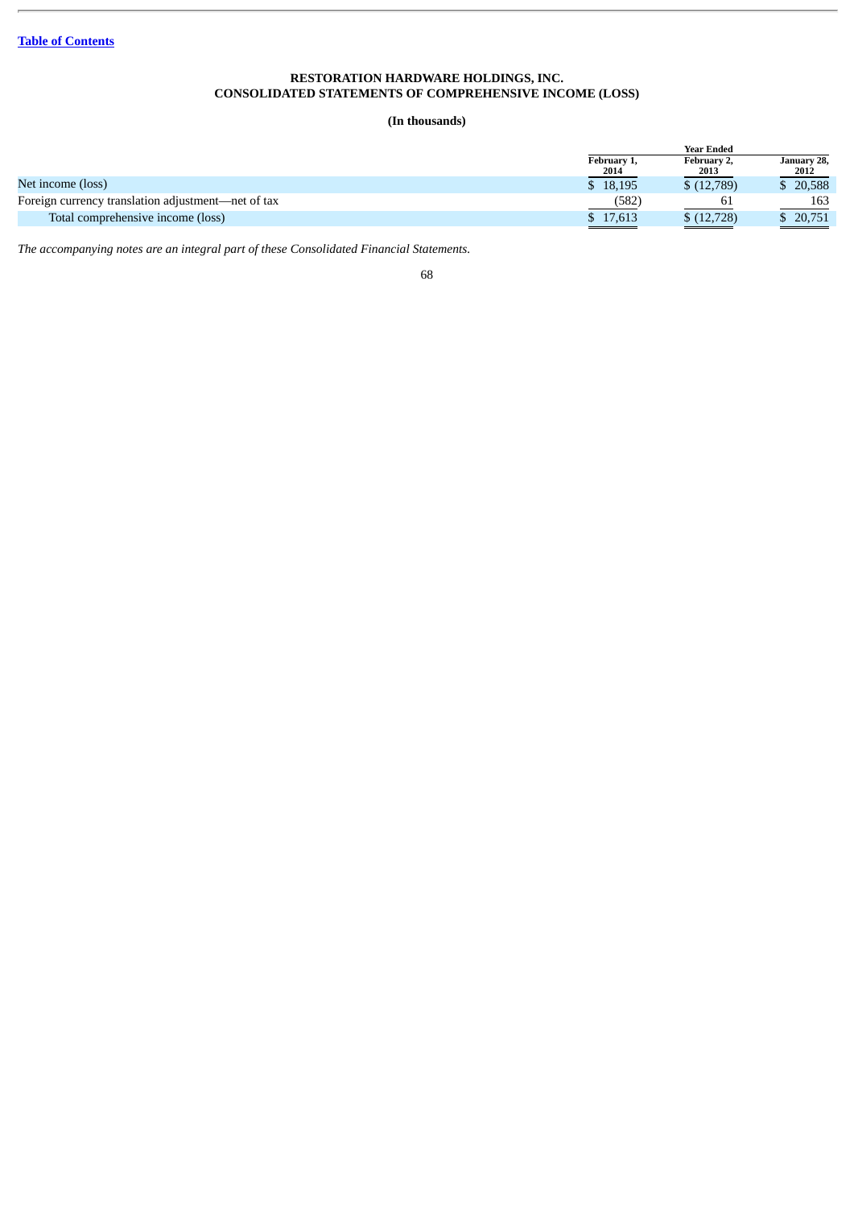[Table of Contents](#)

**RESTORATION HARDWARE HOLDINGS, INC.**
**CONSOLIDATED STATEMENTS OF COMPREHENSIVE INCOME (LOSS)**

**(In thousands)**

| | Year Ended | | |
|---|---|---|---|
| | February 1, 2014 | February 2, 2013 | January 28, 2012 |
| Net income (loss) | $ 18,195 | $ (12,789) | $ 20,588 |
| Foreign currency translation adjustment—net of tax | (582) | 61 | 163 |
| Total comprehensive income (loss) | $ 17,613 | $ (12,728) | $ 20,751 |

*The accompanying notes are an integral part of these Consolidated Financial Statements.*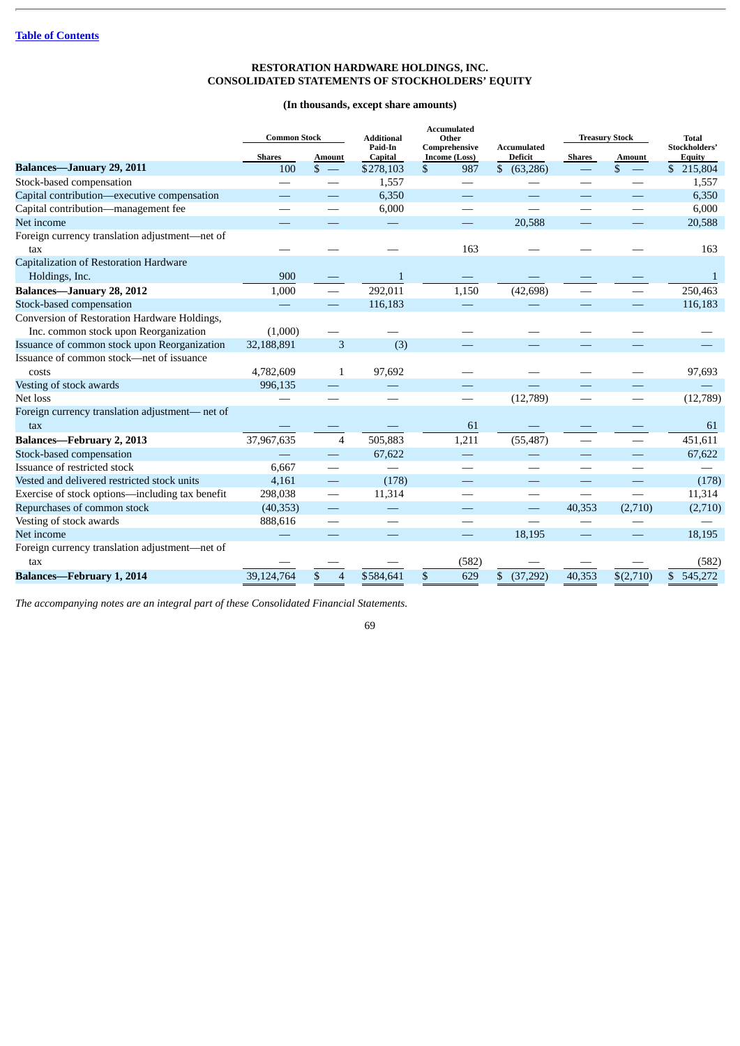[Table of Contents](#)

**RESTORATION HARDWARE HOLDINGS, INC.**
**CONSOLIDATED STATEMENTS OF STOCKHOLDERS' EQUITY**

**(In thousands, except share amounts)**

| | Common Stock | | Additional Paid-In Capital | Accumulated Other Comprehensive Income (Loss) | Accumulated Deficit | Treasury Stock | | Total Stockholders' Equity |
|---|---|---|---|---|---|---|---|---|
| | Shares | Amount | | | | Shares | Amount | |
| **Balances—January 29, 2011** | 100 | $ — | $278,103 | $ 987 | $ (63,286) | — | $ — | $ 215,804 |
| Stock-based compensation | — | — | 1,557 | — | — | — | — | 1,557 |
| Capital contribution—executive compensation | — | — | 6,350 | — | — | — | — | 6,350 |
| Capital contribution—management fee | — | — | 6,000 | — | — | — | — | 6,000 |
| Net income | — | — | — | — | 20,588 | — | — | 20,588 |
| Foreign currency translation adjustment—net of tax | — | — | — | 163 | — | — | — | 163 |
| Capitalization of Restoration Hardware Holdings, Inc. | 900 | — | 1 | — | — | — | — | 1 |
| **Balances—January 28, 2012** | 1,000 | — | 292,011 | 1,150 | (42,698) | — | — | 250,463 |
| Stock-based compensation | — | — | 116,183 | — | — | — | — | 116,183 |
| Conversion of Restoration Hardware Holdings, Inc. common stock upon Reorganization | (1,000) | — | — | — | — | — | — | — |
| Issuance of common stock upon Reorganization | 32,188,891 | 3 | (3) | — | — | — | — | — |
| Issuance of common stock—net of issuance costs | 4,782,609 | 1 | 97,692 | — | — | — | — | 97,693 |
| Vesting of stock awards | 996,135 | — | — | — | — | — | — | — |
| Net loss | — | — | — | — | (12,789) | — | — | (12,789) |
| Foreign currency translation adjustment— net of tax | — | — | — | 61 | — | — | — | 61 |
| **Balances—February 2, 2013** | 37,967,635 | 4 | 505,883 | 1,211 | (55,487) | — | — | 451,611 |
| Stock-based compensation | — | — | 67,622 | — | — | — | — | 67,622 |
| Issuance of restricted stock | 6,667 | — | — | — | — | — | — | — |
| Vested and delivered restricted stock units | 4,161 | — | (178) | — | — | — | — | (178) |
| Exercise of stock options—including tax benefit | 298,038 | — | 11,314 | — | — | — | — | 11,314 |
| Repurchases of common stock | (40,353) | — | — | — | — | 40,353 | (2,710) | (2,710) |
| Vesting of stock awards | 888,616 | — | — | — | — | — | — | — |
| Net income | — | — | — | — | 18,195 | — | — | 18,195 |
| Foreign currency translation adjustment—net of tax | — | — | — | (582) | — | — | — | (582) |
| **Balances—February 1, 2014** | 39,124,764 | $ 4 | $584,641 | $ 629 | $ (37,292) | 40,353 | $(2,710) | $ 545,272 |

*The accompanying notes are an integral part of these Consolidated Financial Statements.*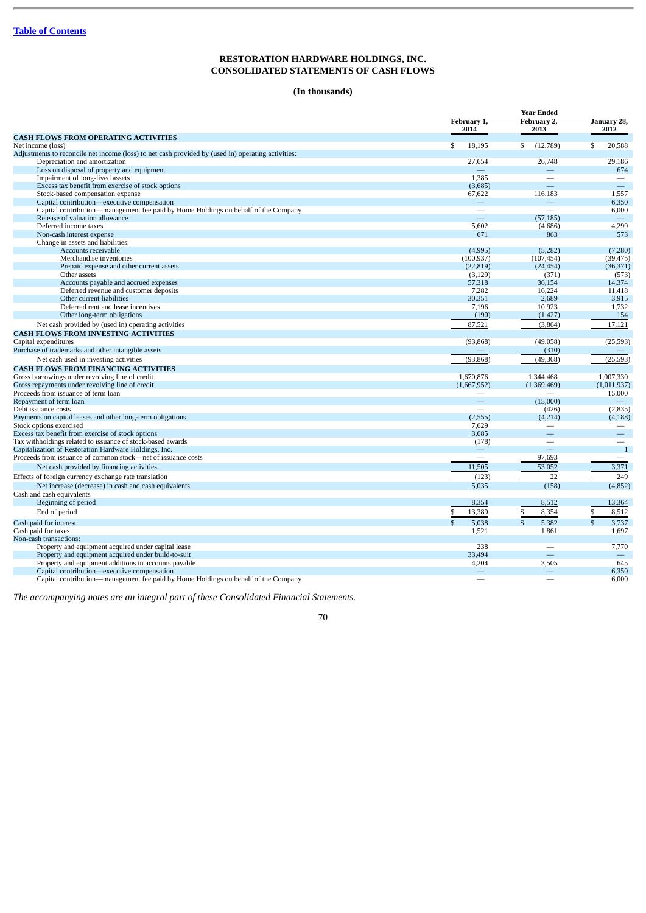[Table of Contents](#)

# RESTORATION HARDWARE HOLDINGS, INC.
# CONSOLIDATED STATEMENTS OF CASH FLOWS

**(In thousands)**

| | Year Ended | | |
|---|---|---|---|
| | February 1, 2014 | February 2, 2013 | January 28, 2012 |
| **CASH FLOWS FROM OPERATING ACTIVITIES** | | | |
| Net income (loss) | $ 18,195 | $ (12,789) | $ 20,588 |
| Adjustments to reconcile net income (loss) to net cash provided by (used in) operating activities: | | | |
| Depreciation and amortization | 27,654 | 26,748 | 29,186 |
| Loss on disposal of property and equipment | — | — | 674 |
| Impairment of long-lived assets | 1,385 | — | — |
| Excess tax benefit from exercise of stock options | (3,685) | — | — |
| Stock-based compensation expense | 67,622 | 116,183 | 1,557 |
| Capital contribution—executive compensation | — | — | 6,350 |
| Capital contribution—management fee paid by Home Holdings on behalf of the Company | — | — | 6,000 |
| Release of valuation allowance | — | (57,185) | — |
| Deferred income taxes | 5,602 | (4,686) | 4,299 |
| Non-cash interest expense | 671 | 863 | 573 |
| Change in assets and liabilities: | | | |
| Accounts receivable | (4,995) | (5,282) | (7,280) |
| Merchandise inventories | (100,937) | (107,454) | (39,475) |
| Prepaid expense and other current assets | (22,819) | (24,454) | (36,371) |
| Other assets | (3,129) | (371) | (573) |
| Accounts payable and accrued expenses | 57,318 | 36,154 | 14,374 |
| Deferred revenue and customer deposits | 7,282 | 16,224 | 11,418 |
| Other current liabilities | 30,351 | 2,689 | 3,915 |
| Deferred rent and lease incentives | 7,196 | 10,923 | 1,732 |
| Other long-term obligations | (190) | (1,427) | 154 |
| Net cash provided by (used in) operating activities | 87,521 | (3,864) | 17,121 |
| **CASH FLOWS FROM INVESTING ACTIVITIES** | | | |
| Capital expenditures | (93,868) | (49,058) | (25,593) |
| Purchase of trademarks and other intangible assets | — | (310) | — |
| Net cash used in investing activities | (93,868) | (49,368) | (25,593) |
| **CASH FLOWS FROM FINANCING ACTIVITIES** | | | |
| Gross borrowings under revolving line of credit | 1,670,876 | 1,344,468 | 1,007,330 |
| Gross repayments under revolving line of credit | (1,667,952) | (1,369,469) | (1,011,937) |
| Proceeds from issuance of term loan | — | — | 15,000 |
| Repayment of term loan | — | (15,000) | — |
| Debt issuance costs | — | (426) | (2,835) |
| Payments on capital leases and other long-term obligations | (2,555) | (4,214) | (4,188) |
| Stock options exercised | 7,629 | — | — |
| Excess tax benefit from exercise of stock options | 3,685 | — | — |
| Tax withholdings related to issuance of stock-based awards | (178) | — | — |
| Capitalization of Restoration Hardware Holdings, Inc. | — | — | 1 |
| Proceeds from issuance of common stock—net of issuance costs | — | 97,693 | — |
| Net cash provided by financing activities | 11,505 | 53,052 | 3,371 |
| Effects of foreign currency exchange rate translation | (123) | 22 | 249 |
| Net increase (decrease) in cash and cash equivalents | 5,035 | (158) | (4,852) |
| Cash and cash equivalents | | | |
| Beginning of period | 8,354 | 8,512 | 13,364 |
| End of period | $ 13,389 | $ 8,354 | $ 8,512 |
| Cash paid for interest | $ 5,038 | $ 5,382 | $ 3,737 |
| Cash paid for taxes | 1,521 | 1,861 | 1,697 |
| Non-cash transactions: | | | |
| Property and equipment acquired under capital lease | 238 | — | 7,770 |
| Property and equipment acquired under build-to-suit | 33,494 | — | — |
| Property and equipment additions in accounts payable | 4,204 | 3,505 | 645 |
| Capital contribution—executive compensation | — | — | 6,350 |
| Capital contribution—management fee paid by Home Holdings on behalf of the Company | — | — | 6,000 |

*The accompanying notes are an integral part of these Consolidated Financial Statements.*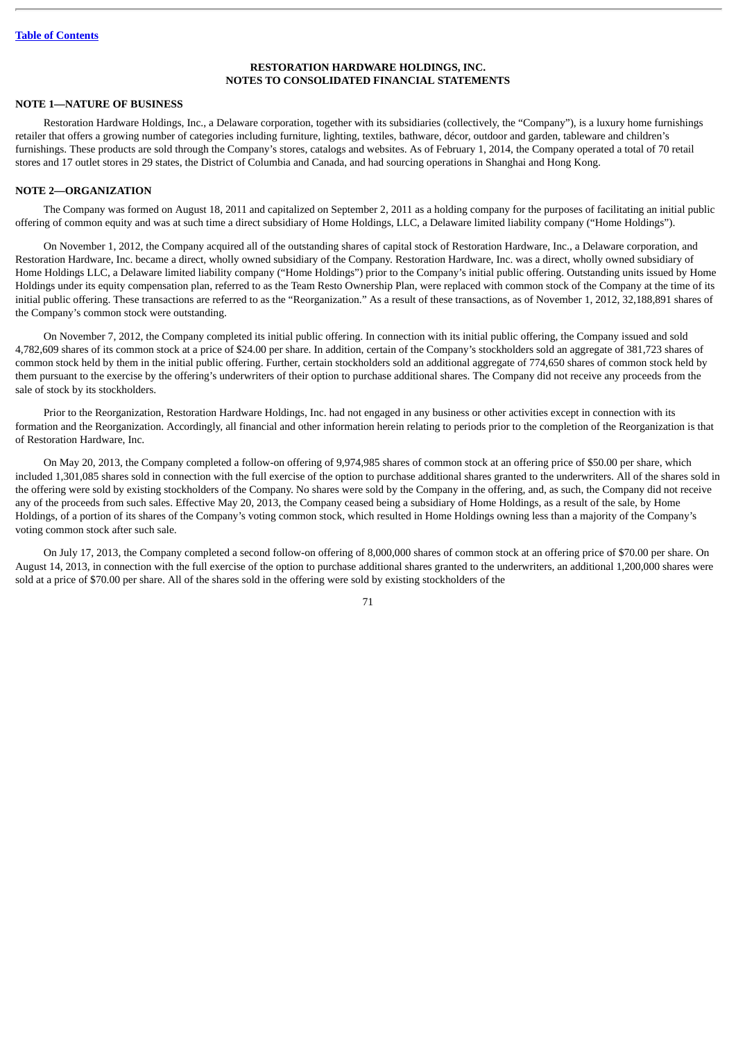**RESTORATION HARDWARE HOLDINGS, INC.**
**NOTES TO CONSOLIDATED FINANCIAL STATEMENTS**

**NOTE 1—NATURE OF BUSINESS**

Restoration Hardware Holdings, Inc., a Delaware corporation, together with its subsidiaries (collectively, the "Company"), is a luxury home furnishings retailer that offers a growing number of categories including furniture, lighting, textiles, bathware, décor, outdoor and garden, tableware and children's furnishings. These products are sold through the Company's stores, catalogs and websites. As of February 1, 2014, the Company operated a total of 70 retail stores and 17 outlet stores in 29 states, the District of Columbia and Canada, and had sourcing operations in Shanghai and Hong Kong.

**NOTE 2—ORGANIZATION**

The Company was formed on August 18, 2011 and capitalized on September 2, 2011 as a holding company for the purposes of facilitating an initial public offering of common equity and was at such time a direct subsidiary of Home Holdings, LLC, a Delaware limited liability company ("Home Holdings").

On November 1, 2012, the Company acquired all of the outstanding shares of capital stock of Restoration Hardware, Inc., a Delaware corporation, and Restoration Hardware, Inc. became a direct, wholly owned subsidiary of the Company. Restoration Hardware, Inc. was a direct, wholly owned subsidiary of Home Holdings LLC, a Delaware limited liability company ("Home Holdings") prior to the Company's initial public offering. Outstanding units issued by Home Holdings under its equity compensation plan, referred to as the Team Resto Ownership Plan, were replaced with common stock of the Company at the time of its initial public offering. These transactions are referred to as the "Reorganization." As a result of these transactions, as of November 1, 2012, 32,188,891 shares of the Company's common stock were outstanding.

On November 7, 2012, the Company completed its initial public offering. In connection with its initial public offering, the Company issued and sold 4,782,609 shares of its common stock at a price of $24.00 per share. In addition, certain of the Company's stockholders sold an aggregate of 381,723 shares of common stock held by them in the initial public offering. Further, certain stockholders sold an additional aggregate of 774,650 shares of common stock held by them pursuant to the exercise by the offering's underwriters of their option to purchase additional shares. The Company did not receive any proceeds from the sale of stock by its stockholders.

Prior to the Reorganization, Restoration Hardware Holdings, Inc. had not engaged in any business or other activities except in connection with its formation and the Reorganization. Accordingly, all financial and other information herein relating to periods prior to the completion of the Reorganization is that of Restoration Hardware, Inc.

On May 20, 2013, the Company completed a follow-on offering of 9,974,985 shares of common stock at an offering price of $50.00 per share, which included 1,301,085 shares sold in connection with the full exercise of the option to purchase additional shares granted to the underwriters. All of the shares sold in the offering were sold by existing stockholders of the Company. No shares were sold by the Company in the offering, and, as such, the Company did not receive any of the proceeds from such sales. Effective May 20, 2013, the Company ceased being a subsidiary of Home Holdings, as a result of the sale, by Home Holdings, of a portion of its shares of the Company's voting common stock, which resulted in Home Holdings owning less than a majority of the Company's voting common stock after such sale.

On July 17, 2013, the Company completed a second follow-on offering of 8,000,000 shares of common stock at an offering price of $70.00 per share. On August 14, 2013, in connection with the full exercise of the option to purchase additional shares granted to the underwriters, an additional 1,200,000 shares were sold at a price of $70.00 per share. All of the shares sold in the offering were sold by existing stockholders of the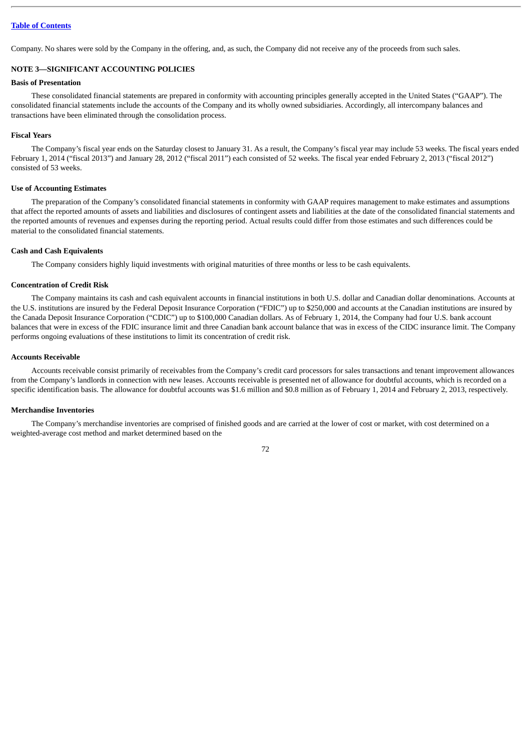Company. No shares were sold by the Company in the offering, and, as such, the Company did not receive any of the proceeds from such sales.

## NOTE 3—SIGNIFICANT ACCOUNTING POLICIES

### Basis of Presentation

These consolidated financial statements are prepared in conformity with accounting principles generally accepted in the United States ("GAAP"). The consolidated financial statements include the accounts of the Company and its wholly owned subsidiaries. Accordingly, all intercompany balances and transactions have been eliminated through the consolidation process.

### Fiscal Years

The Company's fiscal year ends on the Saturday closest to January 31. As a result, the Company's fiscal year may include 53 weeks. The fiscal years ended February 1, 2014 ("fiscal 2013") and January 28, 2012 ("fiscal 2011") each consisted of 52 weeks. The fiscal year ended February 2, 2013 ("fiscal 2012") consisted of 53 weeks.

### Use of Accounting Estimates

The preparation of the Company's consolidated financial statements in conformity with GAAP requires management to make estimates and assumptions that affect the reported amounts of assets and liabilities and disclosures of contingent assets and liabilities at the date of the consolidated financial statements and the reported amounts of revenues and expenses during the reporting period. Actual results could differ from those estimates and such differences could be material to the consolidated financial statements.

### Cash and Cash Equivalents

The Company considers highly liquid investments with original maturities of three months or less to be cash equivalents.

### Concentration of Credit Risk

The Company maintains its cash and cash equivalent accounts in financial institutions in both U.S. dollar and Canadian dollar denominations. Accounts at the U.S. institutions are insured by the Federal Deposit Insurance Corporation ("FDIC") up to $250,000 and accounts at the Canadian institutions are insured by the Canada Deposit Insurance Corporation ("CDIC") up to $100,000 Canadian dollars. As of February 1, 2014, the Company had four U.S. bank account balances that were in excess of the FDIC insurance limit and three Canadian bank account balance that was in excess of the CIDC insurance limit. The Company performs ongoing evaluations of these institutions to limit its concentration of credit risk.

### Accounts Receivable

Accounts receivable consist primarily of receivables from the Company's credit card processors for sales transactions and tenant improvement allowances from the Company's landlords in connection with new leases. Accounts receivable is presented net of allowance for doubtful accounts, which is recorded on a specific identification basis. The allowance for doubtful accounts was $1.6 million and $0.8 million as of February 1, 2014 and February 2, 2013, respectively.

### Merchandise Inventories

The Company's merchandise inventories are comprised of finished goods and are carried at the lower of cost or market, with cost determined on a weighted-average cost method and market determined based on the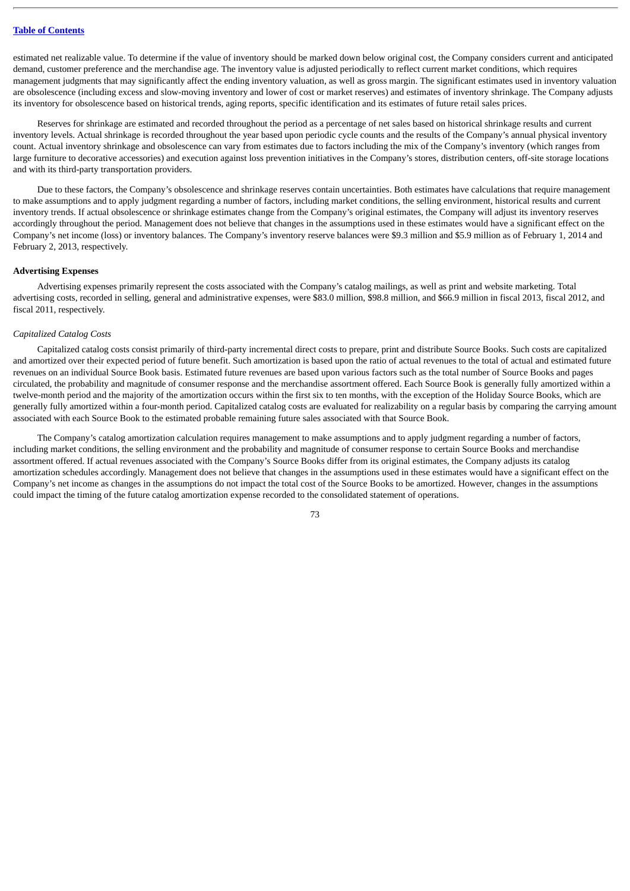estimated net realizable value. To determine if the value of inventory should be marked down below original cost, the Company considers current and anticipated demand, customer preference and the merchandise age. The inventory value is adjusted periodically to reflect current market conditions, which requires management judgments that may significantly affect the ending inventory valuation, as well as gross margin. The significant estimates used in inventory valuation are obsolescence (including excess and slow-moving inventory and lower of cost or market reserves) and estimates of inventory shrinkage. The Company adjusts its inventory for obsolescence based on historical trends, aging reports, specific identification and its estimates of future retail sales prices.

Reserves for shrinkage are estimated and recorded throughout the period as a percentage of net sales based on historical shrinkage results and current inventory levels. Actual shrinkage is recorded throughout the year based upon periodic cycle counts and the results of the Company's annual physical inventory count. Actual inventory shrinkage and obsolescence can vary from estimates due to factors including the mix of the Company's inventory (which ranges from large furniture to decorative accessories) and execution against loss prevention initiatives in the Company's stores, distribution centers, off-site storage locations and with its third-party transportation providers.

Due to these factors, the Company's obsolescence and shrinkage reserves contain uncertainties. Both estimates have calculations that require management to make assumptions and to apply judgment regarding a number of factors, including market conditions, the selling environment, historical results and current inventory trends. If actual obsolescence or shrinkage estimates change from the Company's original estimates, the Company will adjust its inventory reserves accordingly throughout the period. Management does not believe that changes in the assumptions used in these estimates would have a significant effect on the Company's net income (loss) or inventory balances. The Company's inventory reserve balances were $9.3 million and $5.9 million as of February 1, 2014 and February 2, 2013, respectively.

**Advertising Expenses**

Advertising expenses primarily represent the costs associated with the Company's catalog mailings, as well as print and website marketing. Total advertising costs, recorded in selling, general and administrative expenses, were $83.0 million, $98.8 million, and $66.9 million in fiscal 2013, fiscal 2012, and fiscal 2011, respectively.

*Capitalized Catalog Costs*

Capitalized catalog costs consist primarily of third-party incremental direct costs to prepare, print and distribute Source Books. Such costs are capitalized and amortized over their expected period of future benefit. Such amortization is based upon the ratio of actual revenues to the total of actual and estimated future revenues on an individual Source Book basis. Estimated future revenues are based upon various factors such as the total number of Source Books and pages circulated, the probability and magnitude of consumer response and the merchandise assortment offered. Each Source Book is generally fully amortized within a twelve-month period and the majority of the amortization occurs within the first six to ten months, with the exception of the Holiday Source Books, which are generally fully amortized within a four-month period. Capitalized catalog costs are evaluated for realizability on a regular basis by comparing the carrying amount associated with each Source Book to the estimated probable remaining future sales associated with that Source Book.

The Company's catalog amortization calculation requires management to make assumptions and to apply judgment regarding a number of factors, including market conditions, the selling environment and the probability and magnitude of consumer response to certain Source Books and merchandise assortment offered. If actual revenues associated with the Company's Source Books differ from its original estimates, the Company adjusts its catalog amortization schedules accordingly. Management does not believe that changes in the assumptions used in these estimates would have a significant effect on the Company's net income as changes in the assumptions do not impact the total cost of the Source Books to be amortized. However, changes in the assumptions could impact the timing of the future catalog amortization expense recorded to the consolidated statement of operations.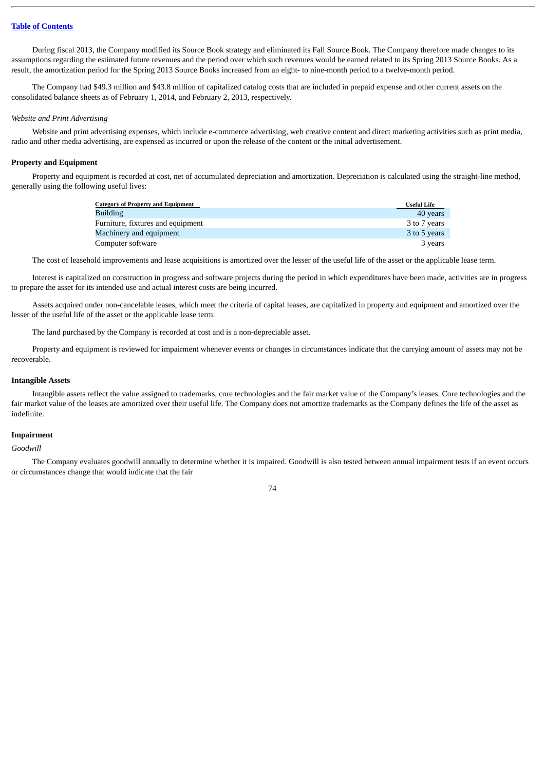During fiscal 2013, the Company modified its Source Book strategy and eliminated its Fall Source Book. The Company therefore made changes to its assumptions regarding the estimated future revenues and the period over which such revenues would be earned related to its Spring 2013 Source Books. As a result, the amortization period for the Spring 2013 Source Books increased from an eight- to nine-month period to a twelve-month period.

The Company had $49.3 million and $43.8 million of capitalized catalog costs that are included in prepaid expense and other current assets on the consolidated balance sheets as of February 1, 2014, and February 2, 2013, respectively.

*Website and Print Advertising*

Website and print advertising expenses, which include e-commerce advertising, web creative content and direct marketing activities such as print media, radio and other media advertising, are expensed as incurred or upon the release of the content or the initial advertisement.

**Property and Equipment**

Property and equipment is recorded at cost, net of accumulated depreciation and amortization. Depreciation is calculated using the straight-line method, generally using the following useful lives:

| Category of Property and Equipment | Useful Life |
|---|---|
| Building | 40 years |
| Furniture, fixtures and equipment | 3 to 7 years |
| Machinery and equipment | 3 to 5 years |
| Computer software | 3 years |

The cost of leasehold improvements and lease acquisitions is amortized over the lesser of the useful life of the asset or the applicable lease term.

Interest is capitalized on construction in progress and software projects during the period in which expenditures have been made, activities are in progress to prepare the asset for its intended use and actual interest costs are being incurred.

Assets acquired under non-cancelable leases, which meet the criteria of capital leases, are capitalized in property and equipment and amortized over the lesser of the useful life of the asset or the applicable lease term.

The land purchased by the Company is recorded at cost and is a non-depreciable asset.

Property and equipment is reviewed for impairment whenever events or changes in circumstances indicate that the carrying amount of assets may not be recoverable.

**Intangible Assets**

Intangible assets reflect the value assigned to trademarks, core technologies and the fair market value of the Company's leases. Core technologies and the fair market value of the leases are amortized over their useful life. The Company does not amortize trademarks as the Company defines the life of the asset as indefinite.

**Impairment**

*Goodwill*

The Company evaluates goodwill annually to determine whether it is impaired. Goodwill is also tested between annual impairment tests if an event occurs or circumstances change that would indicate that the fair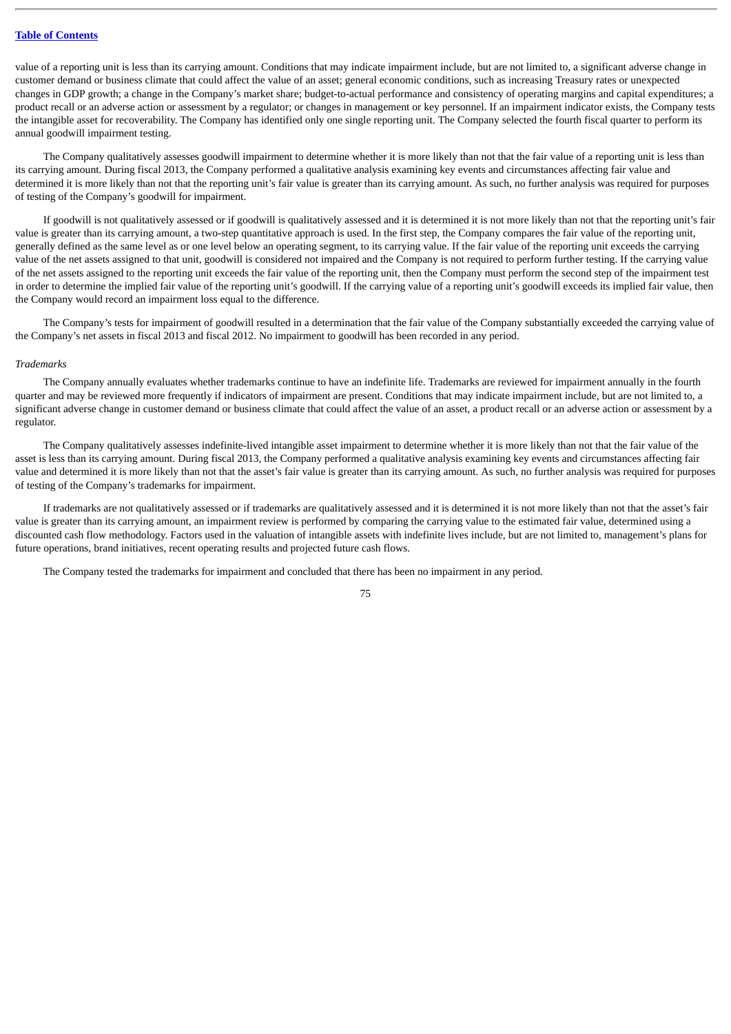value of a reporting unit is less than its carrying amount. Conditions that may indicate impairment include, but are not limited to, a significant adverse change in customer demand or business climate that could affect the value of an asset; general economic conditions, such as increasing Treasury rates or unexpected changes in GDP growth; a change in the Company's market share; budget-to-actual performance and consistency of operating margins and capital expenditures; a product recall or an adverse action or assessment by a regulator; or changes in management or key personnel. If an impairment indicator exists, the Company tests the intangible asset for recoverability. The Company has identified only one single reporting unit. The Company selected the fourth fiscal quarter to perform its annual goodwill impairment testing.

The Company qualitatively assesses goodwill impairment to determine whether it is more likely than not that the fair value of a reporting unit is less than its carrying amount. During fiscal 2013, the Company performed a qualitative analysis examining key events and circumstances affecting fair value and determined it is more likely than not that the reporting unit's fair value is greater than its carrying amount. As such, no further analysis was required for purposes of testing of the Company's goodwill for impairment.

If goodwill is not qualitatively assessed or if goodwill is qualitatively assessed and it is determined it is not more likely than not that the reporting unit's fair value is greater than its carrying amount, a two-step quantitative approach is used. In the first step, the Company compares the fair value of the reporting unit, generally defined as the same level as or one level below an operating segment, to its carrying value. If the fair value of the reporting unit exceeds the carrying value of the net assets assigned to that unit, goodwill is considered not impaired and the Company is not required to perform further testing. If the carrying value of the net assets assigned to the reporting unit exceeds the fair value of the reporting unit, then the Company must perform the second step of the impairment test in order to determine the implied fair value of the reporting unit's goodwill. If the carrying value of a reporting unit's goodwill exceeds its implied fair value, then the Company would record an impairment loss equal to the difference.

The Company's tests for impairment of goodwill resulted in a determination that the fair value of the Company substantially exceeded the carrying value of the Company's net assets in fiscal 2013 and fiscal 2012. No impairment to goodwill has been recorded in any period.

*Trademarks*

The Company annually evaluates whether trademarks continue to have an indefinite life. Trademarks are reviewed for impairment annually in the fourth quarter and may be reviewed more frequently if indicators of impairment are present. Conditions that may indicate impairment include, but are not limited to, a significant adverse change in customer demand or business climate that could affect the value of an asset, a product recall or an adverse action or assessment by a regulator.

The Company qualitatively assesses indefinite-lived intangible asset impairment to determine whether it is more likely than not that the fair value of the asset is less than its carrying amount. During fiscal 2013, the Company performed a qualitative analysis examining key events and circumstances affecting fair value and determined it is more likely than not that the asset's fair value is greater than its carrying amount. As such, no further analysis was required for purposes of testing of the Company's trademarks for impairment.

If trademarks are not qualitatively assessed or if trademarks are qualitatively assessed and it is determined it is not more likely than not that the asset's fair value is greater than its carrying amount, an impairment review is performed by comparing the carrying value to the estimated fair value, determined using a discounted cash flow methodology. Factors used in the valuation of intangible assets with indefinite lives include, but are not limited to, management's plans for future operations, brand initiatives, recent operating results and projected future cash flows.

The Company tested the trademarks for impairment and concluded that there has been no impairment in any period.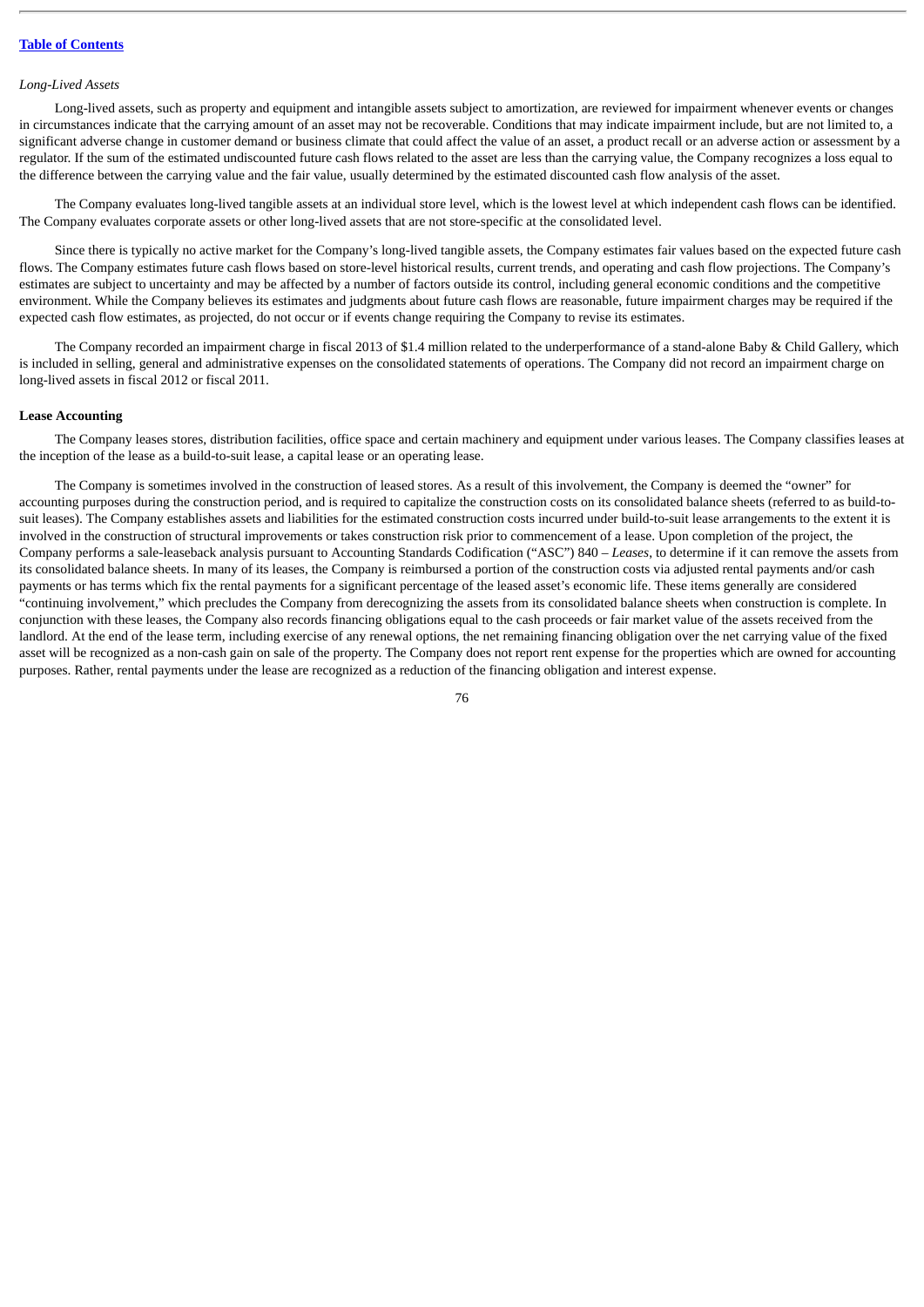*Long-Lived Assets*

Long-lived assets, such as property and equipment and intangible assets subject to amortization, are reviewed for impairment whenever events or changes in circumstances indicate that the carrying amount of an asset may not be recoverable. Conditions that may indicate impairment include, but are not limited to, a significant adverse change in customer demand or business climate that could affect the value of an asset, a product recall or an adverse action or assessment by a regulator. If the sum of the estimated undiscounted future cash flows related to the asset are less than the carrying value, the Company recognizes a loss equal to the difference between the carrying value and the fair value, usually determined by the estimated discounted cash flow analysis of the asset.

The Company evaluates long-lived tangible assets at an individual store level, which is the lowest level at which independent cash flows can be identified. The Company evaluates corporate assets or other long-lived assets that are not store-specific at the consolidated level.

Since there is typically no active market for the Company's long-lived tangible assets, the Company estimates fair values based on the expected future cash flows. The Company estimates future cash flows based on store-level historical results, current trends, and operating and cash flow projections. The Company's estimates are subject to uncertainty and may be affected by a number of factors outside its control, including general economic conditions and the competitive environment. While the Company believes its estimates and judgments about future cash flows are reasonable, future impairment charges may be required if the expected cash flow estimates, as projected, do not occur or if events change requiring the Company to revise its estimates.

The Company recorded an impairment charge in fiscal 2013 of $1.4 million related to the underperformance of a stand-alone Baby & Child Gallery, which is included in selling, general and administrative expenses on the consolidated statements of operations. The Company did not record an impairment charge on long-lived assets in fiscal 2012 or fiscal 2011.

**Lease Accounting**

The Company leases stores, distribution facilities, office space and certain machinery and equipment under various leases. The Company classifies leases at the inception of the lease as a build-to-suit lease, a capital lease or an operating lease.

The Company is sometimes involved in the construction of leased stores. As a result of this involvement, the Company is deemed the "owner" for accounting purposes during the construction period, and is required to capitalize the construction costs on its consolidated balance sheets (referred to as build-to-suit leases). The Company establishes assets and liabilities for the estimated construction costs incurred under build-to-suit lease arrangements to the extent it is involved in the construction of structural improvements or takes construction risk prior to commencement of a lease. Upon completion of the project, the Company performs a sale-leaseback analysis pursuant to Accounting Standards Codification ("ASC") 840 – *Leases*, to determine if it can remove the assets from its consolidated balance sheets. In many of its leases, the Company is reimbursed a portion of the construction costs via adjusted rental payments and/or cash payments or has terms which fix the rental payments for a significant percentage of the leased asset's economic life. These items generally are considered "continuing involvement," which precludes the Company from derecognizing the assets from its consolidated balance sheets when construction is complete. In conjunction with these leases, the Company also records financing obligations equal to the cash proceeds or fair market value of the assets received from the landlord. At the end of the lease term, including exercise of any renewal options, the net remaining financing obligation over the net carrying value of the fixed asset will be recognized as a non-cash gain on sale of the property. The Company does not report rent expense for the properties which are owned for accounting purposes. Rather, rental payments under the lease are recognized as a reduction of the financing obligation and interest expense.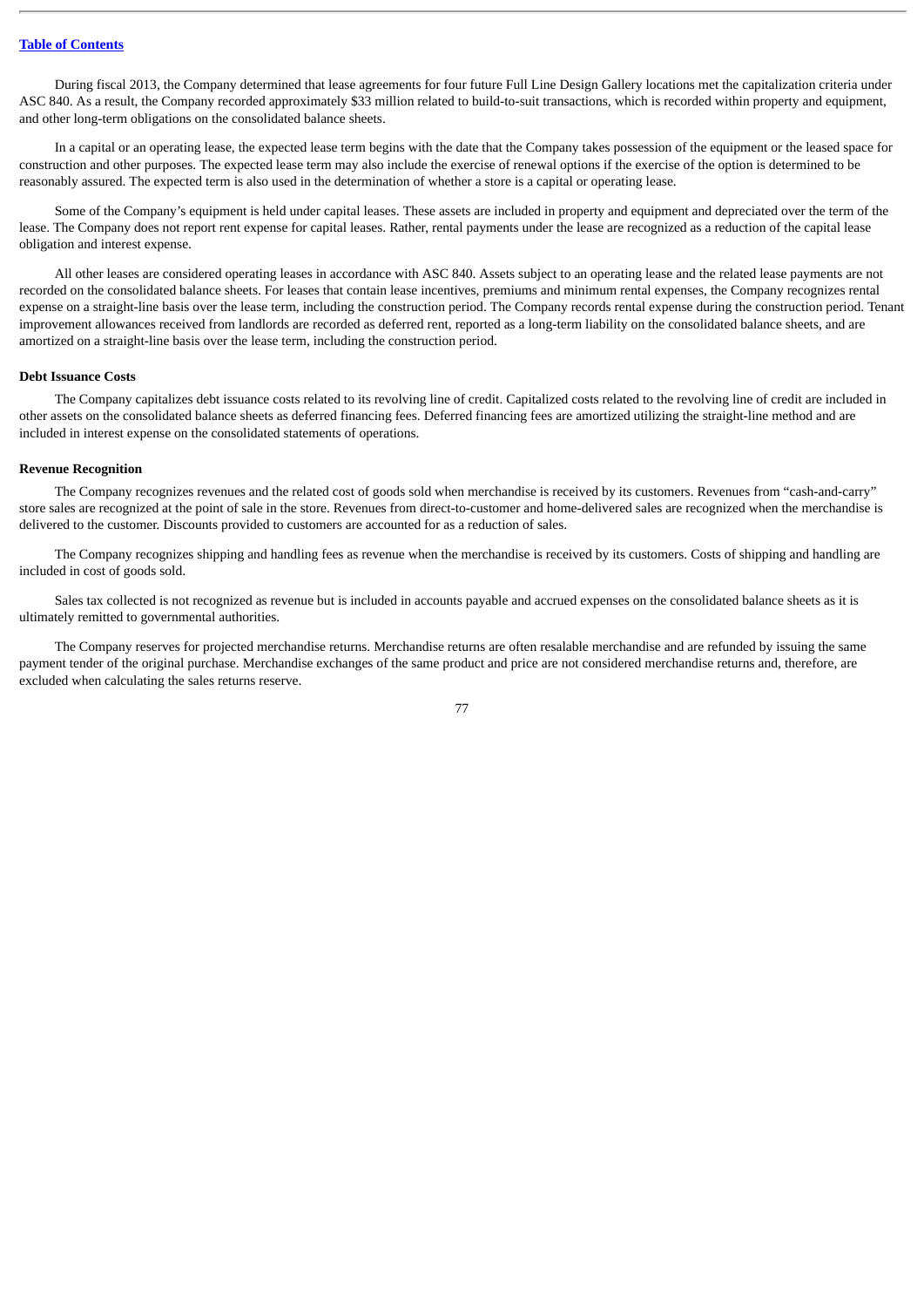During fiscal 2013, the Company determined that lease agreements for four future Full Line Design Gallery locations met the capitalization criteria under ASC 840. As a result, the Company recorded approximately $33 million related to build-to-suit transactions, which is recorded within property and equipment, and other long-term obligations on the consolidated balance sheets.

In a capital or an operating lease, the expected lease term begins with the date that the Company takes possession of the equipment or the leased space for construction and other purposes. The expected lease term may also include the exercise of renewal options if the exercise of the option is determined to be reasonably assured. The expected term is also used in the determination of whether a store is a capital or operating lease.

Some of the Company's equipment is held under capital leases. These assets are included in property and equipment and depreciated over the term of the lease. The Company does not report rent expense for capital leases. Rather, rental payments under the lease are recognized as a reduction of the capital lease obligation and interest expense.

All other leases are considered operating leases in accordance with ASC 840. Assets subject to an operating lease and the related lease payments are not recorded on the consolidated balance sheets. For leases that contain lease incentives, premiums and minimum rental expenses, the Company recognizes rental expense on a straight-line basis over the lease term, including the construction period. The Company records rental expense during the construction period. Tenant improvement allowances received from landlords are recorded as deferred rent, reported as a long-term liability on the consolidated balance sheets, and are amortized on a straight-line basis over the lease term, including the construction period.

**Debt Issuance Costs**

The Company capitalizes debt issuance costs related to its revolving line of credit. Capitalized costs related to the revolving line of credit are included in other assets on the consolidated balance sheets as deferred financing fees. Deferred financing fees are amortized utilizing the straight-line method and are included in interest expense on the consolidated statements of operations.

**Revenue Recognition**

The Company recognizes revenues and the related cost of goods sold when merchandise is received by its customers. Revenues from "cash-and-carry" store sales are recognized at the point of sale in the store. Revenues from direct-to-customer and home-delivered sales are recognized when the merchandise is delivered to the customer. Discounts provided to customers are accounted for as a reduction of sales.

The Company recognizes shipping and handling fees as revenue when the merchandise is received by its customers. Costs of shipping and handling are included in cost of goods sold.

Sales tax collected is not recognized as revenue but is included in accounts payable and accrued expenses on the consolidated balance sheets as it is ultimately remitted to governmental authorities.

The Company reserves for projected merchandise returns. Merchandise returns are often resalable merchandise and are refunded by issuing the same payment tender of the original purchase. Merchandise exchanges of the same product and price are not considered merchandise returns and, therefore, are excluded when calculating the sales returns reserve.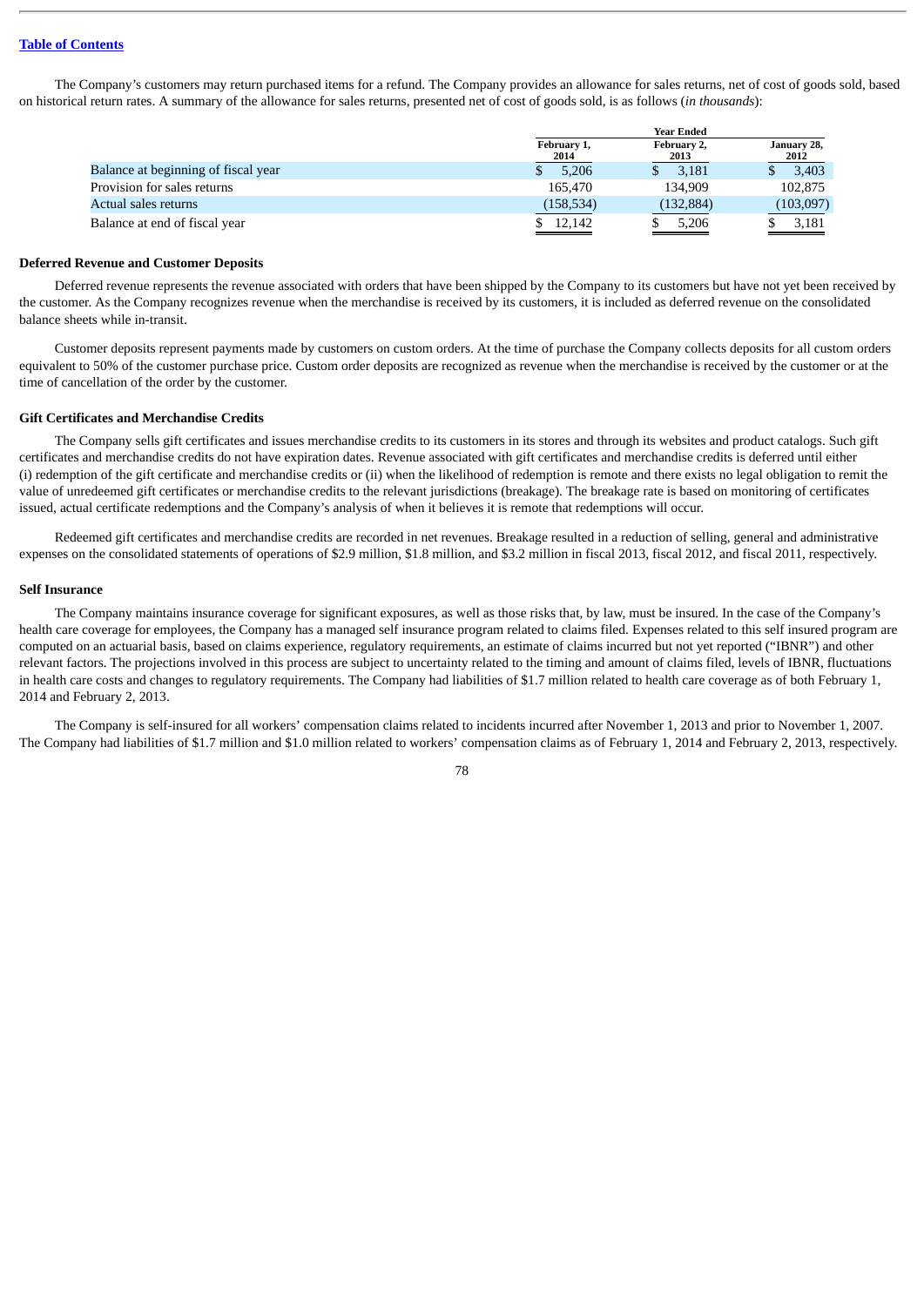The Company's customers may return purchased items for a refund. The Company provides an allowance for sales returns, net of cost of goods sold, based on historical return rates. A summary of the allowance for sales returns, presented net of cost of goods sold, is as follows (*in thousands*):

| | Year Ended | | |
|---|---|---|---|
| | February 1, 2014 | February 2, 2013 | January 28, 2012 |
| Balance at beginning of fiscal year | $ 5,206 | $ 3,181 | $ 3,403 |
| Provision for sales returns | 165,470 | 134,909 | 102,875 |
| Actual sales returns | (158,534) | (132,884) | (103,097) |
| Balance at end of fiscal year | $ 12,142 | $ 5,206 | $ 3,181 |

**Deferred Revenue and Customer Deposits**

Deferred revenue represents the revenue associated with orders that have been shipped by the Company to its customers but have not yet been received by the customer. As the Company recognizes revenue when the merchandise is received by its customers, it is included as deferred revenue on the consolidated balance sheets while in-transit.

Customer deposits represent payments made by customers on custom orders. At the time of purchase the Company collects deposits for all custom orders equivalent to 50% of the customer purchase price. Custom order deposits are recognized as revenue when the merchandise is received by the customer or at the time of cancellation of the order by the customer.

**Gift Certificates and Merchandise Credits**

The Company sells gift certificates and issues merchandise credits to its customers in its stores and through its websites and product catalogs. Such gift certificates and merchandise credits do not have expiration dates. Revenue associated with gift certificates and merchandise credits is deferred until either (i) redemption of the gift certificate and merchandise credits or (ii) when the likelihood of redemption is remote and there exists no legal obligation to remit the value of unredeemed gift certificates or merchandise credits to the relevant jurisdictions (breakage). The breakage rate is based on monitoring of certificates issued, actual certificate redemptions and the Company's analysis of when it believes it is remote that redemptions will occur.

Redeemed gift certificates and merchandise credits are recorded in net revenues. Breakage resulted in a reduction of selling, general and administrative expenses on the consolidated statements of operations of $2.9 million, $1.8 million, and $3.2 million in fiscal 2013, fiscal 2012, and fiscal 2011, respectively.

**Self Insurance**

The Company maintains insurance coverage for significant exposures, as well as those risks that, by law, must be insured. In the case of the Company's health care coverage for employees, the Company has a managed self insurance program related to claims filed. Expenses related to this self insured program are computed on an actuarial basis, based on claims experience, regulatory requirements, an estimate of claims incurred but not yet reported ("IBNR") and other relevant factors. The projections involved in this process are subject to uncertainty related to the timing and amount of claims filed, levels of IBNR, fluctuations in health care costs and changes to regulatory requirements. The Company had liabilities of $1.7 million related to health care coverage as of both February 1, 2014 and February 2, 2013.

The Company is self-insured for all workers' compensation claims related to incidents incurred after November 1, 2013 and prior to November 1, 2007. The Company had liabilities of $1.7 million and $1.0 million related to workers' compensation claims as of February 1, 2014 and February 2, 2013, respectively.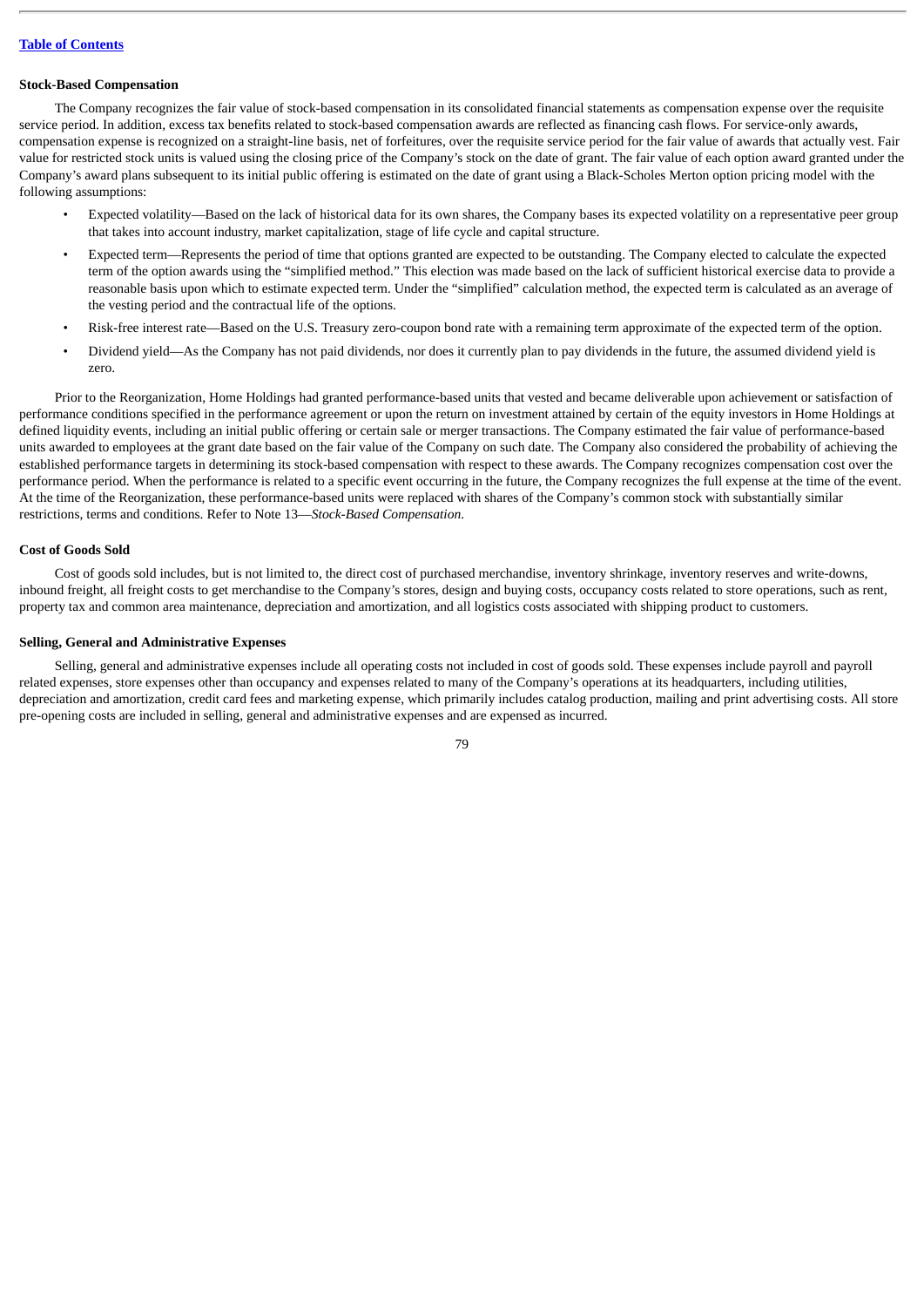#### Stock-Based Compensation

The Company recognizes the fair value of stock-based compensation in its consolidated financial statements as compensation expense over the requisite service period. In addition, excess tax benefits related to stock-based compensation awards are reflected as financing cash flows. For service-only awards, compensation expense is recognized on a straight-line basis, net of forfeitures, over the requisite service period for the fair value of awards that actually vest. Fair value for restricted stock units is valued using the closing price of the Company's stock on the date of grant. The fair value of each option award granted under the Company's award plans subsequent to its initial public offering is estimated on the date of grant using a Black-Scholes Merton option pricing model with the following assumptions:

- Expected volatility—Based on the lack of historical data for its own shares, the Company bases its expected volatility on a representative peer group that takes into account industry, market capitalization, stage of life cycle and capital structure.
- Expected term—Represents the period of time that options granted are expected to be outstanding. The Company elected to calculate the expected term of the option awards using the "simplified method." This election was made based on the lack of sufficient historical exercise data to provide a reasonable basis upon which to estimate expected term. Under the "simplified" calculation method, the expected term is calculated as an average of the vesting period and the contractual life of the options.
- Risk-free interest rate—Based on the U.S. Treasury zero-coupon bond rate with a remaining term approximate of the expected term of the option.
- Dividend yield—As the Company has not paid dividends, nor does it currently plan to pay dividends in the future, the assumed dividend yield is zero.

Prior to the Reorganization, Home Holdings had granted performance-based units that vested and became deliverable upon achievement or satisfaction of performance conditions specified in the performance agreement or upon the return on investment attained by certain of the equity investors in Home Holdings at defined liquidity events, including an initial public offering or certain sale or merger transactions. The Company estimated the fair value of performance-based units awarded to employees at the grant date based on the fair value of the Company on such date. The Company also considered the probability of achieving the established performance targets in determining its stock-based compensation with respect to these awards. The Company recognizes compensation cost over the performance period. When the performance is related to a specific event occurring in the future, the Company recognizes the full expense at the time of the event. At the time of the Reorganization, these performance-based units were replaced with shares of the Company's common stock with substantially similar restrictions, terms and conditions. Refer to Note 13—*Stock-Based Compensation.*

#### Cost of Goods Sold

Cost of goods sold includes, but is not limited to, the direct cost of purchased merchandise, inventory shrinkage, inventory reserves and write-downs, inbound freight, all freight costs to get merchandise to the Company's stores, design and buying costs, occupancy costs related to store operations, such as rent, property tax and common area maintenance, depreciation and amortization, and all logistics costs associated with shipping product to customers.

#### Selling, General and Administrative Expenses

Selling, general and administrative expenses include all operating costs not included in cost of goods sold. These expenses include payroll and payroll related expenses, store expenses other than occupancy and expenses related to many of the Company's operations at its headquarters, including utilities, depreciation and amortization, credit card fees and marketing expense, which primarily includes catalog production, mailing and print advertising costs. All store pre-opening costs are included in selling, general and administrative expenses and are expensed as incurred.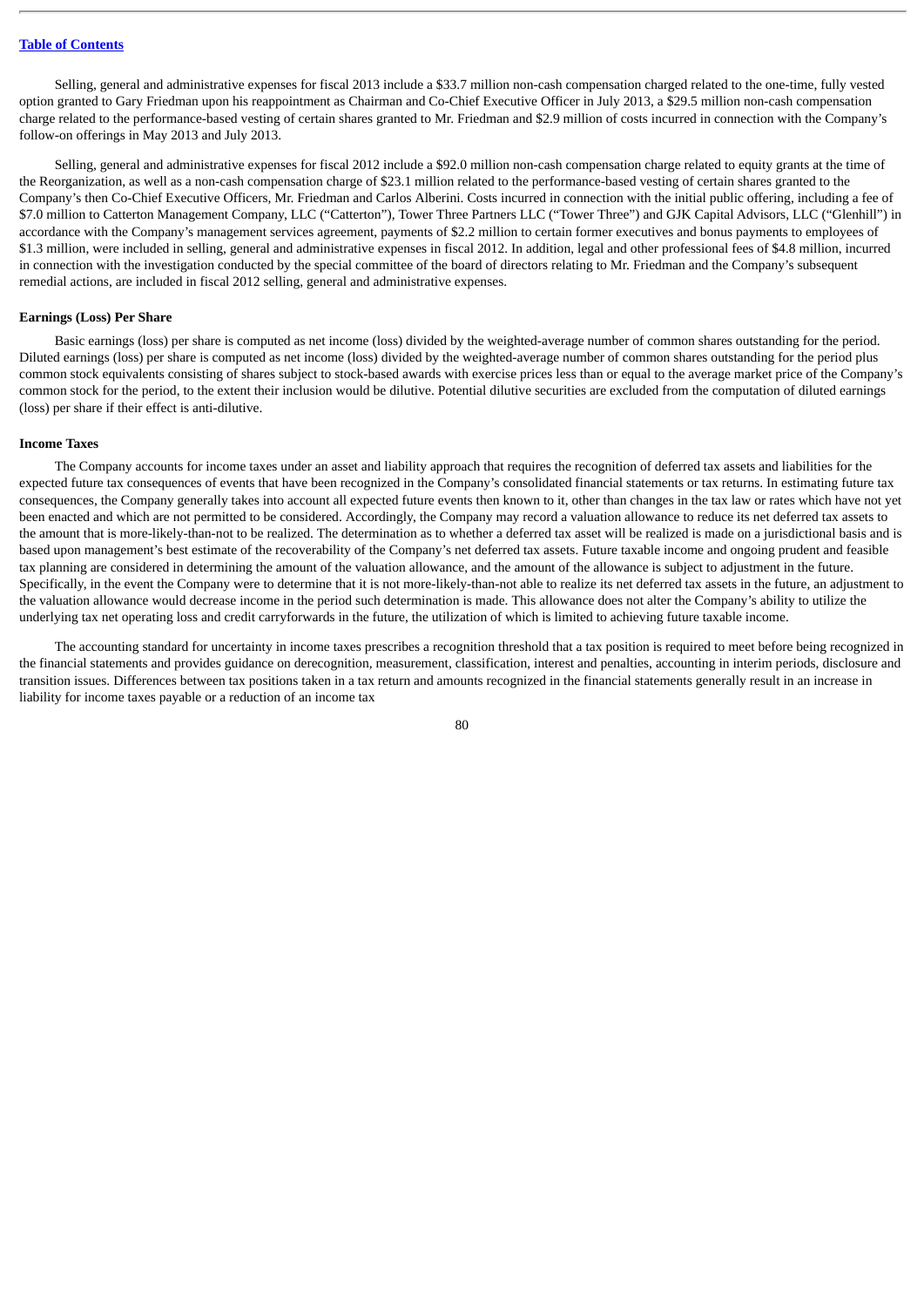Selling, general and administrative expenses for fiscal 2013 include a $33.7 million non-cash compensation charged related to the one-time, fully vested option granted to Gary Friedman upon his reappointment as Chairman and Co-Chief Executive Officer in July 2013, a $29.5 million non-cash compensation charge related to the performance-based vesting of certain shares granted to Mr. Friedman and $2.9 million of costs incurred in connection with the Company's follow-on offerings in May 2013 and July 2013.

Selling, general and administrative expenses for fiscal 2012 include a $92.0 million non-cash compensation charge related to equity grants at the time of the Reorganization, as well as a non-cash compensation charge of $23.1 million related to the performance-based vesting of certain shares granted to the Company's then Co-Chief Executive Officers, Mr. Friedman and Carlos Alberini. Costs incurred in connection with the initial public offering, including a fee of $7.0 million to Catterton Management Company, LLC ("Catterton"), Tower Three Partners LLC ("Tower Three") and GJK Capital Advisors, LLC ("Glenhill") in accordance with the Company's management services agreement, payments of $2.2 million to certain former executives and bonus payments to employees of $1.3 million, were included in selling, general and administrative expenses in fiscal 2012. In addition, legal and other professional fees of $4.8 million, incurred in connection with the investigation conducted by the special committee of the board of directors relating to Mr. Friedman and the Company's subsequent remedial actions, are included in fiscal 2012 selling, general and administrative expenses.

**Earnings (Loss) Per Share**

Basic earnings (loss) per share is computed as net income (loss) divided by the weighted-average number of common shares outstanding for the period. Diluted earnings (loss) per share is computed as net income (loss) divided by the weighted-average number of common shares outstanding for the period plus common stock equivalents consisting of shares subject to stock-based awards with exercise prices less than or equal to the average market price of the Company's common stock for the period, to the extent their inclusion would be dilutive. Potential dilutive securities are excluded from the computation of diluted earnings (loss) per share if their effect is anti-dilutive.

**Income Taxes**

The Company accounts for income taxes under an asset and liability approach that requires the recognition of deferred tax assets and liabilities for the expected future tax consequences of events that have been recognized in the Company's consolidated financial statements or tax returns. In estimating future tax consequences, the Company generally takes into account all expected future events then known to it, other than changes in the tax law or rates which have not yet been enacted and which are not permitted to be considered. Accordingly, the Company may record a valuation allowance to reduce its net deferred tax assets to the amount that is more-likely-than-not to be realized. The determination as to whether a deferred tax asset will be realized is made on a jurisdictional basis and is based upon management's best estimate of the recoverability of the Company's net deferred tax assets. Future taxable income and ongoing prudent and feasible tax planning are considered in determining the amount of the valuation allowance, and the amount of the allowance is subject to adjustment in the future. Specifically, in the event the Company were to determine that it is not more-likely-than-not able to realize its net deferred tax assets in the future, an adjustment to the valuation allowance would decrease income in the period such determination is made. This allowance does not alter the Company's ability to utilize the underlying tax net operating loss and credit carryforwards in the future, the utilization of which is limited to achieving future taxable income.

The accounting standard for uncertainty in income taxes prescribes a recognition threshold that a tax position is required to meet before being recognized in the financial statements and provides guidance on derecognition, measurement, classification, interest and penalties, accounting in interim periods, disclosure and transition issues. Differences between tax positions taken in a tax return and amounts recognized in the financial statements generally result in an increase in liability for income taxes payable or a reduction of an income tax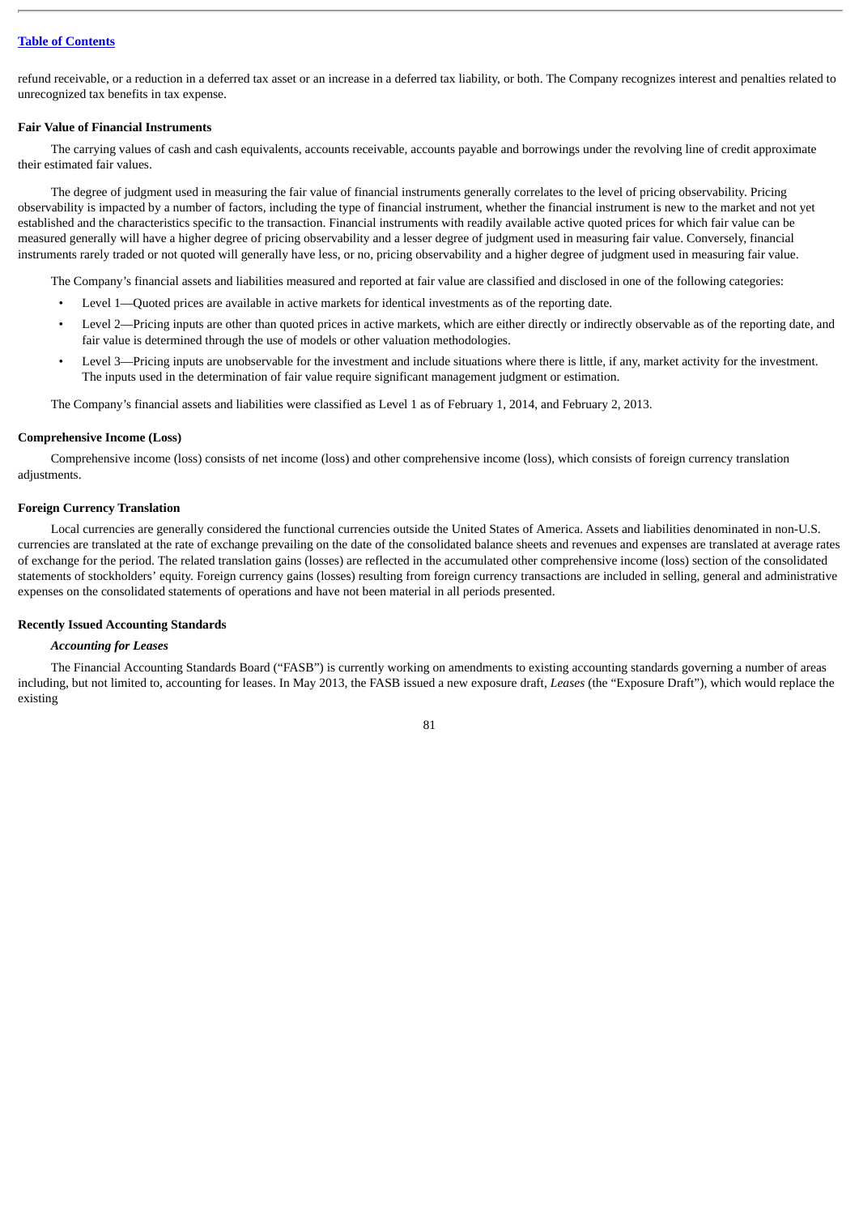refund receivable, or a reduction in a deferred tax asset or an increase in a deferred tax liability, or both. The Company recognizes interest and penalties related to unrecognized tax benefits in tax expense.

**Fair Value of Financial Instruments**

The carrying values of cash and cash equivalents, accounts receivable, accounts payable and borrowings under the revolving line of credit approximate their estimated fair values.

The degree of judgment used in measuring the fair value of financial instruments generally correlates to the level of pricing observability. Pricing observability is impacted by a number of factors, including the type of financial instrument, whether the financial instrument is new to the market and not yet established and the characteristics specific to the transaction. Financial instruments with readily available active quoted prices for which fair value can be measured generally will have a higher degree of pricing observability and a lesser degree of judgment used in measuring fair value. Conversely, financial instruments rarely traded or not quoted will generally have less, or no, pricing observability and a higher degree of judgment used in measuring fair value.

The Company's financial assets and liabilities measured and reported at fair value are classified and disclosed in one of the following categories:

- Level 1—Quoted prices are available in active markets for identical investments as of the reporting date.
- Level 2—Pricing inputs are other than quoted prices in active markets, which are either directly or indirectly observable as of the reporting date, and fair value is determined through the use of models or other valuation methodologies.
- Level 3—Pricing inputs are unobservable for the investment and include situations where there is little, if any, market activity for the investment. The inputs used in the determination of fair value require significant management judgment or estimation.

The Company's financial assets and liabilities were classified as Level 1 as of February 1, 2014, and February 2, 2013.

**Comprehensive Income (Loss)**

Comprehensive income (loss) consists of net income (loss) and other comprehensive income (loss), which consists of foreign currency translation adjustments.

**Foreign Currency Translation**

Local currencies are generally considered the functional currencies outside the United States of America. Assets and liabilities denominated in non-U.S. currencies are translated at the rate of exchange prevailing on the date of the consolidated balance sheets and revenues and expenses are translated at average rates of exchange for the period. The related translation gains (losses) are reflected in the accumulated other comprehensive income (loss) section of the consolidated statements of stockholders' equity. Foreign currency gains (losses) resulting from foreign currency transactions are included in selling, general and administrative expenses on the consolidated statements of operations and have not been material in all periods presented.

**Recently Issued Accounting Standards**

***Accounting for Leases***

The Financial Accounting Standards Board ("FASB") is currently working on amendments to existing accounting standards governing a number of areas including, but not limited to, accounting for leases. In May 2013, the FASB issued a new exposure draft, *Leases* (the "Exposure Draft"), which would replace the existing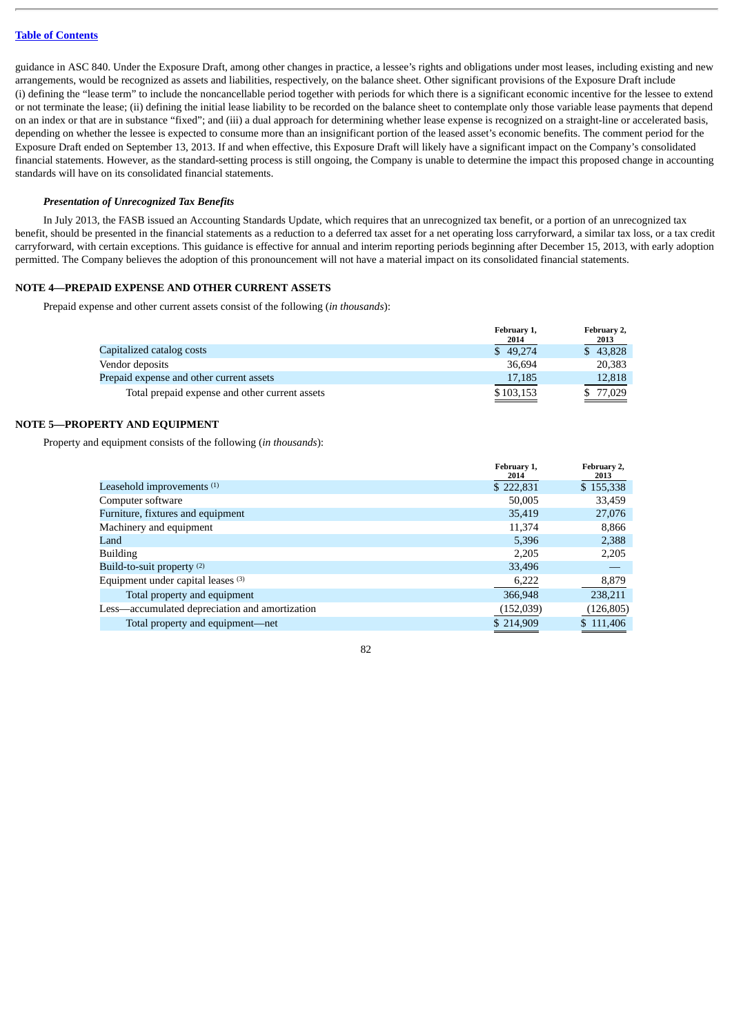guidance in ASC 840. Under the Exposure Draft, among other changes in practice, a lessee's rights and obligations under most leases, including existing and new arrangements, would be recognized as assets and liabilities, respectively, on the balance sheet. Other significant provisions of the Exposure Draft include (i) defining the "lease term" to include the noncancellable period together with periods for which there is a significant economic incentive for the lessee to extend or not terminate the lease; (ii) defining the initial lease liability to be recorded on the balance sheet to contemplate only those variable lease payments that depend on an index or that are in substance "fixed"; and (iii) a dual approach for determining whether lease expense is recognized on a straight-line or accelerated basis, depending on whether the lessee is expected to consume more than an insignificant portion of the leased asset's economic benefits. The comment period for the Exposure Draft ended on September 13, 2013. If and when effective, this Exposure Draft will likely have a significant impact on the Company's consolidated financial statements. However, as the standard-setting process is still ongoing, the Company is unable to determine the impact this proposed change in accounting standards will have on its consolidated financial statements.

***Presentation of Unrecognized Tax Benefits***

In July 2013, the FASB issued an Accounting Standards Update, which requires that an unrecognized tax benefit, or a portion of an unrecognized tax benefit, should be presented in the financial statements as a reduction to a deferred tax asset for a net operating loss carryforward, a similar tax loss, or a tax credit carryforward, with certain exceptions. This guidance is effective for annual and interim reporting periods beginning after December 15, 2013, with early adoption permitted. The Company believes the adoption of this pronouncement will not have a material impact on its consolidated financial statements.

## NOTE 4—PREPAID EXPENSE AND OTHER CURRENT ASSETS

Prepaid expense and other current assets consist of the following (*in thousands*):

| | February 1, 2014 | February 2, 2013 |
|---|---|---|
| Capitalized catalog costs | $ 49,274 | $ 43,828 |
| Vendor deposits | 36,694 | 20,383 |
| Prepaid expense and other current assets | 17,185 | 12,818 |
| Total prepaid expense and other current assets | $ 103,153 | $ 77,029 |

## NOTE 5—PROPERTY AND EQUIPMENT

Property and equipment consists of the following (*in thousands*):

| | February 1, 2014 | February 2, 2013 |
|---|---|---|
| Leasehold improvements [(1)] | $ 222,831 | $ 155,338 |
| Computer software | 50,005 | 33,459 |
| Furniture, fixtures and equipment | 35,419 | 27,076 |
| Machinery and equipment | 11,374 | 8,866 |
| Land | 5,396 | 2,388 |
| Building | 2,205 | 2,205 |
| Build-to-suit property [(2)] | 33,496 | — |
| Equipment under capital leases [(3)] | 6,222 | 8,879 |
| Total property and equipment | 366,948 | 238,211 |
| Less—accumulated depreciation and amortization | (152,039) | (126,805) |
| Total property and equipment—net | $ 214,909 | $ 111,406 |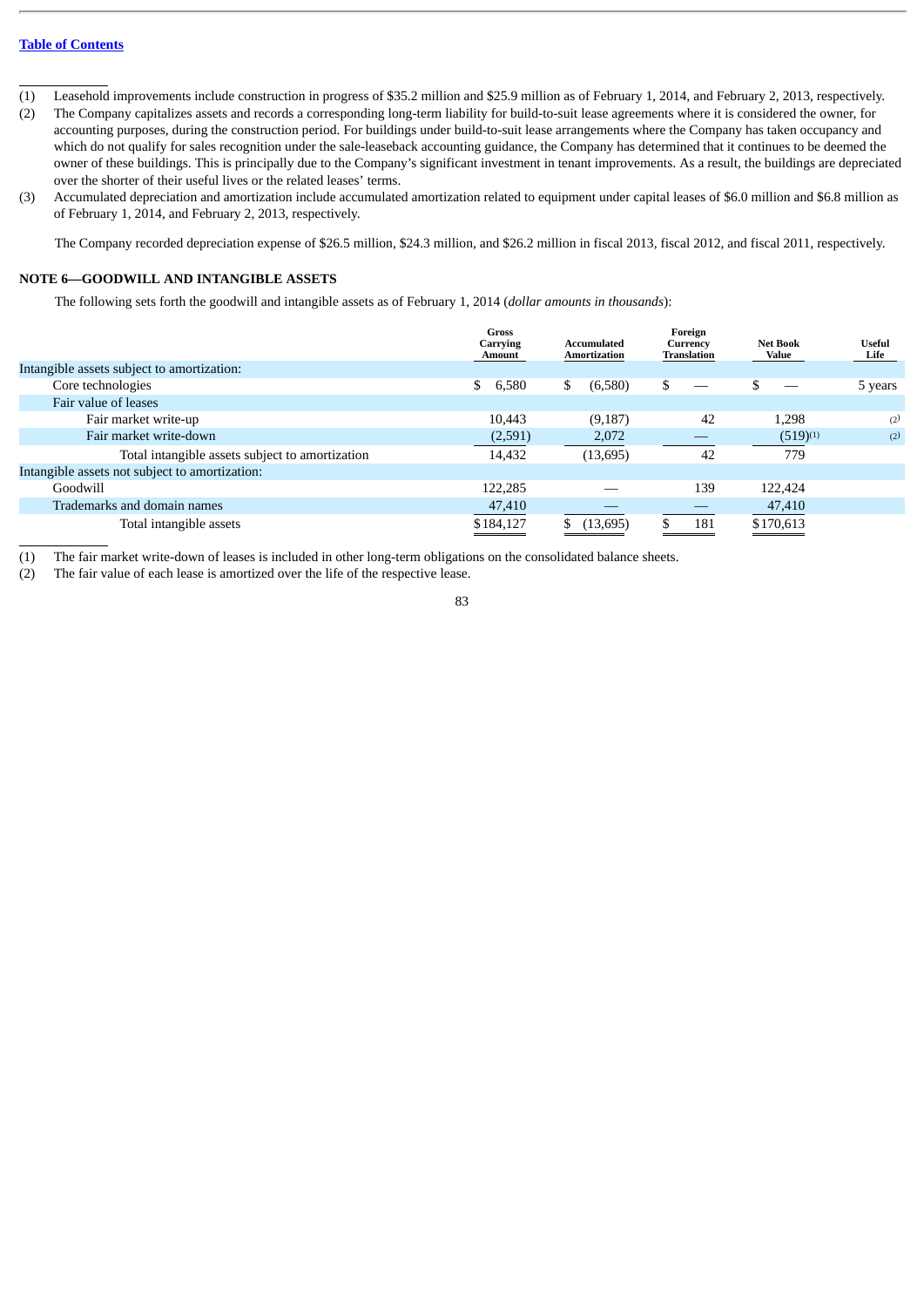(1) Leasehold improvements include construction in progress of $35.2 million and $25.9 million as of February 1, 2014, and February 2, 2013, respectively.

(2) The Company capitalizes assets and records a corresponding long-term liability for build-to-suit lease agreements where it is considered the owner, for accounting purposes, during the construction period. For buildings under build-to-suit lease arrangements where the Company has taken occupancy and which do not qualify for sales recognition under the sale-leaseback accounting guidance, the Company has determined that it continues to be deemed the owner of these buildings. This is principally due to the Company's significant investment in tenant improvements. As a result, the buildings are depreciated over the shorter of their useful lives or the related leases' terms.

(3) Accumulated depreciation and amortization include accumulated amortization related to equipment under capital leases of $6.0 million and $6.8 million as of February 1, 2014, and February 2, 2013, respectively.

The Company recorded depreciation expense of $26.5 million, $24.3 million, and $26.2 million in fiscal 2013, fiscal 2012, and fiscal 2011, respectively.

## NOTE 6—GOODWILL AND INTANGIBLE ASSETS

The following sets forth the goodwill and intangible assets as of February 1, 2014 (*dollar amounts in thousands*):

| | Gross Carrying Amount | Accumulated Amortization | Foreign Currency Translation | Net Book Value | Useful Life |
|---|---|---|---|---|---|
| Intangible assets subject to amortization: | | | | | |
| Core technologies | $ 6,580 | $ (6,580) | $ — | $ — | 5 years |
| Fair value of leases | | | | | |
| Fair market write-up | 10,443 | (9,187) | 42 | 1,298 | (2) |
| Fair market write-down | (2,591) | 2,072 | — | (519)(1) | (2) |
| Total intangible assets subject to amortization | 14,432 | (13,695) | 42 | 779 | |
| Intangible assets not subject to amortization: | | | | | |
| Goodwill | 122,285 | — | 139 | 122,424 | |
| Trademarks and domain names | 47,410 | — | — | 47,410 | |
| Total intangible assets | $184,127 | $ (13,695) | $ 181 | $170,613 | |

(1) The fair market write-down of leases is included in other long-term obligations on the consolidated balance sheets.

(2) The fair value of each lease is amortized over the life of the respective lease.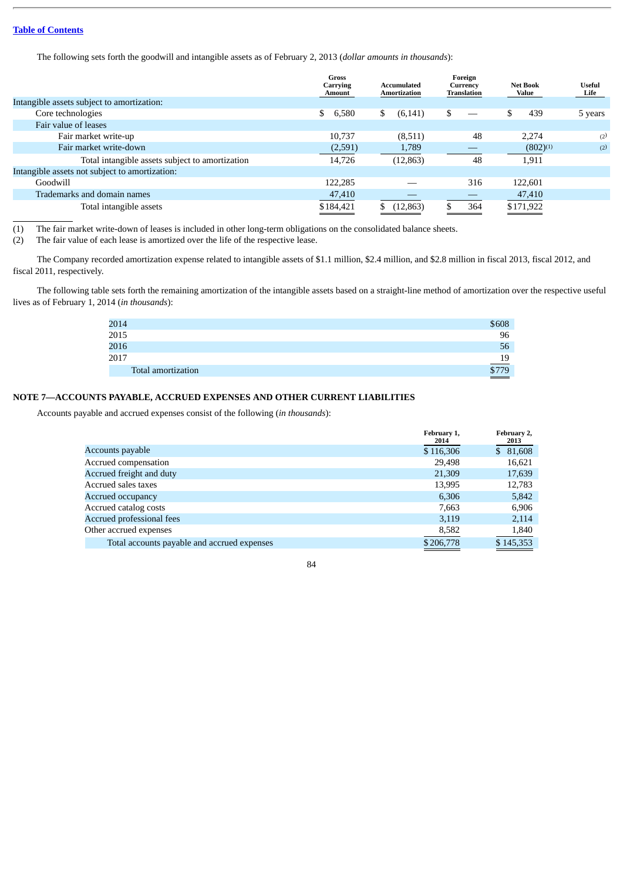The following sets forth the goodwill and intangible assets as of February 2, 2013 (*dollar amounts in thousands*):

| | Gross Carrying Amount | Accumulated Amortization | Foreign Currency Translation | Net Book Value | Useful Life |
|---|---|---|---|---|---|
| Intangible assets subject to amortization: | | | | | |
| Core technologies | $ 6,580 | $ (6,141) | $ — | $ 439 | 5 years |
| Fair value of leases | | | | | |
| Fair market write-up | 10,737 | (8,511) | 48 | 2,274 | (2) |
| Fair market write-down | (2,591) | 1,789 | — | (802)(1) | (2) |
| Total intangible assets subject to amortization | 14,726 | (12,863) | 48 | 1,911 | |
| Intangible assets not subject to amortization: | | | | | |
| Goodwill | 122,285 | — | 316 | 122,601 | |
| Trademarks and domain names | 47,410 | — | — | 47,410 | |
| Total intangible assets | $184,421 | $ (12,863) | $ 364 | $171,922 | |

(1) The fair market write-down of leases is included in other long-term obligations on the consolidated balance sheets.
(2) The fair value of each lease is amortized over the life of the respective lease.

The Company recorded amortization expense related to intangible assets of $1.1 million, $2.4 million, and $2.8 million in fiscal 2013, fiscal 2012, and fiscal 2011, respectively.

The following table sets forth the remaining amortization of the intangible assets based on a straight-line method of amortization over the respective useful lives as of February 1, 2014 (*in thousands*):

| | |
|---|---|
| 2014 | $608 |
| 2015 | 96 |
| 2016 | 56 |
| 2017 | 19 |
| Total amortization | $779 |

## NOTE 7—ACCOUNTS PAYABLE, ACCRUED EXPENSES AND OTHER CURRENT LIABILITIES

Accounts payable and accrued expenses consist of the following (*in thousands*):

| | February 1, 2014 | February 2, 2013 |
|---|---|---|
| Accounts payable | $ 116,306 | $ 81,608 |
| Accrued compensation | 29,498 | 16,621 |
| Accrued freight and duty | 21,309 | 17,639 |
| Accrued sales taxes | 13,995 | 12,783 |
| Accrued occupancy | 6,306 | 5,842 |
| Accrued catalog costs | 7,663 | 6,906 |
| Accrued professional fees | 3,119 | 2,114 |
| Other accrued expenses | 8,582 | 1,840 |
| Total accounts payable and accrued expenses | $ 206,778 | $ 145,353 |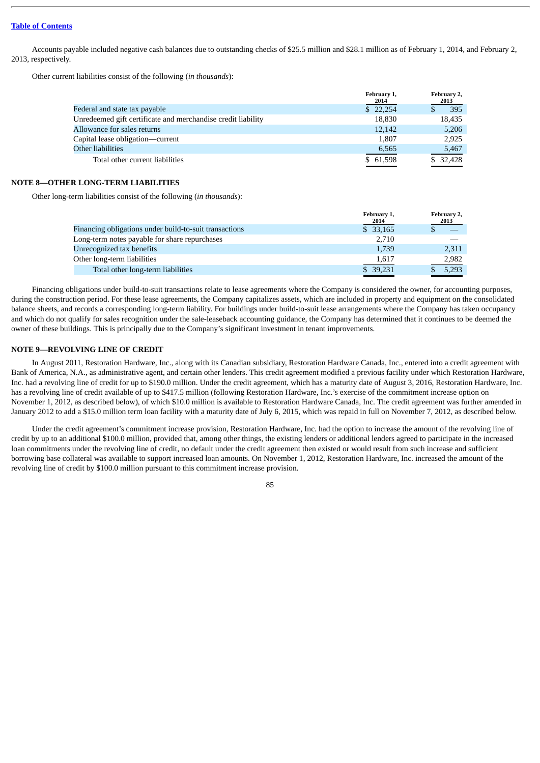[Table of Contents](#)

Accounts payable included negative cash balances due to outstanding checks of $25.5 million and $28.1 million as of February 1, 2014, and February 2, 2013, respectively.

Other current liabilities consist of the following (*in thousands*):

| | February 1, 2014 | February 2, 2013 |
|---|---|---|
| Federal and state tax payable | $ 22,254 | $ 395 |
| Unredeemed gift certificate and merchandise credit liability | 18,830 | 18,435 |
| Allowance for sales returns | 12,142 | 5,206 |
| Capital lease obligation—current | 1,807 | 2,925 |
| Other liabilities | 6,565 | 5,467 |
| Total other current liabilities | $ 61,598 | $ 32,428 |

## NOTE 8—OTHER LONG-TERM LIABILITIES

Other long-term liabilities consist of the following (*in thousands*):

| | February 1, 2014 | February 2, 2013 |
|---|---|---|
| Financing obligations under build-to-suit transactions | $ 33,165 | $ — |
| Long-term notes payable for share repurchases | 2,710 | — |
| Unrecognized tax benefits | 1,739 | 2,311 |
| Other long-term liabilities | 1,617 | 2,982 |
| Total other long-term liabilities | $ 39,231 | $ 5,293 |

Financing obligations under build-to-suit transactions relate to lease agreements where the Company is considered the owner, for accounting purposes, during the construction period. For these lease agreements, the Company capitalizes assets, which are included in property and equipment on the consolidated balance sheets, and records a corresponding long-term liability. For buildings under build-to-suit lease arrangements where the Company has taken occupancy and which do not qualify for sales recognition under the sale-leaseback accounting guidance, the Company has determined that it continues to be deemed the owner of these buildings. This is principally due to the Company's significant investment in tenant improvements.

## NOTE 9—REVOLVING LINE OF CREDIT

In August 2011, Restoration Hardware, Inc., along with its Canadian subsidiary, Restoration Hardware Canada, Inc., entered into a credit agreement with Bank of America, N.A., as administrative agent, and certain other lenders. This credit agreement modified a previous facility under which Restoration Hardware, Inc. had a revolving line of credit for up to $190.0 million. Under the credit agreement, which has a maturity date of August 3, 2016, Restoration Hardware, Inc. has a revolving line of credit available of up to $417.5 million (following Restoration Hardware, Inc.'s exercise of the commitment increase option on November 1, 2012, as described below), of which $10.0 million is available to Restoration Hardware Canada, Inc. The credit agreement was further amended in January 2012 to add a $15.0 million term loan facility with a maturity date of July 6, 2015, which was repaid in full on November 7, 2012, as described below.

Under the credit agreement's commitment increase provision, Restoration Hardware, Inc. had the option to increase the amount of the revolving line of credit by up to an additional $100.0 million, provided that, among other things, the existing lenders or additional lenders agreed to participate in the increased loan commitments under the revolving line of credit, no default under the credit agreement then existed or would result from such increase and sufficient borrowing base collateral was available to support increased loan amounts. On November 1, 2012, Restoration Hardware, Inc. increased the amount of the revolving line of credit by $100.0 million pursuant to this commitment increase provision.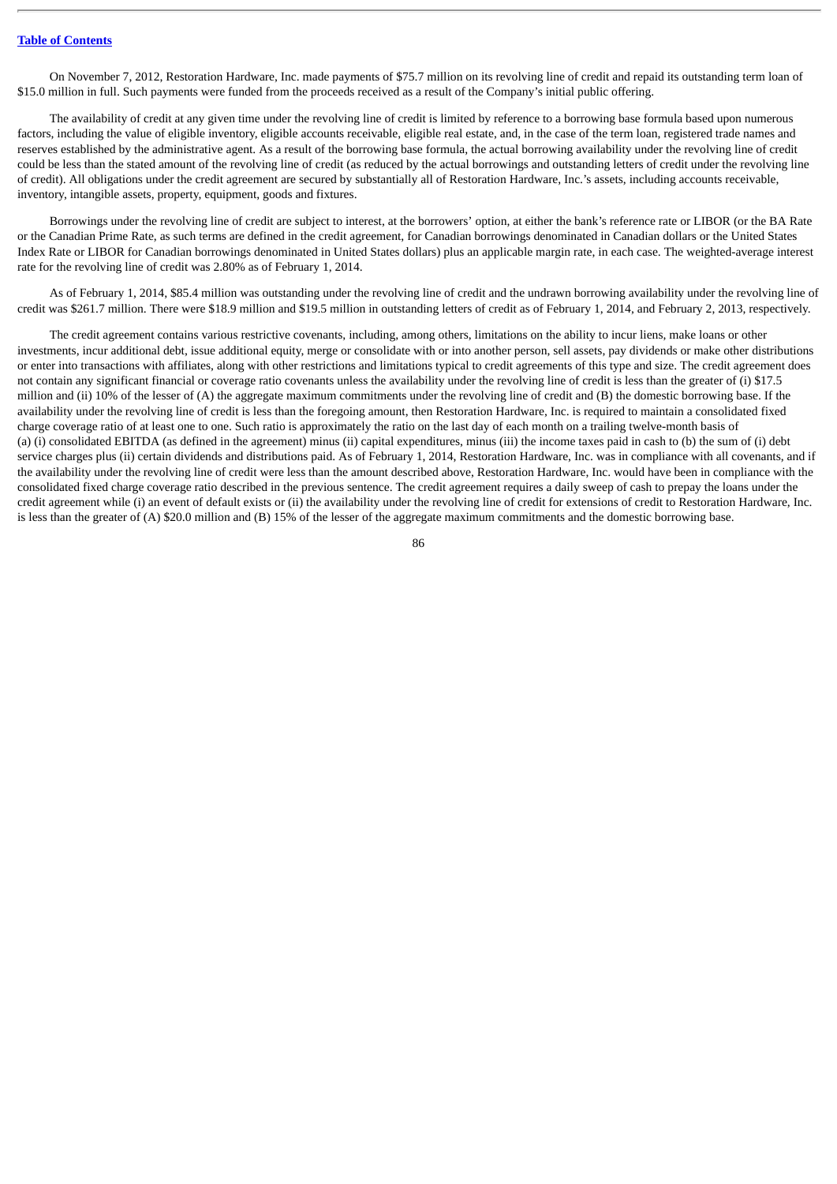On November 7, 2012, Restoration Hardware, Inc. made payments of $75.7 million on its revolving line of credit and repaid its outstanding term loan of $15.0 million in full. Such payments were funded from the proceeds received as a result of the Company's initial public offering.

The availability of credit at any given time under the revolving line of credit is limited by reference to a borrowing base formula based upon numerous factors, including the value of eligible inventory, eligible accounts receivable, eligible real estate, and, in the case of the term loan, registered trade names and reserves established by the administrative agent. As a result of the borrowing base formula, the actual borrowing availability under the revolving line of credit could be less than the stated amount of the revolving line of credit (as reduced by the actual borrowings and outstanding letters of credit under the revolving line of credit). All obligations under the credit agreement are secured by substantially all of Restoration Hardware, Inc.'s assets, including accounts receivable, inventory, intangible assets, property, equipment, goods and fixtures.

Borrowings under the revolving line of credit are subject to interest, at the borrowers' option, at either the bank's reference rate or LIBOR (or the BA Rate or the Canadian Prime Rate, as such terms are defined in the credit agreement, for Canadian borrowings denominated in Canadian dollars or the United States Index Rate or LIBOR for Canadian borrowings denominated in United States dollars) plus an applicable margin rate, in each case. The weighted-average interest rate for the revolving line of credit was 2.80% as of February 1, 2014.

As of February 1, 2014, $85.4 million was outstanding under the revolving line of credit and the undrawn borrowing availability under the revolving line of credit was $261.7 million. There were $18.9 million and $19.5 million in outstanding letters of credit as of February 1, 2014, and February 2, 2013, respectively.

The credit agreement contains various restrictive covenants, including, among others, limitations on the ability to incur liens, make loans or other investments, incur additional debt, issue additional equity, merge or consolidate with or into another person, sell assets, pay dividends or make other distributions or enter into transactions with affiliates, along with other restrictions and limitations typical to credit agreements of this type and size. The credit agreement does not contain any significant financial or coverage ratio covenants unless the availability under the revolving line of credit is less than the greater of (i) $17.5 million and (ii) 10% of the lesser of (A) the aggregate maximum commitments under the revolving line of credit and (B) the domestic borrowing base. If the availability under the revolving line of credit is less than the foregoing amount, then Restoration Hardware, Inc. is required to maintain a consolidated fixed charge coverage ratio of at least one to one. Such ratio is approximately the ratio on the last day of each month on a trailing twelve-month basis of (a) (i) consolidated EBITDA (as defined in the agreement) minus (ii) capital expenditures, minus (iii) the income taxes paid in cash to (b) the sum of (i) debt service charges plus (ii) certain dividends and distributions paid. As of February 1, 2014, Restoration Hardware, Inc. was in compliance with all covenants, and if the availability under the revolving line of credit were less than the amount described above, Restoration Hardware, Inc. would have been in compliance with the consolidated fixed charge coverage ratio described in the previous sentence. The credit agreement requires a daily sweep of cash to prepay the loans under the credit agreement while (i) an event of default exists or (ii) the availability under the revolving line of credit for extensions of credit to Restoration Hardware, Inc. is less than the greater of (A) $20.0 million and (B) 15% of the lesser of the aggregate maximum commitments and the domestic borrowing base.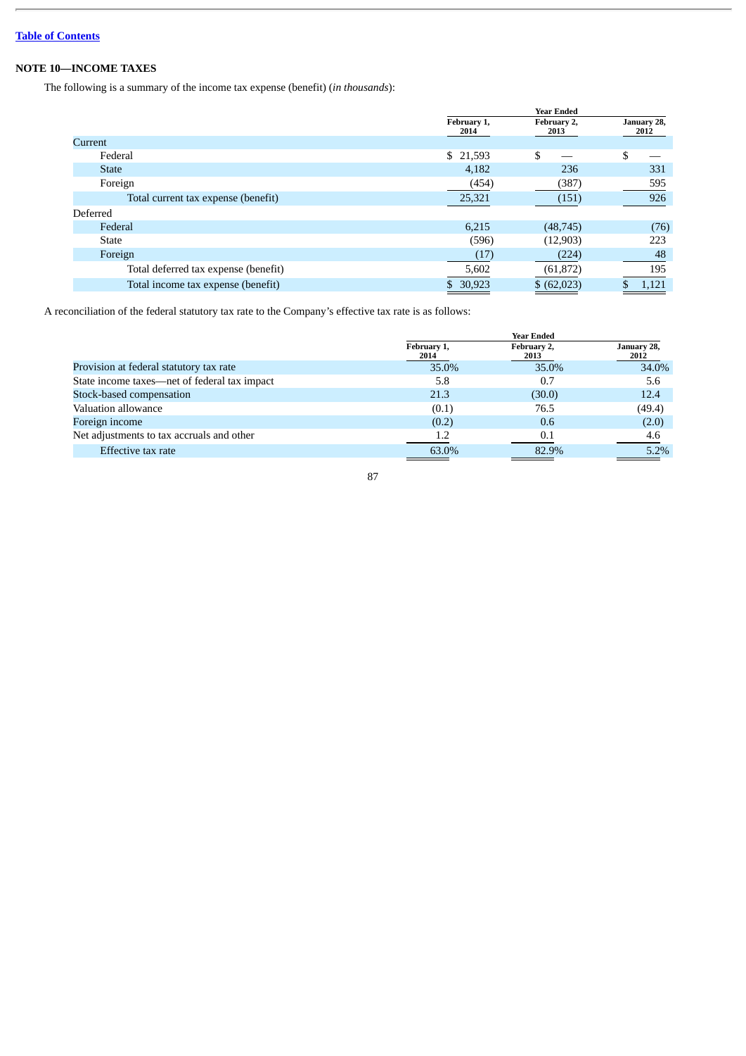## NOTE 10—INCOME TAXES

The following is a summary of the income tax expense (benefit) (*in thousands*):

| | Year Ended | | |
|---|---|---|---|
| | February 1, 2014 | February 2, 2013 | January 28, 2012 |
| Current | | | |
| Federal | $ 21,593 | $ — | $ — |
| State | 4,182 | 236 | 331 |
| Foreign | (454) | (387) | 595 |
| Total current tax expense (benefit) | 25,321 | (151) | 926 |
| Deferred | | | |
| Federal | 6,215 | (48,745) | (76) |
| State | (596) | (12,903) | 223 |
| Foreign | (17) | (224) | 48 |
| Total deferred tax expense (benefit) | 5,602 | (61,872) | 195 |
| Total income tax expense (benefit) | $ 30,923 | $ (62,023) | $ 1,121 |

A reconciliation of the federal statutory tax rate to the Company's effective tax rate is as follows:

| | Year Ended | | |
|---|---|---|---|
| | February 1, 2014 | February 2, 2013 | January 28, 2012 |
| Provision at federal statutory tax rate | 35.0% | 35.0% | 34.0% |
| State income taxes—net of federal tax impact | 5.8 | 0.7 | 5.6 |
| Stock-based compensation | 21.3 | (30.0) | 12.4 |
| Valuation allowance | (0.1) | 76.5 | (49.4) |
| Foreign income | (0.2) | 0.6 | (2.0) |
| Net adjustments to tax accruals and other | 1.2 | 0.1 | 4.6 |
| Effective tax rate | 63.0% | 82.9% | 5.2% |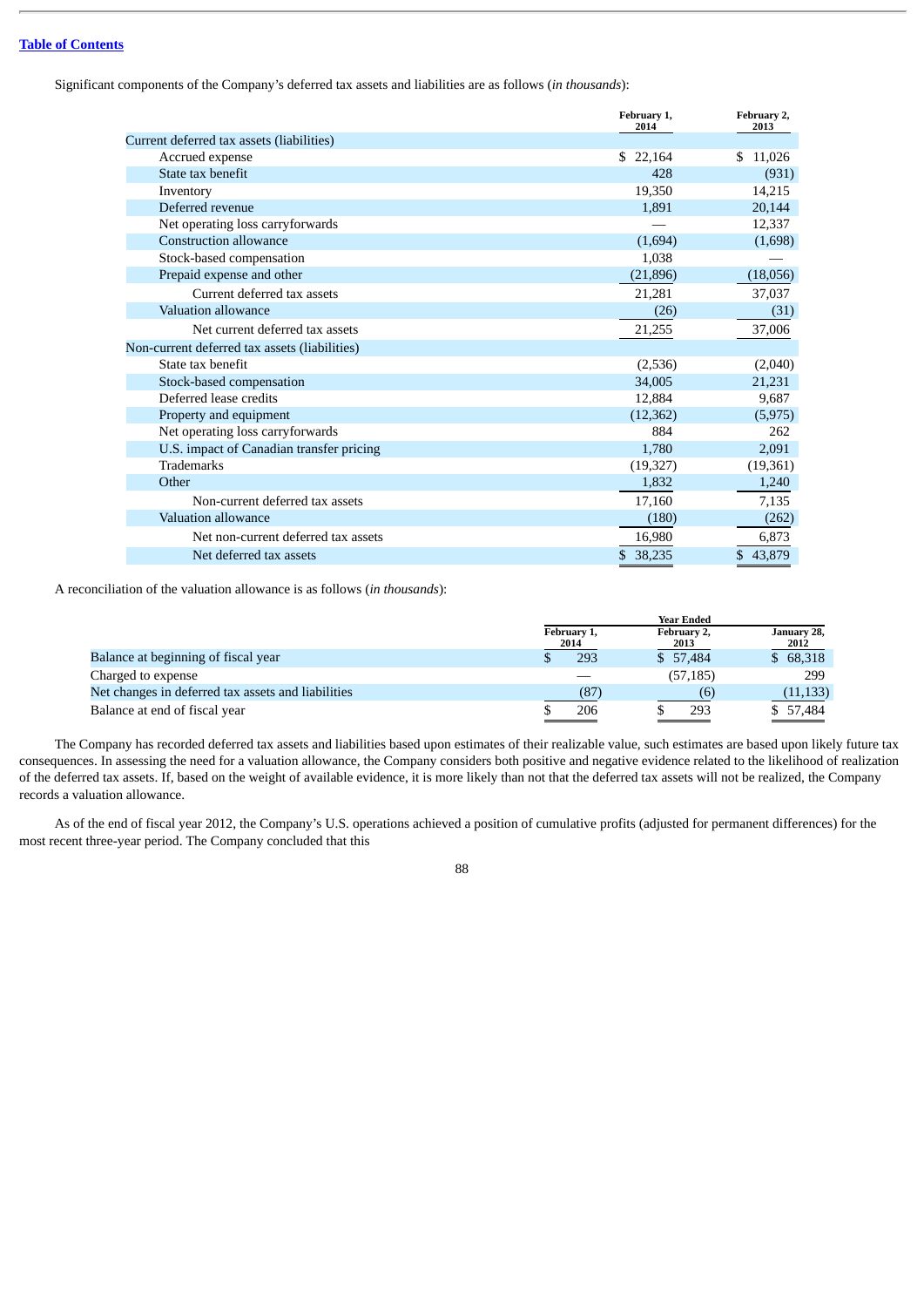[Table of Contents](#)

Significant components of the Company's deferred tax assets and liabilities are as follows (*in thousands*):

| | February 1, 2014 | February 2, 2013 |
|---|---|---|
| Current deferred tax assets (liabilities) | | |
| Accrued expense | $ 22,164 | $ 11,026 |
| State tax benefit | 428 | (931) |
| Inventory | 19,350 | 14,215 |
| Deferred revenue | 1,891 | 20,144 |
| Net operating loss carryforwards | — | 12,337 |
| Construction allowance | (1,694) | (1,698) |
| Stock-based compensation | 1,038 | — |
| Prepaid expense and other | (21,896) | (18,056) |
| Current deferred tax assets | 21,281 | 37,037 |
| Valuation allowance | (26) | (31) |
| Net current deferred tax assets | 21,255 | 37,006 |
| Non-current deferred tax assets (liabilities) | | |
| State tax benefit | (2,536) | (2,040) |
| Stock-based compensation | 34,005 | 21,231 |
| Deferred lease credits | 12,884 | 9,687 |
| Property and equipment | (12,362) | (5,975) |
| Net operating loss carryforwards | 884 | 262 |
| U.S. impact of Canadian transfer pricing | 1,780 | 2,091 |
| Trademarks | (19,327) | (19,361) |
| Other | 1,832 | 1,240 |
| Non-current deferred tax assets | 17,160 | 7,135 |
| Valuation allowance | (180) | (262) |
| Net non-current deferred tax assets | 16,980 | 6,873 |
| Net deferred tax assets | $ 38,235 | $ 43,879 |

A reconciliation of the valuation allowance is as follows (*in thousands*):

| | Year Ended | | |
|---|---|---|---|
| | February 1, 2014 | February 2, 2013 | January 28, 2012 |
| Balance at beginning of fiscal year | $ 293 | $ 57,484 | $ 68,318 |
| Charged to expense | — | (57,185) | 299 |
| Net changes in deferred tax assets and liabilities | (87) | (6) | (11,133) |
| Balance at end of fiscal year | $ 206 | $ 293 | $ 57,484 |

The Company has recorded deferred tax assets and liabilities based upon estimates of their realizable value, such estimates are based upon likely future tax consequences. In assessing the need for a valuation allowance, the Company considers both positive and negative evidence related to the likelihood of realization of the deferred tax assets. If, based on the weight of available evidence, it is more likely than not that the deferred tax assets will not be realized, the Company records a valuation allowance.

As of the end of fiscal year 2012, the Company's U.S. operations achieved a position of cumulative profits (adjusted for permanent differences) for the most recent three-year period. The Company concluded that this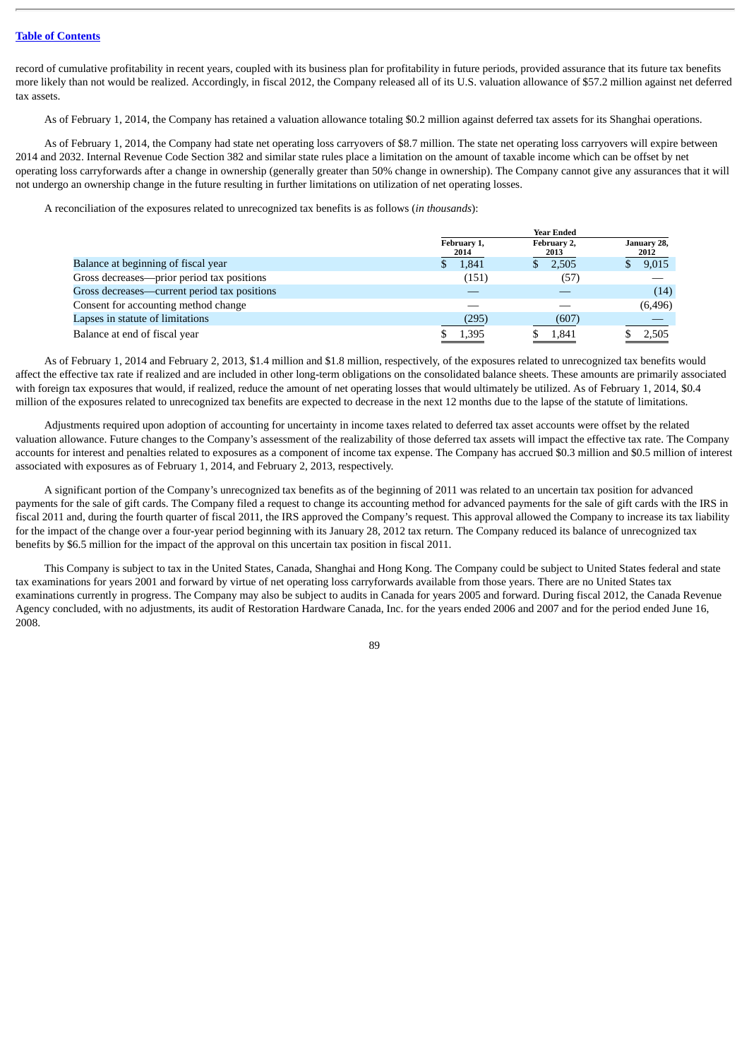record of cumulative profitability in recent years, coupled with its business plan for profitability in future periods, provided assurance that its future tax benefits more likely than not would be realized. Accordingly, in fiscal 2012, the Company released all of its U.S. valuation allowance of $57.2 million against net deferred tax assets.

As of February 1, 2014, the Company has retained a valuation allowance totaling $0.2 million against deferred tax assets for its Shanghai operations.

As of February 1, 2014, the Company had state net operating loss carryovers of $8.7 million. The state net operating loss carryovers will expire between 2014 and 2032. Internal Revenue Code Section 382 and similar state rules place a limitation on the amount of taxable income which can be offset by net operating loss carryforwards after a change in ownership (generally greater than 50% change in ownership). The Company cannot give any assurances that it will not undergo an ownership change in the future resulting in further limitations on utilization of net operating losses.

A reconciliation of the exposures related to unrecognized tax benefits is as follows (*in thousands*):

| | Year Ended | | |
|---|---|---|---|
| | February 1, 2014 | February 2, 2013 | January 28, 2012 |
| Balance at beginning of fiscal year | $ 1,841 | $ 2,505 | $ 9,015 |
| Gross decreases—prior period tax positions | (151) | (57) | — |
| Gross decreases—current period tax positions | — | — | (14) |
| Consent for accounting method change | — | — | (6,496) |
| Lapses in statute of limitations | (295) | (607) | — |
| Balance at end of fiscal year | $ 1,395 | $ 1,841 | $ 2,505 |

As of February 1, 2014 and February 2, 2013, $1.4 million and $1.8 million, respectively, of the exposures related to unrecognized tax benefits would affect the effective tax rate if realized and are included in other long-term obligations on the consolidated balance sheets. These amounts are primarily associated with foreign tax exposures that would, if realized, reduce the amount of net operating losses that would ultimately be utilized. As of February 1, 2014, $0.4 million of the exposures related to unrecognized tax benefits are expected to decrease in the next 12 months due to the lapse of the statute of limitations.

Adjustments required upon adoption of accounting for uncertainty in income taxes related to deferred tax asset accounts were offset by the related valuation allowance. Future changes to the Company's assessment of the realizability of those deferred tax assets will impact the effective tax rate. The Company accounts for interest and penalties related to exposures as a component of income tax expense. The Company has accrued $0.3 million and $0.5 million of interest associated with exposures as of February 1, 2014, and February 2, 2013, respectively.

A significant portion of the Company's unrecognized tax benefits as of the beginning of 2011 was related to an uncertain tax position for advanced payments for the sale of gift cards. The Company filed a request to change its accounting method for advanced payments for the sale of gift cards with the IRS in fiscal 2011 and, during the fourth quarter of fiscal 2011, the IRS approved the Company's request. This approval allowed the Company to increase its tax liability for the impact of the change over a four-year period beginning with its January 28, 2012 tax return. The Company reduced its balance of unrecognized tax benefits by $6.5 million for the impact of the approval on this uncertain tax position in fiscal 2011.

This Company is subject to tax in the United States, Canada, Shanghai and Hong Kong. The Company could be subject to United States federal and state tax examinations for years 2001 and forward by virtue of net operating loss carryforwards available from those years. There are no United States tax examinations currently in progress. The Company may also be subject to audits in Canada for years 2005 and forward. During fiscal 2012, the Canada Revenue Agency concluded, with no adjustments, its audit of Restoration Hardware Canada, Inc. for the years ended 2006 and 2007 and for the period ended June 16, 2008.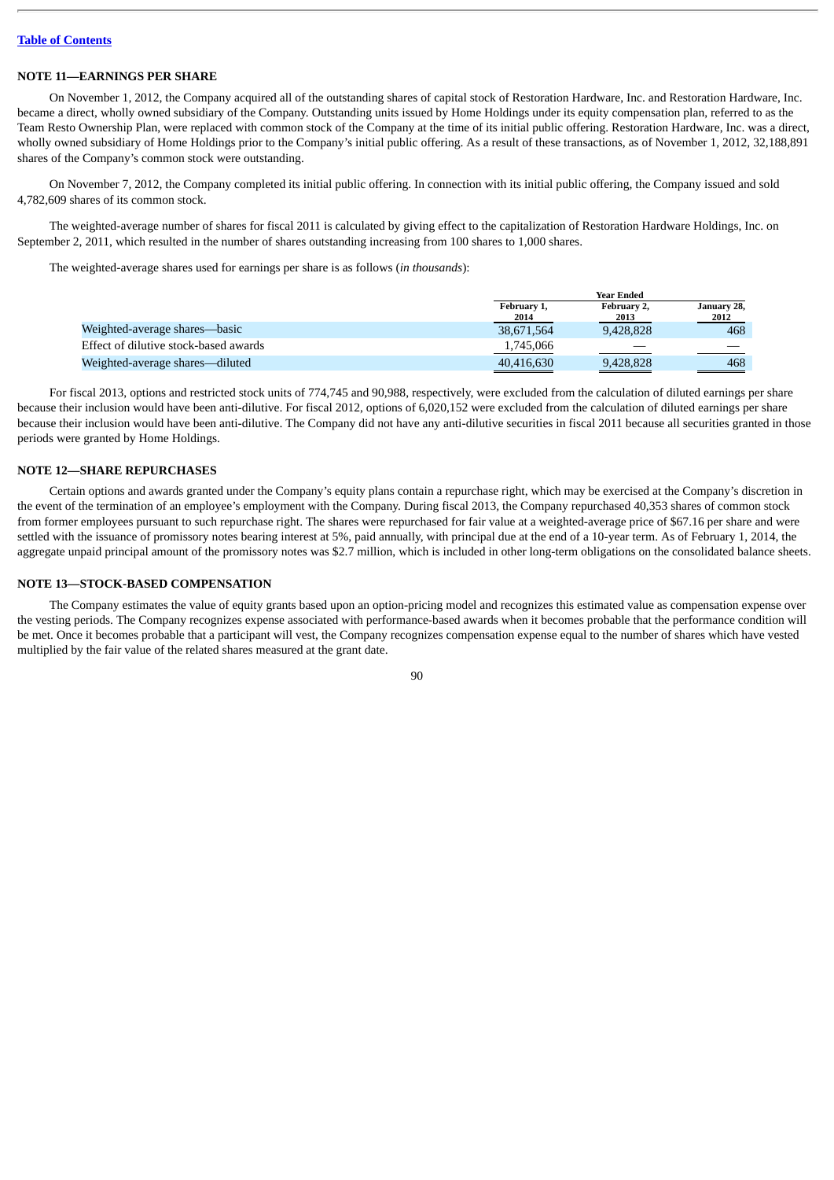## NOTE 11—EARNINGS PER SHARE

On November 1, 2012, the Company acquired all of the outstanding shares of capital stock of Restoration Hardware, Inc. and Restoration Hardware, Inc. became a direct, wholly owned subsidiary of the Company. Outstanding units issued by Home Holdings under its equity compensation plan, referred to as the Team Resto Ownership Plan, were replaced with common stock of the Company at the time of its initial public offering. Restoration Hardware, Inc. was a direct, wholly owned subsidiary of Home Holdings prior to the Company's initial public offering. As a result of these transactions, as of November 1, 2012, 32,188,891 shares of the Company's common stock were outstanding.

On November 7, 2012, the Company completed its initial public offering. In connection with its initial public offering, the Company issued and sold 4,782,609 shares of its common stock.

The weighted-average number of shares for fiscal 2011 is calculated by giving effect to the capitalization of Restoration Hardware Holdings, Inc. on September 2, 2011, which resulted in the number of shares outstanding increasing from 100 shares to 1,000 shares.

The weighted-average shares used for earnings per share is as follows (*in thousands*):

| | Year Ended | | |
|---|---|---|---|
| | February 1, 2014 | February 2, 2013 | January 28, 2012 |
| Weighted-average shares—basic | 38,671,564 | 9,428,828 | 468 |
| Effect of dilutive stock-based awards | 1,745,066 | — | — |
| Weighted-average shares—diluted | 40,416,630 | 9,428,828 | 468 |

For fiscal 2013, options and restricted stock units of 774,745 and 90,988, respectively, were excluded from the calculation of diluted earnings per share because their inclusion would have been anti-dilutive. For fiscal 2012, options of 6,020,152 were excluded from the calculation of diluted earnings per share because their inclusion would have been anti-dilutive. The Company did not have any anti-dilutive securities in fiscal 2011 because all securities granted in those periods were granted by Home Holdings.

## NOTE 12—SHARE REPURCHASES

Certain options and awards granted under the Company's equity plans contain a repurchase right, which may be exercised at the Company's discretion in the event of the termination of an employee's employment with the Company. During fiscal 2013, the Company repurchased 40,353 shares of common stock from former employees pursuant to such repurchase right. The shares were repurchased for fair value at a weighted-average price of $67.16 per share and were settled with the issuance of promissory notes bearing interest at 5%, paid annually, with principal due at the end of a 10-year term. As of February 1, 2014, the aggregate unpaid principal amount of the promissory notes was $2.7 million, which is included in other long-term obligations on the consolidated balance sheets.

## NOTE 13—STOCK-BASED COMPENSATION

The Company estimates the value of equity grants based upon an option-pricing model and recognizes this estimated value as compensation expense over the vesting periods. The Company recognizes expense associated with performance-based awards when it becomes probable that the performance condition will be met. Once it becomes probable that a participant will vest, the Company recognizes compensation expense equal to the number of shares which have vested multiplied by the fair value of the related shares measured at the grant date.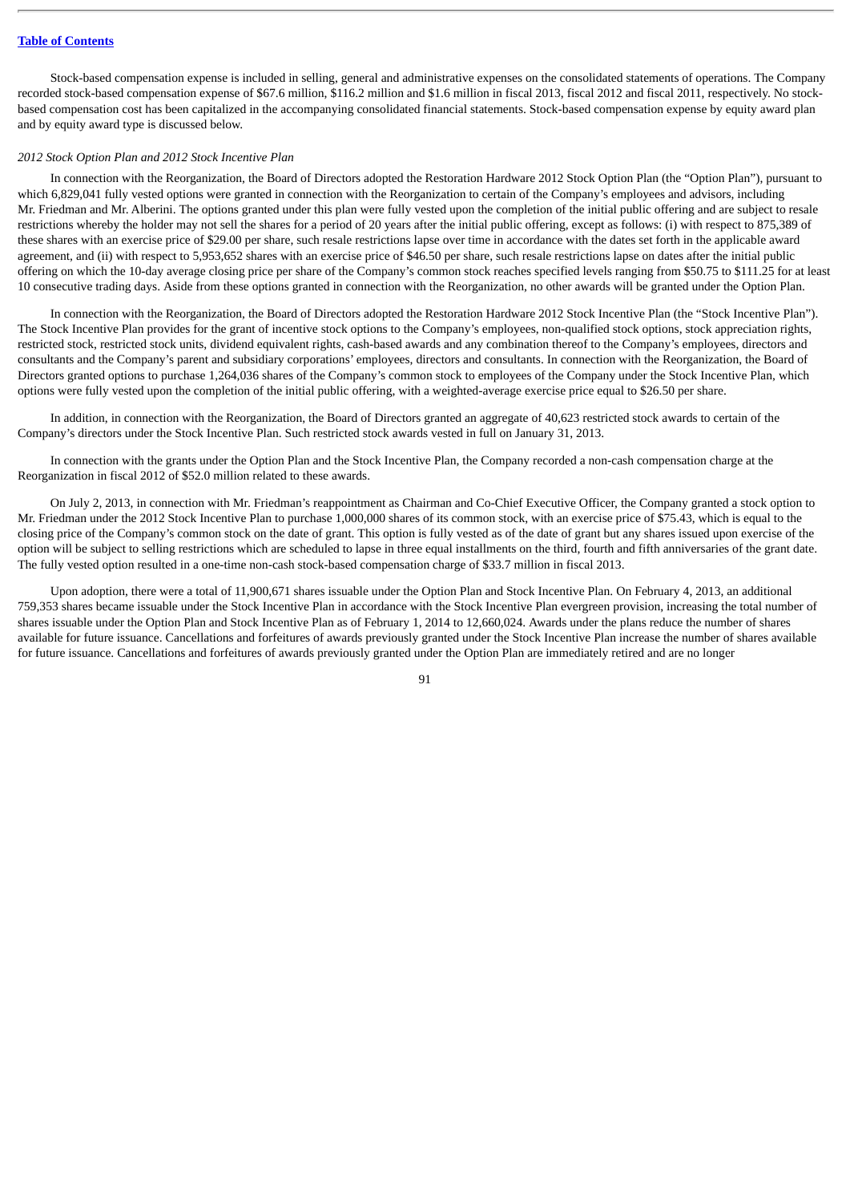Stock-based compensation expense is included in selling, general and administrative expenses on the consolidated statements of operations. The Company recorded stock-based compensation expense of $67.6 million, $116.2 million and $1.6 million in fiscal 2013, fiscal 2012 and fiscal 2011, respectively. No stock-based compensation cost has been capitalized in the accompanying consolidated financial statements. Stock-based compensation expense by equity award plan and by equity award type is discussed below.

*2012 Stock Option Plan and 2012 Stock Incentive Plan*

In connection with the Reorganization, the Board of Directors adopted the Restoration Hardware 2012 Stock Option Plan (the "Option Plan"), pursuant to which 6,829,041 fully vested options were granted in connection with the Reorganization to certain of the Company's employees and advisors, including Mr. Friedman and Mr. Alberini. The options granted under this plan were fully vested upon the completion of the initial public offering and are subject to resale restrictions whereby the holder may not sell the shares for a period of 20 years after the initial public offering, except as follows: (i) with respect to 875,389 of these shares with an exercise price of $29.00 per share, such resale restrictions lapse over time in accordance with the dates set forth in the applicable award agreement, and (ii) with respect to 5,953,652 shares with an exercise price of $46.50 per share, such resale restrictions lapse on dates after the initial public offering on which the 10-day average closing price per share of the Company's common stock reaches specified levels ranging from $50.75 to $111.25 for at least 10 consecutive trading days. Aside from these options granted in connection with the Reorganization, no other awards will be granted under the Option Plan.

In connection with the Reorganization, the Board of Directors adopted the Restoration Hardware 2012 Stock Incentive Plan (the "Stock Incentive Plan"). The Stock Incentive Plan provides for the grant of incentive stock options to the Company's employees, non-qualified stock options, stock appreciation rights, restricted stock, restricted stock units, dividend equivalent rights, cash-based awards and any combination thereof to the Company's employees, directors and consultants and the Company's parent and subsidiary corporations' employees, directors and consultants. In connection with the Reorganization, the Board of Directors granted options to purchase 1,264,036 shares of the Company's common stock to employees of the Company under the Stock Incentive Plan, which options were fully vested upon the completion of the initial public offering, with a weighted-average exercise price equal to $26.50 per share.

In addition, in connection with the Reorganization, the Board of Directors granted an aggregate of 40,623 restricted stock awards to certain of the Company's directors under the Stock Incentive Plan. Such restricted stock awards vested in full on January 31, 2013.

In connection with the grants under the Option Plan and the Stock Incentive Plan, the Company recorded a non-cash compensation charge at the Reorganization in fiscal 2012 of $52.0 million related to these awards.

On July 2, 2013, in connection with Mr. Friedman's reappointment as Chairman and Co-Chief Executive Officer, the Company granted a stock option to Mr. Friedman under the 2012 Stock Incentive Plan to purchase 1,000,000 shares of its common stock, with an exercise price of $75.43, which is equal to the closing price of the Company's common stock on the date of grant. This option is fully vested as of the date of grant but any shares issued upon exercise of the option will be subject to selling restrictions which are scheduled to lapse in three equal installments on the third, fourth and fifth anniversaries of the grant date. The fully vested option resulted in a one-time non-cash stock-based compensation charge of $33.7 million in fiscal 2013.

Upon adoption, there were a total of 11,900,671 shares issuable under the Option Plan and Stock Incentive Plan. On February 4, 2013, an additional 759,353 shares became issuable under the Stock Incentive Plan in accordance with the Stock Incentive Plan evergreen provision, increasing the total number of shares issuable under the Option Plan and Stock Incentive Plan as of February 1, 2014 to 12,660,024. Awards under the plans reduce the number of shares available for future issuance. Cancellations and forfeitures of awards previously granted under the Stock Incentive Plan increase the number of shares available for future issuance. Cancellations and forfeitures of awards previously granted under the Option Plan are immediately retired and are no longer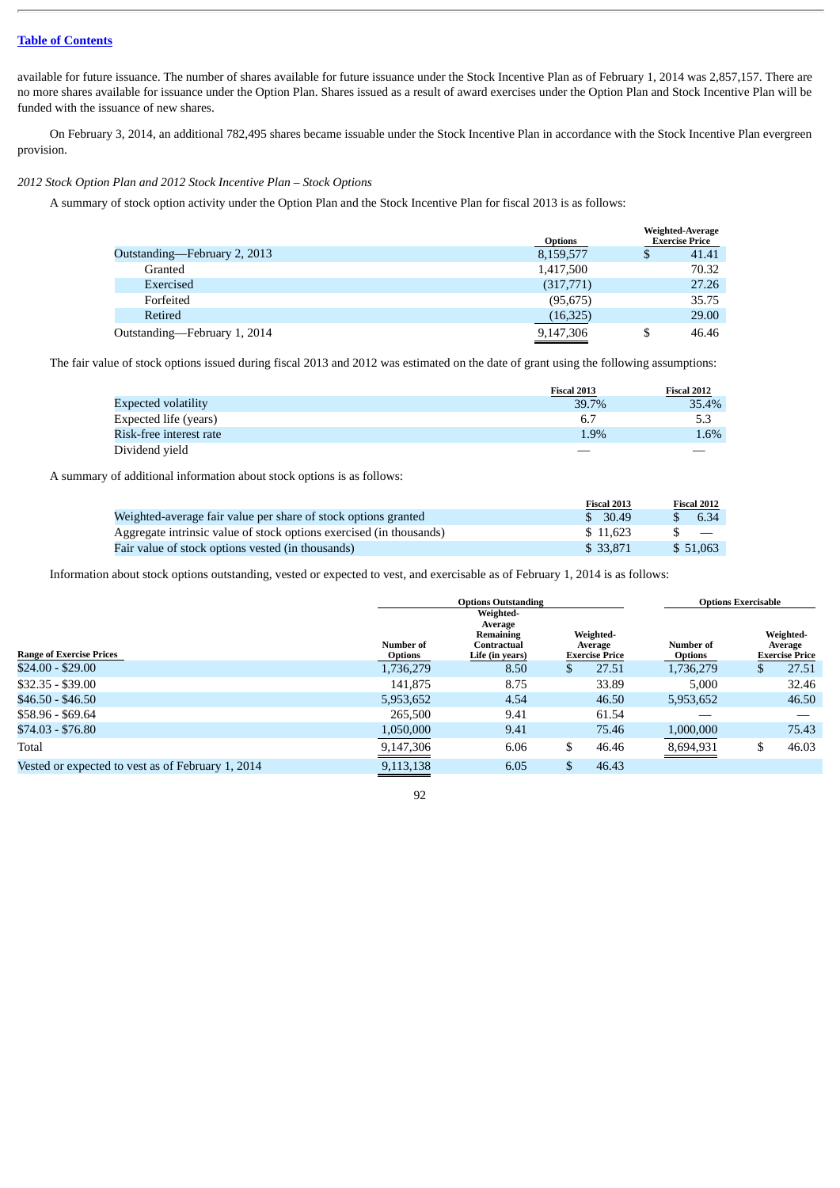available for future issuance. The number of shares available for future issuance under the Stock Incentive Plan as of February 1, 2014 was 2,857,157. There are no more shares available for issuance under the Option Plan. Shares issued as a result of award exercises under the Option Plan and Stock Incentive Plan will be funded with the issuance of new shares.

On February 3, 2014, an additional 782,495 shares became issuable under the Stock Incentive Plan in accordance with the Stock Incentive Plan evergreen provision.

*2012 Stock Option Plan and 2012 Stock Incentive Plan – Stock Options*

A summary of stock option activity under the Option Plan and the Stock Incentive Plan for fiscal 2013 is as follows:

| | Options | Weighted-Average Exercise Price |
|---|---|---|
| Outstanding—February 2, 2013 | 8,159,577 | $ 41.41 |
| Granted | 1,417,500 | 70.32 |
| Exercised | (317,771) | 27.26 |
| Forfeited | (95,675) | 35.75 |
| Retired | (16,325) | 29.00 |
| Outstanding—February 1, 2014 | 9,147,306 | $ 46.46 |

The fair value of stock options issued during fiscal 2013 and 2012 was estimated on the date of grant using the following assumptions:

| | Fiscal 2013 | Fiscal 2012 |
|---|---|---|
| Expected volatility | 39.7% | 35.4% |
| Expected life (years) | 6.7 | 5.3 |
| Risk-free interest rate | 1.9% | 1.6% |
| Dividend yield | — | — |

A summary of additional information about stock options is as follows:

| | Fiscal 2013 | Fiscal 2012 |
|---|---|---|
| Weighted-average fair value per share of stock options granted | $ 30.49 | $ 6.34 |
| Aggregate intrinsic value of stock options exercised (in thousands) | $ 11,623 | $ — |
| Fair value of stock options vested (in thousands) | $ 33,871 | $ 51,063 |

Information about stock options outstanding, vested or expected to vest, and exercisable as of February 1, 2014 is as follows:

| | Options Outstanding | | | Options Exercisable | |
|---|---|---|---|---|---|
| Range of Exercise Prices | Number of Options | Weighted-Average Remaining Contractual Life (in years) | Weighted-Average Exercise Price | Number of Options | Weighted-Average Exercise Price |
| $24.00 - $29.00 | 1,736,279 | 8.50 | $ 27.51 | 1,736,279 | $ 27.51 |
| $32.35 - $39.00 | 141,875 | 8.75 | 33.89 | 5,000 | 32.46 |
| $46.50 - $46.50 | 5,953,652 | 4.54 | 46.50 | 5,953,652 | 46.50 |
| $58.96 - $69.64 | 265,500 | 9.41 | 61.54 | — | — |
| $74.03 - $76.80 | 1,050,000 | 9.41 | 75.46 | 1,000,000 | 75.43 |
| Total | 9,147,306 | 6.06 | $ 46.46 | 8,694,931 | $ 46.03 |
| Vested or expected to vest as of February 1, 2014 | 9,113,138 | 6.05 | $ 46.43 | | |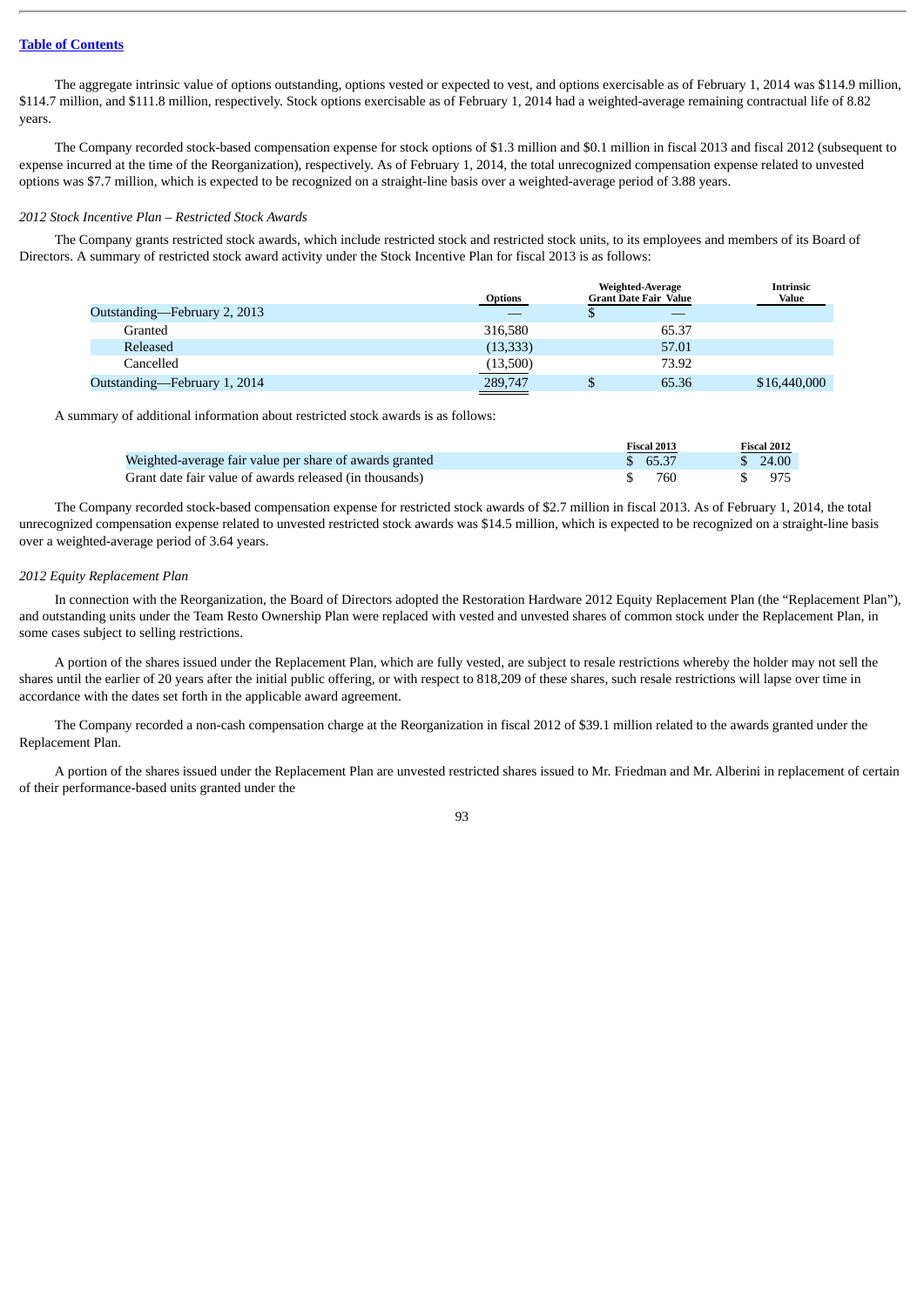The aggregate intrinsic value of options outstanding, options vested or expected to vest, and options exercisable as of February 1, 2014 was $114.9 million, $114.7 million, and $111.8 million, respectively. Stock options exercisable as of February 1, 2014 had a weighted-average remaining contractual life of 8.82 years.

The Company recorded stock-based compensation expense for stock options of $1.3 million and $0.1 million in fiscal 2013 and fiscal 2012 (subsequent to expense incurred at the time of the Reorganization), respectively. As of February 1, 2014, the total unrecognized compensation expense related to unvested options was $7.7 million, which is expected to be recognized on a straight-line basis over a weighted-average period of 3.88 years.

*2012 Stock Incentive Plan – Restricted Stock Awards*

The Company grants restricted stock awards, which include restricted stock and restricted stock units, to its employees and members of its Board of Directors. A summary of restricted stock award activity under the Stock Incentive Plan for fiscal 2013 is as follows:

| | Options | Weighted-Average Grant Date Fair Value | Intrinsic Value |
|---|---|---|---|
| Outstanding—February 2, 2013 | — | $ — | |
| Granted | 316,580 | 65.37 | |
| Released | (13,333) | 57.01 | |
| Cancelled | (13,500) | 73.92 | |
| Outstanding—February 1, 2014 | 289,747 | $ 65.36 | $16,440,000 |

A summary of additional information about restricted stock awards is as follows:

| | Fiscal 2013 | Fiscal 2012 |
|---|---|---|
| Weighted-average fair value per share of awards granted | $ 65.37 | $ 24.00 |
| Grant date fair value of awards released (in thousands) | $ 760 | $ 975 |

The Company recorded stock-based compensation expense for restricted stock awards of $2.7 million in fiscal 2013. As of February 1, 2014, the total unrecognized compensation expense related to unvested restricted stock awards was $14.5 million, which is expected to be recognized on a straight-line basis over a weighted-average period of 3.64 years.

*2012 Equity Replacement Plan*

In connection with the Reorganization, the Board of Directors adopted the Restoration Hardware 2012 Equity Replacement Plan (the "Replacement Plan"), and outstanding units under the Team Resto Ownership Plan were replaced with vested and unvested shares of common stock under the Replacement Plan, in some cases subject to selling restrictions.

A portion of the shares issued under the Replacement Plan, which are fully vested, are subject to resale restrictions whereby the holder may not sell the shares until the earlier of 20 years after the initial public offering, or with respect to 818,209 of these shares, such resale restrictions will lapse over time in accordance with the dates set forth in the applicable award agreement.

The Company recorded a non-cash compensation charge at the Reorganization in fiscal 2012 of $39.1 million related to the awards granted under the Replacement Plan.

A portion of the shares issued under the Replacement Plan are unvested restricted shares issued to Mr. Friedman and Mr. Alberini in replacement of certain of their performance-based units granted under the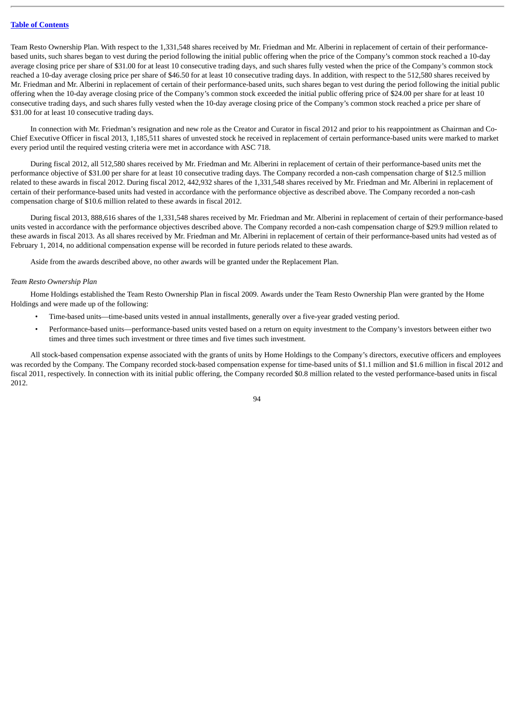Team Resto Ownership Plan. With respect to the 1,331,548 shares received by Mr. Friedman and Mr. Alberini in replacement of certain of their performance-based units, such shares began to vest during the period following the initial public offering when the price of the Company's common stock reached a 10-day average closing price per share of $31.00 for at least 10 consecutive trading days, and such shares fully vested when the price of the Company's common stock reached a 10-day average closing price per share of $46.50 for at least 10 consecutive trading days. In addition, with respect to the 512,580 shares received by Mr. Friedman and Mr. Alberini in replacement of certain of their performance-based units, such shares began to vest during the period following the initial public offering when the 10-day average closing price of the Company's common stock exceeded the initial public offering price of $24.00 per share for at least 10 consecutive trading days, and such shares fully vested when the 10-day average closing price of the Company's common stock reached a price per share of $31.00 for at least 10 consecutive trading days.

In connection with Mr. Friedman's resignation and new role as the Creator and Curator in fiscal 2012 and prior to his reappointment as Chairman and Co-Chief Executive Officer in fiscal 2013, 1,185,511 shares of unvested stock he received in replacement of certain performance-based units were marked to market every period until the required vesting criteria were met in accordance with ASC 718.

During fiscal 2012, all 512,580 shares received by Mr. Friedman and Mr. Alberini in replacement of certain of their performance-based units met the performance objective of $31.00 per share for at least 10 consecutive trading days. The Company recorded a non-cash compensation charge of $12.5 million related to these awards in fiscal 2012. During fiscal 2012, 442,932 shares of the 1,331,548 shares received by Mr. Friedman and Mr. Alberini in replacement of certain of their performance-based units had vested in accordance with the performance objective as described above. The Company recorded a non-cash compensation charge of $10.6 million related to these awards in fiscal 2012.

During fiscal 2013, 888,616 shares of the 1,331,548 shares received by Mr. Friedman and Mr. Alberini in replacement of certain of their performance-based units vested in accordance with the performance objectives described above. The Company recorded a non-cash compensation charge of $29.9 million related to these awards in fiscal 2013. As all shares received by Mr. Friedman and Mr. Alberini in replacement of certain of their performance-based units had vested as of February 1, 2014, no additional compensation expense will be recorded in future periods related to these awards.

Aside from the awards described above, no other awards will be granted under the Replacement Plan.

*Team Resto Ownership Plan*

Home Holdings established the Team Resto Ownership Plan in fiscal 2009. Awards under the Team Resto Ownership Plan were granted by the Home Holdings and were made up of the following:

- Time-based units—time-based units vested in annual installments, generally over a five-year graded vesting period.
- Performance-based units—performance-based units vested based on a return on equity investment to the Company's investors between either two times and three times such investment or three times and five times such investment.

All stock-based compensation expense associated with the grants of units by Home Holdings to the Company's directors, executive officers and employees was recorded by the Company. The Company recorded stock-based compensation expense for time-based units of $1.1 million and $1.6 million in fiscal 2012 and fiscal 2011, respectively. In connection with its initial public offering, the Company recorded $0.8 million related to the vested performance-based units in fiscal 2012.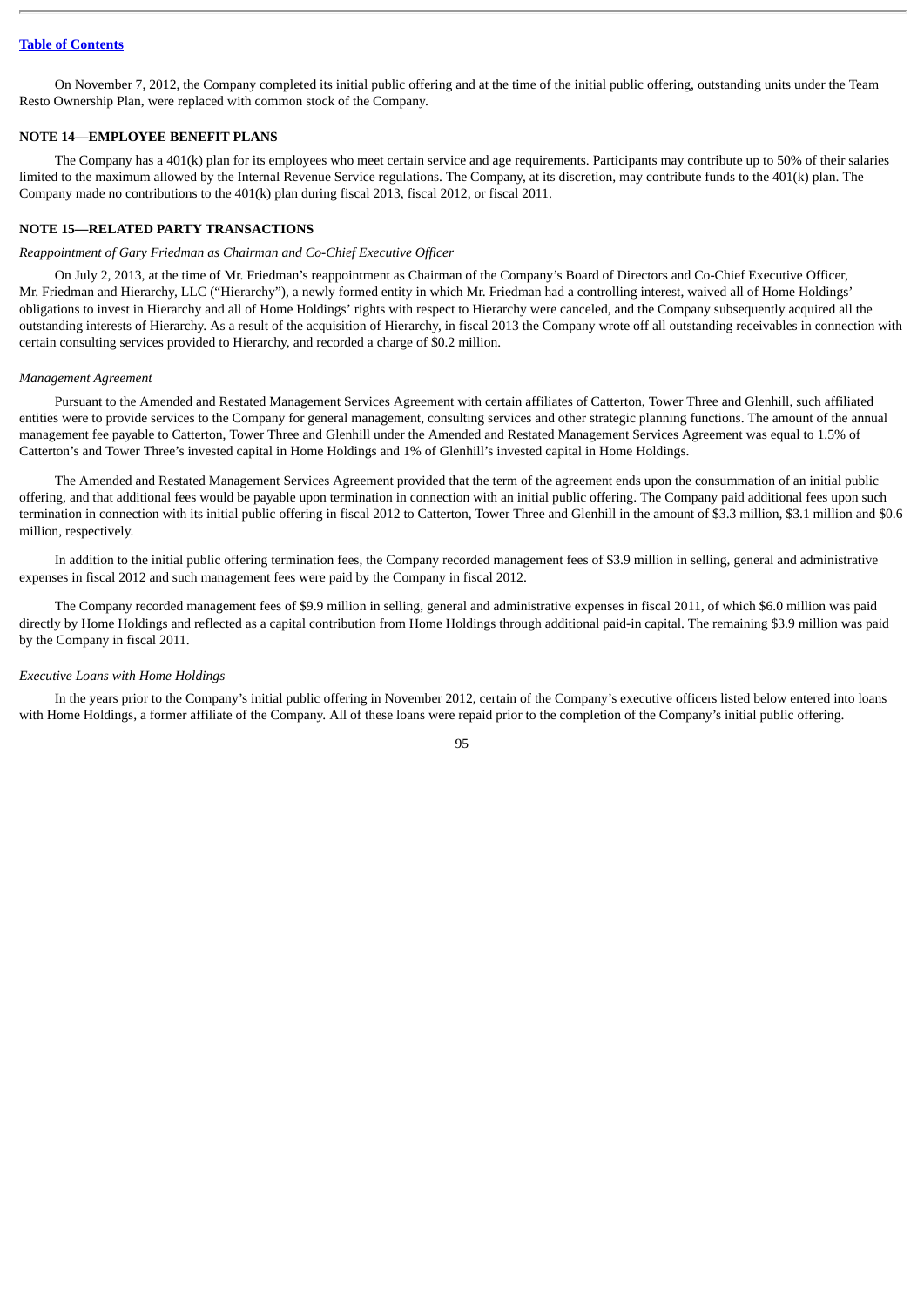On November 7, 2012, the Company completed its initial public offering and at the time of the initial public offering, outstanding units under the Team Resto Ownership Plan, were replaced with common stock of the Company.

## NOTE 14—EMPLOYEE BENEFIT PLANS

The Company has a 401(k) plan for its employees who meet certain service and age requirements. Participants may contribute up to 50% of their salaries limited to the maximum allowed by the Internal Revenue Service regulations. The Company, at its discretion, may contribute funds to the 401(k) plan. The Company made no contributions to the 401(k) plan during fiscal 2013, fiscal 2012, or fiscal 2011.

## NOTE 15—RELATED PARTY TRANSACTIONS

*Reappointment of Gary Friedman as Chairman and Co-Chief Executive Officer*

On July 2, 2013, at the time of Mr. Friedman's reappointment as Chairman of the Company's Board of Directors and Co-Chief Executive Officer, Mr. Friedman and Hierarchy, LLC ("Hierarchy"), a newly formed entity in which Mr. Friedman had a controlling interest, waived all of Home Holdings' obligations to invest in Hierarchy and all of Home Holdings' rights with respect to Hierarchy were canceled, and the Company subsequently acquired all the outstanding interests of Hierarchy. As a result of the acquisition of Hierarchy, in fiscal 2013 the Company wrote off all outstanding receivables in connection with certain consulting services provided to Hierarchy, and recorded a charge of $0.2 million.

*Management Agreement*

Pursuant to the Amended and Restated Management Services Agreement with certain affiliates of Catterton, Tower Three and Glenhill, such affiliated entities were to provide services to the Company for general management, consulting services and other strategic planning functions. The amount of the annual management fee payable to Catterton, Tower Three and Glenhill under the Amended and Restated Management Services Agreement was equal to 1.5% of Catterton's and Tower Three's invested capital in Home Holdings and 1% of Glenhill's invested capital in Home Holdings.

The Amended and Restated Management Services Agreement provided that the term of the agreement ends upon the consummation of an initial public offering, and that additional fees would be payable upon termination in connection with an initial public offering. The Company paid additional fees upon such termination in connection with its initial public offering in fiscal 2012 to Catterton, Tower Three and Glenhill in the amount of $3.3 million, $3.1 million and $0.6 million, respectively.

In addition to the initial public offering termination fees, the Company recorded management fees of $3.9 million in selling, general and administrative expenses in fiscal 2012 and such management fees were paid by the Company in fiscal 2012.

The Company recorded management fees of $9.9 million in selling, general and administrative expenses in fiscal 2011, of which $6.0 million was paid directly by Home Holdings and reflected as a capital contribution from Home Holdings through additional paid-in capital. The remaining $3.9 million was paid by the Company in fiscal 2011.

*Executive Loans with Home Holdings*

In the years prior to the Company's initial public offering in November 2012, certain of the Company's executive officers listed below entered into loans with Home Holdings, a former affiliate of the Company. All of these loans were repaid prior to the completion of the Company's initial public offering.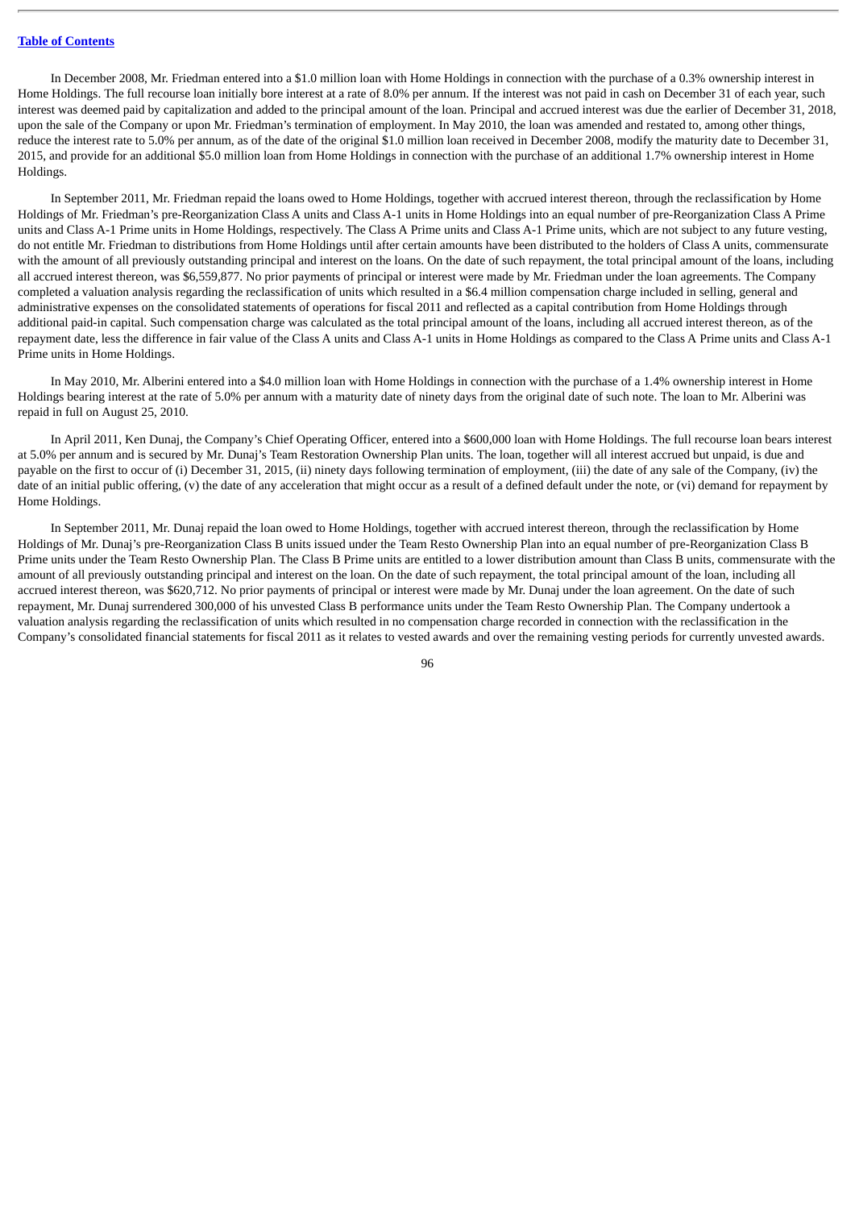In December 2008, Mr. Friedman entered into a $1.0 million loan with Home Holdings in connection with the purchase of a 0.3% ownership interest in Home Holdings. The full recourse loan initially bore interest at a rate of 8.0% per annum. If the interest was not paid in cash on December 31 of each year, such interest was deemed paid by capitalization and added to the principal amount of the loan. Principal and accrued interest was due the earlier of December 31, 2018, upon the sale of the Company or upon Mr. Friedman's termination of employment. In May 2010, the loan was amended and restated to, among other things, reduce the interest rate to 5.0% per annum, as of the date of the original $1.0 million loan received in December 2008, modify the maturity date to December 31, 2015, and provide for an additional $5.0 million loan from Home Holdings in connection with the purchase of an additional 1.7% ownership interest in Home Holdings.

In September 2011, Mr. Friedman repaid the loans owed to Home Holdings, together with accrued interest thereon, through the reclassification by Home Holdings of Mr. Friedman's pre-Reorganization Class A units and Class A-1 units in Home Holdings into an equal number of pre-Reorganization Class A Prime units and Class A-1 Prime units in Home Holdings, respectively. The Class A Prime units and Class A-1 Prime units, which are not subject to any future vesting, do not entitle Mr. Friedman to distributions from Home Holdings until after certain amounts have been distributed to the holders of Class A units, commensurate with the amount of all previously outstanding principal and interest on the loans. On the date of such repayment, the total principal amount of the loans, including all accrued interest thereon, was $6,559,877. No prior payments of principal or interest were made by Mr. Friedman under the loan agreements. The Company completed a valuation analysis regarding the reclassification of units which resulted in a $6.4 million compensation charge included in selling, general and administrative expenses on the consolidated statements of operations for fiscal 2011 and reflected as a capital contribution from Home Holdings through additional paid-in capital. Such compensation charge was calculated as the total principal amount of the loans, including all accrued interest thereon, as of the repayment date, less the difference in fair value of the Class A units and Class A-1 units in Home Holdings as compared to the Class A Prime units and Class A-1 Prime units in Home Holdings.

In May 2010, Mr. Alberini entered into a $4.0 million loan with Home Holdings in connection with the purchase of a 1.4% ownership interest in Home Holdings bearing interest at the rate of 5.0% per annum with a maturity date of ninety days from the original date of such note. The loan to Mr. Alberini was repaid in full on August 25, 2010.

In April 2011, Ken Dunaj, the Company's Chief Operating Officer, entered into a $600,000 loan with Home Holdings. The full recourse loan bears interest at 5.0% per annum and is secured by Mr. Dunaj's Team Restoration Ownership Plan units. The loan, together will all interest accrued but unpaid, is due and payable on the first to occur of (i) December 31, 2015, (ii) ninety days following termination of employment, (iii) the date of any sale of the Company, (iv) the date of an initial public offering, (v) the date of any acceleration that might occur as a result of a defined default under the note, or (vi) demand for repayment by Home Holdings.

In September 2011, Mr. Dunaj repaid the loan owed to Home Holdings, together with accrued interest thereon, through the reclassification by Home Holdings of Mr. Dunaj's pre-Reorganization Class B units issued under the Team Resto Ownership Plan into an equal number of pre-Reorganization Class B Prime units under the Team Resto Ownership Plan. The Class B Prime units are entitled to a lower distribution amount than Class B units, commensurate with the amount of all previously outstanding principal and interest on the loan. On the date of such repayment, the total principal amount of the loan, including all accrued interest thereon, was $620,712. No prior payments of principal or interest were made by Mr. Dunaj under the loan agreement. On the date of such repayment, Mr. Dunaj surrendered 300,000 of his unvested Class B performance units under the Team Resto Ownership Plan. The Company undertook a valuation analysis regarding the reclassification of units which resulted in no compensation charge recorded in connection with the reclassification in the Company's consolidated financial statements for fiscal 2011 as it relates to vested awards and over the remaining vesting periods for currently unvested awards.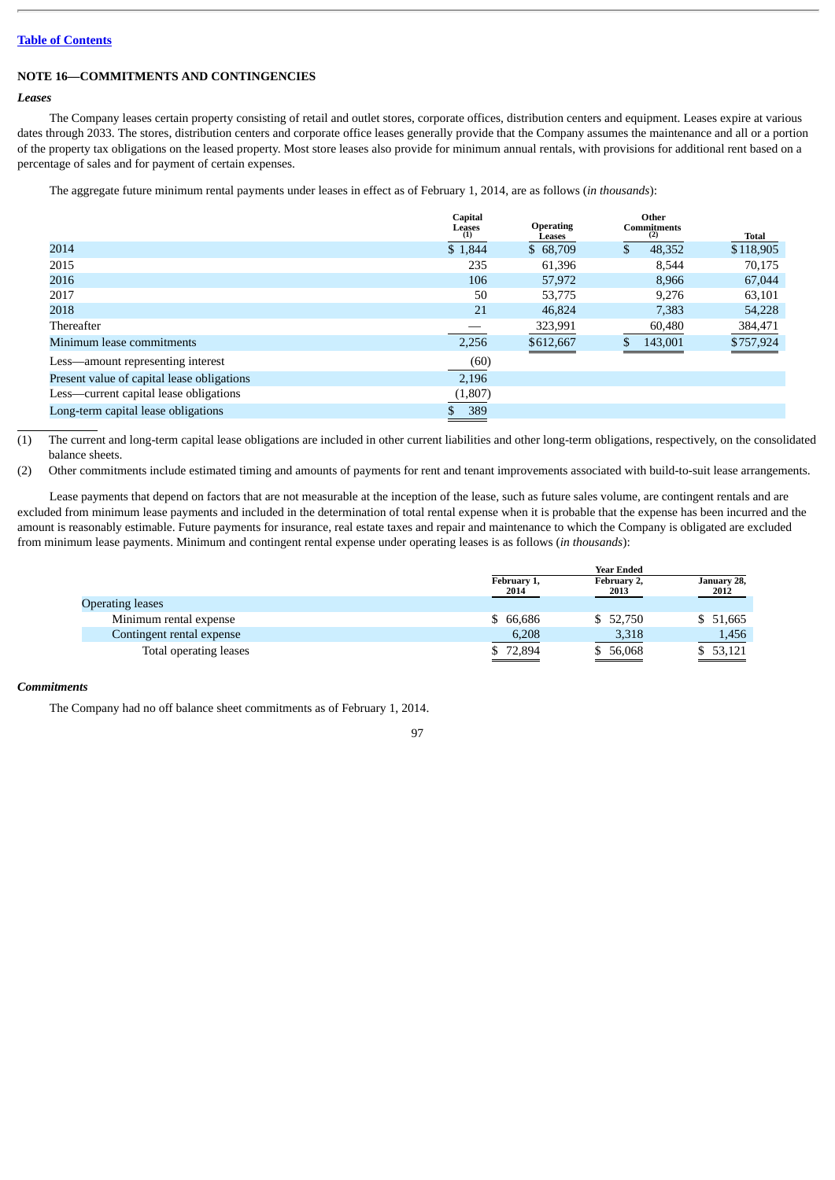## NOTE 16—COMMITMENTS AND CONTINGENCIES

### *Leases*

The Company leases certain property consisting of retail and outlet stores, corporate offices, distribution centers and equipment. Leases expire at various dates through 2033. The stores, distribution centers and corporate office leases generally provide that the Company assumes the maintenance and all or a portion of the property tax obligations on the leased property. Most store leases also provide for minimum annual rentals, with provisions for additional rent based on a percentage of sales and for payment of certain expenses.

The aggregate future minimum rental payments under leases in effect as of February 1, 2014, are as follows (*in thousands*):

| | Capital Leases (1) | Operating Leases | Other Commitments (2) | Total |
|---|---|---|---|---|
| 2014 | $ 1,844 | $ 68,709 | $ 48,352 | $118,905 |
| 2015 | 235 | 61,396 | 8,544 | 70,175 |
| 2016 | 106 | 57,972 | 8,966 | 67,044 |
| 2017 | 50 | 53,775 | 9,276 | 63,101 |
| 2018 | 21 | 46,824 | 7,383 | 54,228 |
| Thereafter | — | 323,991 | 60,480 | 384,471 |
| Minimum lease commitments | 2,256 | $612,667 | $ 143,001 | $757,924 |
| Less—amount representing interest | (60) | | | |
| Present value of capital lease obligations | 2,196 | | | |
| Less—current capital lease obligations | (1,807) | | | |
| Long-term capital lease obligations | $ 389 | | | |

(1) The current and long-term capital lease obligations are included in other current liabilities and other long-term obligations, respectively, on the consolidated balance sheets.

(2) Other commitments include estimated timing and amounts of payments for rent and tenant improvements associated with build-to-suit lease arrangements.

Lease payments that depend on factors that are not measurable at the inception of the lease, such as future sales volume, are contingent rentals and are excluded from minimum lease payments and included in the determination of total rental expense when it is probable that the expense has been incurred and the amount is reasonably estimable. Future payments for insurance, real estate taxes and repair and maintenance to which the Company is obligated are excluded from minimum lease payments. Minimum and contingent rental expense under operating leases is as follows (*in thousands*):

| | Year Ended | | |
|---|---|---|---|
| | February 1, 2014 | February 2, 2013 | January 28, 2012 |
| Operating leases | | | |
| Minimum rental expense | $ 66,686 | $ 52,750 | $ 51,665 |
| Contingent rental expense | 6,208 | 3,318 | 1,456 |
| Total operating leases | $ 72,894 | $ 56,068 | $ 53,121 |

### *Commitments*

The Company had no off balance sheet commitments as of February 1, 2014.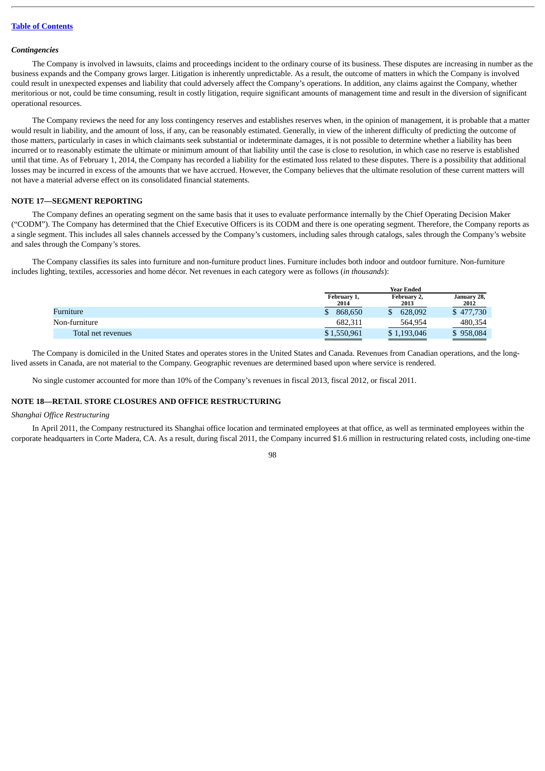*Contingencies*

The Company is involved in lawsuits, claims and proceedings incident to the ordinary course of its business. These disputes are increasing in number as the business expands and the Company grows larger. Litigation is inherently unpredictable. As a result, the outcome of matters in which the Company is involved could result in unexpected expenses and liability that could adversely affect the Company's operations. In addition, any claims against the Company, whether meritorious or not, could be time consuming, result in costly litigation, require significant amounts of management time and result in the diversion of significant operational resources.

The Company reviews the need for any loss contingency reserves and establishes reserves when, in the opinion of management, it is probable that a matter would result in liability, and the amount of loss, if any, can be reasonably estimated. Generally, in view of the inherent difficulty of predicting the outcome of those matters, particularly in cases in which claimants seek substantial or indeterminate damages, it is not possible to determine whether a liability has been incurred or to reasonably estimate the ultimate or minimum amount of that liability until the case is close to resolution, in which case no reserve is established until that time. As of February 1, 2014, the Company has recorded a liability for the estimated loss related to these disputes. There is a possibility that additional losses may be incurred in excess of the amounts that we have accrued. However, the Company believes that the ultimate resolution of these current matters will not have a material adverse effect on its consolidated financial statements.

## NOTE 17—SEGMENT REPORTING

The Company defines an operating segment on the same basis that it uses to evaluate performance internally by the Chief Operating Decision Maker ("CODM"). The Company has determined that the Chief Executive Officers is its CODM and there is one operating segment. Therefore, the Company reports as a single segment. This includes all sales channels accessed by the Company's customers, including sales through catalogs, sales through the Company's website and sales through the Company's stores.

The Company classifies its sales into furniture and non-furniture product lines. Furniture includes both indoor and outdoor furniture. Non-furniture includes lighting, textiles, accessories and home décor. Net revenues in each category were as follows (*in thousands*):

| | Year Ended | | |
|---|---|---|---|
| | February 1, 2014 | February 2, 2013 | January 28, 2012 |
| Furniture | $ 868,650 | $ 628,092 | $ 477,730 |
| Non-furniture | 682,311 | 564,954 | 480,354 |
| Total net revenues | $ 1,550,961 | $ 1,193,046 | $ 958,084 |

The Company is domiciled in the United States and operates stores in the United States and Canada. Revenues from Canadian operations, and the long-lived assets in Canada, are not material to the Company. Geographic revenues are determined based upon where service is rendered.

No single customer accounted for more than 10% of the Company's revenues in fiscal 2013, fiscal 2012, or fiscal 2011.

## NOTE 18—RETAIL STORE CLOSURES AND OFFICE RESTRUCTURING

*Shanghai Office Restructuring*

In April 2011, the Company restructured its Shanghai office location and terminated employees at that office, as well as terminated employees within the corporate headquarters in Corte Madera, CA. As a result, during fiscal 2011, the Company incurred $1.6 million in restructuring related costs, including one-time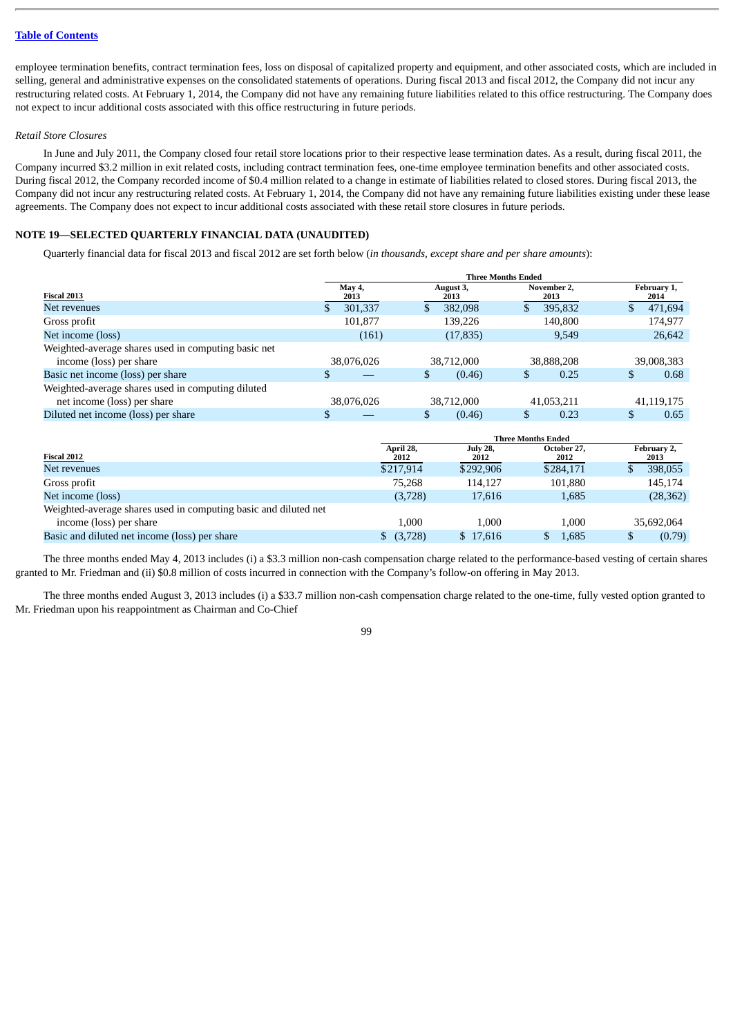employee termination benefits, contract termination fees, loss on disposal of capitalized property and equipment, and other associated costs, which are included in selling, general and administrative expenses on the consolidated statements of operations. During fiscal 2013 and fiscal 2012, the Company did not incur any restructuring related costs. At February 1, 2014, the Company did not have any remaining future liabilities related to this office restructuring. The Company does not expect to incur additional costs associated with this office restructuring in future periods.

*Retail Store Closures*

In June and July 2011, the Company closed four retail store locations prior to their respective lease termination dates. As a result, during fiscal 2011, the Company incurred $3.2 million in exit related costs, including contract termination fees, one-time employee termination benefits and other associated costs. During fiscal 2012, the Company recorded income of $0.4 million related to a change in estimate of liabilities related to closed stores. During fiscal 2013, the Company did not incur any restructuring related costs. At February 1, 2014, the Company did not have any remaining future liabilities existing under these lease agreements. The Company does not expect to incur additional costs associated with these retail store closures in future periods.

## NOTE 19—SELECTED QUARTERLY FINANCIAL DATA (UNAUDITED)

Quarterly financial data for fiscal 2013 and fiscal 2012 are set forth below (*in thousands, except share and per share amounts*):

| | Three Months Ended | | | |
|---|---|---|---|---|
| **Fiscal 2013** | **May 4, 2013** | **August 3, 2013** | **November 2, 2013** | **February 1, 2014** |
| Net revenues | $ 301,337 | $ 382,098 | $ 395,832 | $ 471,694 |
| Gross profit | 101,877 | 139,226 | 140,800 | 174,977 |
| Net income (loss) | (161) | (17,835) | 9,549 | 26,642 |
| Weighted-average shares used in computing basic net income (loss) per share | 38,076,026 | 38,712,000 | 38,888,208 | 39,008,383 |
| Basic net income (loss) per share | $ — | $ (0.46) | $ 0.25 | $ 0.68 |
| Weighted-average shares used in computing diluted net income (loss) per share | 38,076,026 | 38,712,000 | 41,053,211 | 41,119,175 |
| Diluted net income (loss) per share | $ — | $ (0.46) | $ 0.23 | $ 0.65 |

| | Three Months Ended | | | |
|---|---|---|---|---|
| **Fiscal 2012** | **April 28, 2012** | **July 28, 2012** | **October 27, 2012** | **February 2, 2013** |
| Net revenues | $217,914 | $292,906 | $284,171 | $ 398,055 |
| Gross profit | 75,268 | 114,127 | 101,880 | 145,174 |
| Net income (loss) | (3,728) | 17,616 | 1,685 | (28,362) |
| Weighted-average shares used in computing basic and diluted net income (loss) per share | 1,000 | 1,000 | 1,000 | 35,692,064 |
| Basic and diluted net income (loss) per share | $ (3,728) | $ 17,616 | $ 1,685 | $ (0.79) |

The three months ended May 4, 2013 includes (i) a $3.3 million non-cash compensation charge related to the performance-based vesting of certain shares granted to Mr. Friedman and (ii) $0.8 million of costs incurred in connection with the Company's follow-on offering in May 2013.

The three months ended August 3, 2013 includes (i) a $33.7 million non-cash compensation charge related to the one-time, fully vested option granted to Mr. Friedman upon his reappointment as Chairman and Co-Chief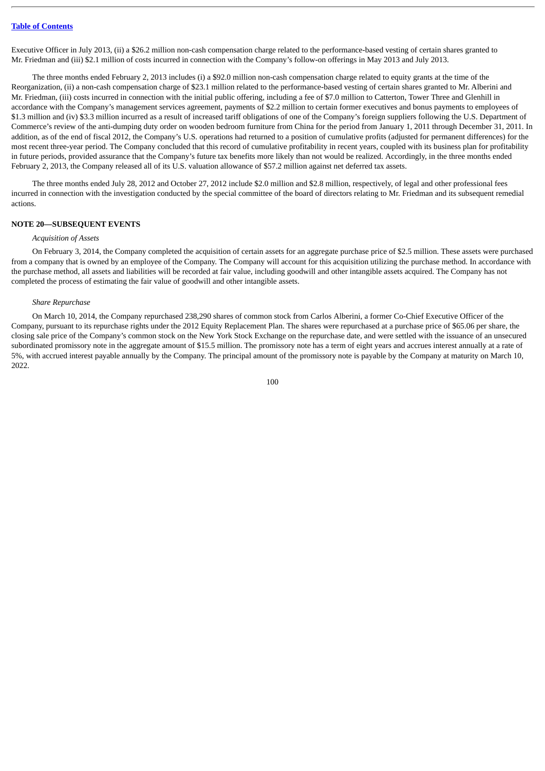Executive Officer in July 2013, (ii) a $26.2 million non-cash compensation charge related to the performance-based vesting of certain shares granted to Mr. Friedman and (iii) $2.1 million of costs incurred in connection with the Company's follow-on offerings in May 2013 and July 2013.

The three months ended February 2, 2013 includes (i) a $92.0 million non-cash compensation charge related to equity grants at the time of the Reorganization, (ii) a non-cash compensation charge of $23.1 million related to the performance-based vesting of certain shares granted to Mr. Alberini and Mr. Friedman, (iii) costs incurred in connection with the initial public offering, including a fee of $7.0 million to Catterton, Tower Three and Glenhill in accordance with the Company's management services agreement, payments of $2.2 million to certain former executives and bonus payments to employees of $1.3 million and (iv) $3.3 million incurred as a result of increased tariff obligations of one of the Company's foreign suppliers following the U.S. Department of Commerce's review of the anti-dumping duty order on wooden bedroom furniture from China for the period from January 1, 2011 through December 31, 2011. In addition, as of the end of fiscal 2012, the Company's U.S. operations had returned to a position of cumulative profits (adjusted for permanent differences) for the most recent three-year period. The Company concluded that this record of cumulative profitability in recent years, coupled with its business plan for profitability in future periods, provided assurance that the Company's future tax benefits more likely than not would be realized. Accordingly, in the three months ended February 2, 2013, the Company released all of its U.S. valuation allowance of $57.2 million against net deferred tax assets.

The three months ended July 28, 2012 and October 27, 2012 include $2.0 million and $2.8 million, respectively, of legal and other professional fees incurred in connection with the investigation conducted by the special committee of the board of directors relating to Mr. Friedman and its subsequent remedial actions.

**NOTE 20—SUBSEQUENT EVENTS**

*Acquisition of Assets*

On February 3, 2014, the Company completed the acquisition of certain assets for an aggregate purchase price of $2.5 million. These assets were purchased from a company that is owned by an employee of the Company. The Company will account for this acquisition utilizing the purchase method. In accordance with the purchase method, all assets and liabilities will be recorded at fair value, including goodwill and other intangible assets acquired. The Company has not completed the process of estimating the fair value of goodwill and other intangible assets.

*Share Repurchase*

On March 10, 2014, the Company repurchased 238,290 shares of common stock from Carlos Alberini, a former Co-Chief Executive Officer of the Company, pursuant to its repurchase rights under the 2012 Equity Replacement Plan. The shares were repurchased at a purchase price of $65.06 per share, the closing sale price of the Company's common stock on the New York Stock Exchange on the repurchase date, and were settled with the issuance of an unsecured subordinated promissory note in the aggregate amount of $15.5 million. The promissory note has a term of eight years and accrues interest annually at a rate of 5%, with accrued interest payable annually by the Company. The principal amount of the promissory note is payable by the Company at maturity on March 10, 2022.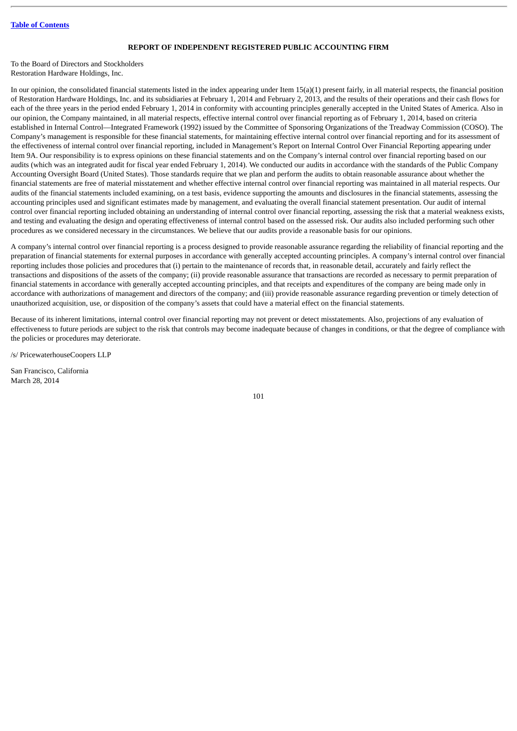[Table of Contents](#)

## REPORT OF INDEPENDENT REGISTERED PUBLIC ACCOUNTING FIRM

To the Board of Directors and Stockholders
Restoration Hardware Holdings, Inc.

In our opinion, the consolidated financial statements listed in the index appearing under Item 15(a)(1) present fairly, in all material respects, the financial position of Restoration Hardware Holdings, Inc. and its subsidiaries at February 1, 2014 and February 2, 2013, and the results of their operations and their cash flows for each of the three years in the period ended February 1, 2014 in conformity with accounting principles generally accepted in the United States of America. Also in our opinion, the Company maintained, in all material respects, effective internal control over financial reporting as of February 1, 2014, based on criteria established in Internal Control—Integrated Framework (1992) issued by the Committee of Sponsoring Organizations of the Treadway Commission (COSO). The Company's management is responsible for these financial statements, for maintaining effective internal control over financial reporting and for its assessment of the effectiveness of internal control over financial reporting, included in Management's Report on Internal Control Over Financial Reporting appearing under Item 9A. Our responsibility is to express opinions on these financial statements and on the Company's internal control over financial reporting based on our audits (which was an integrated audit for fiscal year ended February 1, 2014). We conducted our audits in accordance with the standards of the Public Company Accounting Oversight Board (United States). Those standards require that we plan and perform the audits to obtain reasonable assurance about whether the financial statements are free of material misstatement and whether effective internal control over financial reporting was maintained in all material respects. Our audits of the financial statements included examining, on a test basis, evidence supporting the amounts and disclosures in the financial statements, assessing the accounting principles used and significant estimates made by management, and evaluating the overall financial statement presentation. Our audit of internal control over financial reporting included obtaining an understanding of internal control over financial reporting, assessing the risk that a material weakness exists, and testing and evaluating the design and operating effectiveness of internal control based on the assessed risk. Our audits also included performing such other procedures as we considered necessary in the circumstances. We believe that our audits provide a reasonable basis for our opinions.

A company's internal control over financial reporting is a process designed to provide reasonable assurance regarding the reliability of financial reporting and the preparation of financial statements for external purposes in accordance with generally accepted accounting principles. A company's internal control over financial reporting includes those policies and procedures that (i) pertain to the maintenance of records that, in reasonable detail, accurately and fairly reflect the transactions and dispositions of the assets of the company; (ii) provide reasonable assurance that transactions are recorded as necessary to permit preparation of financial statements in accordance with generally accepted accounting principles, and that receipts and expenditures of the company are being made only in accordance with authorizations of management and directors of the company; and (iii) provide reasonable assurance regarding prevention or timely detection of unauthorized acquisition, use, or disposition of the company's assets that could have a material effect on the financial statements.

Because of its inherent limitations, internal control over financial reporting may not prevent or detect misstatements. Also, projections of any evaluation of effectiveness to future periods are subject to the risk that controls may become inadequate because of changes in conditions, or that the degree of compliance with the policies or procedures may deteriorate.

/s/ PricewaterhouseCoopers LLP

San Francisco, California
March 28, 2014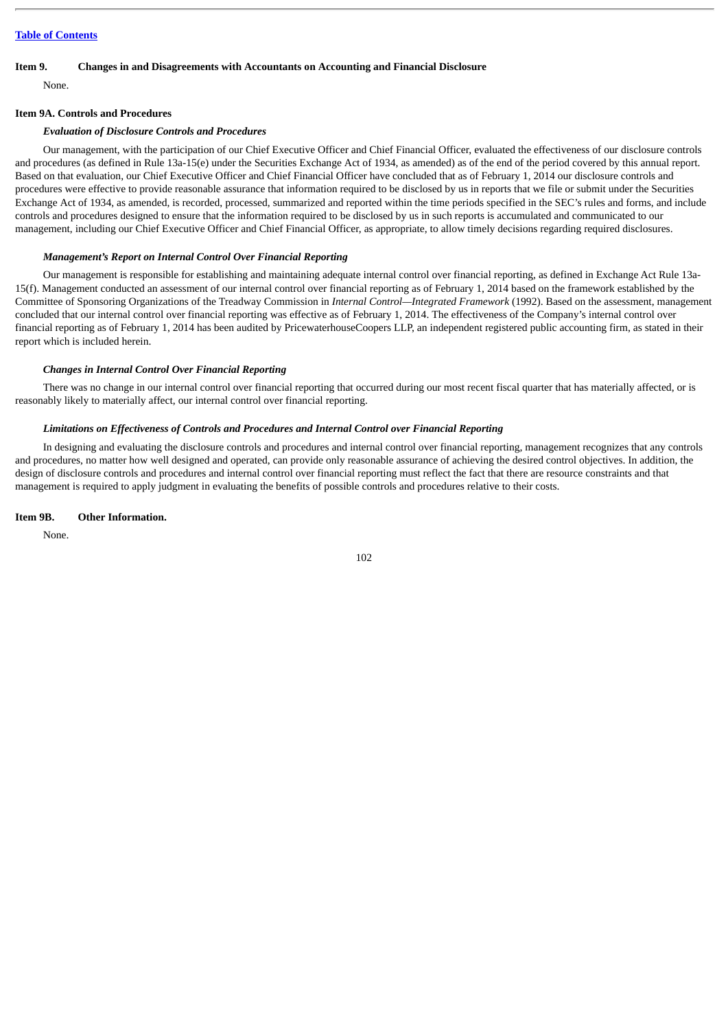[Table of Contents](#)

## Item 9. Changes in and Disagreements with Accountants on Accounting and Financial Disclosure

None.

## Item 9A. Controls and Procedures

***Evaluation of Disclosure Controls and Procedures***

Our management, with the participation of our Chief Executive Officer and Chief Financial Officer, evaluated the effectiveness of our disclosure controls and procedures (as defined in Rule 13a-15(e) under the Securities Exchange Act of 1934, as amended) as of the end of the period covered by this annual report. Based on that evaluation, our Chief Executive Officer and Chief Financial Officer have concluded that as of February 1, 2014 our disclosure controls and procedures were effective to provide reasonable assurance that information required to be disclosed by us in reports that we file or submit under the Securities Exchange Act of 1934, as amended, is recorded, processed, summarized and reported within the time periods specified in the SEC's rules and forms, and include controls and procedures designed to ensure that the information required to be disclosed by us in such reports is accumulated and communicated to our management, including our Chief Executive Officer and Chief Financial Officer, as appropriate, to allow timely decisions regarding required disclosures.

***Management's Report on Internal Control Over Financial Reporting***

Our management is responsible for establishing and maintaining adequate internal control over financial reporting, as defined in Exchange Act Rule 13a-15(f). Management conducted an assessment of our internal control over financial reporting as of February 1, 2014 based on the framework established by the Committee of Sponsoring Organizations of the Treadway Commission in *Internal Control—Integrated Framework* (1992). Based on the assessment, management concluded that our internal control over financial reporting was effective as of February 1, 2014. The effectiveness of the Company's internal control over financial reporting as of February 1, 2014 has been audited by PricewaterhouseCoopers LLP, an independent registered public accounting firm, as stated in their report which is included herein.

***Changes in Internal Control Over Financial Reporting***

There was no change in our internal control over financial reporting that occurred during our most recent fiscal quarter that has materially affected, or is reasonably likely to materially affect, our internal control over financial reporting.

***Limitations on Effectiveness of Controls and Procedures and Internal Control over Financial Reporting***

In designing and evaluating the disclosure controls and procedures and internal control over financial reporting, management recognizes that any controls and procedures, no matter how well designed and operated, can provide only reasonable assurance of achieving the desired control objectives. In addition, the design of disclosure controls and procedures and internal control over financial reporting must reflect the fact that there are resource constraints and that management is required to apply judgment in evaluating the benefits of possible controls and procedures relative to their costs.

## Item 9B. Other Information.

None.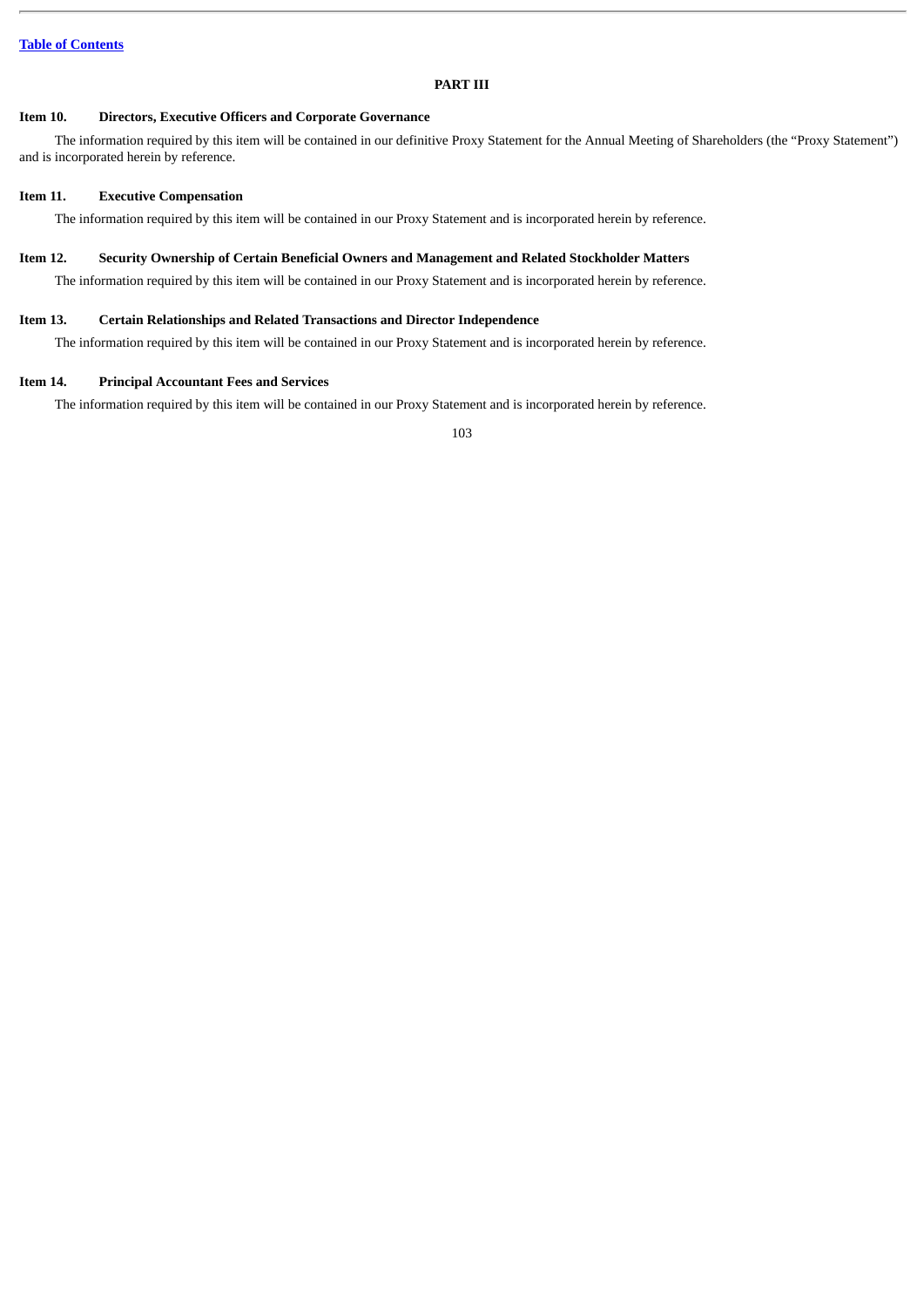[Table of Contents](#)

# PART III

## Item 10. Directors, Executive Officers and Corporate Governance

The information required by this item will be contained in our definitive Proxy Statement for the Annual Meeting of Shareholders (the "Proxy Statement") and is incorporated herein by reference.

## Item 11. Executive Compensation

The information required by this item will be contained in our Proxy Statement and is incorporated herein by reference.

## Item 12. Security Ownership of Certain Beneficial Owners and Management and Related Stockholder Matters

The information required by this item will be contained in our Proxy Statement and is incorporated herein by reference.

## Item 13. Certain Relationships and Related Transactions and Director Independence

The information required by this item will be contained in our Proxy Statement and is incorporated herein by reference.

## Item 14. Principal Accountant Fees and Services

The information required by this item will be contained in our Proxy Statement and is incorporated herein by reference.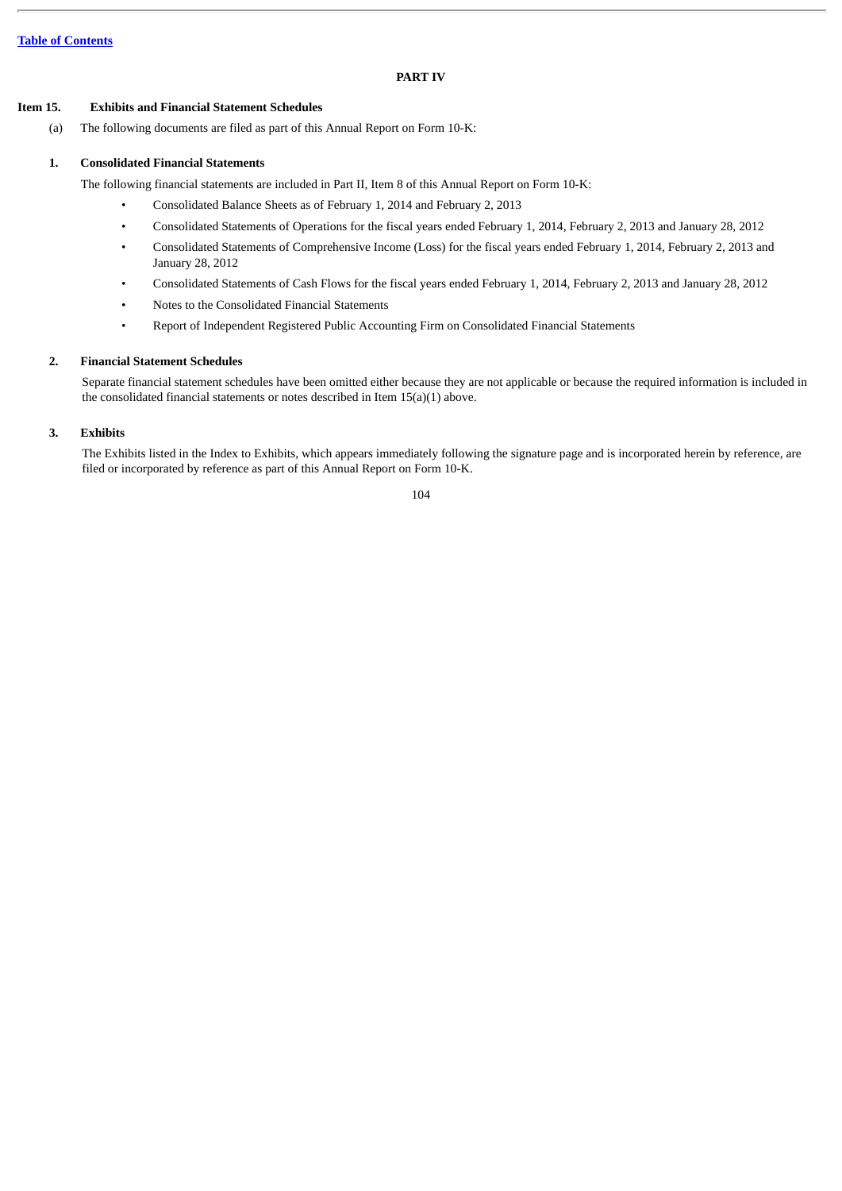## PART IV

### Item 15. Exhibits and Financial Statement Schedules

(a) The following documents are filed as part of this Annual Report on Form 10-K:

#### 1. Consolidated Financial Statements

The following financial statements are included in Part II, Item 8 of this Annual Report on Form 10-K:

- Consolidated Balance Sheets as of February 1, 2014 and February 2, 2013
- Consolidated Statements of Operations for the fiscal years ended February 1, 2014, February 2, 2013 and January 28, 2012
- Consolidated Statements of Comprehensive Income (Loss) for the fiscal years ended February 1, 2014, February 2, 2013 and January 28, 2012
- Consolidated Statements of Cash Flows for the fiscal years ended February 1, 2014, February 2, 2013 and January 28, 2012
- Notes to the Consolidated Financial Statements
- Report of Independent Registered Public Accounting Firm on Consolidated Financial Statements

#### 2. Financial Statement Schedules

Separate financial statement schedules have been omitted either because they are not applicable or because the required information is included in the consolidated financial statements or notes described in Item 15(a)(1) above.

#### 3. Exhibits

The Exhibits listed in the Index to Exhibits, which appears immediately following the signature page and is incorporated herein by reference, are filed or incorporated by reference as part of this Annual Report on Form 10-K.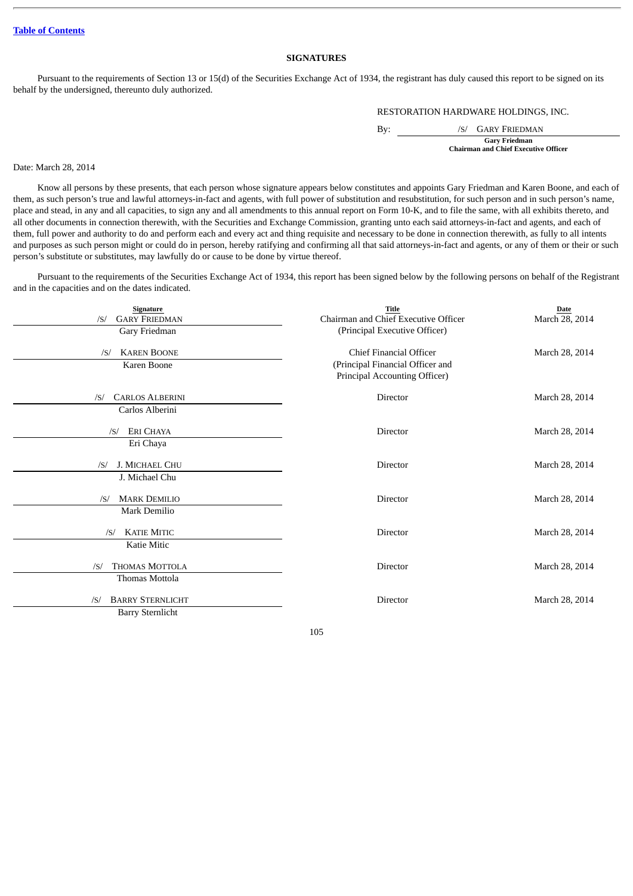[Table of Contents](#)

## SIGNATURES

Pursuant to the requirements of Section 13 or 15(d) of the Securities Exchange Act of 1934, the registrant has duly caused this report to be signed on its behalf by the undersigned, thereunto duly authorized.

RESTORATION HARDWARE HOLDINGS, INC.

By: /S/ GARY FRIEDMAN
**Gary Friedman**
**Chairman and Chief Executive Officer**

Date: March 28, 2014

Know all persons by these presents, that each person whose signature appears below constitutes and appoints Gary Friedman and Karen Boone, and each of them, as such person's true and lawful attorneys-in-fact and agents, with full power of substitution and resubstitution, for such person and in such person's name, place and stead, in any and all capacities, to sign any and all amendments to this annual report on Form 10-K, and to file the same, with all exhibits thereto, and all other documents in connection therewith, with the Securities and Exchange Commission, granting unto each said attorneys-in-fact and agents, and each of them, full power and authority to do and perform each and every act and thing requisite and necessary to be done in connection therewith, as fully to all intents and purposes as such person might or could do in person, hereby ratifying and confirming all that said attorneys-in-fact and agents, or any of them or their or such person's substitute or substitutes, may lawfully do or cause to be done by virtue thereof.

Pursuant to the requirements of the Securities Exchange Act of 1934, this report has been signed below by the following persons on behalf of the Registrant and in the capacities and on the dates indicated.

| Signature | Title | Date |
|---|---|---|
| /S/ GARY FRIEDMAN<br>Gary Friedman | Chairman and Chief Executive Officer<br>(Principal Executive Officer) | March 28, 2014 |
| /S/ KAREN BOONE<br>Karen Boone | Chief Financial Officer<br>(Principal Financial Officer and Principal Accounting Officer) | March 28, 2014 |
| /S/ CARLOS ALBERINI<br>Carlos Alberini | Director | March 28, 2014 |
| /S/ ERI CHAYA<br>Eri Chaya | Director | March 28, 2014 |
| /S/ J. MICHAEL CHU<br>J. Michael Chu | Director | March 28, 2014 |
| /S/ MARK DEMILIO<br>Mark Demilio | Director | March 28, 2014 |
| /S/ KATIE MITIC<br>Katie Mitic | Director | March 28, 2014 |
| /S/ THOMAS MOTTOLA<br>Thomas Mottola | Director | March 28, 2014 |
| /S/ BARRY STERNLICHT<br>Barry Sternlicht | Director | March 28, 2014 |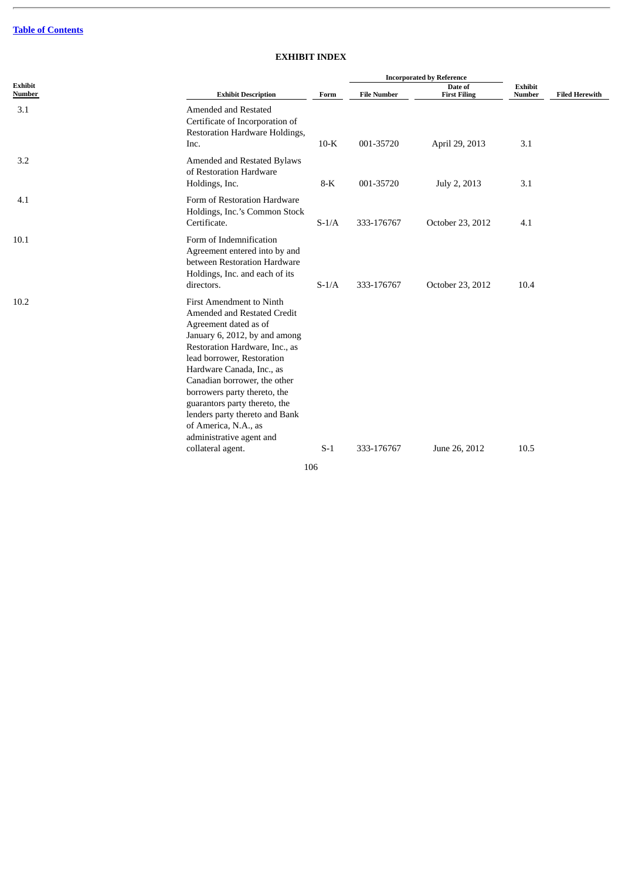[Table of Contents](#)

# EXHIBIT INDEX

| Exhibit Number | Exhibit Description | Incorporated by Reference | | | | Filed Herewith |
|---|---|---|---|---|---|---|
| | | Form | File Number | Date of First Filing | Exhibit Number | |
| 3.1 | Amended and Restated Certificate of Incorporation of Restoration Hardware Holdings, Inc. | 10-K | 001-35720 | April 29, 2013 | 3.1 | |
| 3.2 | Amended and Restated Bylaws of Restoration Hardware Holdings, Inc. | 8-K | 001-35720 | July 2, 2013 | 3.1 | |
| 4.1 | Form of Restoration Hardware Holdings, Inc.'s Common Stock Certificate. | S-1/A | 333-176767 | October 23, 2012 | 4.1 | |
| 10.1 | Form of Indemnification Agreement entered into by and between Restoration Hardware Holdings, Inc. and each of its directors. | S-1/A | 333-176767 | October 23, 2012 | 10.4 | |
| 10.2 | First Amendment to Ninth Amended and Restated Credit Agreement dated as of January 6, 2012, by and among Restoration Hardware, Inc., as lead borrower, Restoration Hardware Canada, Inc., as Canadian borrower, the other borrowers party thereto, the guarantors party thereto, the lenders party thereto and Bank of America, N.A., as administrative agent and collateral agent. | S-1 | 333-176767 | June 26, 2012 | 10.5 | |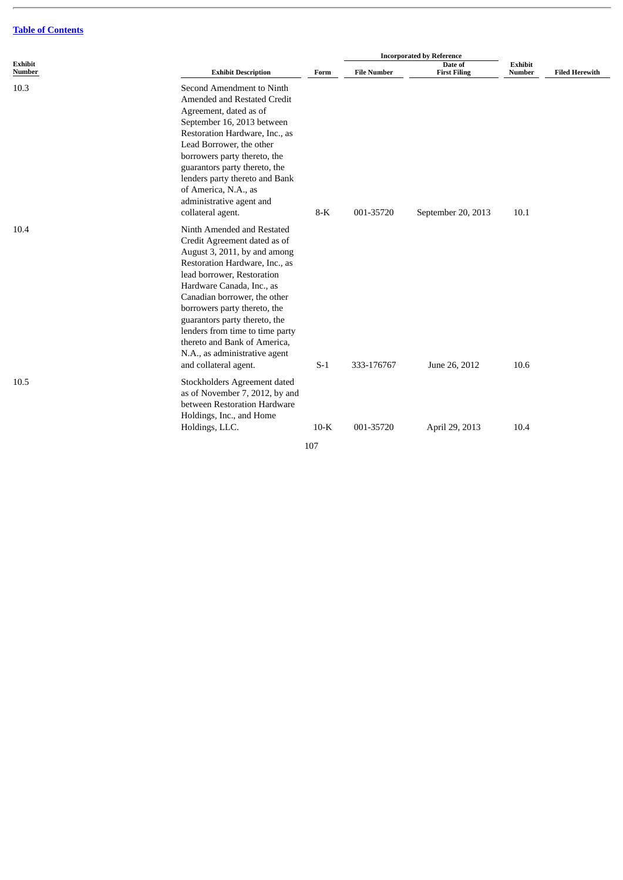[Table of Contents](#)

| Exhibit Number | Exhibit Description | Incorporated by Reference | | | | Filed Herewith |
|---|---|---|---|---|---|---|
| | | Form | File Number | Date of First Filing | Exhibit Number | |
| 10.3 | Second Amendment to Ninth Amended and Restated Credit Agreement, dated as of September 16, 2013 between Restoration Hardware, Inc., as Lead Borrower, the other borrowers party thereto, the guarantors party thereto, the lenders party thereto and Bank of America, N.A., as administrative agent and collateral agent. | 8-K | 001-35720 | September 20, 2013 | 10.1 | |
| 10.4 | Ninth Amended and Restated Credit Agreement dated as of August 3, 2011, by and among Restoration Hardware, Inc., as lead borrower, Restoration Hardware Canada, Inc., as Canadian borrower, the other borrowers party thereto, the guarantors party thereto, the lenders from time to time party thereto and Bank of America, N.A., as administrative agent and collateral agent. | S-1 | 333-176767 | June 26, 2012 | 10.6 | |
| 10.5 | Stockholders Agreement dated as of November 7, 2012, by and between Restoration Hardware Holdings, Inc., and Home Holdings, LLC. | 10-K | 001-35720 | April 29, 2013 | 10.4 | |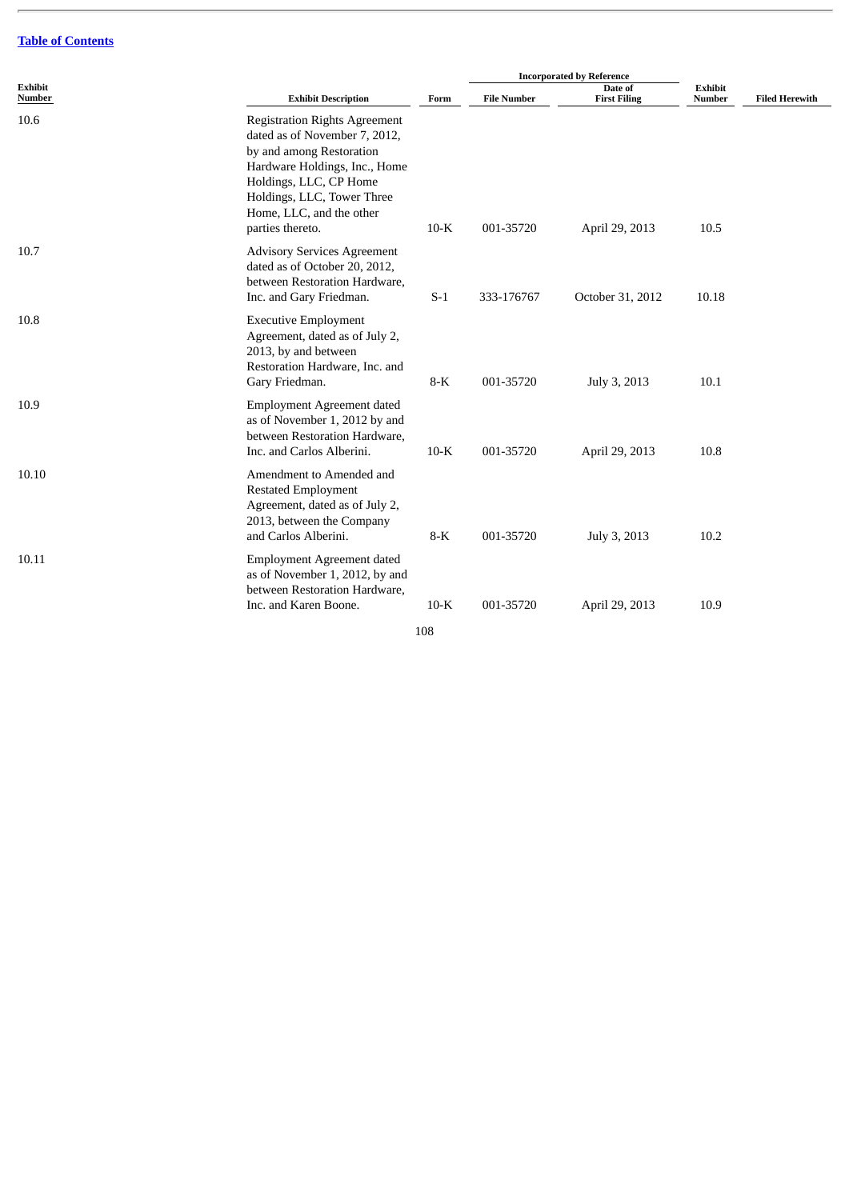[Table of Contents](#)

| Exhibit Number | Exhibit Description | Incorporated by Reference | | | | Filed Herewith |
|---|---|---|---|---|---|---|
| | | Form | File Number | Date of First Filing | Exhibit Number | |
| 10.6 | Registration Rights Agreement dated as of November 7, 2012, by and among Restoration Hardware Holdings, Inc., Home Holdings, LLC, CP Home Holdings, LLC, Tower Three Home, LLC, and the other parties thereto. | 10-K | 001-35720 | April 29, 2013 | 10.5 | |
| 10.7 | Advisory Services Agreement dated as of October 20, 2012, between Restoration Hardware, Inc. and Gary Friedman. | S-1 | 333-176767 | October 31, 2012 | 10.18 | |
| 10.8 | Executive Employment Agreement, dated as of July 2, 2013, by and between Restoration Hardware, Inc. and Gary Friedman. | 8-K | 001-35720 | July 3, 2013 | 10.1 | |
| 10.9 | Employment Agreement dated as of November 1, 2012 by and between Restoration Hardware, Inc. and Carlos Alberini. | 10-K | 001-35720 | April 29, 2013 | 10.8 | |
| 10.10 | Amendment to Amended and Restated Employment Agreement, dated as of July 2, 2013, between the Company and Carlos Alberini. | 8-K | 001-35720 | July 3, 2013 | 10.2 | |
| 10.11 | Employment Agreement dated as of November 1, 2012, by and between Restoration Hardware, Inc. and Karen Boone. | 10-K | 001-35720 | April 29, 2013 | 10.9 | |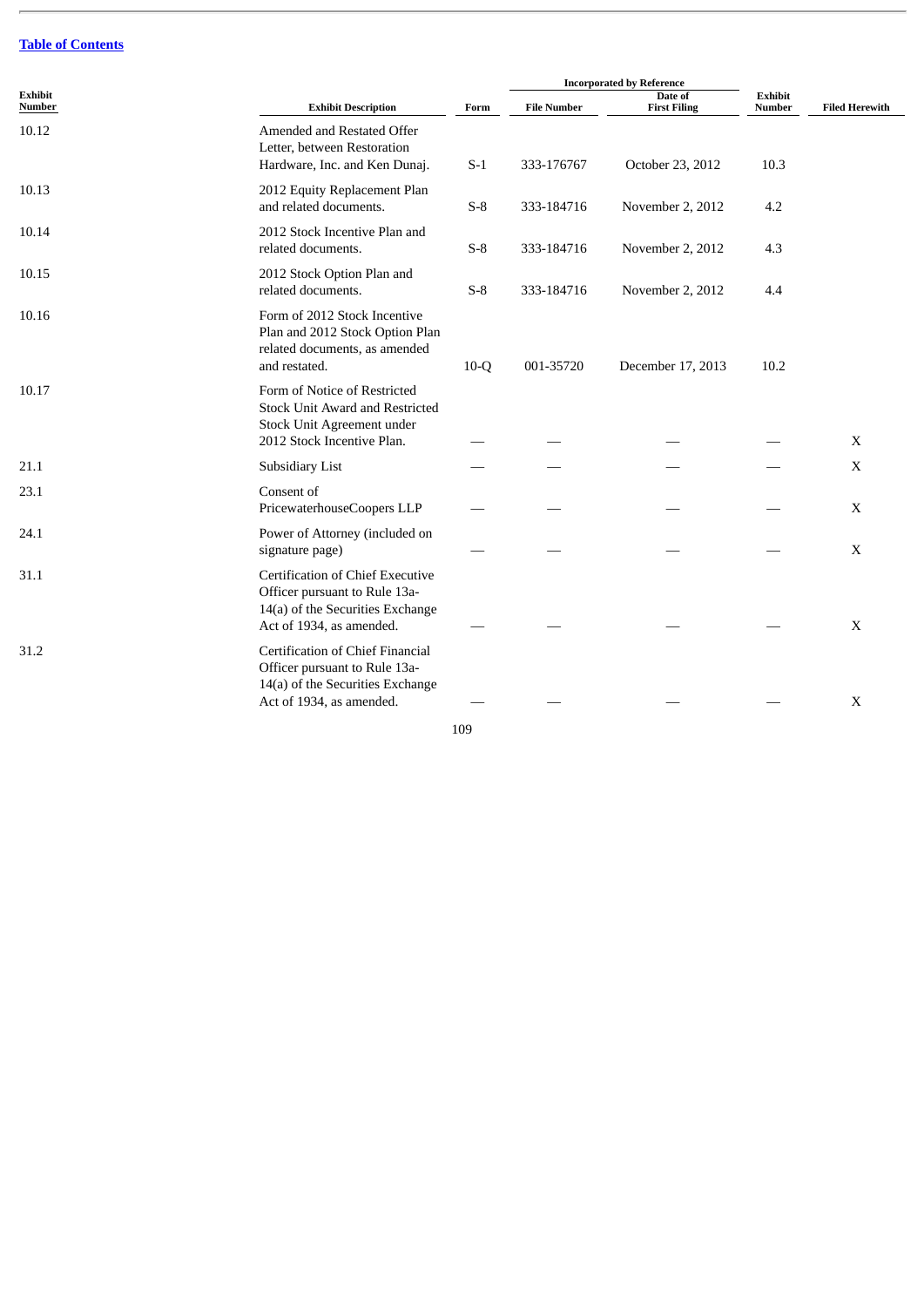[Table of Contents](#)

| Exhibit Number | Exhibit Description | Incorporated by Reference | | | | Filed Herewith |
|---|---|---|---|---|---|---|
| | | Form | File Number | Date of First Filing | Exhibit Number | |
| 10.12 | Amended and Restated Offer Letter, between Restoration Hardware, Inc. and Ken Dunaj. | S-1 | 333-176767 | October 23, 2012 | 10.3 | |
| 10.13 | 2012 Equity Replacement Plan and related documents. | S-8 | 333-184716 | November 2, 2012 | 4.2 | |
| 10.14 | 2012 Stock Incentive Plan and related documents. | S-8 | 333-184716 | November 2, 2012 | 4.3 | |
| 10.15 | 2012 Stock Option Plan and related documents. | S-8 | 333-184716 | November 2, 2012 | 4.4 | |
| 10.16 | Form of 2012 Stock Incentive Plan and 2012 Stock Option Plan related documents, as amended and restated. | 10-Q | 001-35720 | December 17, 2013 | 10.2 | |
| 10.17 | Form of Notice of Restricted Stock Unit Award and Restricted Stock Unit Agreement under 2012 Stock Incentive Plan. | — | — | — | — | X |
| 21.1 | Subsidiary List | — | — | — | — | X |
| 23.1 | Consent of PricewaterhouseCoopers LLP | — | — | — | — | X |
| 24.1 | Power of Attorney (included on signature page) | — | — | — | — | X |
| 31.1 | Certification of Chief Executive Officer pursuant to Rule 13a-14(a) of the Securities Exchange Act of 1934, as amended. | — | — | — | — | X |
| 31.2 | Certification of Chief Financial Officer pursuant to Rule 13a-14(a) of the Securities Exchange Act of 1934, as amended. | — | — | — | — | X |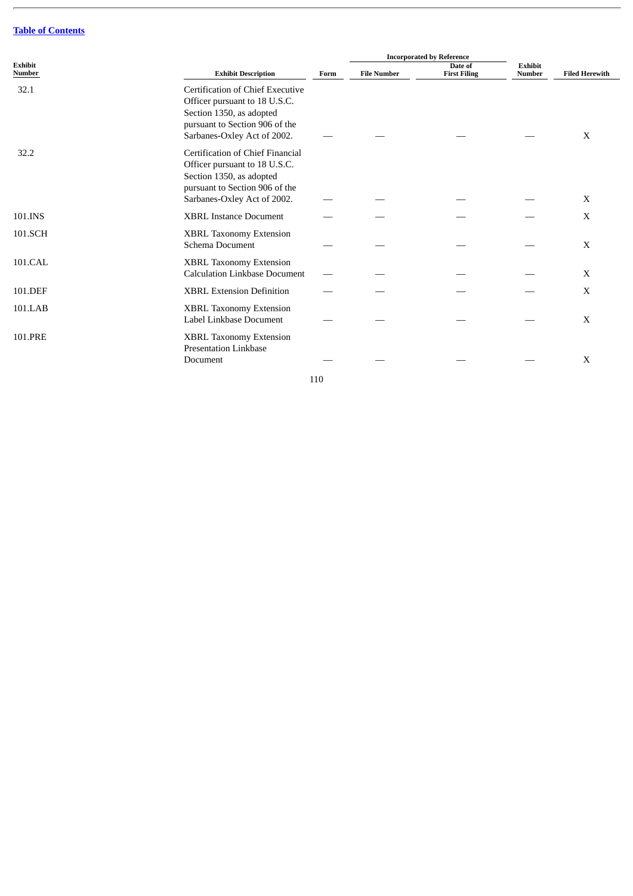[Table of Contents](#)

| Exhibit Number | Exhibit Description | Incorporated by Reference | | | | Filed Herewith |
|---|---|---|---|---|---|---|
| | | Form | File Number | Date of First Filing | Exhibit Number | |
| 32.1 | Certification of Chief Executive Officer pursuant to 18 U.S.C. Section 1350, as adopted pursuant to Section 906 of the Sarbanes-Oxley Act of 2002. | — | — | — | — | X |
| 32.2 | Certification of Chief Financial Officer pursuant to 18 U.S.C. Section 1350, as adopted pursuant to Section 906 of the Sarbanes-Oxley Act of 2002. | — | — | — | — | X |
| 101.INS | XBRL Instance Document | — | — | — | — | X |
| 101.SCH | XBRL Taxonomy Extension Schema Document | — | — | — | — | X |
| 101.CAL | XBRL Taxonomy Extension Calculation Linkbase Document | — | — | — | — | X |
| 101.DEF | XBRL Extension Definition | — | — | — | — | X |
| 101.LAB | XBRL Taxonomy Extension Label Linkbase Document | — | — | — | — | X |
| 101.PRE | XBRL Taxonomy Extension Presentation Linkbase Document | — | — | — | — | X |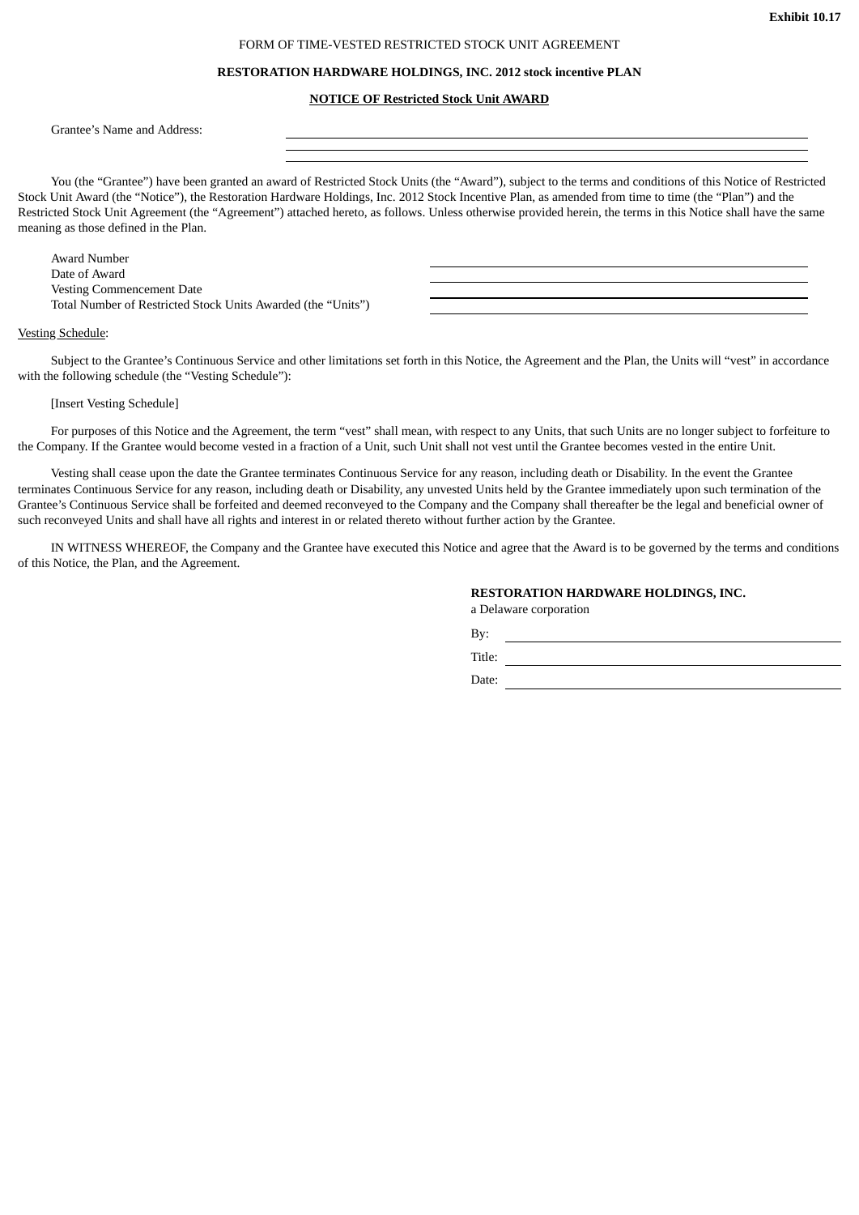**Exhibit 10.17**

FORM OF TIME-VESTED RESTRICTED STOCK UNIT AGREEMENT

**RESTORATION HARDWARE HOLDINGS, INC. 2012 stock incentive PLAN**

**NOTICE OF Restricted Stock Unit AWARD**

Grantee's Name and Address: \_\_\_\_\_\_\_\_\_\_\_\_\_\_\_\_\_\_\_\_\_\_\_\_\_\_\_\_\_\_\_\_\_\_\_\_\_\_\_\_

\_\_\_\_\_\_\_\_\_\_\_\_\_\_\_\_\_\_\_\_\_\_\_\_\_\_\_\_\_\_\_\_\_\_\_\_\_\_\_\_

\_\_\_\_\_\_\_\_\_\_\_\_\_\_\_\_\_\_\_\_\_\_\_\_\_\_\_\_\_\_\_\_\_\_\_\_\_\_\_\_

You (the "Grantee") have been granted an award of Restricted Stock Units (the "Award"), subject to the terms and conditions of this Notice of Restricted Stock Unit Award (the "Notice"), the Restoration Hardware Holdings, Inc. 2012 Stock Incentive Plan, as amended from time to time (the "Plan") and the Restricted Stock Unit Agreement (the "Agreement") attached hereto, as follows. Unless otherwise provided herein, the terms in this Notice shall have the same meaning as those defined in the Plan.

| | |
|---|---|
| Award Number | \_\_\_\_\_\_\_\_\_\_\_\_\_\_\_\_\_\_\_\_ |
| Date of Award | \_\_\_\_\_\_\_\_\_\_\_\_\_\_\_\_\_\_\_\_ |
| Vesting Commencement Date | \_\_\_\_\_\_\_\_\_\_\_\_\_\_\_\_\_\_\_\_ |
| Total Number of Restricted Stock Units Awarded (the "Units") | \_\_\_\_\_\_\_\_\_\_\_\_\_\_\_\_\_\_\_\_ |

Vesting Schedule:

Subject to the Grantee's Continuous Service and other limitations set forth in this Notice, the Agreement and the Plan, the Units will "vest" in accordance with the following schedule (the "Vesting Schedule"):

[Insert Vesting Schedule]

For purposes of this Notice and the Agreement, the term "vest" shall mean, with respect to any Units, that such Units are no longer subject to forfeiture to the Company. If the Grantee would become vested in a fraction of a Unit, such Unit shall not vest until the Grantee becomes vested in the entire Unit.

Vesting shall cease upon the date the Grantee terminates Continuous Service for any reason, including death or Disability. In the event the Grantee terminates Continuous Service for any reason, including death or Disability, any unvested Units held by the Grantee immediately upon such termination of the Grantee's Continuous Service shall be forfeited and deemed reconveyed to the Company and the Company shall thereafter be the legal and beneficial owner of such reconveyed Units and shall have all rights and interest in or related thereto without further action by the Grantee.

IN WITNESS WHEREOF, the Company and the Grantee have executed this Notice and agree that the Award is to be governed by the terms and conditions of this Notice, the Plan, and the Agreement.

**RESTORATION HARDWARE HOLDINGS, INC.**
a Delaware corporation

By: \_\_\_\_\_\_\_\_\_\_\_\_\_\_\_\_\_\_\_\_\_\_\_\_\_\_\_\_\_\_

Title: \_\_\_\_\_\_\_\_\_\_\_\_\_\_\_\_\_\_\_\_\_\_\_\_\_\_\_\_\_\_

Date: \_\_\_\_\_\_\_\_\_\_\_\_\_\_\_\_\_\_\_\_\_\_\_\_\_\_\_\_\_\_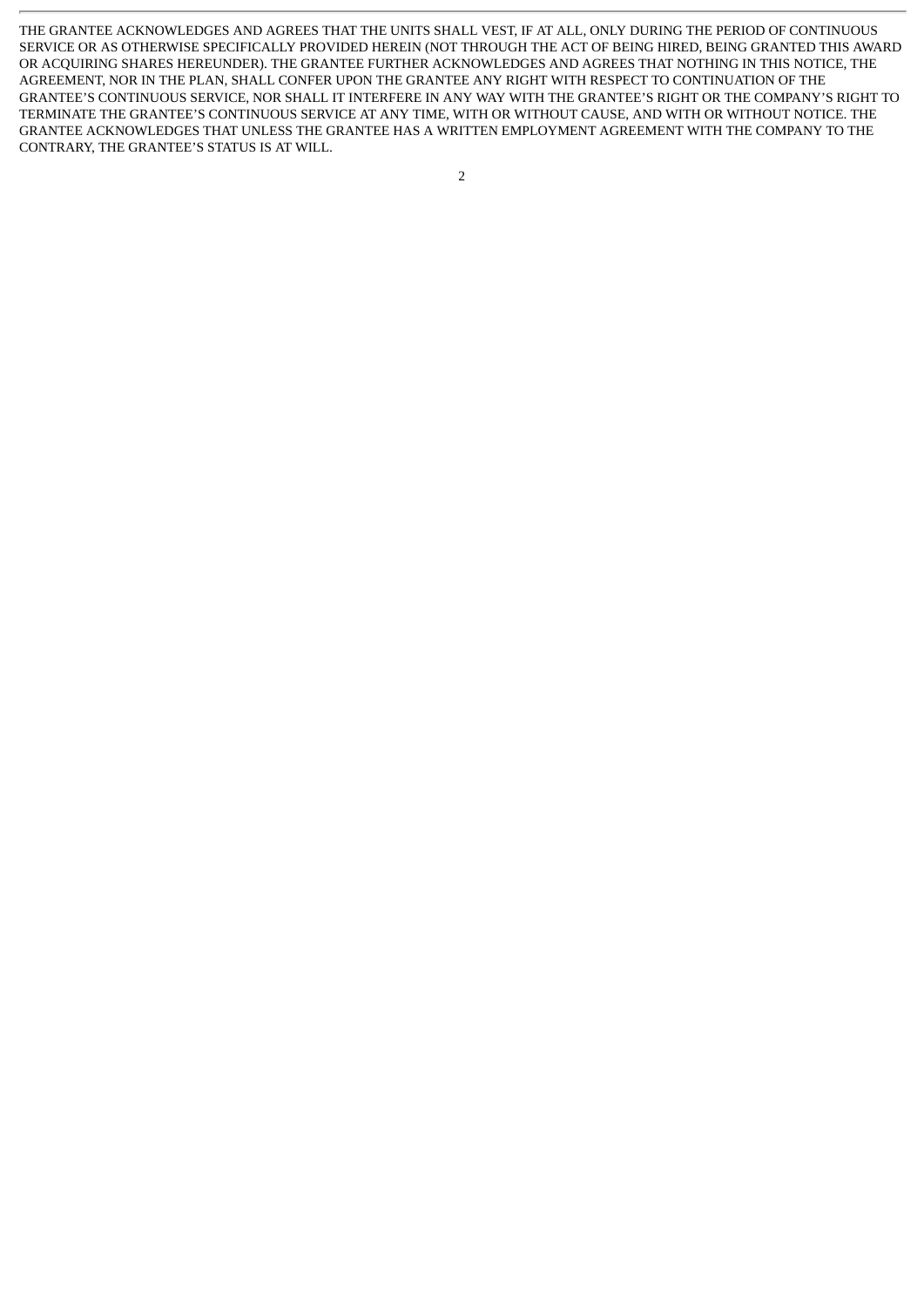THE GRANTEE ACKNOWLEDGES AND AGREES THAT THE UNITS SHALL VEST, IF AT ALL, ONLY DURING THE PERIOD OF CONTINUOUS SERVICE OR AS OTHERWISE SPECIFICALLY PROVIDED HEREIN (NOT THROUGH THE ACT OF BEING HIRED, BEING GRANTED THIS AWARD OR ACQUIRING SHARES HEREUNDER). THE GRANTEE FURTHER ACKNOWLEDGES AND AGREES THAT NOTHING IN THIS NOTICE, THE AGREEMENT, NOR IN THE PLAN, SHALL CONFER UPON THE GRANTEE ANY RIGHT WITH RESPECT TO CONTINUATION OF THE GRANTEE'S CONTINUOUS SERVICE, NOR SHALL IT INTERFERE IN ANY WAY WITH THE GRANTEE'S RIGHT OR THE COMPANY'S RIGHT TO TERMINATE THE GRANTEE'S CONTINUOUS SERVICE AT ANY TIME, WITH OR WITHOUT CAUSE, AND WITH OR WITHOUT NOTICE. THE GRANTEE ACKNOWLEDGES THAT UNLESS THE GRANTEE HAS A WRITTEN EMPLOYMENT AGREEMENT WITH THE COMPANY TO THE CONTRARY, THE GRANTEE'S STATUS IS AT WILL.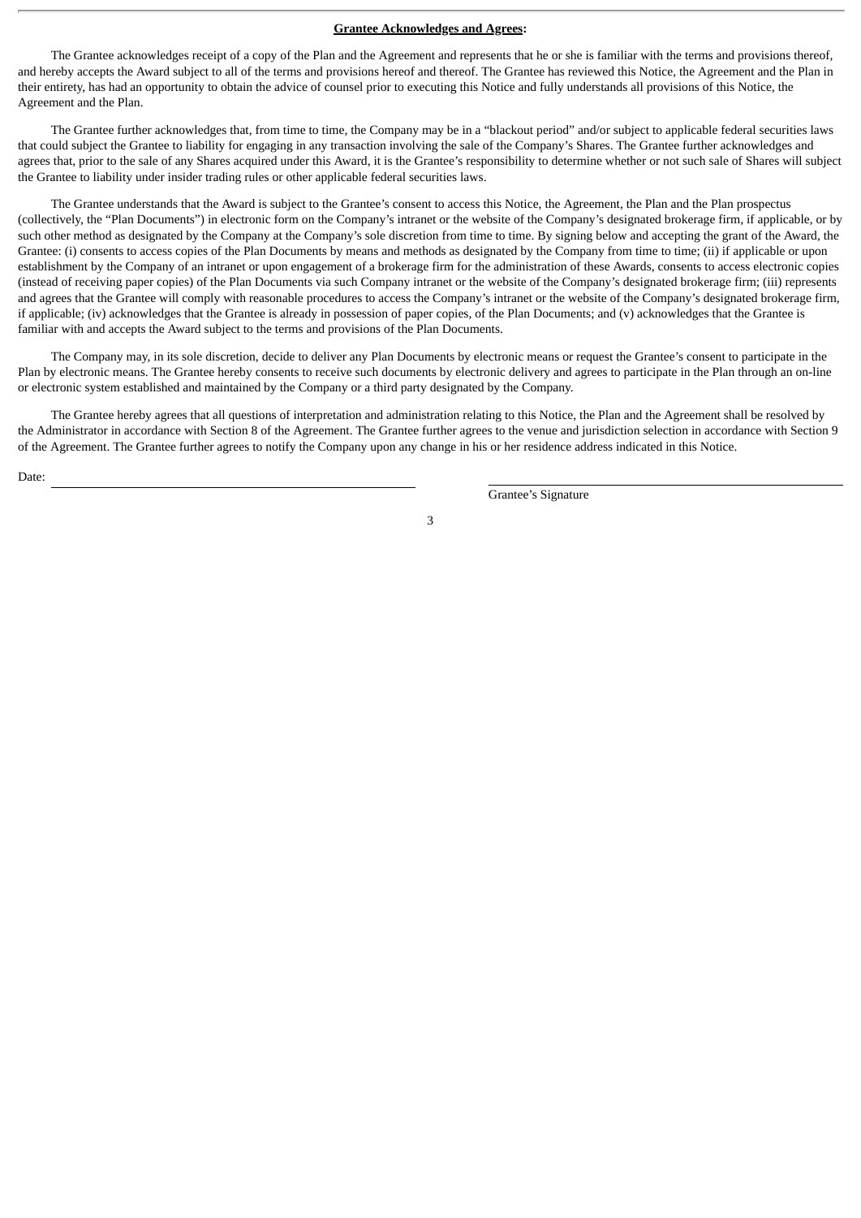**<u>Grantee Acknowledges and Agrees</u>:**

The Grantee acknowledges receipt of a copy of the Plan and the Agreement and represents that he or she is familiar with the terms and provisions thereof, and hereby accepts the Award subject to all of the terms and provisions hereof and thereof. The Grantee has reviewed this Notice, the Agreement and the Plan in their entirety, has had an opportunity to obtain the advice of counsel prior to executing this Notice and fully understands all provisions of this Notice, the Agreement and the Plan.

The Grantee further acknowledges that, from time to time, the Company may be in a "blackout period" and/or subject to applicable federal securities laws that could subject the Grantee to liability for engaging in any transaction involving the sale of the Company's Shares. The Grantee further acknowledges and agrees that, prior to the sale of any Shares acquired under this Award, it is the Grantee's responsibility to determine whether or not such sale of Shares will subject the Grantee to liability under insider trading rules or other applicable federal securities laws.

The Grantee understands that the Award is subject to the Grantee's consent to access this Notice, the Agreement, the Plan and the Plan prospectus (collectively, the "Plan Documents") in electronic form on the Company's intranet or the website of the Company's designated brokerage firm, if applicable, or by such other method as designated by the Company at the Company's sole discretion from time to time. By signing below and accepting the grant of the Award, the Grantee: (i) consents to access copies of the Plan Documents by means and methods as designated by the Company from time to time; (ii) if applicable or upon establishment by the Company of an intranet or upon engagement of a brokerage firm for the administration of these Awards, consents to access electronic copies (instead of receiving paper copies) of the Plan Documents via such Company intranet or the website of the Company's designated brokerage firm; (iii) represents and agrees that the Grantee will comply with reasonable procedures to access the Company's intranet or the website of the Company's designated brokerage firm, if applicable; (iv) acknowledges that the Grantee is already in possession of paper copies, of the Plan Documents; and (v) acknowledges that the Grantee is familiar with and accepts the Award subject to the terms and provisions of the Plan Documents.

The Company may, in its sole discretion, decide to deliver any Plan Documents by electronic means or request the Grantee's consent to participate in the Plan by electronic means. The Grantee hereby consents to receive such documents by electronic delivery and agrees to participate in the Plan through an on-line or electronic system established and maintained by the Company or a third party designated by the Company.

The Grantee hereby agrees that all questions of interpretation and administration relating to this Notice, the Plan and the Agreement shall be resolved by the Administrator in accordance with Section 8 of the Agreement. The Grantee further agrees to the venue and jurisdiction selection in accordance with Section 9 of the Agreement. The Grantee further agrees to notify the Company upon any change in his or her residence address indicated in this Notice.

Date: ______________________________ ______________________________

Grantee's Signature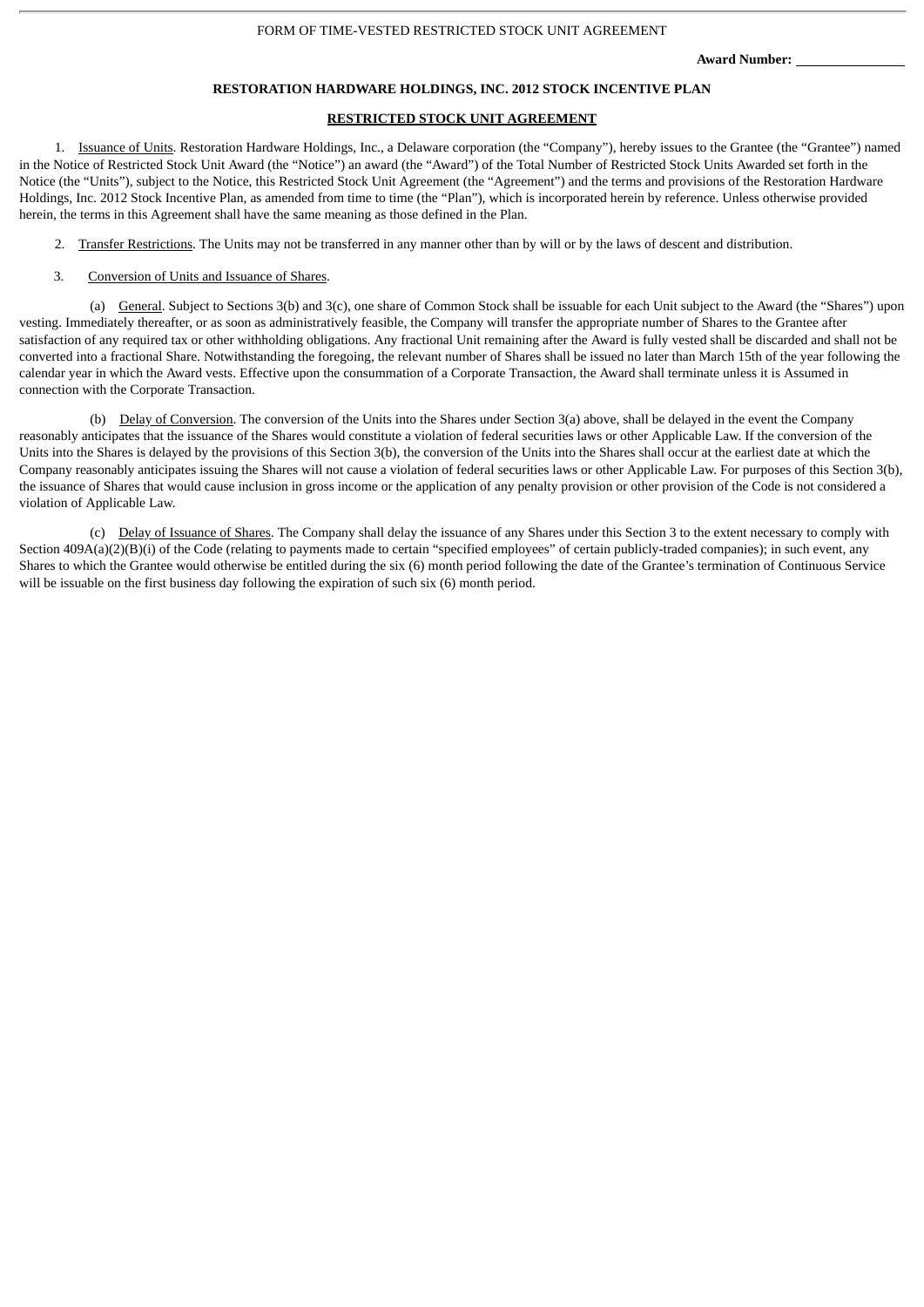FORM OF TIME-VESTED RESTRICTED STOCK UNIT AGREEMENT

**Award Number:** \_\_\_\_\_\_\_\_\_\_\_\_\_\_\_

**RESTORATION HARDWARE HOLDINGS, INC. 2012 STOCK INCENTIVE PLAN**

**RESTRICTED STOCK UNIT AGREEMENT**

1. Issuance of Units. Restoration Hardware Holdings, Inc., a Delaware corporation (the "Company"), hereby issues to the Grantee (the "Grantee") named in the Notice of Restricted Stock Unit Award (the "Notice") an award (the "Award") of the Total Number of Restricted Stock Units Awarded set forth in the Notice (the "Units"), subject to the Notice, this Restricted Stock Unit Agreement (the "Agreement") and the terms and provisions of the Restoration Hardware Holdings, Inc. 2012 Stock Incentive Plan, as amended from time to time (the "Plan"), which is incorporated herein by reference. Unless otherwise provided herein, the terms in this Agreement shall have the same meaning as those defined in the Plan.

2. Transfer Restrictions. The Units may not be transferred in any manner other than by will or by the laws of descent and distribution.

3. Conversion of Units and Issuance of Shares.

(a) General. Subject to Sections 3(b) and 3(c), one share of Common Stock shall be issuable for each Unit subject to the Award (the "Shares") upon vesting. Immediately thereafter, or as soon as administratively feasible, the Company will transfer the appropriate number of Shares to the Grantee after satisfaction of any required tax or other withholding obligations. Any fractional Unit remaining after the Award is fully vested shall be discarded and shall not be converted into a fractional Share. Notwithstanding the foregoing, the relevant number of Shares shall be issued no later than March 15th of the year following the calendar year in which the Award vests. Effective upon the consummation of a Corporate Transaction, the Award shall terminate unless it is Assumed in connection with the Corporate Transaction.

(b) Delay of Conversion. The conversion of the Units into the Shares under Section 3(a) above, shall be delayed in the event the Company reasonably anticipates that the issuance of the Shares would constitute a violation of federal securities laws or other Applicable Law. If the conversion of the Units into the Shares is delayed by the provisions of this Section 3(b), the conversion of the Units into the Shares shall occur at the earliest date at which the Company reasonably anticipates issuing the Shares will not cause a violation of federal securities laws or other Applicable Law. For purposes of this Section 3(b), the issuance of Shares that would cause inclusion in gross income or the application of any penalty provision or other provision of the Code is not considered a violation of Applicable Law.

(c) Delay of Issuance of Shares. The Company shall delay the issuance of any Shares under this Section 3 to the extent necessary to comply with Section 409A(a)(2)(B)(i) of the Code (relating to payments made to certain "specified employees" of certain publicly-traded companies); in such event, any Shares to which the Grantee would otherwise be entitled during the six (6) month period following the date of the Grantee's termination of Continuous Service will be issuable on the first business day following the expiration of such six (6) month period.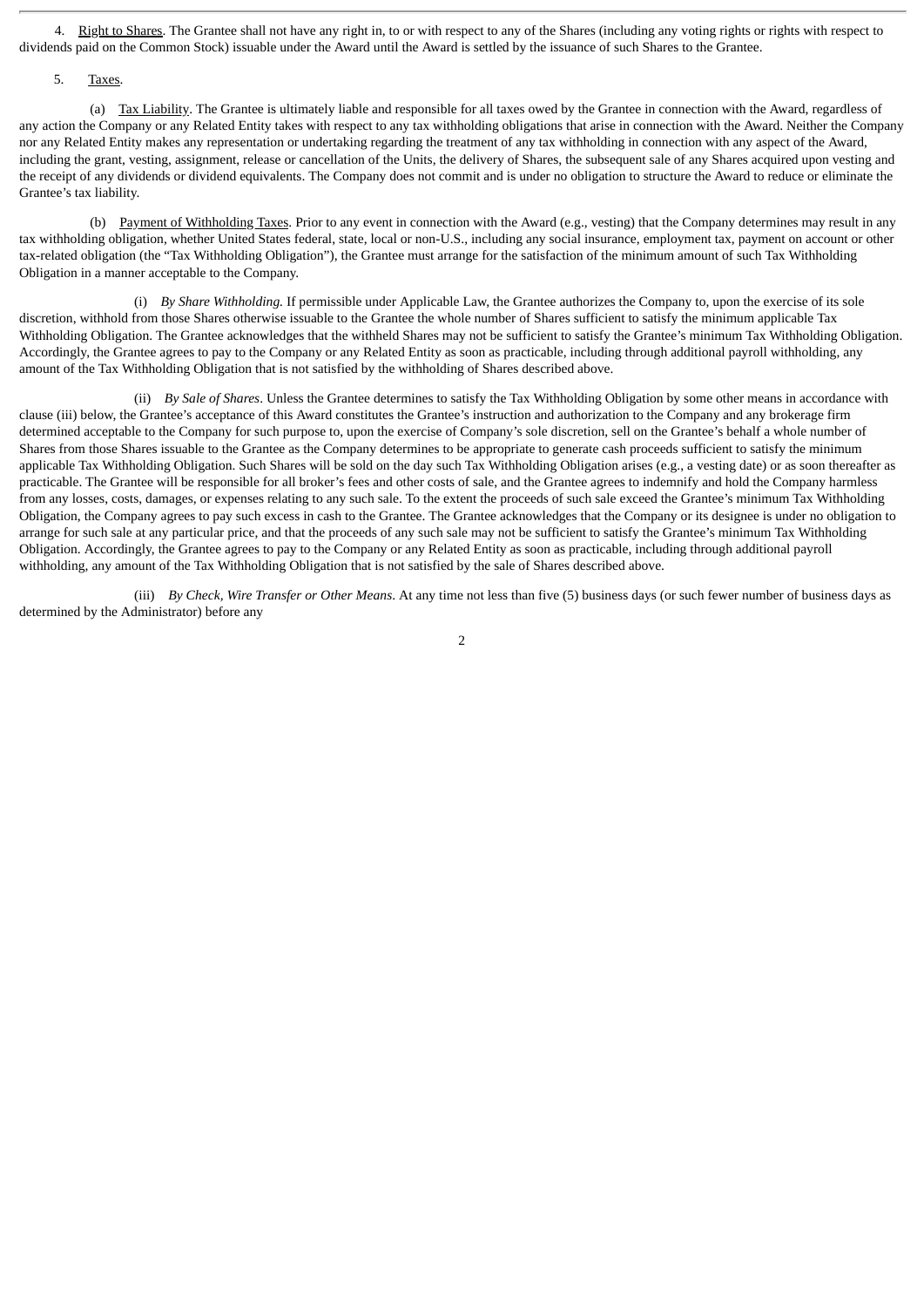4. Right to Shares. The Grantee shall not have any right in, to or with respect to any of the Shares (including any voting rights or rights with respect to dividends paid on the Common Stock) issuable under the Award until the Award is settled by the issuance of such Shares to the Grantee.

5. Taxes.

(a) Tax Liability. The Grantee is ultimately liable and responsible for all taxes owed by the Grantee in connection with the Award, regardless of any action the Company or any Related Entity takes with respect to any tax withholding obligations that arise in connection with the Award. Neither the Company nor any Related Entity makes any representation or undertaking regarding the treatment of any tax withholding in connection with any aspect of the Award, including the grant, vesting, assignment, release or cancellation of the Units, the delivery of Shares, the subsequent sale of any Shares acquired upon vesting and the receipt of any dividends or dividend equivalents. The Company does not commit and is under no obligation to structure the Award to reduce or eliminate the Grantee's tax liability.

(b) Payment of Withholding Taxes. Prior to any event in connection with the Award (e.g., vesting) that the Company determines may result in any tax withholding obligation, whether United States federal, state, local or non-U.S., including any social insurance, employment tax, payment on account or other tax-related obligation (the "Tax Withholding Obligation"), the Grantee must arrange for the satisfaction of the minimum amount of such Tax Withholding Obligation in a manner acceptable to the Company.

(i) *By Share Withholding*. If permissible under Applicable Law, the Grantee authorizes the Company to, upon the exercise of its sole discretion, withhold from those Shares otherwise issuable to the Grantee the whole number of Shares sufficient to satisfy the minimum applicable Tax Withholding Obligation. The Grantee acknowledges that the withheld Shares may not be sufficient to satisfy the Grantee's minimum Tax Withholding Obligation. Accordingly, the Grantee agrees to pay to the Company or any Related Entity as soon as practicable, including through additional payroll withholding, any amount of the Tax Withholding Obligation that is not satisfied by the withholding of Shares described above.

(ii) *By Sale of Shares*. Unless the Grantee determines to satisfy the Tax Withholding Obligation by some other means in accordance with clause (iii) below, the Grantee's acceptance of this Award constitutes the Grantee's instruction and authorization to the Company and any brokerage firm determined acceptable to the Company for such purpose to, upon the exercise of Company's sole discretion, sell on the Grantee's behalf a whole number of Shares from those Shares issuable to the Grantee as the Company determines to be appropriate to generate cash proceeds sufficient to satisfy the minimum applicable Tax Withholding Obligation. Such Shares will be sold on the day such Tax Withholding Obligation arises (e.g., a vesting date) or as soon thereafter as practicable. The Grantee will be responsible for all broker's fees and other costs of sale, and the Grantee agrees to indemnify and hold the Company harmless from any losses, costs, damages, or expenses relating to any such sale. To the extent the proceeds of such sale exceed the Grantee's minimum Tax Withholding Obligation, the Company agrees to pay such excess in cash to the Grantee. The Grantee acknowledges that the Company or its designee is under no obligation to arrange for such sale at any particular price, and that the proceeds of any such sale may not be sufficient to satisfy the Grantee's minimum Tax Withholding Obligation. Accordingly, the Grantee agrees to pay to the Company or any Related Entity as soon as practicable, including through additional payroll withholding, any amount of the Tax Withholding Obligation that is not satisfied by the sale of Shares described above.

(iii) *By Check, Wire Transfer or Other Means*. At any time not less than five (5) business days (or such fewer number of business days as determined by the Administrator) before any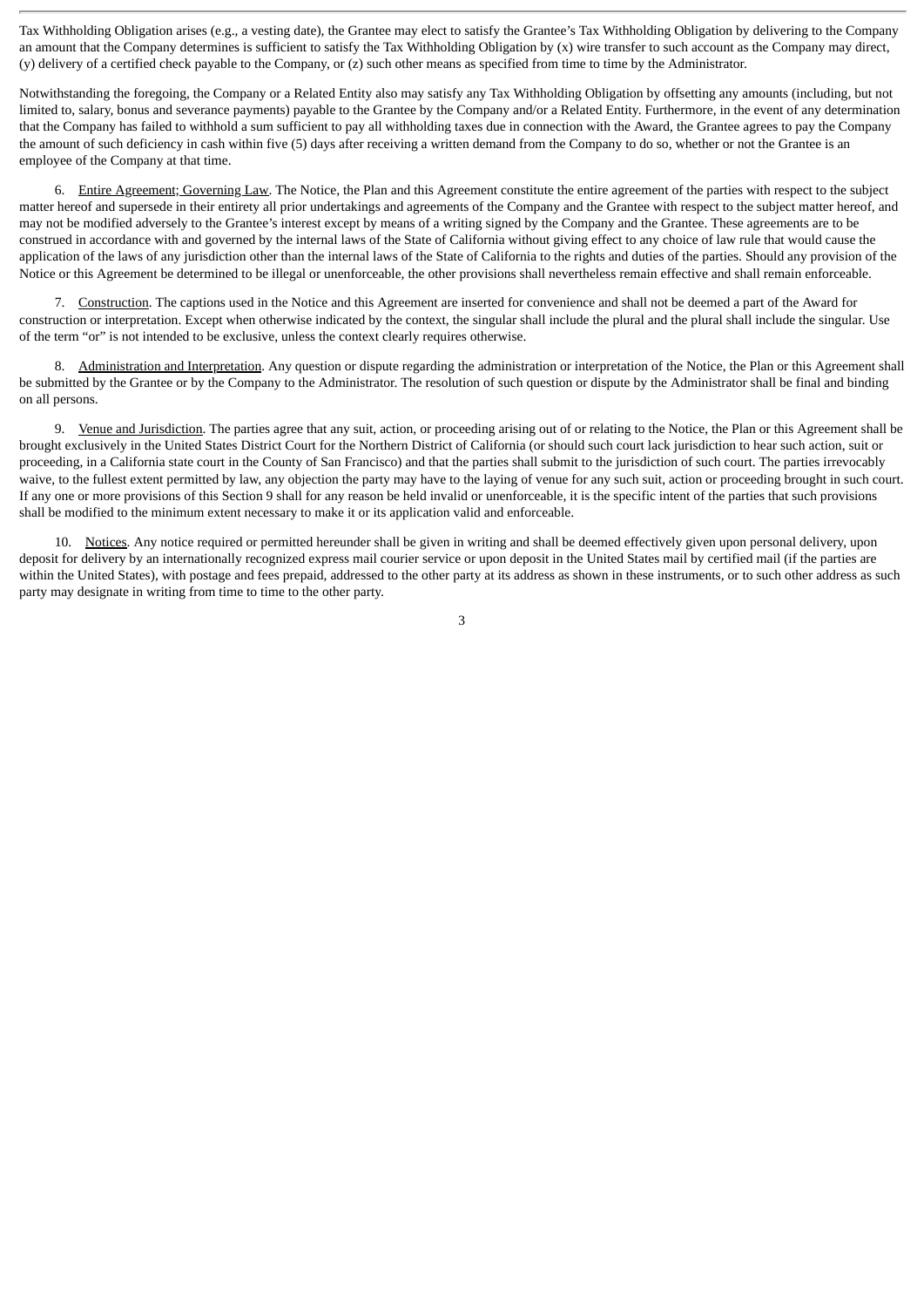Tax Withholding Obligation arises (e.g., a vesting date), the Grantee may elect to satisfy the Grantee's Tax Withholding Obligation by delivering to the Company an amount that the Company determines is sufficient to satisfy the Tax Withholding Obligation by (x) wire transfer to such account as the Company may direct, (y) delivery of a certified check payable to the Company, or (z) such other means as specified from time to time by the Administrator.

Notwithstanding the foregoing, the Company or a Related Entity also may satisfy any Tax Withholding Obligation by offsetting any amounts (including, but not limited to, salary, bonus and severance payments) payable to the Grantee by the Company and/or a Related Entity. Furthermore, in the event of any determination that the Company has failed to withhold a sum sufficient to pay all withholding taxes due in connection with the Award, the Grantee agrees to pay the Company the amount of such deficiency in cash within five (5) days after receiving a written demand from the Company to do so, whether or not the Grantee is an employee of the Company at that time.

6. Entire Agreement; Governing Law. The Notice, the Plan and this Agreement constitute the entire agreement of the parties with respect to the subject matter hereof and supersede in their entirety all prior undertakings and agreements of the Company and the Grantee with respect to the subject matter hereof, and may not be modified adversely to the Grantee's interest except by means of a writing signed by the Company and the Grantee. These agreements are to be construed in accordance with and governed by the internal laws of the State of California without giving effect to any choice of law rule that would cause the application of the laws of any jurisdiction other than the internal laws of the State of California to the rights and duties of the parties. Should any provision of the Notice or this Agreement be determined to be illegal or unenforceable, the other provisions shall nevertheless remain effective and shall remain enforceable.

7. Construction. The captions used in the Notice and this Agreement are inserted for convenience and shall not be deemed a part of the Award for construction or interpretation. Except when otherwise indicated by the context, the singular shall include the plural and the plural shall include the singular. Use of the term "or" is not intended to be exclusive, unless the context clearly requires otherwise.

8. Administration and Interpretation. Any question or dispute regarding the administration or interpretation of the Notice, the Plan or this Agreement shall be submitted by the Grantee or by the Company to the Administrator. The resolution of such question or dispute by the Administrator shall be final and binding on all persons.

9. Venue and Jurisdiction. The parties agree that any suit, action, or proceeding arising out of or relating to the Notice, the Plan or this Agreement shall be brought exclusively in the United States District Court for the Northern District of California (or should such court lack jurisdiction to hear such action, suit or proceeding, in a California state court in the County of San Francisco) and that the parties shall submit to the jurisdiction of such court. The parties irrevocably waive, to the fullest extent permitted by law, any objection the party may have to the laying of venue for any such suit, action or proceeding brought in such court. If any one or more provisions of this Section 9 shall for any reason be held invalid or unenforceable, it is the specific intent of the parties that such provisions shall be modified to the minimum extent necessary to make it or its application valid and enforceable.

10. Notices. Any notice required or permitted hereunder shall be given in writing and shall be deemed effectively given upon personal delivery, upon deposit for delivery by an internationally recognized express mail courier service or upon deposit in the United States mail by certified mail (if the parties are within the United States), with postage and fees prepaid, addressed to the other party at its address as shown in these instruments, or to such other address as such party may designate in writing from time to time to the other party.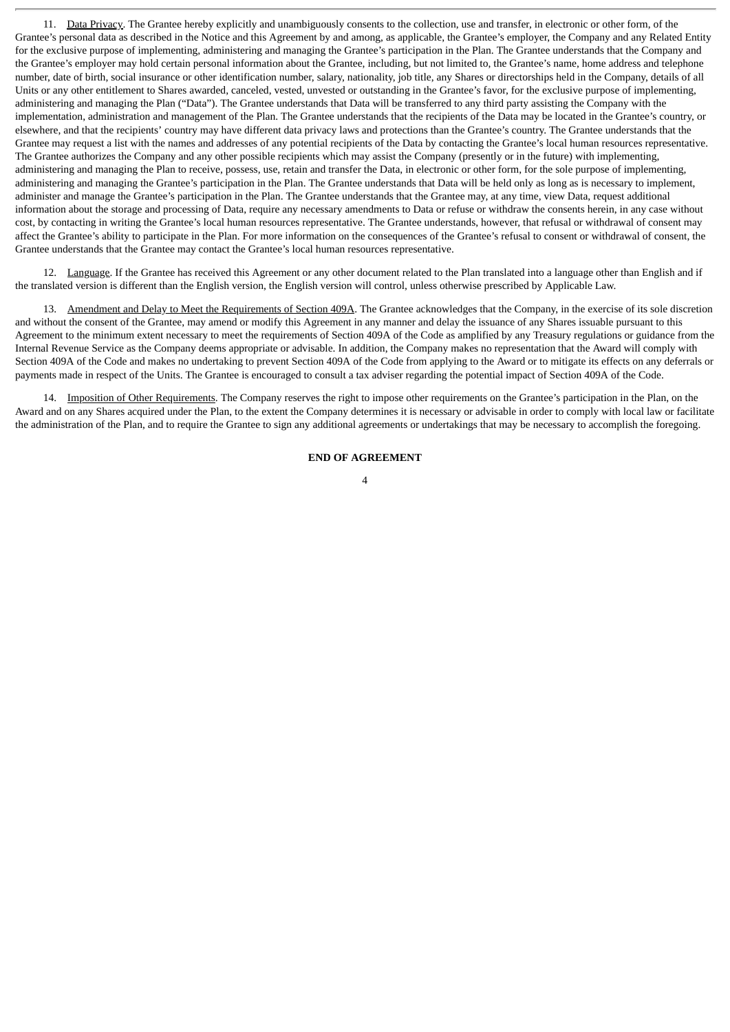11. Data Privacy. The Grantee hereby explicitly and unambiguously consents to the collection, use and transfer, in electronic or other form, of the Grantee's personal data as described in the Notice and this Agreement by and among, as applicable, the Grantee's employer, the Company and any Related Entity for the exclusive purpose of implementing, administering and managing the Grantee's participation in the Plan. The Grantee understands that the Company and the Grantee's employer may hold certain personal information about the Grantee, including, but not limited to, the Grantee's name, home address and telephone number, date of birth, social insurance or other identification number, salary, nationality, job title, any Shares or directorships held in the Company, details of all Units or any other entitlement to Shares awarded, canceled, vested, unvested or outstanding in the Grantee's favor, for the exclusive purpose of implementing, administering and managing the Plan ("Data"). The Grantee understands that Data will be transferred to any third party assisting the Company with the implementation, administration and management of the Plan. The Grantee understands that the recipients of the Data may be located in the Grantee's country, or elsewhere, and that the recipients' country may have different data privacy laws and protections than the Grantee's country. The Grantee understands that the Grantee may request a list with the names and addresses of any potential recipients of the Data by contacting the Grantee's local human resources representative. The Grantee authorizes the Company and any other possible recipients which may assist the Company (presently or in the future) with implementing, administering and managing the Plan to receive, possess, use, retain and transfer the Data, in electronic or other form, for the sole purpose of implementing, administering and managing the Grantee's participation in the Plan. The Grantee understands that Data will be held only as long as is necessary to implement, administer and manage the Grantee's participation in the Plan. The Grantee understands that the Grantee may, at any time, view Data, request additional information about the storage and processing of Data, require any necessary amendments to Data or refuse or withdraw the consents herein, in any case without cost, by contacting in writing the Grantee's local human resources representative. The Grantee understands, however, that refusal or withdrawal of consent may affect the Grantee's ability to participate in the Plan. For more information on the consequences of the Grantee's refusal to consent or withdrawal of consent, the Grantee understands that the Grantee may contact the Grantee's local human resources representative.

12. Language. If the Grantee has received this Agreement or any other document related to the Plan translated into a language other than English and if the translated version is different than the English version, the English version will control, unless otherwise prescribed by Applicable Law.

13. Amendment and Delay to Meet the Requirements of Section 409A. The Grantee acknowledges that the Company, in the exercise of its sole discretion and without the consent of the Grantee, may amend or modify this Agreement in any manner and delay the issuance of any Shares issuable pursuant to this Agreement to the minimum extent necessary to meet the requirements of Section 409A of the Code as amplified by any Treasury regulations or guidance from the Internal Revenue Service as the Company deems appropriate or advisable. In addition, the Company makes no representation that the Award will comply with Section 409A of the Code and makes no undertaking to prevent Section 409A of the Code from applying to the Award or to mitigate its effects on any deferrals or payments made in respect of the Units. The Grantee is encouraged to consult a tax adviser regarding the potential impact of Section 409A of the Code.

14. Imposition of Other Requirements. The Company reserves the right to impose other requirements on the Grantee's participation in the Plan, on the Award and on any Shares acquired under the Plan, to the extent the Company determines it is necessary or advisable in order to comply with local law or facilitate the administration of the Plan, and to require the Grantee to sign any additional agreements or undertakings that may be necessary to accomplish the foregoing.

**END OF AGREEMENT**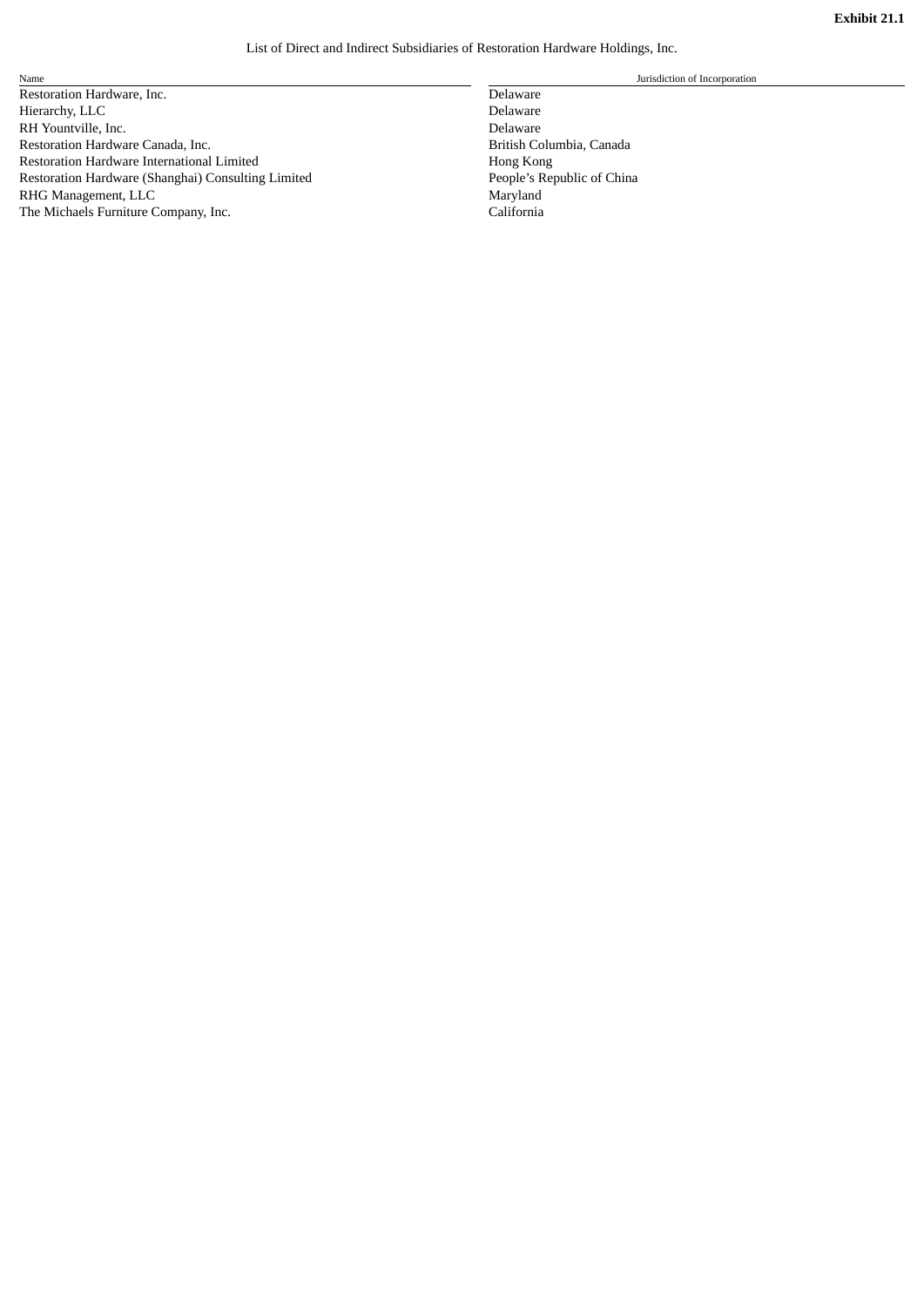**Exhibit 21.1**

List of Direct and Indirect Subsidiaries of Restoration Hardware Holdings, Inc.

| Name | Jurisdiction of Incorporation |
| --- | --- |
| Restoration Hardware, Inc. | Delaware |
| Hierarchy, LLC | Delaware |
| RH Yountville, Inc. | Delaware |
| Restoration Hardware Canada, Inc. | British Columbia, Canada |
| Restoration Hardware International Limited | Hong Kong |
| Restoration Hardware (Shanghai) Consulting Limited | People's Republic of China |
| RHG Management, LLC | Maryland |
| The Michaels Furniture Company, Inc. | California |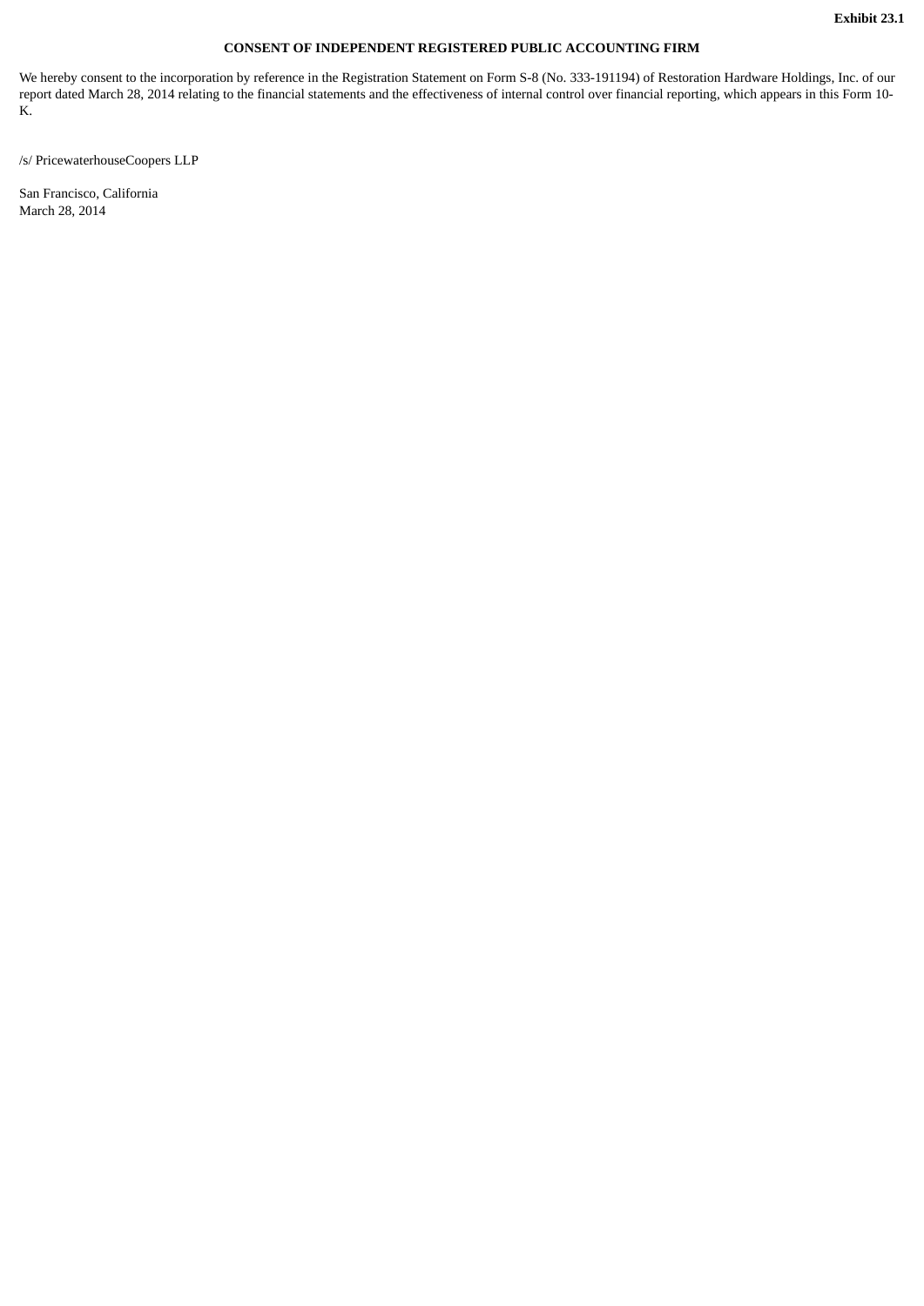**Exhibit 23.1**

**CONSENT OF INDEPENDENT REGISTERED PUBLIC ACCOUNTING FIRM**

We hereby consent to the incorporation by reference in the Registration Statement on Form S-8 (No. 333-191194) of Restoration Hardware Holdings, Inc. of our report dated March 28, 2014 relating to the financial statements and the effectiveness of internal control over financial reporting, which appears in this Form 10-K.

/s/ PricewaterhouseCoopers LLP

San Francisco, California
March 28, 2014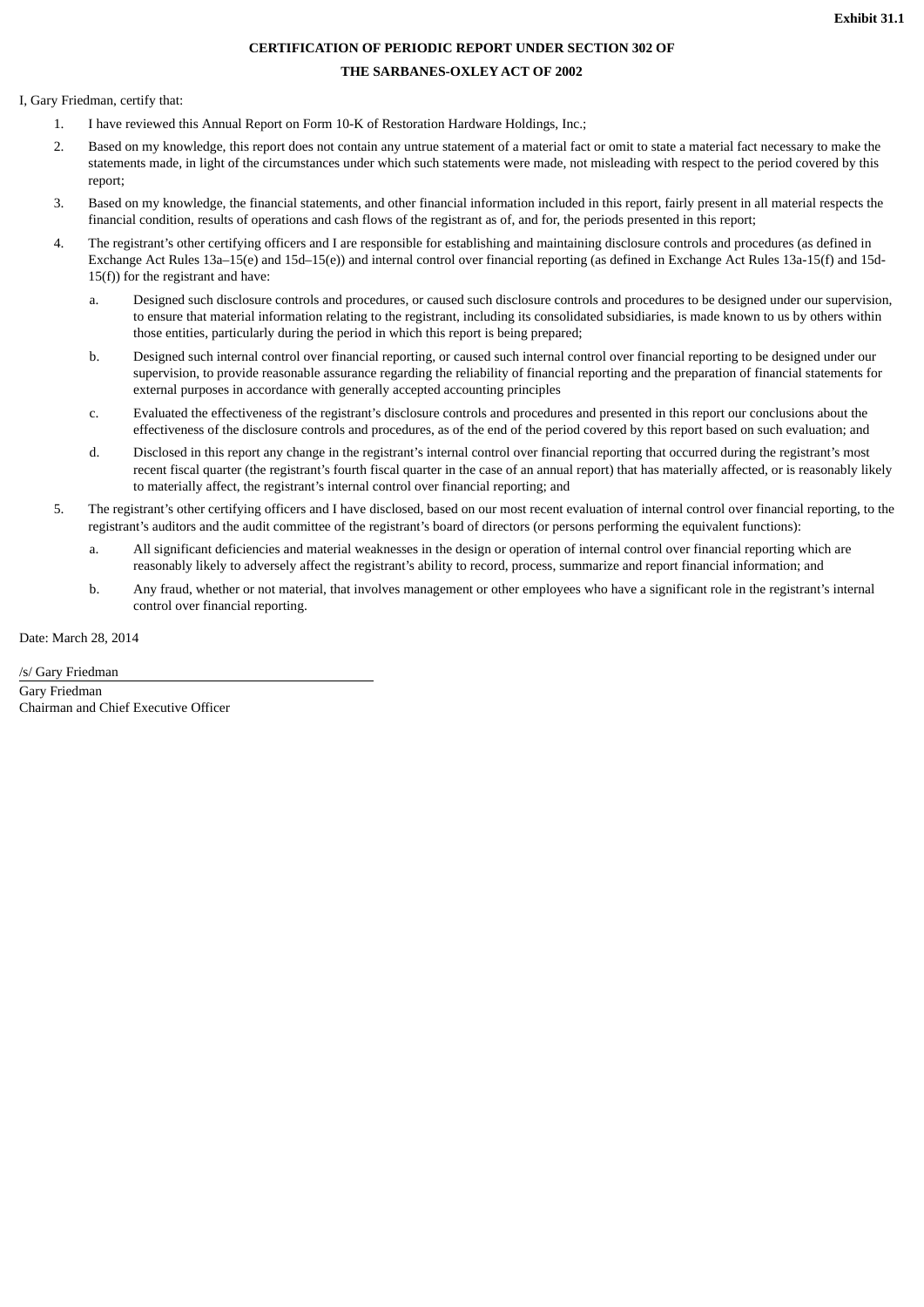**Exhibit 31.1**

**CERTIFICATION OF PERIODIC REPORT UNDER SECTION 302 OF**

**THE SARBANES-OXLEY ACT OF 2002**

I, Gary Friedman, certify that:

1. I have reviewed this Annual Report on Form 10-K of Restoration Hardware Holdings, Inc.;
2. Based on my knowledge, this report does not contain any untrue statement of a material fact or omit to state a material fact necessary to make the statements made, in light of the circumstances under which such statements were made, not misleading with respect to the period covered by this report;
3. Based on my knowledge, the financial statements, and other financial information included in this report, fairly present in all material respects the financial condition, results of operations and cash flows of the registrant as of, and for, the periods presented in this report;
4. The registrant's other certifying officers and I are responsible for establishing and maintaining disclosure controls and procedures (as defined in Exchange Act Rules 13a–15(e) and 15d–15(e)) and internal control over financial reporting (as defined in Exchange Act Rules 13a-15(f) and 15d-15(f)) for the registrant and have:
   a. Designed such disclosure controls and procedures, or caused such disclosure controls and procedures to be designed under our supervision, to ensure that material information relating to the registrant, including its consolidated subsidiaries, is made known to us by others within those entities, particularly during the period in which this report is being prepared;
   b. Designed such internal control over financial reporting, or caused such internal control over financial reporting to be designed under our supervision, to provide reasonable assurance regarding the reliability of financial reporting and the preparation of financial statements for external purposes in accordance with generally accepted accounting principles
   c. Evaluated the effectiveness of the registrant's disclosure controls and procedures and presented in this report our conclusions about the effectiveness of the disclosure controls and procedures, as of the end of the period covered by this report based on such evaluation; and
   d. Disclosed in this report any change in the registrant's internal control over financial reporting that occurred during the registrant's most recent fiscal quarter (the registrant's fourth fiscal quarter in the case of an annual report) that has materially affected, or is reasonably likely to materially affect, the registrant's internal control over financial reporting; and
5. The registrant's other certifying officers and I have disclosed, based on our most recent evaluation of internal control over financial reporting, to the registrant's auditors and the audit committee of the registrant's board of directors (or persons performing the equivalent functions):
   a. All significant deficiencies and material weaknesses in the design or operation of internal control over financial reporting which are reasonably likely to adversely affect the registrant's ability to record, process, summarize and report financial information; and
   b. Any fraud, whether or not material, that involves management or other employees who have a significant role in the registrant's internal control over financial reporting.

Date: March 28, 2014

/s/ Gary Friedman

Gary Friedman
Chairman and Chief Executive Officer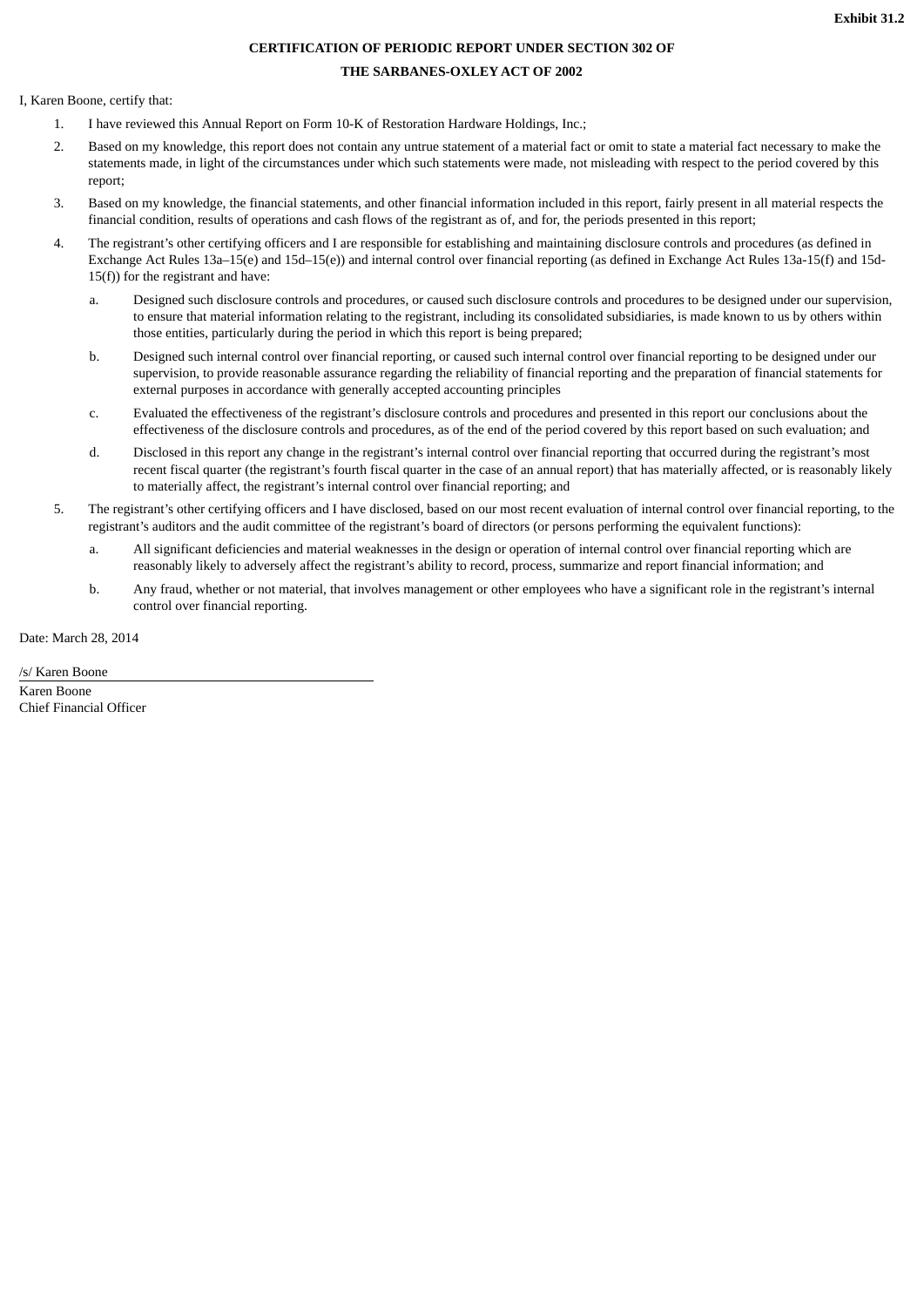**Exhibit 31.2**

**CERTIFICATION OF PERIODIC REPORT UNDER SECTION 302 OF**

**THE SARBANES-OXLEY ACT OF 2002**

I, Karen Boone, certify that:

1. I have reviewed this Annual Report on Form 10-K of Restoration Hardware Holdings, Inc.;
2. Based on my knowledge, this report does not contain any untrue statement of a material fact or omit to state a material fact necessary to make the statements made, in light of the circumstances under which such statements were made, not misleading with respect to the period covered by this report;
3. Based on my knowledge, the financial statements, and other financial information included in this report, fairly present in all material respects the financial condition, results of operations and cash flows of the registrant as of, and for, the periods presented in this report;
4. The registrant's other certifying officers and I are responsible for establishing and maintaining disclosure controls and procedures (as defined in Exchange Act Rules 13a–15(e) and 15d–15(e)) and internal control over financial reporting (as defined in Exchange Act Rules 13a-15(f) and 15d-15(f)) for the registrant and have:
   a. Designed such disclosure controls and procedures, or caused such disclosure controls and procedures to be designed under our supervision, to ensure that material information relating to the registrant, including its consolidated subsidiaries, is made known to us by others within those entities, particularly during the period in which this report is being prepared;
   b. Designed such internal control over financial reporting, or caused such internal control over financial reporting to be designed under our supervision, to provide reasonable assurance regarding the reliability of financial reporting and the preparation of financial statements for external purposes in accordance with generally accepted accounting principles
   c. Evaluated the effectiveness of the registrant's disclosure controls and procedures and presented in this report our conclusions about the effectiveness of the disclosure controls and procedures, as of the end of the period covered by this report based on such evaluation; and
   d. Disclosed in this report any change in the registrant's internal control over financial reporting that occurred during the registrant's most recent fiscal quarter (the registrant's fourth fiscal quarter in the case of an annual report) that has materially affected, or is reasonably likely to materially affect, the registrant's internal control over financial reporting; and
5. The registrant's other certifying officers and I have disclosed, based on our most recent evaluation of internal control over financial reporting, to the registrant's auditors and the audit committee of the registrant's board of directors (or persons performing the equivalent functions):
   a. All significant deficiencies and material weaknesses in the design or operation of internal control over financial reporting which are reasonably likely to adversely affect the registrant's ability to record, process, summarize and report financial information; and
   b. Any fraud, whether or not material, that involves management or other employees who have a significant role in the registrant's internal control over financial reporting.

Date: March 28, 2014

/s/ Karen Boone

Karen Boone
Chief Financial Officer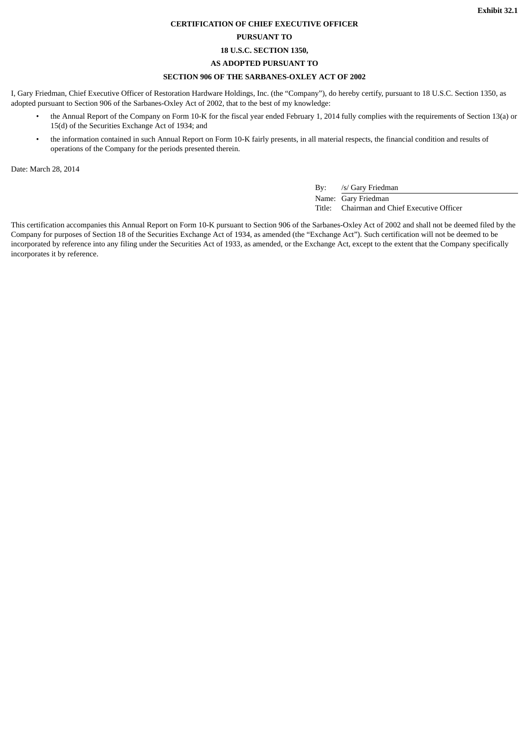**Exhibit 32.1**

**CERTIFICATION OF CHIEF EXECUTIVE OFFICER**

**PURSUANT TO**

**18 U.S.C. SECTION 1350,**

**AS ADOPTED PURSUANT TO**

**SECTION 906 OF THE SARBANES-OXLEY ACT OF 2002**

I, Gary Friedman, Chief Executive Officer of Restoration Hardware Holdings, Inc. (the "Company"), do hereby certify, pursuant to 18 U.S.C. Section 1350, as adopted pursuant to Section 906 of the Sarbanes-Oxley Act of 2002, that to the best of my knowledge:

- the Annual Report of the Company on Form 10-K for the fiscal year ended February 1, 2014 fully complies with the requirements of Section 13(a) or 15(d) of the Securities Exchange Act of 1934; and
- the information contained in such Annual Report on Form 10-K fairly presents, in all material respects, the financial condition and results of operations of the Company for the periods presented therein.

Date: March 28, 2014

| | |
|---|---|
| By: | /s/ Gary Friedman |
| Name: | Gary Friedman |
| Title: | Chairman and Chief Executive Officer |

This certification accompanies this Annual Report on Form 10-K pursuant to Section 906 of the Sarbanes-Oxley Act of 2002 and shall not be deemed filed by the Company for purposes of Section 18 of the Securities Exchange Act of 1934, as amended (the "Exchange Act"). Such certification will not be deemed to be incorporated by reference into any filing under the Securities Act of 1933, as amended, or the Exchange Act, except to the extent that the Company specifically incorporates it by reference.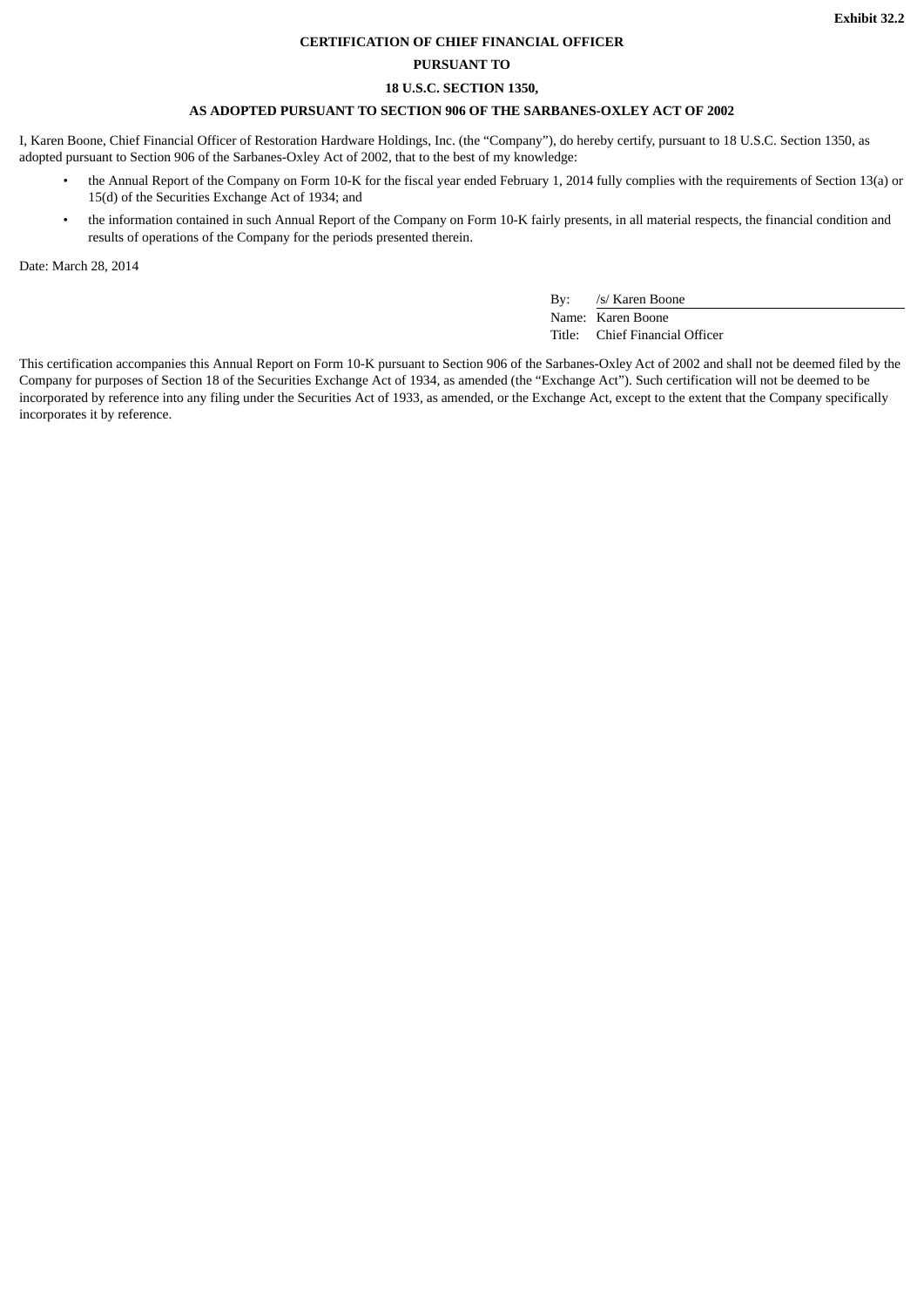**Exhibit 32.2**

**CERTIFICATION OF CHIEF FINANCIAL OFFICER**

**PURSUANT TO**

**18 U.S.C. SECTION 1350,**

**AS ADOPTED PURSUANT TO SECTION 906 OF THE SARBANES-OXLEY ACT OF 2002**

I, Karen Boone, Chief Financial Officer of Restoration Hardware Holdings, Inc. (the "Company"), do hereby certify, pursuant to 18 U.S.C. Section 1350, as adopted pursuant to Section 906 of the Sarbanes-Oxley Act of 2002, that to the best of my knowledge:

- the Annual Report of the Company on Form 10-K for the fiscal year ended February 1, 2014 fully complies with the requirements of Section 13(a) or 15(d) of the Securities Exchange Act of 1934; and
- the information contained in such Annual Report of the Company on Form 10-K fairly presents, in all material respects, the financial condition and results of operations of the Company for the periods presented therein.

Date: March 28, 2014

| | |
|---|---|
| By: | /s/ Karen Boone |
| Name: | Karen Boone |
| Title: | Chief Financial Officer |

This certification accompanies this Annual Report on Form 10-K pursuant to Section 906 of the Sarbanes-Oxley Act of 2002 and shall not be deemed filed by the Company for purposes of Section 18 of the Securities Exchange Act of 1934, as amended (the "Exchange Act"). Such certification will not be deemed to be incorporated by reference into any filing under the Securities Act of 1933, as amended, or the Exchange Act, except to the extent that the Company specifically incorporates it by reference.